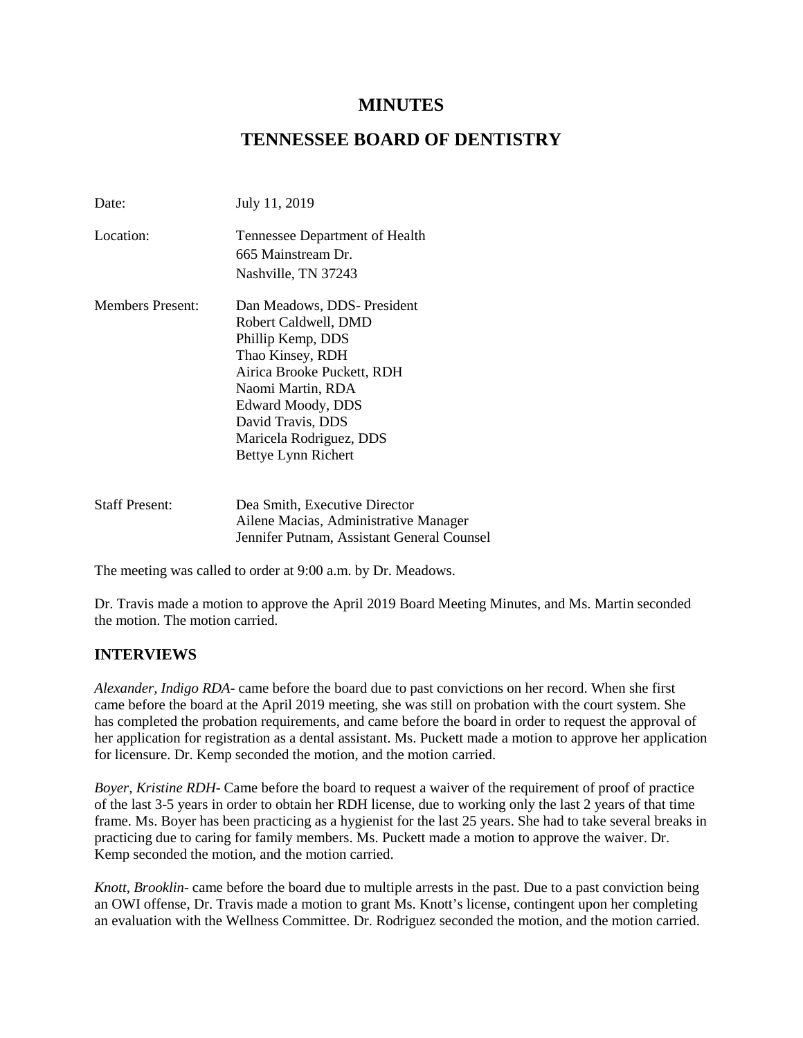# MINUTES

# TENNESSEE BOARD OF DENTISTRY

Date: July 11, 2019

Location: Tennessee Department of Health
665 Mainstream Dr.
Nashville, TN 37243

Members Present: Dan Meadows, DDS- President
Robert Caldwell, DMD
Phillip Kemp, DDS
Thao Kinsey, RDH
Airica Brooke Puckett, RDH
Naomi Martin, RDA
Edward Moody, DDS
David Travis, DDS
Maricela Rodriguez, DDS
Bettye Lynn Richert

Staff Present: Dea Smith, Executive Director
Ailene Macias, Administrative Manager
Jennifer Putnam, Assistant General Counsel

The meeting was called to order at 9:00 a.m. by Dr. Meadows.

Dr. Travis made a motion to approve the April 2019 Board Meeting Minutes, and Ms. Martin seconded the motion. The motion carried.

## INTERVIEWS

*Alexander, Indigo RDA*- came before the board due to past convictions on her record. When she first came before the board at the April 2019 meeting, she was still on probation with the court system. She has completed the probation requirements, and came before the board in order to request the approval of her application for registration as a dental assistant. Ms. Puckett made a motion to approve her application for licensure. Dr. Kemp seconded the motion, and the motion carried.

*Boyer, Kristine RDH*- Came before the board to request a waiver of the requirement of proof of practice of the last 3-5 years in order to obtain her RDH license, due to working only the last 2 years of that time frame. Ms. Boyer has been practicing as a hygienist for the last 25 years. She had to take several breaks in practicing due to caring for family members. Ms. Puckett made a motion to approve the waiver. Dr. Kemp seconded the motion, and the motion carried.

*Knott, Brooklin*- came before the board due to multiple arrests in the past. Due to a past conviction being an OWI offense, Dr. Travis made a motion to grant Ms. Knott's license, contingent upon her completing an evaluation with the Wellness Committee. Dr. Rodriguez seconded the motion, and the motion carried.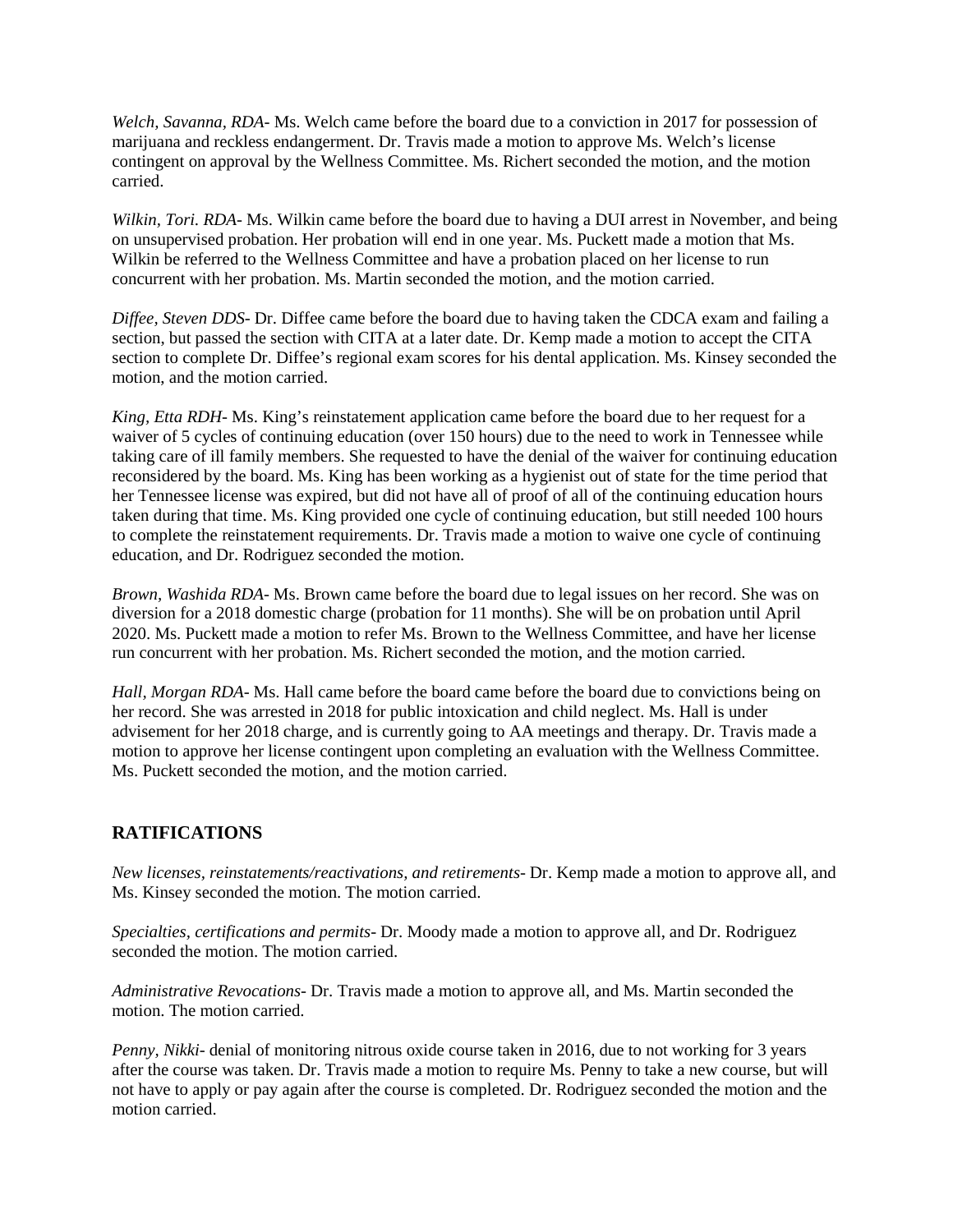*Welch, Savanna, RDA*- Ms. Welch came before the board due to a conviction in 2017 for possession of marijuana and reckless endangerment. Dr. Travis made a motion to approve Ms. Welch's license contingent on approval by the Wellness Committee. Ms. Richert seconded the motion, and the motion carried.

*Wilkin, Tori. RDA*- Ms. Wilkin came before the board due to having a DUI arrest in November, and being on unsupervised probation. Her probation will end in one year. Ms. Puckett made a motion that Ms. Wilkin be referred to the Wellness Committee and have a probation placed on her license to run concurrent with her probation. Ms. Martin seconded the motion, and the motion carried.

*Diffee, Steven DDS*- Dr. Diffee came before the board due to having taken the CDCA exam and failing a section, but passed the section with CITA at a later date. Dr. Kemp made a motion to accept the CITA section to complete Dr. Diffee's regional exam scores for his dental application. Ms. Kinsey seconded the motion, and the motion carried.

*King, Etta RDH*- Ms. King's reinstatement application came before the board due to her request for a waiver of 5 cycles of continuing education (over 150 hours) due to the need to work in Tennessee while taking care of ill family members. She requested to have the denial of the waiver for continuing education reconsidered by the board. Ms. King has been working as a hygienist out of state for the time period that her Tennessee license was expired, but did not have all of proof of all of the continuing education hours taken during that time. Ms. King provided one cycle of continuing education, but still needed 100 hours to complete the reinstatement requirements. Dr. Travis made a motion to waive one cycle of continuing education, and Dr. Rodriguez seconded the motion.

*Brown, Washida RDA*- Ms. Brown came before the board due to legal issues on her record. She was on diversion for a 2018 domestic charge (probation for 11 months). She will be on probation until April 2020. Ms. Puckett made a motion to refer Ms. Brown to the Wellness Committee, and have her license run concurrent with her probation. Ms. Richert seconded the motion, and the motion carried.

*Hall, Morgan RDA*- Ms. Hall came before the board came before the board due to convictions being on her record. She was arrested in 2018 for public intoxication and child neglect. Ms. Hall is under advisement for her 2018 charge, and is currently going to AA meetings and therapy. Dr. Travis made a motion to approve her license contingent upon completing an evaluation with the Wellness Committee. Ms. Puckett seconded the motion, and the motion carried.

## RATIFICATIONS

*New licenses, reinstatements/reactivations, and retirements*- Dr. Kemp made a motion to approve all, and Ms. Kinsey seconded the motion. The motion carried.

*Specialties, certifications and permits*- Dr. Moody made a motion to approve all, and Dr. Rodriguez seconded the motion. The motion carried.

*Administrative Revocations*- Dr. Travis made a motion to approve all, and Ms. Martin seconded the motion. The motion carried.

*Penny, Nikki*- denial of monitoring nitrous oxide course taken in 2016, due to not working for 3 years after the course was taken. Dr. Travis made a motion to require Ms. Penny to take a new course, but will not have to apply or pay again after the course is completed. Dr. Rodriguez seconded the motion and the motion carried.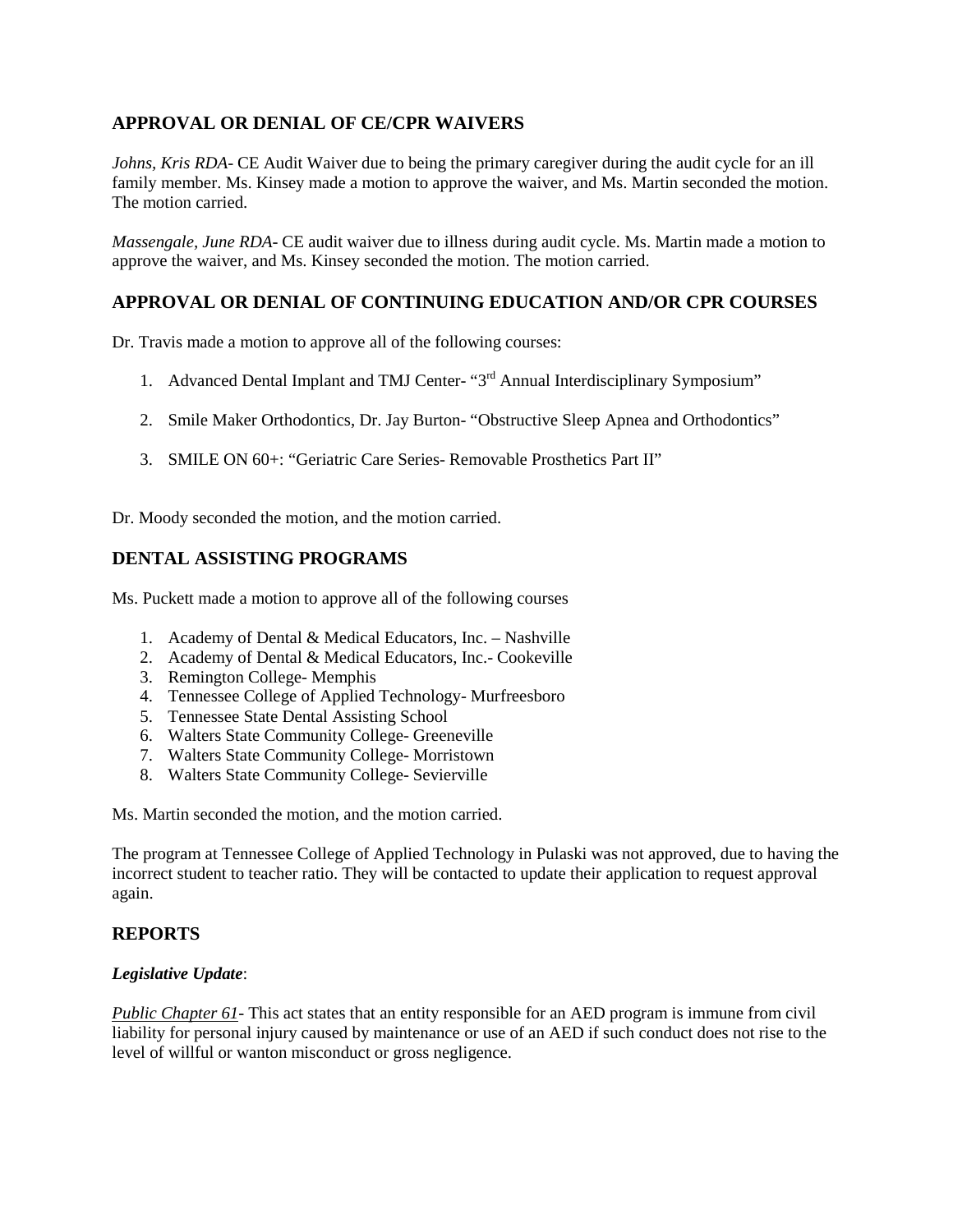## APPROVAL OR DENIAL OF CE/CPR WAIVERS

*Johns, Kris RDA*- CE Audit Waiver due to being the primary caregiver during the audit cycle for an ill family member. Ms. Kinsey made a motion to approve the waiver, and Ms. Martin seconded the motion. The motion carried.

*Massengale, June RDA*- CE audit waiver due to illness during audit cycle. Ms. Martin made a motion to approve the waiver, and Ms. Kinsey seconded the motion. The motion carried.

## APPROVAL OR DENIAL OF CONTINUING EDUCATION AND/OR CPR COURSES

Dr. Travis made a motion to approve all of the following courses:

1. Advanced Dental Implant and TMJ Center- "3rd Annual Interdisciplinary Symposium"
2. Smile Maker Orthodontics, Dr. Jay Burton- "Obstructive Sleep Apnea and Orthodontics"
3. SMILE ON 60+: "Geriatric Care Series- Removable Prosthetics Part II"

Dr. Moody seconded the motion, and the motion carried.

## DENTAL ASSISTING PROGRAMS

Ms. Puckett made a motion to approve all of the following courses

1. Academy of Dental & Medical Educators, Inc. – Nashville
2. Academy of Dental & Medical Educators, Inc.- Cookeville
3. Remington College- Memphis
4. Tennessee College of Applied Technology- Murfreesboro
5. Tennessee State Dental Assisting School
6. Walters State Community College- Greeneville
7. Walters State Community College- Morristown
8. Walters State Community College- Sevierville

Ms. Martin seconded the motion, and the motion carried.

The program at Tennessee College of Applied Technology in Pulaski was not approved, due to having the incorrect student to teacher ratio. They will be contacted to update their application to request approval again.

## REPORTS

***Legislative Update***:

<u>*Public Chapter 61*</u>- This act states that an entity responsible for an AED program is immune from civil liability for personal injury caused by maintenance or use of an AED if such conduct does not rise to the level of willful or wanton misconduct or gross negligence.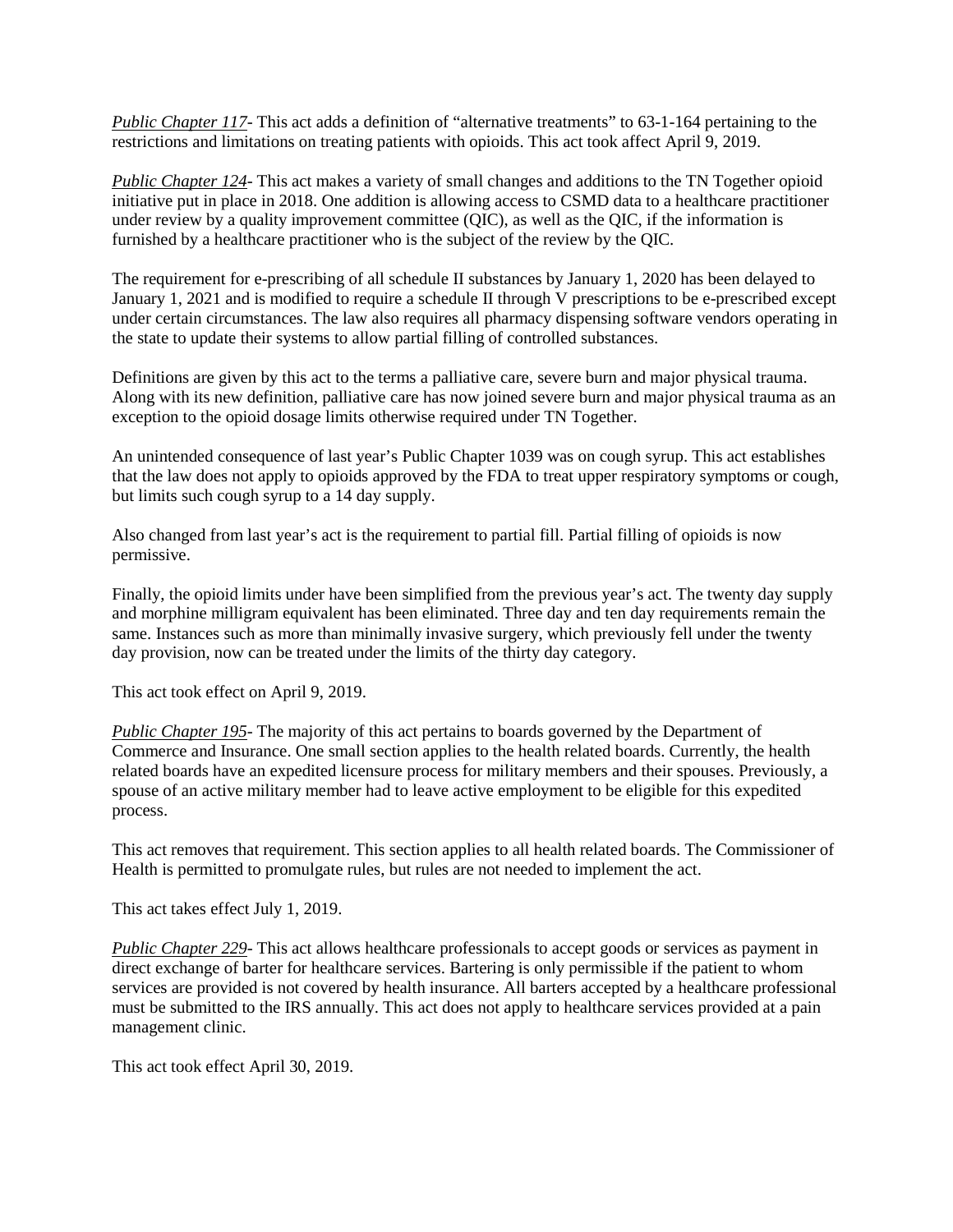*Public Chapter 117*- This act adds a definition of "alternative treatments" to 63-1-164 pertaining to the restrictions and limitations on treating patients with opioids. This act took affect April 9, 2019.

*Public Chapter 124*- This act makes a variety of small changes and additions to the TN Together opioid initiative put in place in 2018. One addition is allowing access to CSMD data to a healthcare practitioner under review by a quality improvement committee (QIC), as well as the QIC, if the information is furnished by a healthcare practitioner who is the subject of the review by the QIC.

The requirement for e-prescribing of all schedule II substances by January 1, 2020 has been delayed to January 1, 2021 and is modified to require a schedule II through V prescriptions to be e-prescribed except under certain circumstances. The law also requires all pharmacy dispensing software vendors operating in the state to update their systems to allow partial filling of controlled substances.

Definitions are given by this act to the terms a palliative care, severe burn and major physical trauma. Along with its new definition, palliative care has now joined severe burn and major physical trauma as an exception to the opioid dosage limits otherwise required under TN Together.

An unintended consequence of last year's Public Chapter 1039 was on cough syrup. This act establishes that the law does not apply to opioids approved by the FDA to treat upper respiratory symptoms or cough, but limits such cough syrup to a 14 day supply.

Also changed from last year's act is the requirement to partial fill. Partial filling of opioids is now permissive.

Finally, the opioid limits under have been simplified from the previous year's act. The twenty day supply and morphine milligram equivalent has been eliminated. Three day and ten day requirements remain the same. Instances such as more than minimally invasive surgery, which previously fell under the twenty day provision, now can be treated under the limits of the thirty day category.

This act took effect on April 9, 2019.

*Public Chapter 195*- The majority of this act pertains to boards governed by the Department of Commerce and Insurance. One small section applies to the health related boards. Currently, the health related boards have an expedited licensure process for military members and their spouses. Previously, a spouse of an active military member had to leave active employment to be eligible for this expedited process.

This act removes that requirement. This section applies to all health related boards. The Commissioner of Health is permitted to promulgate rules, but rules are not needed to implement the act.

This act takes effect July 1, 2019.

*Public Chapter 229*- This act allows healthcare professionals to accept goods or services as payment in direct exchange of barter for healthcare services. Bartering is only permissible if the patient to whom services are provided is not covered by health insurance. All barters accepted by a healthcare professional must be submitted to the IRS annually. This act does not apply to healthcare services provided at a pain management clinic.

This act took effect April 30, 2019.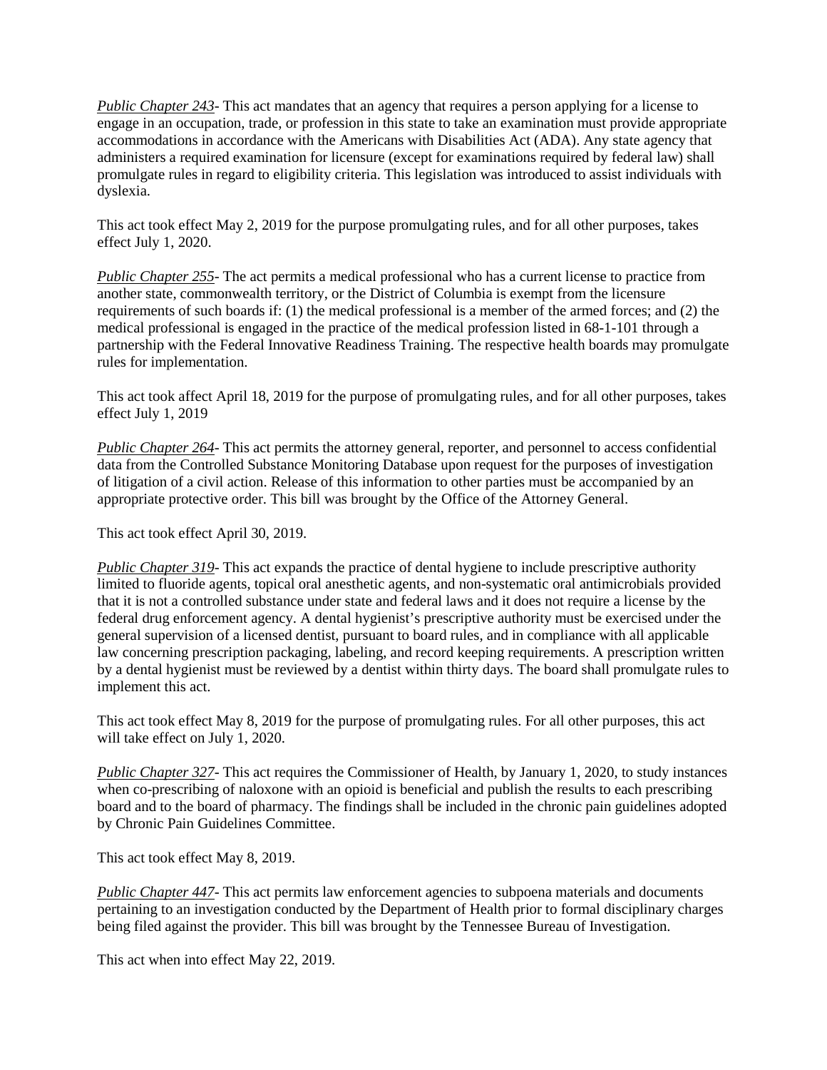*Public Chapter 243*- This act mandates that an agency that requires a person applying for a license to engage in an occupation, trade, or profession in this state to take an examination must provide appropriate accommodations in accordance with the Americans with Disabilities Act (ADA). Any state agency that administers a required examination for licensure (except for examinations required by federal law) shall promulgate rules in regard to eligibility criteria. This legislation was introduced to assist individuals with dyslexia.

This act took effect May 2, 2019 for the purpose promulgating rules, and for all other purposes, takes effect July 1, 2020.

*Public Chapter 255*- The act permits a medical professional who has a current license to practice from another state, commonwealth territory, or the District of Columbia is exempt from the licensure requirements of such boards if: (1) the medical professional is a member of the armed forces; and (2) the medical professional is engaged in the practice of the medical profession listed in 68-1-101 through a partnership with the Federal Innovative Readiness Training. The respective health boards may promulgate rules for implementation.

This act took affect April 18, 2019 for the purpose of promulgating rules, and for all other purposes, takes effect July 1, 2019

*Public Chapter 264*- This act permits the attorney general, reporter, and personnel to access confidential data from the Controlled Substance Monitoring Database upon request for the purposes of investigation of litigation of a civil action. Release of this information to other parties must be accompanied by an appropriate protective order. This bill was brought by the Office of the Attorney General.

This act took effect April 30, 2019.

*Public Chapter 319*- This act expands the practice of dental hygiene to include prescriptive authority limited to fluoride agents, topical oral anesthetic agents, and non-systematic oral antimicrobials provided that it is not a controlled substance under state and federal laws and it does not require a license by the federal drug enforcement agency. A dental hygienist's prescriptive authority must be exercised under the general supervision of a licensed dentist, pursuant to board rules, and in compliance with all applicable law concerning prescription packaging, labeling, and record keeping requirements. A prescription written by a dental hygienist must be reviewed by a dentist within thirty days. The board shall promulgate rules to implement this act.

This act took effect May 8, 2019 for the purpose of promulgating rules. For all other purposes, this act will take effect on July 1, 2020.

*Public Chapter 327*- This act requires the Commissioner of Health, by January 1, 2020, to study instances when co-prescribing of naloxone with an opioid is beneficial and publish the results to each prescribing board and to the board of pharmacy. The findings shall be included in the chronic pain guidelines adopted by Chronic Pain Guidelines Committee.

This act took effect May 8, 2019.

*Public Chapter 447*- This act permits law enforcement agencies to subpoena materials and documents pertaining to an investigation conducted by the Department of Health prior to formal disciplinary charges being filed against the provider. This bill was brought by the Tennessee Bureau of Investigation.

This act when into effect May 22, 2019.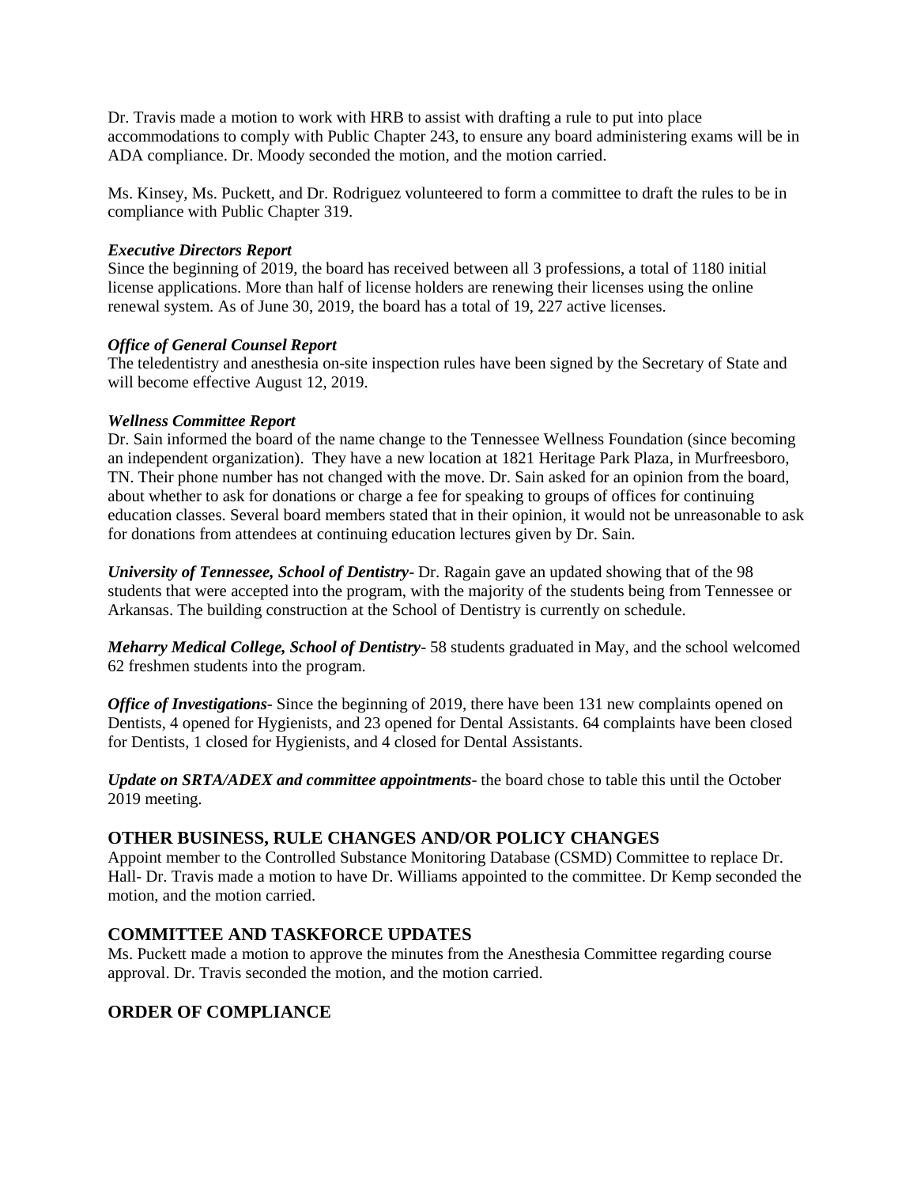Dr. Travis made a motion to work with HRB to assist with drafting a rule to put into place accommodations to comply with Public Chapter 243, to ensure any board administering exams will be in ADA compliance. Dr. Moody seconded the motion, and the motion carried.

Ms. Kinsey, Ms. Puckett, and Dr. Rodriguez volunteered to form a committee to draft the rules to be in compliance with Public Chapter 319.

***Executive Directors Report***
Since the beginning of 2019, the board has received between all 3 professions, a total of 1180 initial license applications. More than half of license holders are renewing their licenses using the online renewal system. As of June 30, 2019, the board has a total of 19, 227 active licenses.

***Office of General Counsel Report***
The teledentistry and anesthesia on-site inspection rules have been signed by the Secretary of State and will become effective August 12, 2019.

***Wellness Committee Report***
Dr. Sain informed the board of the name change to the Tennessee Wellness Foundation (since becoming an independent organization). They have a new location at 1821 Heritage Park Plaza, in Murfreesboro, TN. Their phone number has not changed with the move. Dr. Sain asked for an opinion from the board, about whether to ask for donations or charge a fee for speaking to groups of offices for continuing education classes. Several board members stated that in their opinion, it would not be unreasonable to ask for donations from attendees at continuing education lectures given by Dr. Sain.

***University of Tennessee, School of Dentistry***- Dr. Ragain gave an updated showing that of the 98 students that were accepted into the program, with the majority of the students being from Tennessee or Arkansas. The building construction at the School of Dentistry is currently on schedule.

***Meharry Medical College, School of Dentistry***- 58 students graduated in May, and the school welcomed 62 freshmen students into the program.

***Office of Investigations***- Since the beginning of 2019, there have been 131 new complaints opened on Dentists, 4 opened for Hygienists, and 23 opened for Dental Assistants. 64 complaints have been closed for Dentists, 1 closed for Hygienists, and 4 closed for Dental Assistants.

***Update on SRTA/ADEX and committee appointments***- the board chose to table this until the October 2019 meeting.

## OTHER BUSINESS, RULE CHANGES AND/OR POLICY CHANGES

Appoint member to the Controlled Substance Monitoring Database (CSMD) Committee to replace Dr. Hall- Dr. Travis made a motion to have Dr. Williams appointed to the committee. Dr Kemp seconded the motion, and the motion carried.

## COMMITTEE AND TASKFORCE UPDATES

Ms. Puckett made a motion to approve the minutes from the Anesthesia Committee regarding course approval. Dr. Travis seconded the motion, and the motion carried.

## ORDER OF COMPLIANCE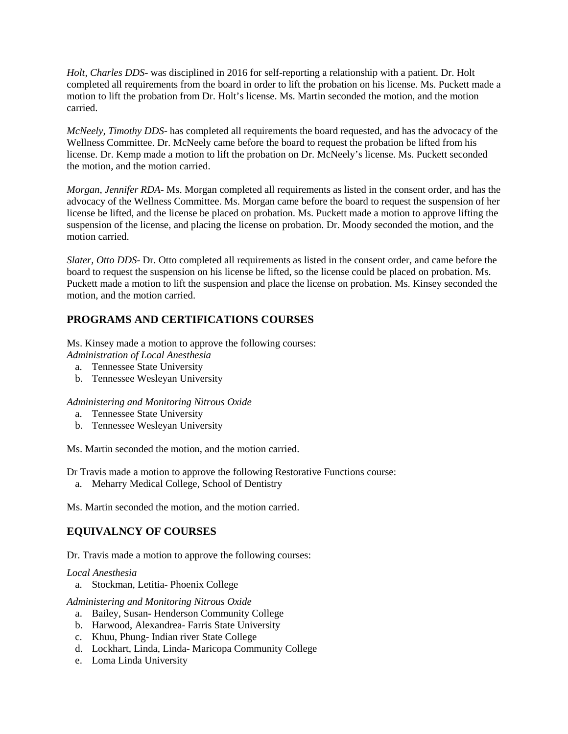*Holt, Charles DDS*- was disciplined in 2016 for self-reporting a relationship with a patient. Dr. Holt completed all requirements from the board in order to lift the probation on his license. Ms. Puckett made a motion to lift the probation from Dr. Holt's license. Ms. Martin seconded the motion, and the motion carried.

*McNeely, Timothy DDS*- has completed all requirements the board requested, and has the advocacy of the Wellness Committee. Dr. McNeely came before the board to request the probation be lifted from his license. Dr. Kemp made a motion to lift the probation on Dr. McNeely's license. Ms. Puckett seconded the motion, and the motion carried.

*Morgan, Jennifer RDA*- Ms. Morgan completed all requirements as listed in the consent order, and has the advocacy of the Wellness Committee. Ms. Morgan came before the board to request the suspension of her license be lifted, and the license be placed on probation. Ms. Puckett made a motion to approve lifting the suspension of the license, and placing the license on probation. Dr. Moody seconded the motion, and the motion carried.

*Slater, Otto DDS*- Dr. Otto completed all requirements as listed in the consent order, and came before the board to request the suspension on his license be lifted, so the license could be placed on probation. Ms. Puckett made a motion to lift the suspension and place the license on probation. Ms. Kinsey seconded the motion, and the motion carried.

## PROGRAMS AND CERTIFICATIONS COURSES

Ms. Kinsey made a motion to approve the following courses:
*Administration of Local Anesthesia*

a. Tennessee State University
b. Tennessee Wesleyan University

*Administering and Monitoring Nitrous Oxide*

a. Tennessee State University
b. Tennessee Wesleyan University

Ms. Martin seconded the motion, and the motion carried.

Dr Travis made a motion to approve the following Restorative Functions course:

a. Meharry Medical College, School of Dentistry

Ms. Martin seconded the motion, and the motion carried.

## EQUIVALNCY OF COURSES

Dr. Travis made a motion to approve the following courses:

*Local Anesthesia*

a. Stockman, Letitia- Phoenix College

*Administering and Monitoring Nitrous Oxide*

a. Bailey, Susan- Henderson Community College
b. Harwood, Alexandrea- Farris State University
c. Khuu, Phung- Indian river State College
d. Lockhart, Linda, Linda- Maricopa Community College
e. Loma Linda University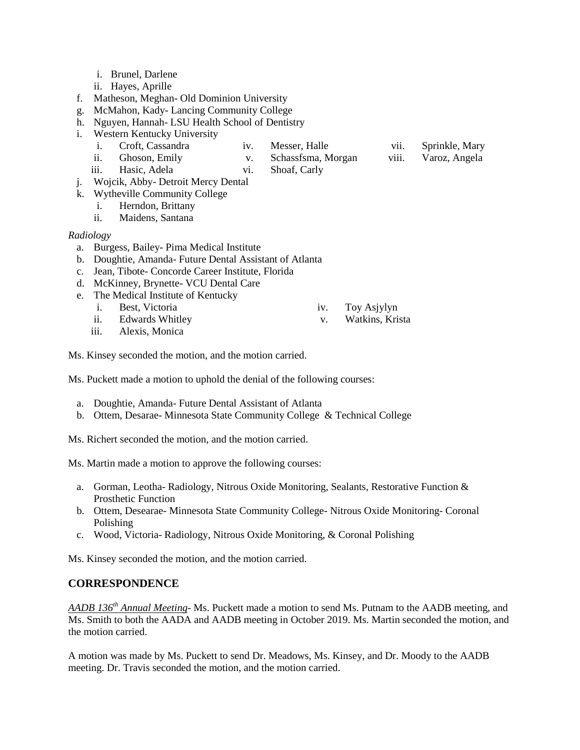i. Brunel, Darlene
   ii. Hayes, Aprille

f. Matheson, Meghan- Old Dominion University
g. McMahon, Kady- Lancing Community College
h. Nguyen, Hannah- LSU Health School of Dentistry
i. Western Kentucky University
   i. Croft, Cassandra
   ii. Ghoson, Emily
   iii. Hasic, Adela
   iv. Messer, Halle
   v. Schassfsma, Morgan
   vi. Shoaf, Carly
   vii. Sprinkle, Mary
   viii. Varoz, Angela
j. Wojcik, Abby- Detroit Mercy Dental
k. Wytheville Community College
   i. Herndon, Brittany
   ii. Maidens, Santana

*Radiology*

a. Burgess, Bailey- Pima Medical Institute
b. Doughtie, Amanda- Future Dental Assistant of Atlanta
c. Jean, Tibote- Concorde Career Institute, Florida
d. McKinney, Brynette- VCU Dental Care
e. The Medical Institute of Kentucky
   i. Best, Victoria
   ii. Edwards Whitley
   iii. Alexis, Monica
   iv. Toy Asjylyn
   v. Watkins, Krista

Ms. Kinsey seconded the motion, and the motion carried.

Ms. Puckett made a motion to uphold the denial of the following courses:

a. Doughtie, Amanda- Future Dental Assistant of Atlanta
b. Ottem, Desarae- Minnesota State Community College & Technical College

Ms. Richert seconded the motion, and the motion carried.

Ms. Martin made a motion to approve the following courses:

a. Gorman, Leotha- Radiology, Nitrous Oxide Monitoring, Sealants, Restorative Function & Prosthetic Function
b. Ottem, Desearae- Minnesota State Community College- Nitrous Oxide Monitoring- Coronal Polishing
c. Wood, Victoria- Radiology, Nitrous Oxide Monitoring, & Coronal Polishing

Ms. Kinsey seconded the motion, and the motion carried.

## CORRESPONDENCE

*AADB 136th Annual Meeting*- Ms. Puckett made a motion to send Ms. Putnam to the AADB meeting, and Ms. Smith to both the AADA and AADB meeting in October 2019. Ms. Martin seconded the motion, and the motion carried.

A motion was made by Ms. Puckett to send Dr. Meadows, Ms. Kinsey, and Dr. Moody to the AADB meeting. Dr. Travis seconded the motion, and the motion carried.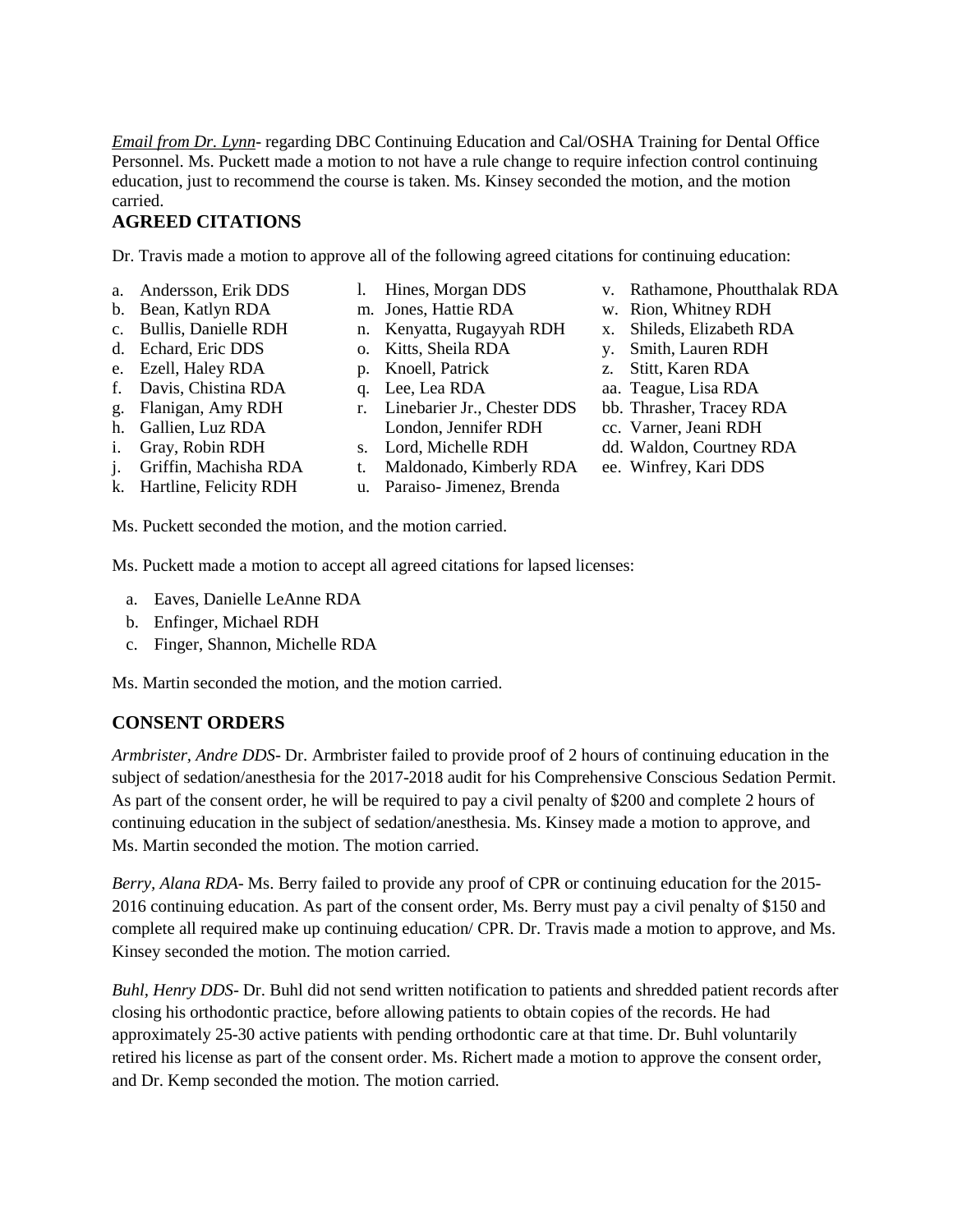*Email from Dr. Lynn*- regarding DBC Continuing Education and Cal/OSHA Training for Dental Office Personnel. Ms. Puckett made a motion to not have a rule change to require infection control continuing education, just to recommend the course is taken. Ms. Kinsey seconded the motion, and the motion carried.

## AGREED CITATIONS

Dr. Travis made a motion to approve all of the following agreed citations for continuing education:

a. Andersson, Erik DDS
b. Bean, Katlyn RDA
c. Bullis, Danielle RDH
d. Echard, Eric DDS
e. Ezell, Haley RDA
f. Davis, Chistina RDA
g. Flanigan, Amy RDH
h. Gallien, Luz RDA
i. Gray, Robin RDH
j. Griffin, Machisha RDA
k. Hartline, Felicity RDH
l. Hines, Morgan DDS
m. Jones, Hattie RDA
n. Kenyatta, Rugayyah RDH
o. Kitts, Sheila RDA
p. Knoell, Patrick
q. Lee, Lea RDA
r. Linebarier Jr., Chester DDS
London, Jennifer RDH
s. Lord, Michelle RDH
t. Maldonado, Kimberly RDA
u. Paraiso- Jimenez, Brenda
v. Rathamone, Phoutthalak RDA
w. Rion, Whitney RDH
x. Shileds, Elizabeth RDA
y. Smith, Lauren RDH
z. Stitt, Karen RDA
aa. Teague, Lisa RDA
bb. Thrasher, Tracey RDA
cc. Varner, Jeani RDH
dd. Waldon, Courtney RDA
ee. Winfrey, Kari DDS

Ms. Puckett seconded the motion, and the motion carried.

Ms. Puckett made a motion to accept all agreed citations for lapsed licenses:

a. Eaves, Danielle LeAnne RDA
b. Enfinger, Michael RDH
c. Finger, Shannon, Michelle RDA

Ms. Martin seconded the motion, and the motion carried.

## CONSENT ORDERS

*Armbrister, Andre DDS*- Dr. Armbrister failed to provide proof of 2 hours of continuing education in the subject of sedation/anesthesia for the 2017-2018 audit for his Comprehensive Conscious Sedation Permit. As part of the consent order, he will be required to pay a civil penalty of $200 and complete 2 hours of continuing education in the subject of sedation/anesthesia. Ms. Kinsey made a motion to approve, and Ms. Martin seconded the motion. The motion carried.

*Berry, Alana RDA*- Ms. Berry failed to provide any proof of CPR or continuing education for the 2015-2016 continuing education. As part of the consent order, Ms. Berry must pay a civil penalty of $150 and complete all required make up continuing education/ CPR. Dr. Travis made a motion to approve, and Ms. Kinsey seconded the motion. The motion carried.

*Buhl, Henry DDS*- Dr. Buhl did not send written notification to patients and shredded patient records after closing his orthodontic practice, before allowing patients to obtain copies of the records. He had approximately 25-30 active patients with pending orthodontic care at that time. Dr. Buhl voluntarily retired his license as part of the consent order. Ms. Richert made a motion to approve the consent order, and Dr. Kemp seconded the motion. The motion carried.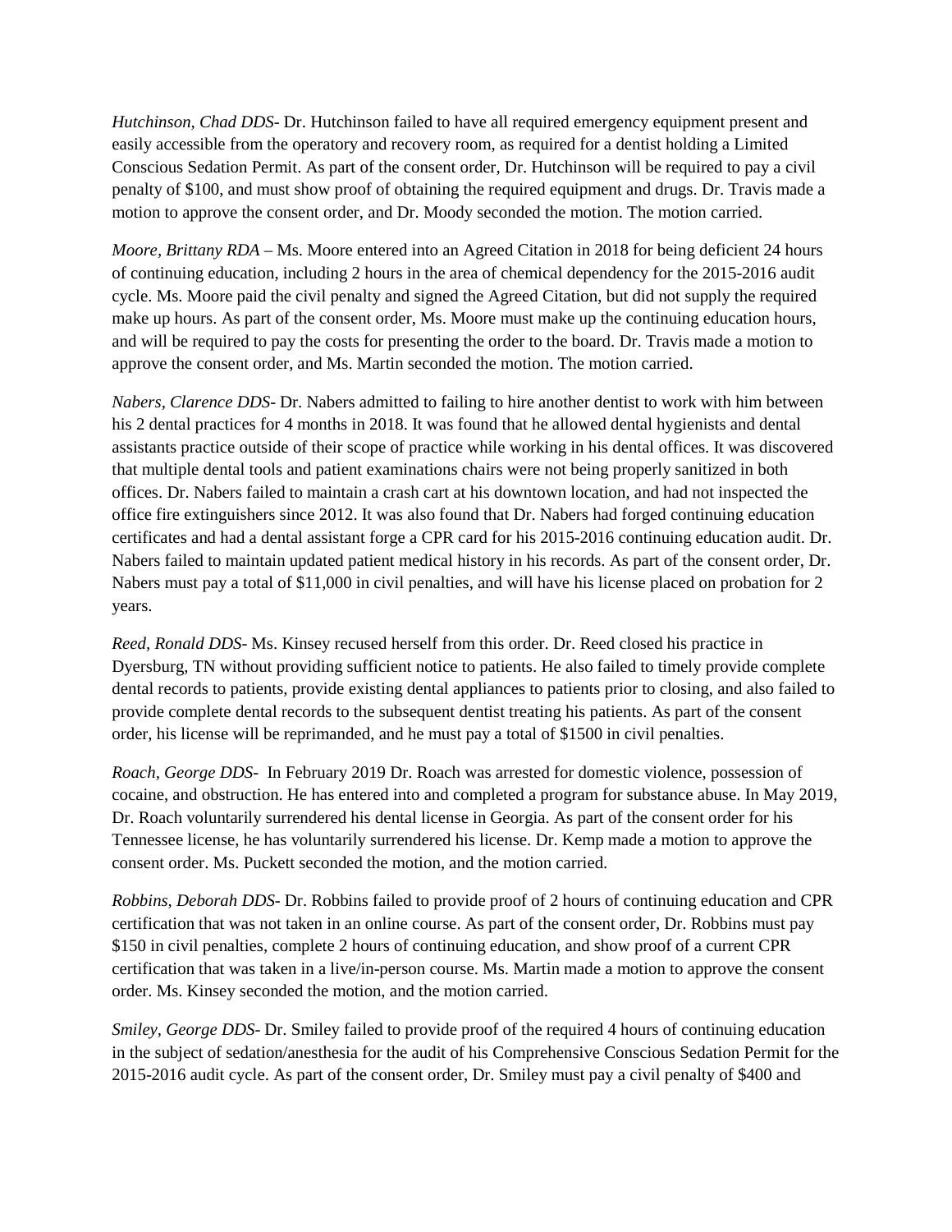*Hutchinson, Chad DDS-* Dr. Hutchinson failed to have all required emergency equipment present and easily accessible from the operatory and recovery room, as required for a dentist holding a Limited Conscious Sedation Permit. As part of the consent order, Dr. Hutchinson will be required to pay a civil penalty of $100, and must show proof of obtaining the required equipment and drugs. Dr. Travis made a motion to approve the consent order, and Dr. Moody seconded the motion. The motion carried.

*Moore, Brittany RDA* – Ms. Moore entered into an Agreed Citation in 2018 for being deficient 24 hours of continuing education, including 2 hours in the area of chemical dependency for the 2015-2016 audit cycle. Ms. Moore paid the civil penalty and signed the Agreed Citation, but did not supply the required make up hours. As part of the consent order, Ms. Moore must make up the continuing education hours, and will be required to pay the costs for presenting the order to the board. Dr. Travis made a motion to approve the consent order, and Ms. Martin seconded the motion. The motion carried.

*Nabers, Clarence DDS-* Dr. Nabers admitted to failing to hire another dentist to work with him between his 2 dental practices for 4 months in 2018. It was found that he allowed dental hygienists and dental assistants practice outside of their scope of practice while working in his dental offices. It was discovered that multiple dental tools and patient examinations chairs were not being properly sanitized in both offices. Dr. Nabers failed to maintain a crash cart at his downtown location, and had not inspected the office fire extinguishers since 2012. It was also found that Dr. Nabers had forged continuing education certificates and had a dental assistant forge a CPR card for his 2015-2016 continuing education audit. Dr. Nabers failed to maintain updated patient medical history in his records. As part of the consent order, Dr. Nabers must pay a total of $11,000 in civil penalties, and will have his license placed on probation for 2 years.

*Reed, Ronald DDS-* Ms. Kinsey recused herself from this order. Dr. Reed closed his practice in Dyersburg, TN without providing sufficient notice to patients. He also failed to timely provide complete dental records to patients, provide existing dental appliances to patients prior to closing, and also failed to provide complete dental records to the subsequent dentist treating his patients. As part of the consent order, his license will be reprimanded, and he must pay a total of $1500 in civil penalties.

*Roach, George DDS-* In February 2019 Dr. Roach was arrested for domestic violence, possession of cocaine, and obstruction. He has entered into and completed a program for substance abuse. In May 2019, Dr. Roach voluntarily surrendered his dental license in Georgia. As part of the consent order for his Tennessee license, he has voluntarily surrendered his license. Dr. Kemp made a motion to approve the consent order. Ms. Puckett seconded the motion, and the motion carried.

*Robbins, Deborah DDS-* Dr. Robbins failed to provide proof of 2 hours of continuing education and CPR certification that was not taken in an online course. As part of the consent order, Dr. Robbins must pay $150 in civil penalties, complete 2 hours of continuing education, and show proof of a current CPR certification that was taken in a live/in-person course. Ms. Martin made a motion to approve the consent order. Ms. Kinsey seconded the motion, and the motion carried.

*Smiley, George DDS-* Dr. Smiley failed to provide proof of the required 4 hours of continuing education in the subject of sedation/anesthesia for the audit of his Comprehensive Conscious Sedation Permit for the 2015-2016 audit cycle. As part of the consent order, Dr. Smiley must pay a civil penalty of $400 and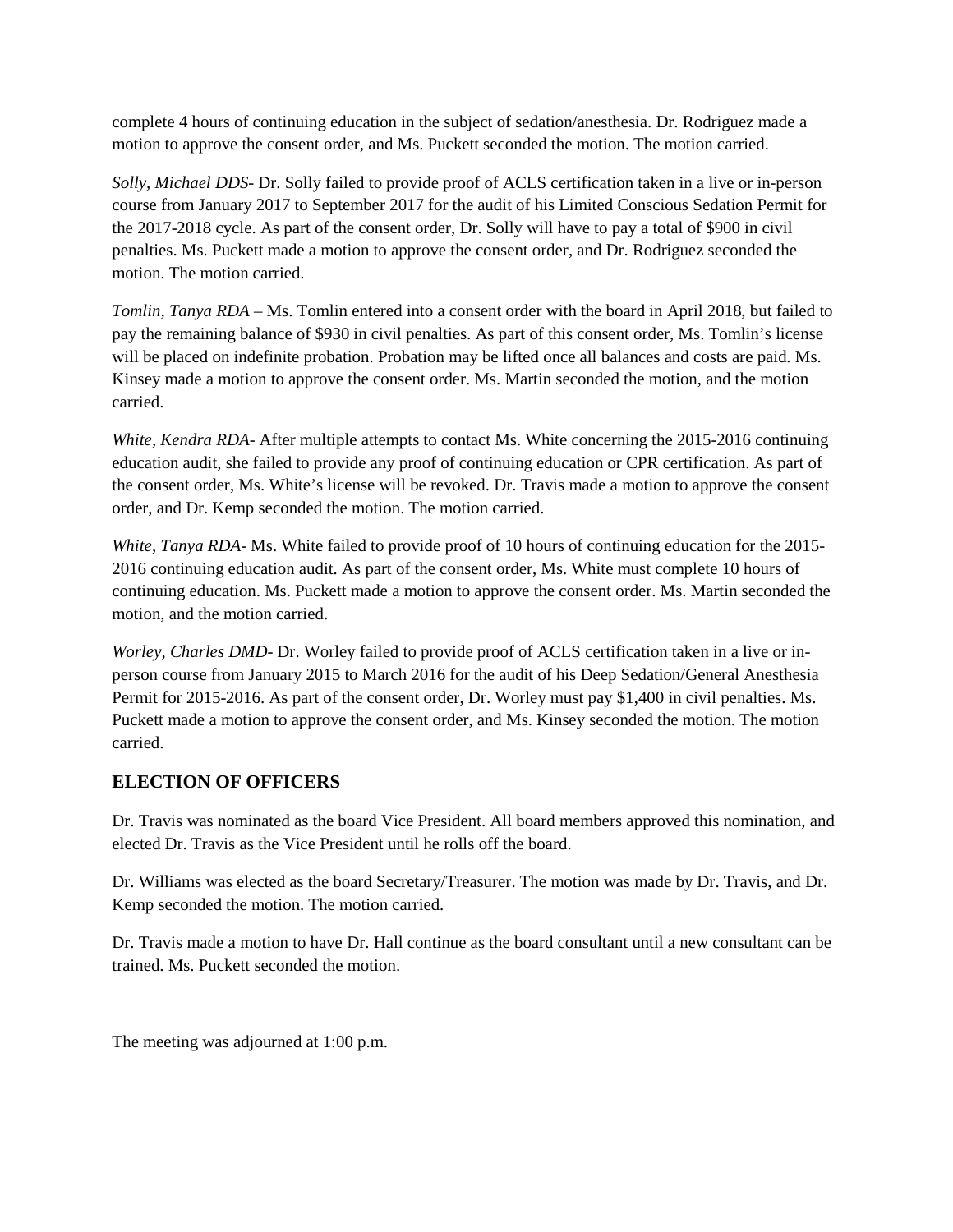complete 4 hours of continuing education in the subject of sedation/anesthesia. Dr. Rodriguez made a motion to approve the consent order, and Ms. Puckett seconded the motion. The motion carried.

*Solly, Michael DDS*- Dr. Solly failed to provide proof of ACLS certification taken in a live or in-person course from January 2017 to September 2017 for the audit of his Limited Conscious Sedation Permit for the 2017-2018 cycle. As part of the consent order, Dr. Solly will have to pay a total of $900 in civil penalties. Ms. Puckett made a motion to approve the consent order, and Dr. Rodriguez seconded the motion. The motion carried.

*Tomlin, Tanya RDA* – Ms. Tomlin entered into a consent order with the board in April 2018, but failed to pay the remaining balance of $930 in civil penalties. As part of this consent order, Ms. Tomlin's license will be placed on indefinite probation. Probation may be lifted once all balances and costs are paid. Ms. Kinsey made a motion to approve the consent order. Ms. Martin seconded the motion, and the motion carried.

*White, Kendra RDA*- After multiple attempts to contact Ms. White concerning the 2015-2016 continuing education audit, she failed to provide any proof of continuing education or CPR certification. As part of the consent order, Ms. White's license will be revoked. Dr. Travis made a motion to approve the consent order, and Dr. Kemp seconded the motion. The motion carried.

*White, Tanya RDA*- Ms. White failed to provide proof of 10 hours of continuing education for the 2015-2016 continuing education audit. As part of the consent order, Ms. White must complete 10 hours of continuing education. Ms. Puckett made a motion to approve the consent order. Ms. Martin seconded the motion, and the motion carried.

*Worley, Charles DMD*- Dr. Worley failed to provide proof of ACLS certification taken in a live or in-person course from January 2015 to March 2016 for the audit of his Deep Sedation/General Anesthesia Permit for 2015-2016. As part of the consent order, Dr. Worley must pay $1,400 in civil penalties. Ms. Puckett made a motion to approve the consent order, and Ms. Kinsey seconded the motion. The motion carried.

## ELECTION OF OFFICERS

Dr. Travis was nominated as the board Vice President. All board members approved this nomination, and elected Dr. Travis as the Vice President until he rolls off the board.

Dr. Williams was elected as the board Secretary/Treasurer. The motion was made by Dr. Travis, and Dr. Kemp seconded the motion. The motion carried.

Dr. Travis made a motion to have Dr. Hall continue as the board consultant until a new consultant can be trained. Ms. Puckett seconded the motion.

The meeting was adjourned at 1:00 p.m.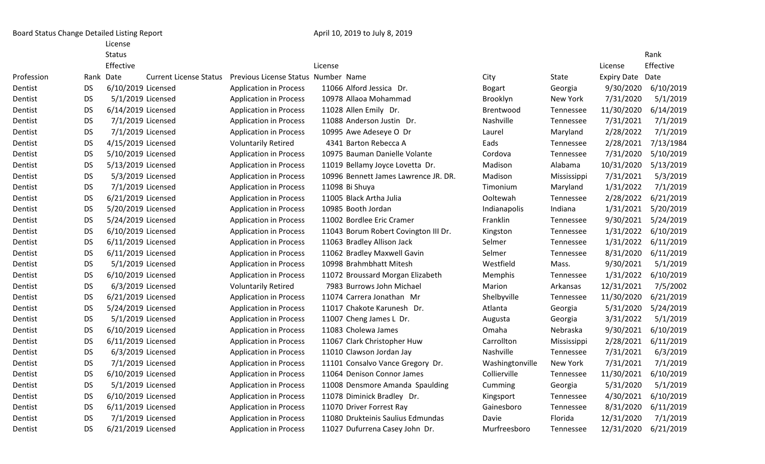Board Status Change Detailed Listing Report April 10, 2019 to July 8, 2019

| Profession | Rank | License Status Effective Date | Current License Status | Previous License Status | License Number | Name | City | State | License Expiry Date | Rank Effective Date |
|---|---|---|---|---|---|---|---|---|---|---|
| Dentist | DS | 6/10/2019 | Licensed | Application in Process | 11066 | Alford Jessica Dr. | Bogart | Georgia | 9/30/2020 | 6/10/2019 |
| Dentist | DS | 5/1/2019 | Licensed | Application in Process | 10978 | Allaoa Mohammad | Brooklyn | New York | 7/31/2020 | 5/1/2019 |
| Dentist | DS | 6/14/2019 | Licensed | Application in Process | 11028 | Allen Emily Dr. | Brentwood | Tennessee | 11/30/2020 | 6/14/2019 |
| Dentist | DS | 7/1/2019 | Licensed | Application in Process | 11088 | Anderson Justin Dr. | Nashville | Tennessee | 7/31/2021 | 7/1/2019 |
| Dentist | DS | 7/1/2019 | Licensed | Application in Process | 10995 | Awe Adeseye O Dr | Laurel | Maryland | 2/28/2022 | 7/1/2019 |
| Dentist | DS | 4/15/2019 | Licensed | Voluntarily Retired | 4341 | Barton Rebecca A | Eads | Tennessee | 2/28/2021 | 7/13/1984 |
| Dentist | DS | 5/10/2019 | Licensed | Application in Process | 10975 | Bauman Danielle Volante | Cordova | Tennessee | 7/31/2020 | 5/10/2019 |
| Dentist | DS | 5/13/2019 | Licensed | Application in Process | 11019 | Bellamy Joyce Lovetta Dr. | Madison | Alabama | 10/31/2020 | 5/13/2019 |
| Dentist | DS | 5/3/2019 | Licensed | Application in Process | 10996 | Bennett James Lawrence JR. DR. | Madison | Mississippi | 7/31/2021 | 5/3/2019 |
| Dentist | DS | 7/1/2019 | Licensed | Application in Process | 11098 | Bi Shuya | Timonium | Maryland | 1/31/2022 | 7/1/2019 |
| Dentist | DS | 6/21/2019 | Licensed | Application in Process | 11005 | Black Artha Julia | Ooltewah | Tennessee | 2/28/2022 | 6/21/2019 |
| Dentist | DS | 5/20/2019 | Licensed | Application in Process | 10985 | Booth Jordan | Indianapolis | Indiana | 1/31/2021 | 5/20/2019 |
| Dentist | DS | 5/24/2019 | Licensed | Application in Process | 11002 | Bordlee Eric Cramer | Franklin | Tennessee | 9/30/2021 | 5/24/2019 |
| Dentist | DS | 6/10/2019 | Licensed | Application in Process | 11043 | Borum Robert Covington III Dr. | Kingston | Tennessee | 1/31/2022 | 6/10/2019 |
| Dentist | DS | 6/11/2019 | Licensed | Application in Process | 11063 | Bradley Allison Jack | Selmer | Tennessee | 1/31/2022 | 6/11/2019 |
| Dentist | DS | 6/11/2019 | Licensed | Application in Process | 11062 | Bradley Maxwell Gavin | Selmer | Tennessee | 8/31/2020 | 6/11/2019 |
| Dentist | DS | 5/1/2019 | Licensed | Application in Process | 10998 | Brahmbhatt Mitesh | Westfield | Mass. | 9/30/2021 | 5/1/2019 |
| Dentist | DS | 6/10/2019 | Licensed | Application in Process | 11072 | Broussard Morgan Elizabeth | Memphis | Tennessee | 1/31/2022 | 6/10/2019 |
| Dentist | DS | 6/3/2019 | Licensed | Voluntarily Retired | 7983 | Burrows John Michael | Marion | Arkansas | 12/31/2021 | 7/5/2002 |
| Dentist | DS | 6/21/2019 | Licensed | Application in Process | 11074 | Carrera Jonathan Mr | Shelbyville | Tennessee | 11/30/2020 | 6/21/2019 |
| Dentist | DS | 5/24/2019 | Licensed | Application in Process | 11017 | Chakote Karunesh Dr. | Atlanta | Georgia | 5/31/2020 | 5/24/2019 |
| Dentist | DS | 5/1/2019 | Licensed | Application in Process | 11007 | Cheng James L Dr. | Augusta | Georgia | 3/31/2022 | 5/1/2019 |
| Dentist | DS | 6/10/2019 | Licensed | Application in Process | 11083 | Cholewa James | Omaha | Nebraska | 9/30/2021 | 6/10/2019 |
| Dentist | DS | 6/11/2019 | Licensed | Application in Process | 11067 | Clark Christopher Huw | Carrollton | Mississippi | 2/28/2021 | 6/11/2019 |
| Dentist | DS | 6/3/2019 | Licensed | Application in Process | 11010 | Clawson Jordan Jay | Nashville | Tennessee | 7/31/2021 | 6/3/2019 |
| Dentist | DS | 7/1/2019 | Licensed | Application in Process | 11101 | Consalvo Vance Gregory Dr. | Washingtonville | New York | 7/31/2021 | 7/1/2019 |
| Dentist | DS | 6/10/2019 | Licensed | Application in Process | 11064 | Denison Connor James | Collierville | Tennessee | 11/30/2021 | 6/10/2019 |
| Dentist | DS | 5/1/2019 | Licensed | Application in Process | 11008 | Densmore Amanda Spaulding | Cumming | Georgia | 5/31/2020 | 5/1/2019 |
| Dentist | DS | 6/10/2019 | Licensed | Application in Process | 11078 | Diminick Bradley Dr. | Kingsport | Tennessee | 4/30/2021 | 6/10/2019 |
| Dentist | DS | 6/11/2019 | Licensed | Application in Process | 11070 | Driver Forrest Ray | Gainesboro | Tennessee | 8/31/2020 | 6/11/2019 |
| Dentist | DS | 7/1/2019 | Licensed | Application in Process | 11080 | Drukteinis Saulius Edmundas | Davie | Florida | 12/31/2020 | 7/1/2019 |
| Dentist | DS | 6/21/2019 | Licensed | Application in Process | 11027 | Dufurrena Casey John Dr. | Murfreesboro | Tennessee | 12/31/2020 | 6/21/2019 |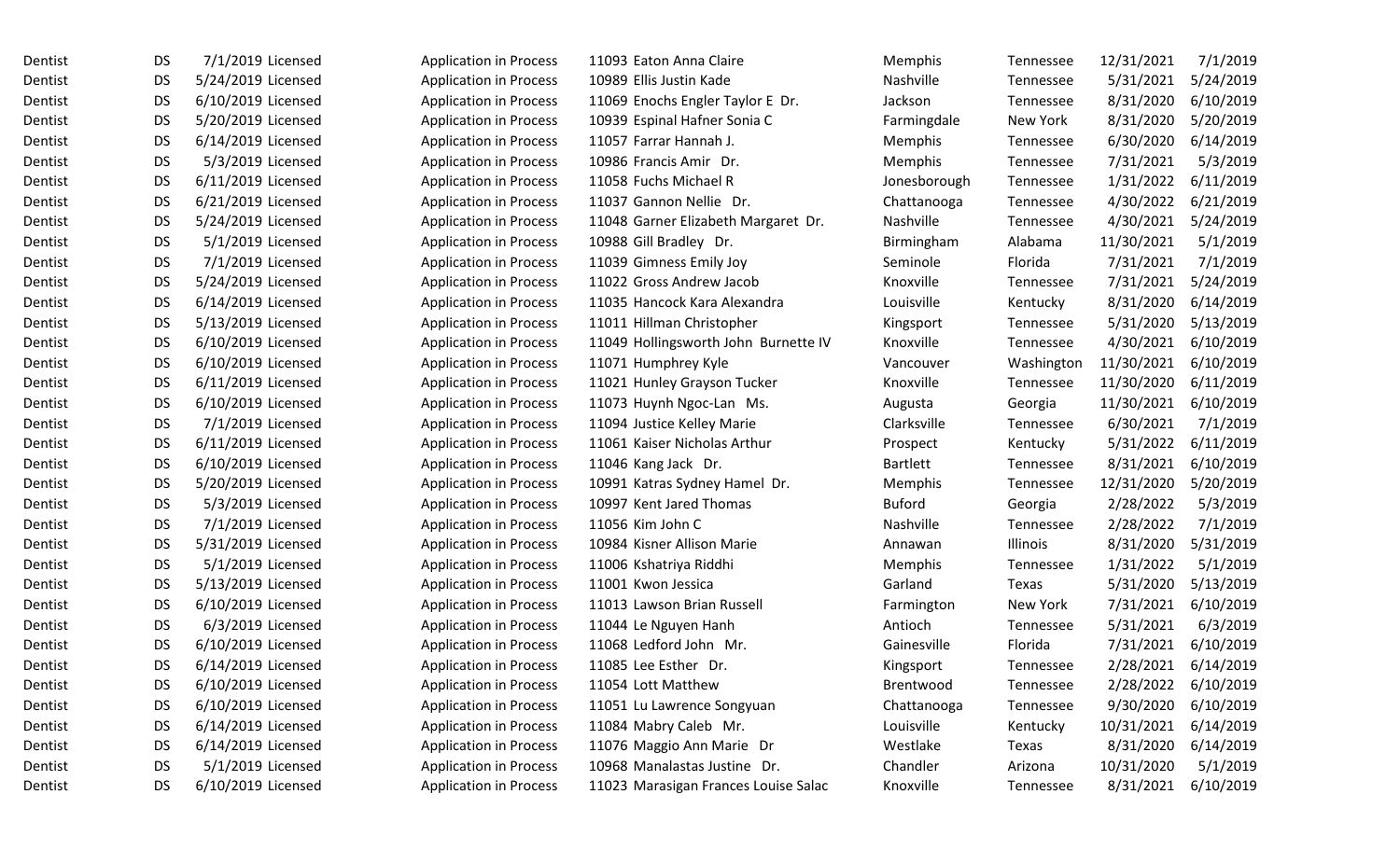| | | | | | | | | | | |
|---|---|---|---|---|---|---|---|---|---|---|
| Dentist | DS | 7/1/2019 | Licensed | Application in Process | 11093 | Eaton Anna Claire | Memphis | Tennessee | 12/31/2021 | 7/1/2019 |
| Dentist | DS | 5/24/2019 | Licensed | Application in Process | 10989 | Ellis Justin Kade | Nashville | Tennessee | 5/31/2021 | 5/24/2019 |
| Dentist | DS | 6/10/2019 | Licensed | Application in Process | 11069 | Enochs Engler Taylor E Dr. | Jackson | Tennessee | 8/31/2020 | 6/10/2019 |
| Dentist | DS | 5/20/2019 | Licensed | Application in Process | 10939 | Espinal Hafner Sonia C | Farmingdale | New York | 8/31/2020 | 5/20/2019 |
| Dentist | DS | 6/14/2019 | Licensed | Application in Process | 11057 | Farrar Hannah J. | Memphis | Tennessee | 6/30/2020 | 6/14/2019 |
| Dentist | DS | 5/3/2019 | Licensed | Application in Process | 10986 | Francis Amir Dr. | Memphis | Tennessee | 7/31/2021 | 5/3/2019 |
| Dentist | DS | 6/11/2019 | Licensed | Application in Process | 11058 | Fuchs Michael R | Jonesborough | Tennessee | 1/31/2022 | 6/11/2019 |
| Dentist | DS | 6/21/2019 | Licensed | Application in Process | 11037 | Gannon Nellie Dr. | Chattanooga | Tennessee | 4/30/2022 | 6/21/2019 |
| Dentist | DS | 5/24/2019 | Licensed | Application in Process | 11048 | Garner Elizabeth Margaret Dr. | Nashville | Tennessee | 4/30/2021 | 5/24/2019 |
| Dentist | DS | 5/1/2019 | Licensed | Application in Process | 10988 | Gill Bradley Dr. | Birmingham | Alabama | 11/30/2021 | 5/1/2019 |
| Dentist | DS | 7/1/2019 | Licensed | Application in Process | 11039 | Gimness Emily Joy | Seminole | Florida | 7/31/2021 | 7/1/2019 |
| Dentist | DS | 5/24/2019 | Licensed | Application in Process | 11022 | Gross Andrew Jacob | Knoxville | Tennessee | 7/31/2021 | 5/24/2019 |
| Dentist | DS | 6/14/2019 | Licensed | Application in Process | 11035 | Hancock Kara Alexandra | Louisville | Kentucky | 8/31/2020 | 6/14/2019 |
| Dentist | DS | 5/13/2019 | Licensed | Application in Process | 11011 | Hillman Christopher | Kingsport | Tennessee | 5/31/2020 | 5/13/2019 |
| Dentist | DS | 6/10/2019 | Licensed | Application in Process | 11049 | Hollingsworth John Burnette IV | Knoxville | Tennessee | 4/30/2021 | 6/10/2019 |
| Dentist | DS | 6/10/2019 | Licensed | Application in Process | 11071 | Humphrey Kyle | Vancouver | Washington | 11/30/2021 | 6/10/2019 |
| Dentist | DS | 6/11/2019 | Licensed | Application in Process | 11021 | Hunley Grayson Tucker | Knoxville | Tennessee | 11/30/2020 | 6/11/2019 |
| Dentist | DS | 6/10/2019 | Licensed | Application in Process | 11073 | Huynh Ngoc-Lan Ms. | Augusta | Georgia | 11/30/2021 | 6/10/2019 |
| Dentist | DS | 7/1/2019 | Licensed | Application in Process | 11094 | Justice Kelley Marie | Clarksville | Tennessee | 6/30/2021 | 7/1/2019 |
| Dentist | DS | 6/11/2019 | Licensed | Application in Process | 11061 | Kaiser Nicholas Arthur | Prospect | Kentucky | 5/31/2022 | 6/11/2019 |
| Dentist | DS | 6/10/2019 | Licensed | Application in Process | 11046 | Kang Jack Dr. | Bartlett | Tennessee | 8/31/2021 | 6/10/2019 |
| Dentist | DS | 5/20/2019 | Licensed | Application in Process | 10991 | Katras Sydney Hamel Dr. | Memphis | Tennessee | 12/31/2020 | 5/20/2019 |
| Dentist | DS | 5/3/2019 | Licensed | Application in Process | 10997 | Kent Jared Thomas | Buford | Georgia | 2/28/2022 | 5/3/2019 |
| Dentist | DS | 7/1/2019 | Licensed | Application in Process | 11056 | Kim John C | Nashville | Tennessee | 2/28/2022 | 7/1/2019 |
| Dentist | DS | 5/31/2019 | Licensed | Application in Process | 10984 | Kisner Allison Marie | Annawan | Illinois | 8/31/2020 | 5/31/2019 |
| Dentist | DS | 5/1/2019 | Licensed | Application in Process | 11006 | Kshatriya Riddhi | Memphis | Tennessee | 1/31/2022 | 5/1/2019 |
| Dentist | DS | 5/13/2019 | Licensed | Application in Process | 11001 | Kwon Jessica | Garland | Texas | 5/31/2020 | 5/13/2019 |
| Dentist | DS | 6/10/2019 | Licensed | Application in Process | 11013 | Lawson Brian Russell | Farmington | New York | 7/31/2021 | 6/10/2019 |
| Dentist | DS | 6/3/2019 | Licensed | Application in Process | 11044 | Le Nguyen Hanh | Antioch | Tennessee | 5/31/2021 | 6/3/2019 |
| Dentist | DS | 6/10/2019 | Licensed | Application in Process | 11068 | Ledford John Mr. | Gainesville | Florida | 7/31/2021 | 6/10/2019 |
| Dentist | DS | 6/14/2019 | Licensed | Application in Process | 11085 | Lee Esther Dr. | Kingsport | Tennessee | 2/28/2021 | 6/14/2019 |
| Dentist | DS | 6/10/2019 | Licensed | Application in Process | 11054 | Lott Matthew | Brentwood | Tennessee | 2/28/2022 | 6/10/2019 |
| Dentist | DS | 6/10/2019 | Licensed | Application in Process | 11051 | Lu Lawrence Songyuan | Chattanooga | Tennessee | 9/30/2020 | 6/10/2019 |
| Dentist | DS | 6/14/2019 | Licensed | Application in Process | 11084 | Mabry Caleb Mr. | Louisville | Kentucky | 10/31/2021 | 6/14/2019 |
| Dentist | DS | 6/14/2019 | Licensed | Application in Process | 11076 | Maggio Ann Marie Dr | Westlake | Texas | 8/31/2020 | 6/14/2019 |
| Dentist | DS | 5/1/2019 | Licensed | Application in Process | 10968 | Manalastas Justine Dr. | Chandler | Arizona | 10/31/2020 | 5/1/2019 |
| Dentist | DS | 6/10/2019 | Licensed | Application in Process | 11023 | Marasigan Frances Louise Salac | Knoxville | Tennessee | 8/31/2021 | 6/10/2019 |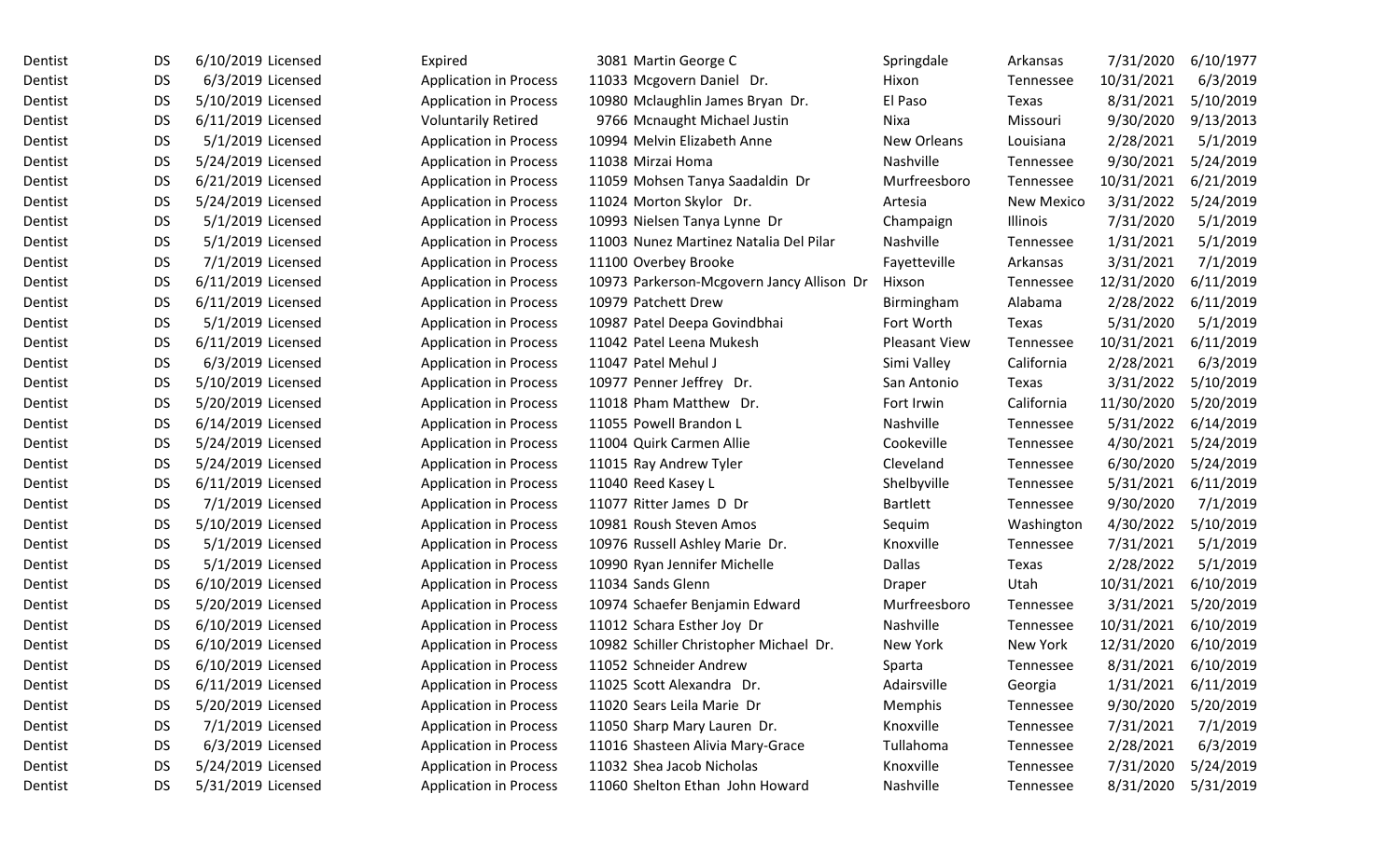| | | | | | | | | | | | |
|---|---|---|---|---|---|---|---|---|---|---|---|
| Dentist | DS | 6/10/2019 | Licensed | Expired | 3081 | Martin George C | Springdale | Arkansas | 7/31/2020 | 6/10/1977 |
| Dentist | DS | 6/3/2019 | Licensed | Application in Process | 11033 | Mcgovern Daniel Dr. | Hixon | Tennessee | 10/31/2021 | 6/3/2019 |
| Dentist | DS | 5/10/2019 | Licensed | Application in Process | 10980 | Mclaughlin James Bryan Dr. | El Paso | Texas | 8/31/2021 | 5/10/2019 |
| Dentist | DS | 6/11/2019 | Licensed | Voluntarily Retired | 9766 | Mcnaught Michael Justin | Nixa | Missouri | 9/30/2020 | 9/13/2013 |
| Dentist | DS | 5/1/2019 | Licensed | Application in Process | 10994 | Melvin Elizabeth Anne | New Orleans | Louisiana | 2/28/2021 | 5/1/2019 |
| Dentist | DS | 5/24/2019 | Licensed | Application in Process | 11038 | Mirzai Homa | Nashville | Tennessee | 9/30/2021 | 5/24/2019 |
| Dentist | DS | 6/21/2019 | Licensed | Application in Process | 11059 | Mohsen Tanya Saadaldin Dr | Murfreesboro | Tennessee | 10/31/2021 | 6/21/2019 |
| Dentist | DS | 5/24/2019 | Licensed | Application in Process | 11024 | Morton Skylor Dr. | Artesia | New Mexico | 3/31/2022 | 5/24/2019 |
| Dentist | DS | 5/1/2019 | Licensed | Application in Process | 10993 | Nielsen Tanya Lynne Dr | Champaign | Illinois | 7/31/2020 | 5/1/2019 |
| Dentist | DS | 5/1/2019 | Licensed | Application in Process | 11003 | Nunez Martinez Natalia Del Pilar | Nashville | Tennessee | 1/31/2021 | 5/1/2019 |
| Dentist | DS | 7/1/2019 | Licensed | Application in Process | 11100 | Overbey Brooke | Fayetteville | Arkansas | 3/31/2021 | 7/1/2019 |
| Dentist | DS | 6/11/2019 | Licensed | Application in Process | 10973 | Parkerson-Mcgovern Jancy Allison Dr | Hixson | Tennessee | 12/31/2020 | 6/11/2019 |
| Dentist | DS | 6/11/2019 | Licensed | Application in Process | 10979 | Patchett Drew | Birmingham | Alabama | 2/28/2022 | 6/11/2019 |
| Dentist | DS | 5/1/2019 | Licensed | Application in Process | 10987 | Patel Deepa Govindbhai | Fort Worth | Texas | 5/31/2020 | 5/1/2019 |
| Dentist | DS | 6/11/2019 | Licensed | Application in Process | 11042 | Patel Leena Mukesh | Pleasant View | Tennessee | 10/31/2021 | 6/11/2019 |
| Dentist | DS | 6/3/2019 | Licensed | Application in Process | 11047 | Patel Mehul J | Simi Valley | California | 2/28/2021 | 6/3/2019 |
| Dentist | DS | 5/10/2019 | Licensed | Application in Process | 10977 | Penner Jeffrey Dr. | San Antonio | Texas | 3/31/2022 | 5/10/2019 |
| Dentist | DS | 5/20/2019 | Licensed | Application in Process | 11018 | Pham Matthew Dr. | Fort Irwin | California | 11/30/2020 | 5/20/2019 |
| Dentist | DS | 6/14/2019 | Licensed | Application in Process | 11055 | Powell Brandon L | Nashville | Tennessee | 5/31/2022 | 6/14/2019 |
| Dentist | DS | 5/24/2019 | Licensed | Application in Process | 11004 | Quirk Carmen Allie | Cookeville | Tennessee | 4/30/2021 | 5/24/2019 |
| Dentist | DS | 5/24/2019 | Licensed | Application in Process | 11015 | Ray Andrew Tyler | Cleveland | Tennessee | 6/30/2020 | 5/24/2019 |
| Dentist | DS | 6/11/2019 | Licensed | Application in Process | 11040 | Reed Kasey L | Shelbyville | Tennessee | 5/31/2021 | 6/11/2019 |
| Dentist | DS | 7/1/2019 | Licensed | Application in Process | 11077 | Ritter James D Dr | Bartlett | Tennessee | 9/30/2020 | 7/1/2019 |
| Dentist | DS | 5/10/2019 | Licensed | Application in Process | 10981 | Roush Steven Amos | Sequim | Washington | 4/30/2022 | 5/10/2019 |
| Dentist | DS | 5/1/2019 | Licensed | Application in Process | 10976 | Russell Ashley Marie Dr. | Knoxville | Tennessee | 7/31/2021 | 5/1/2019 |
| Dentist | DS | 5/1/2019 | Licensed | Application in Process | 10990 | Ryan Jennifer Michelle | Dallas | Texas | 2/28/2022 | 5/1/2019 |
| Dentist | DS | 6/10/2019 | Licensed | Application in Process | 11034 | Sands Glenn | Draper | Utah | 10/31/2021 | 6/10/2019 |
| Dentist | DS | 5/20/2019 | Licensed | Application in Process | 10974 | Schaefer Benjamin Edward | Murfreesboro | Tennessee | 3/31/2021 | 5/20/2019 |
| Dentist | DS | 6/10/2019 | Licensed | Application in Process | 11012 | Schara Esther Joy Dr | Nashville | Tennessee | 10/31/2021 | 6/10/2019 |
| Dentist | DS | 6/10/2019 | Licensed | Application in Process | 10982 | Schiller Christopher Michael Dr. | New York | New York | 12/31/2020 | 6/10/2019 |
| Dentist | DS | 6/10/2019 | Licensed | Application in Process | 11052 | Schneider Andrew | Sparta | Tennessee | 8/31/2021 | 6/10/2019 |
| Dentist | DS | 6/11/2019 | Licensed | Application in Process | 11025 | Scott Alexandra Dr. | Adairsville | Georgia | 1/31/2021 | 6/11/2019 |
| Dentist | DS | 5/20/2019 | Licensed | Application in Process | 11020 | Sears Leila Marie Dr | Memphis | Tennessee | 9/30/2020 | 5/20/2019 |
| Dentist | DS | 7/1/2019 | Licensed | Application in Process | 11050 | Sharp Mary Lauren Dr. | Knoxville | Tennessee | 7/31/2021 | 7/1/2019 |
| Dentist | DS | 6/3/2019 | Licensed | Application in Process | 11016 | Shasteen Alivia Mary-Grace | Tullahoma | Tennessee | 2/28/2021 | 6/3/2019 |
| Dentist | DS | 5/24/2019 | Licensed | Application in Process | 11032 | Shea Jacob Nicholas | Knoxville | Tennessee | 7/31/2020 | 5/24/2019 |
| Dentist | DS | 5/31/2019 | Licensed | Application in Process | 11060 | Shelton Ethan John Howard | Nashville | Tennessee | 8/31/2020 | 5/31/2019 |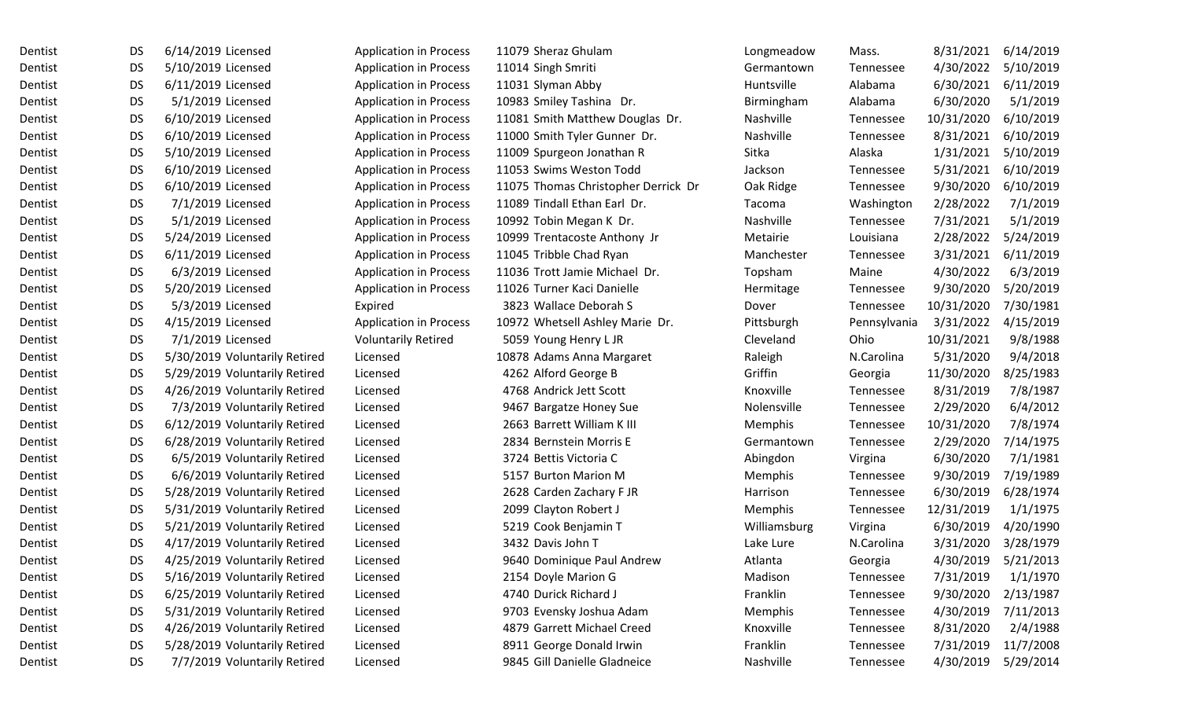| | | | | | | | | | | | |
|---|---|---|---|---|---|---|---|---|---|---|---|
| Dentist | DS | 6/14/2019 | Licensed | Application in Process | 11079 | Sheraz Ghulam | Longmeadow | Mass. | 8/31/2021 | 6/14/2019 |
| Dentist | DS | 5/10/2019 | Licensed | Application in Process | 11014 | Singh Smriti | Germantown | Tennessee | 4/30/2022 | 5/10/2019 |
| Dentist | DS | 6/11/2019 | Licensed | Application in Process | 11031 | Slyman Abby | Huntsville | Alabama | 6/30/2021 | 6/11/2019 |
| Dentist | DS | 5/1/2019 | Licensed | Application in Process | 10983 | Smiley Tashina Dr. | Birmingham | Alabama | 6/30/2020 | 5/1/2019 |
| Dentist | DS | 6/10/2019 | Licensed | Application in Process | 11081 | Smith Matthew Douglas Dr. | Nashville | Tennessee | 10/31/2020 | 6/10/2019 |
| Dentist | DS | 6/10/2019 | Licensed | Application in Process | 11000 | Smith Tyler Gunner Dr. | Nashville | Tennessee | 8/31/2021 | 6/10/2019 |
| Dentist | DS | 5/10/2019 | Licensed | Application in Process | 11009 | Spurgeon Jonathan R | Sitka | Alaska | 1/31/2021 | 5/10/2019 |
| Dentist | DS | 6/10/2019 | Licensed | Application in Process | 11053 | Swims Weston Todd | Jackson | Tennessee | 5/31/2021 | 6/10/2019 |
| Dentist | DS | 6/10/2019 | Licensed | Application in Process | 11075 | Thomas Christopher Derrick Dr | Oak Ridge | Tennessee | 9/30/2020 | 6/10/2019 |
| Dentist | DS | 7/1/2019 | Licensed | Application in Process | 11089 | Tindall Ethan Earl Dr. | Tacoma | Washington | 2/28/2022 | 7/1/2019 |
| Dentist | DS | 5/1/2019 | Licensed | Application in Process | 10992 | Tobin Megan K Dr. | Nashville | Tennessee | 7/31/2021 | 5/1/2019 |
| Dentist | DS | 5/24/2019 | Licensed | Application in Process | 10999 | Trentacoste Anthony Jr | Metairie | Louisiana | 2/28/2022 | 5/24/2019 |
| Dentist | DS | 6/11/2019 | Licensed | Application in Process | 11045 | Tribble Chad Ryan | Manchester | Tennessee | 3/31/2021 | 6/11/2019 |
| Dentist | DS | 6/3/2019 | Licensed | Application in Process | 11036 | Trott Jamie Michael Dr. | Topsham | Maine | 4/30/2022 | 6/3/2019 |
| Dentist | DS | 5/20/2019 | Licensed | Application in Process | 11026 | Turner Kaci Danielle | Hermitage | Tennessee | 9/30/2020 | 5/20/2019 |
| Dentist | DS | 5/3/2019 | Licensed | Expired | 3823 | Wallace Deborah S | Dover | Tennessee | 10/31/2020 | 7/30/1981 |
| Dentist | DS | 4/15/2019 | Licensed | Application in Process | 10972 | Whetsell Ashley Marie Dr. | Pittsburgh | Pennsylvania | 3/31/2022 | 4/15/2019 |
| Dentist | DS | 7/1/2019 | Licensed | Voluntarily Retired | 5059 | Young Henry L JR | Cleveland | Ohio | 10/31/2021 | 9/8/1988 |
| Dentist | DS | 5/30/2019 | Voluntarily Retired | Licensed | 10878 | Adams Anna Margaret | Raleigh | N.Carolina | 5/31/2020 | 9/4/2018 |
| Dentist | DS | 5/29/2019 | Voluntarily Retired | Licensed | 4262 | Alford George B | Griffin | Georgia | 11/30/2020 | 8/25/1983 |
| Dentist | DS | 4/26/2019 | Voluntarily Retired | Licensed | 4768 | Andrick Jett Scott | Knoxville | Tennessee | 8/31/2019 | 7/8/1987 |
| Dentist | DS | 7/3/2019 | Voluntarily Retired | Licensed | 9467 | Bargatze Honey Sue | Nolensville | Tennessee | 2/29/2020 | 6/4/2012 |
| Dentist | DS | 6/12/2019 | Voluntarily Retired | Licensed | 2663 | Barrett William K III | Memphis | Tennessee | 10/31/2020 | 7/8/1974 |
| Dentist | DS | 6/28/2019 | Voluntarily Retired | Licensed | 2834 | Bernstein Morris E | Germantown | Tennessee | 2/29/2020 | 7/14/1975 |
| Dentist | DS | 6/5/2019 | Voluntarily Retired | Licensed | 3724 | Bettis Victoria C | Abingdon | Virgina | 6/30/2020 | 7/1/1981 |
| Dentist | DS | 6/6/2019 | Voluntarily Retired | Licensed | 5157 | Burton Marion M | Memphis | Tennessee | 9/30/2019 | 7/19/1989 |
| Dentist | DS | 5/28/2019 | Voluntarily Retired | Licensed | 2628 | Carden Zachary F JR | Harrison | Tennessee | 6/30/2019 | 6/28/1974 |
| Dentist | DS | 5/31/2019 | Voluntarily Retired | Licensed | 2099 | Clayton Robert J | Memphis | Tennessee | 12/31/2019 | 1/1/1975 |
| Dentist | DS | 5/21/2019 | Voluntarily Retired | Licensed | 5219 | Cook Benjamin T | Williamsburg | Virgina | 6/30/2019 | 4/20/1990 |
| Dentist | DS | 4/17/2019 | Voluntarily Retired | Licensed | 3432 | Davis John T | Lake Lure | N.Carolina | 3/31/2020 | 3/28/1979 |
| Dentist | DS | 4/25/2019 | Voluntarily Retired | Licensed | 9640 | Dominique Paul Andrew | Atlanta | Georgia | 4/30/2019 | 5/21/2013 |
| Dentist | DS | 5/16/2019 | Voluntarily Retired | Licensed | 2154 | Doyle Marion G | Madison | Tennessee | 7/31/2019 | 1/1/1970 |
| Dentist | DS | 6/25/2019 | Voluntarily Retired | Licensed | 4740 | Durick Richard J | Franklin | Tennessee | 9/30/2020 | 2/13/1987 |
| Dentist | DS | 5/31/2019 | Voluntarily Retired | Licensed | 9703 | Evensky Joshua Adam | Memphis | Tennessee | 4/30/2019 | 7/11/2013 |
| Dentist | DS | 4/26/2019 | Voluntarily Retired | Licensed | 4879 | Garrett Michael Creed | Knoxville | Tennessee | 8/31/2020 | 2/4/1988 |
| Dentist | DS | 5/28/2019 | Voluntarily Retired | Licensed | 8911 | George Donald Irwin | Franklin | Tennessee | 7/31/2019 | 11/7/2008 |
| Dentist | DS | 7/7/2019 | Voluntarily Retired | Licensed | 9845 | Gill Danielle Gladneice | Nashville | Tennessee | 4/30/2019 | 5/29/2014 |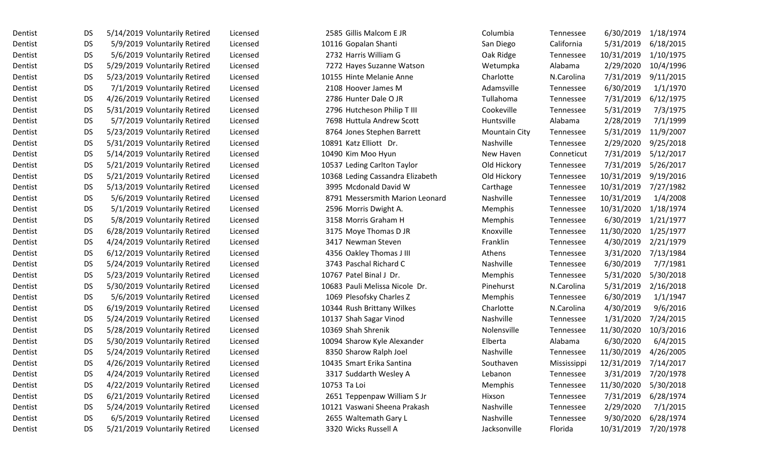| | | | | | | | | | | |
|---|---|---|---|---|---|---|---|---|---|---|
| Dentist | DS | 5/14/2019 | Voluntarily Retired | Licensed | 2585 | Gillis Malcom E JR | Columbia | Tennessee | 6/30/2019 | 1/18/1974 |
| Dentist | DS | 5/9/2019 | Voluntarily Retired | Licensed | 10116 | Gopalan Shanti | San Diego | California | 5/31/2019 | 6/18/2015 |
| Dentist | DS | 5/6/2019 | Voluntarily Retired | Licensed | 2732 | Harris William G | Oak Ridge | Tennessee | 10/31/2019 | 1/10/1975 |
| Dentist | DS | 5/29/2019 | Voluntarily Retired | Licensed | 7272 | Hayes Suzanne Watson | Wetumpka | Alabama | 2/29/2020 | 10/4/1996 |
| Dentist | DS | 5/23/2019 | Voluntarily Retired | Licensed | 10155 | Hinte Melanie Anne | Charlotte | N.Carolina | 7/31/2019 | 9/11/2015 |
| Dentist | DS | 7/1/2019 | Voluntarily Retired | Licensed | 2108 | Hoover James M | Adamsville | Tennessee | 6/30/2019 | 1/1/1970 |
| Dentist | DS | 4/26/2019 | Voluntarily Retired | Licensed | 2786 | Hunter Dale O JR | Tullahoma | Tennessee | 7/31/2019 | 6/12/1975 |
| Dentist | DS | 5/31/2019 | Voluntarily Retired | Licensed | 2796 | Hutcheson Philip T III | Cookeville | Tennessee | 5/31/2019 | 7/3/1975 |
| Dentist | DS | 5/7/2019 | Voluntarily Retired | Licensed | 7698 | Huttula Andrew Scott | Huntsville | Alabama | 2/28/2019 | 7/1/1999 |
| Dentist | DS | 5/23/2019 | Voluntarily Retired | Licensed | 8764 | Jones Stephen Barrett | Mountain City | Tennessee | 5/31/2019 | 11/9/2007 |
| Dentist | DS | 5/31/2019 | Voluntarily Retired | Licensed | 10891 | Katz Elliott Dr. | Nashville | Tennessee | 2/29/2020 | 9/25/2018 |
| Dentist | DS | 5/14/2019 | Voluntarily Retired | Licensed | 10490 | Kim Moo Hyun | New Haven | Conneticut | 7/31/2019 | 5/12/2017 |
| Dentist | DS | 5/21/2019 | Voluntarily Retired | Licensed | 10537 | Leding Carlton Taylor | Old Hickory | Tennessee | 7/31/2019 | 5/26/2017 |
| Dentist | DS | 5/21/2019 | Voluntarily Retired | Licensed | 10368 | Leding Cassandra Elizabeth | Old Hickory | Tennessee | 10/31/2019 | 9/19/2016 |
| Dentist | DS | 5/13/2019 | Voluntarily Retired | Licensed | 3995 | Mcdonald David W | Carthage | Tennessee | 10/31/2019 | 7/27/1982 |
| Dentist | DS | 5/6/2019 | Voluntarily Retired | Licensed | 8791 | Messersmith Marion Leonard | Nashville | Tennessee | 10/31/2019 | 1/4/2008 |
| Dentist | DS | 5/1/2019 | Voluntarily Retired | Licensed | 2596 | Morris Dwight A. | Memphis | Tennessee | 10/31/2020 | 1/18/1974 |
| Dentist | DS | 5/8/2019 | Voluntarily Retired | Licensed | 3158 | Morris Graham H | Memphis | Tennessee | 6/30/2019 | 1/21/1977 |
| Dentist | DS | 6/28/2019 | Voluntarily Retired | Licensed | 3175 | Moye Thomas D JR | Knoxville | Tennessee | 11/30/2020 | 1/25/1977 |
| Dentist | DS | 4/24/2019 | Voluntarily Retired | Licensed | 3417 | Newman Steven | Franklin | Tennessee | 4/30/2019 | 2/21/1979 |
| Dentist | DS | 6/12/2019 | Voluntarily Retired | Licensed | 4356 | Oakley Thomas J III | Athens | Tennessee | 3/31/2020 | 7/13/1984 |
| Dentist | DS | 5/24/2019 | Voluntarily Retired | Licensed | 3743 | Paschal Richard C | Nashville | Tennessee | 6/30/2019 | 7/7/1981 |
| Dentist | DS | 5/23/2019 | Voluntarily Retired | Licensed | 10767 | Patel Binal J Dr. | Memphis | Tennessee | 5/31/2020 | 5/30/2018 |
| Dentist | DS | 5/30/2019 | Voluntarily Retired | Licensed | 10683 | Pauli Melissa Nicole Dr. | Pinehurst | N.Carolina | 5/31/2019 | 2/16/2018 |
| Dentist | DS | 5/6/2019 | Voluntarily Retired | Licensed | 1069 | Plesofsky Charles Z | Memphis | Tennessee | 6/30/2019 | 1/1/1947 |
| Dentist | DS | 6/19/2019 | Voluntarily Retired | Licensed | 10344 | Rush Brittany Wilkes | Charlotte | N.Carolina | 4/30/2019 | 9/6/2016 |
| Dentist | DS | 5/24/2019 | Voluntarily Retired | Licensed | 10137 | Shah Sagar Vinod | Nashville | Tennessee | 1/31/2020 | 7/24/2015 |
| Dentist | DS | 5/28/2019 | Voluntarily Retired | Licensed | 10369 | Shah Shrenik | Nolensville | Tennessee | 11/30/2020 | 10/3/2016 |
| Dentist | DS | 5/30/2019 | Voluntarily Retired | Licensed | 10094 | Sharow Kyle Alexander | Elberta | Alabama | 6/30/2020 | 6/4/2015 |
| Dentist | DS | 5/24/2019 | Voluntarily Retired | Licensed | 8350 | Sharow Ralph Joel | Nashville | Tennessee | 11/30/2019 | 4/26/2005 |
| Dentist | DS | 4/26/2019 | Voluntarily Retired | Licensed | 10435 | Smart Erika Santina | Southaven | Mississippi | 12/31/2019 | 7/14/2017 |
| Dentist | DS | 4/24/2019 | Voluntarily Retired | Licensed | 3317 | Suddarth Wesley A | Lebanon | Tennessee | 3/31/2019 | 7/20/1978 |
| Dentist | DS | 4/22/2019 | Voluntarily Retired | Licensed | 10753 | Ta Loi | Memphis | Tennessee | 11/30/2020 | 5/30/2018 |
| Dentist | DS | 6/21/2019 | Voluntarily Retired | Licensed | 2651 | Teppenpaw William S Jr | Hixson | Tennessee | 7/31/2019 | 6/28/1974 |
| Dentist | DS | 5/24/2019 | Voluntarily Retired | Licensed | 10121 | Vaswani Sheena Prakash | Nashville | Tennessee | 2/29/2020 | 7/1/2015 |
| Dentist | DS | 6/5/2019 | Voluntarily Retired | Licensed | 2655 | Waltemath Gary L | Nashville | Tennessee | 9/30/2020 | 6/28/1974 |
| Dentist | DS | 5/21/2019 | Voluntarily Retired | Licensed | 3320 | Wicks Russell A | Jacksonville | Florida | 10/31/2019 | 7/20/1978 |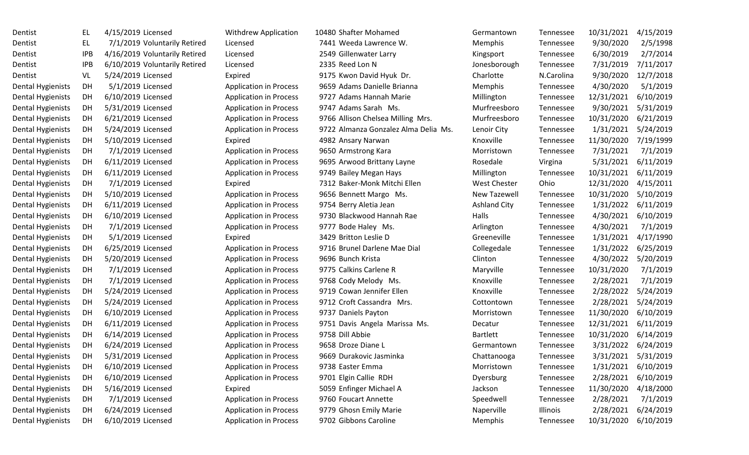| | | | | | | | | | | |
|---|---|---|---|---|---|---|---|---|---|---|
| Dentist | EL | 4/15/2019 | Licensed | Withdrew Application | 10480 | Shafter Mohamed | Germantown | Tennessee | 10/31/2021 | 4/15/2019 |
| Dentist | EL | 7/1/2019 | Voluntarily Retired | Licensed | 7441 | Weeda Lawrence W. | Memphis | Tennessee | 9/30/2020 | 2/5/1998 |
| Dentist | IPB | 4/16/2019 | Voluntarily Retired | Licensed | 2549 | Gillenwater Larry | Kingsport | Tennessee | 6/30/2019 | 2/7/2014 |
| Dentist | IPB | 6/10/2019 | Voluntarily Retired | Licensed | 2335 | Reed Lon N | Jonesborough | Tennessee | 7/31/2019 | 7/11/2017 |
| Dentist | VL | 5/24/2019 | Licensed | Expired | 9175 | Kwon David Hyuk Dr. | Charlotte | N.Carolina | 9/30/2020 | 12/7/2018 |
| Dental Hygienists | DH | 5/1/2019 | Licensed | Application in Process | 9659 | Adams Danielle Brianna | Memphis | Tennessee | 4/30/2020 | 5/1/2019 |
| Dental Hygienists | DH | 6/10/2019 | Licensed | Application in Process | 9727 | Adams Hannah Marie | Millington | Tennessee | 12/31/2021 | 6/10/2019 |
| Dental Hygienists | DH | 5/31/2019 | Licensed | Application in Process | 9747 | Adams Sarah Ms. | Murfreesboro | Tennessee | 9/30/2021 | 5/31/2019 |
| Dental Hygienists | DH | 6/21/2019 | Licensed | Application in Process | 9766 | Allison Chelsea Milling Mrs. | Murfreesboro | Tennessee | 10/31/2020 | 6/21/2019 |
| Dental Hygienists | DH | 5/24/2019 | Licensed | Application in Process | 9722 | Almanza Gonzalez Alma Delia Ms. | Lenoir City | Tennessee | 1/31/2021 | 5/24/2019 |
| Dental Hygienists | DH | 5/10/2019 | Licensed | Expired | 4982 | Ansary Narwan | Knoxville | Tennessee | 11/30/2020 | 7/19/1999 |
| Dental Hygienists | DH | 7/1/2019 | Licensed | Application in Process | 9650 | Armstrong Kara | Morristown | Tennessee | 7/31/2021 | 7/1/2019 |
| Dental Hygienists | DH | 6/11/2019 | Licensed | Application in Process | 9695 | Arwood Brittany Layne | Rosedale | Virgina | 5/31/2021 | 6/11/2019 |
| Dental Hygienists | DH | 6/11/2019 | Licensed | Application in Process | 9749 | Bailey Megan Hays | Millington | Tennessee | 10/31/2021 | 6/11/2019 |
| Dental Hygienists | DH | 7/1/2019 | Licensed | Expired | 7312 | Baker-Monk Mitchi Ellen | West Chester | Ohio | 12/31/2020 | 4/15/2011 |
| Dental Hygienists | DH | 5/10/2019 | Licensed | Application in Process | 9656 | Bennett Margo Ms. | New Tazewell | Tennessee | 10/31/2020 | 5/10/2019 |
| Dental Hygienists | DH | 6/11/2019 | Licensed | Application in Process | 9754 | Berry Aletia Jean | Ashland City | Tennessee | 1/31/2022 | 6/11/2019 |
| Dental Hygienists | DH | 6/10/2019 | Licensed | Application in Process | 9730 | Blackwood Hannah Rae | Halls | Tennessee | 4/30/2021 | 6/10/2019 |
| Dental Hygienists | DH | 7/1/2019 | Licensed | Application in Process | 9777 | Bode Haley Ms. | Arlington | Tennessee | 4/30/2021 | 7/1/2019 |
| Dental Hygienists | DH | 5/1/2019 | Licensed | Expired | 3429 | Britton Leslie D | Greeneville | Tennessee | 1/31/2021 | 4/17/1990 |
| Dental Hygienists | DH | 6/25/2019 | Licensed | Application in Process | 9716 | Brunel Darlene Mae Dial | Collegedale | Tennessee | 1/31/2022 | 6/25/2019 |
| Dental Hygienists | DH | 5/20/2019 | Licensed | Application in Process | 9696 | Bunch Krista | Clinton | Tennessee | 4/30/2022 | 5/20/2019 |
| Dental Hygienists | DH | 7/1/2019 | Licensed | Application in Process | 9775 | Calkins Carlene R | Maryville | Tennessee | 10/31/2020 | 7/1/2019 |
| Dental Hygienists | DH | 7/1/2019 | Licensed | Application in Process | 9768 | Cody Melody Ms. | Knoxville | Tennessee | 2/28/2021 | 7/1/2019 |
| Dental Hygienists | DH | 5/24/2019 | Licensed | Application in Process | 9719 | Cowan Jennifer Ellen | Knoxville | Tennessee | 2/28/2022 | 5/24/2019 |
| Dental Hygienists | DH | 5/24/2019 | Licensed | Application in Process | 9712 | Croft Cassandra Mrs. | Cottontown | Tennessee | 2/28/2021 | 5/24/2019 |
| Dental Hygienists | DH | 6/10/2019 | Licensed | Application in Process | 9737 | Daniels Payton | Morristown | Tennessee | 11/30/2020 | 6/10/2019 |
| Dental Hygienists | DH | 6/11/2019 | Licensed | Application in Process | 9751 | Davis Angela Marissa Ms. | Decatur | Tennessee | 12/31/2021 | 6/11/2019 |
| Dental Hygienists | DH | 6/14/2019 | Licensed | Application in Process | 9758 | Dill Abbie | Bartlett | Tennessee | 10/31/2020 | 6/14/2019 |
| Dental Hygienists | DH | 6/24/2019 | Licensed | Application in Process | 9658 | Droze Diane L | Germantown | Tennessee | 3/31/2022 | 6/24/2019 |
| Dental Hygienists | DH | 5/31/2019 | Licensed | Application in Process | 9669 | Durakovic Jasminka | Chattanooga | Tennessee | 3/31/2021 | 5/31/2019 |
| Dental Hygienists | DH | 6/10/2019 | Licensed | Application in Process | 9738 | Easter Emma | Morristown | Tennessee | 1/31/2021 | 6/10/2019 |
| Dental Hygienists | DH | 6/10/2019 | Licensed | Application in Process | 9701 | Elgin Callie RDH | Dyersburg | Tennessee | 2/28/2021 | 6/10/2019 |
| Dental Hygienists | DH | 5/16/2019 | Licensed | Expired | 5059 | Enfinger Michael A | Jackson | Tennessee | 11/30/2020 | 4/18/2000 |
| Dental Hygienists | DH | 7/1/2019 | Licensed | Application in Process | 9760 | Foucart Annette | Speedwell | Tennessee | 2/28/2021 | 7/1/2019 |
| Dental Hygienists | DH | 6/24/2019 | Licensed | Application in Process | 9779 | Ghosn Emily Marie | Naperville | Illinois | 2/28/2021 | 6/24/2019 |
| Dental Hygienists | DH | 6/10/2019 | Licensed | Application in Process | 9702 | Gibbons Caroline | Memphis | Tennessee | 10/31/2020 | 6/10/2019 |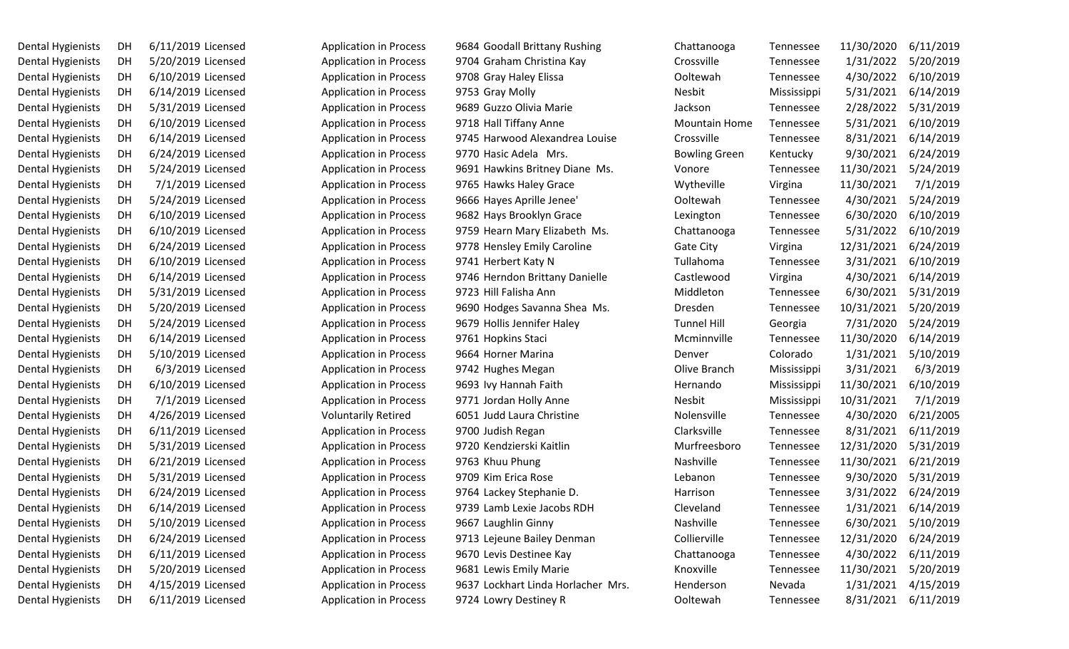| | | | | | | | | | | |
|---|---|---|---|---|---|---|---|---|---|---|
| Dental Hygienists | DH | 6/11/2019 | Licensed | Application in Process | 9684 | Goodall Brittany Rushing | Chattanooga | Tennessee | 11/30/2020 | 6/11/2019 |
| Dental Hygienists | DH | 5/20/2019 | Licensed | Application in Process | 9704 | Graham Christina Kay | Crossville | Tennessee | 1/31/2022 | 5/20/2019 |
| Dental Hygienists | DH | 6/10/2019 | Licensed | Application in Process | 9708 | Gray Haley Elissa | Ooltewah | Tennessee | 4/30/2022 | 6/10/2019 |
| Dental Hygienists | DH | 6/14/2019 | Licensed | Application in Process | 9753 | Gray Molly | Nesbit | Mississippi | 5/31/2021 | 6/14/2019 |
| Dental Hygienists | DH | 5/31/2019 | Licensed | Application in Process | 9689 | Guzzo Olivia Marie | Jackson | Tennessee | 2/28/2022 | 5/31/2019 |
| Dental Hygienists | DH | 6/10/2019 | Licensed | Application in Process | 9718 | Hall Tiffany Anne | Mountain Home | Tennessee | 5/31/2021 | 6/10/2019 |
| Dental Hygienists | DH | 6/14/2019 | Licensed | Application in Process | 9745 | Harwood Alexandrea Louise | Crossville | Tennessee | 8/31/2021 | 6/14/2019 |
| Dental Hygienists | DH | 6/24/2019 | Licensed | Application in Process | 9770 | Hasic Adela Mrs. | Bowling Green | Kentucky | 9/30/2021 | 6/24/2019 |
| Dental Hygienists | DH | 5/24/2019 | Licensed | Application in Process | 9691 | Hawkins Britney Diane Ms. | Vonore | Tennessee | 11/30/2021 | 5/24/2019 |
| Dental Hygienists | DH | 7/1/2019 | Licensed | Application in Process | 9765 | Hawks Haley Grace | Wytheville | Virgina | 11/30/2021 | 7/1/2019 |
| Dental Hygienists | DH | 5/24/2019 | Licensed | Application in Process | 9666 | Hayes Aprille Jenee' | Ooltewah | Tennessee | 4/30/2021 | 5/24/2019 |
| Dental Hygienists | DH | 6/10/2019 | Licensed | Application in Process | 9682 | Hays Brooklyn Grace | Lexington | Tennessee | 6/30/2020 | 6/10/2019 |
| Dental Hygienists | DH | 6/10/2019 | Licensed | Application in Process | 9759 | Hearn Mary Elizabeth Ms. | Chattanooga | Tennessee | 5/31/2022 | 6/10/2019 |
| Dental Hygienists | DH | 6/24/2019 | Licensed | Application in Process | 9778 | Hensley Emily Caroline | Gate City | Virgina | 12/31/2021 | 6/24/2019 |
| Dental Hygienists | DH | 6/10/2019 | Licensed | Application in Process | 9741 | Herbert Katy N | Tullahoma | Tennessee | 3/31/2021 | 6/10/2019 |
| Dental Hygienists | DH | 6/14/2019 | Licensed | Application in Process | 9746 | Herndon Brittany Danielle | Castlewood | Virgina | 4/30/2021 | 6/14/2019 |
| Dental Hygienists | DH | 5/31/2019 | Licensed | Application in Process | 9723 | Hill Falisha Ann | Middleton | Tennessee | 6/30/2021 | 5/31/2019 |
| Dental Hygienists | DH | 5/20/2019 | Licensed | Application in Process | 9690 | Hodges Savanna Shea Ms. | Dresden | Tennessee | 10/31/2021 | 5/20/2019 |
| Dental Hygienists | DH | 5/24/2019 | Licensed | Application in Process | 9679 | Hollis Jennifer Haley | Tunnel Hill | Georgia | 7/31/2020 | 5/24/2019 |
| Dental Hygienists | DH | 6/14/2019 | Licensed | Application in Process | 9761 | Hopkins Staci | Mcminnville | Tennessee | 11/30/2020 | 6/14/2019 |
| Dental Hygienists | DH | 5/10/2019 | Licensed | Application in Process | 9664 | Horner Marina | Denver | Colorado | 1/31/2021 | 5/10/2019 |
| Dental Hygienists | DH | 6/3/2019 | Licensed | Application in Process | 9742 | Hughes Megan | Olive Branch | Mississippi | 3/31/2021 | 6/3/2019 |
| Dental Hygienists | DH | 6/10/2019 | Licensed | Application in Process | 9693 | Ivy Hannah Faith | Hernando | Mississippi | 11/30/2021 | 6/10/2019 |
| Dental Hygienists | DH | 7/1/2019 | Licensed | Application in Process | 9771 | Jordan Holly Anne | Nesbit | Mississippi | 10/31/2021 | 7/1/2019 |
| Dental Hygienists | DH | 4/26/2019 | Licensed | Voluntarily Retired | 6051 | Judd Laura Christine | Nolensville | Tennessee | 4/30/2020 | 6/21/2005 |
| Dental Hygienists | DH | 6/11/2019 | Licensed | Application in Process | 9700 | Judish Regan | Clarksville | Tennessee | 8/31/2021 | 6/11/2019 |
| Dental Hygienists | DH | 5/31/2019 | Licensed | Application in Process | 9720 | Kendzierski Kaitlin | Murfreesboro | Tennessee | 12/31/2020 | 5/31/2019 |
| Dental Hygienists | DH | 6/21/2019 | Licensed | Application in Process | 9763 | Khuu Phung | Nashville | Tennessee | 11/30/2021 | 6/21/2019 |
| Dental Hygienists | DH | 5/31/2019 | Licensed | Application in Process | 9709 | Kim Erica Rose | Lebanon | Tennessee | 9/30/2020 | 5/31/2019 |
| Dental Hygienists | DH | 6/24/2019 | Licensed | Application in Process | 9764 | Lackey Stephanie D. | Harrison | Tennessee | 3/31/2022 | 6/24/2019 |
| Dental Hygienists | DH | 6/14/2019 | Licensed | Application in Process | 9739 | Lamb Lexie Jacobs RDH | Cleveland | Tennessee | 1/31/2021 | 6/14/2019 |
| Dental Hygienists | DH | 5/10/2019 | Licensed | Application in Process | 9667 | Laughlin Ginny | Nashville | Tennessee | 6/30/2021 | 5/10/2019 |
| Dental Hygienists | DH | 6/24/2019 | Licensed | Application in Process | 9713 | Lejeune Bailey Denman | Collierville | Tennessee | 12/31/2020 | 6/24/2019 |
| Dental Hygienists | DH | 6/11/2019 | Licensed | Application in Process | 9670 | Levis Destinee Kay | Chattanooga | Tennessee | 4/30/2022 | 6/11/2019 |
| Dental Hygienists | DH | 5/20/2019 | Licensed | Application in Process | 9681 | Lewis Emily Marie | Knoxville | Tennessee | 11/30/2021 | 5/20/2019 |
| Dental Hygienists | DH | 4/15/2019 | Licensed | Application in Process | 9637 | Lockhart Linda Horlacher Mrs. | Henderson | Nevada | 1/31/2021 | 4/15/2019 |
| Dental Hygienists | DH | 6/11/2019 | Licensed | Application in Process | 9724 | Lowry Destiney R | Ooltewah | Tennessee | 8/31/2021 | 6/11/2019 |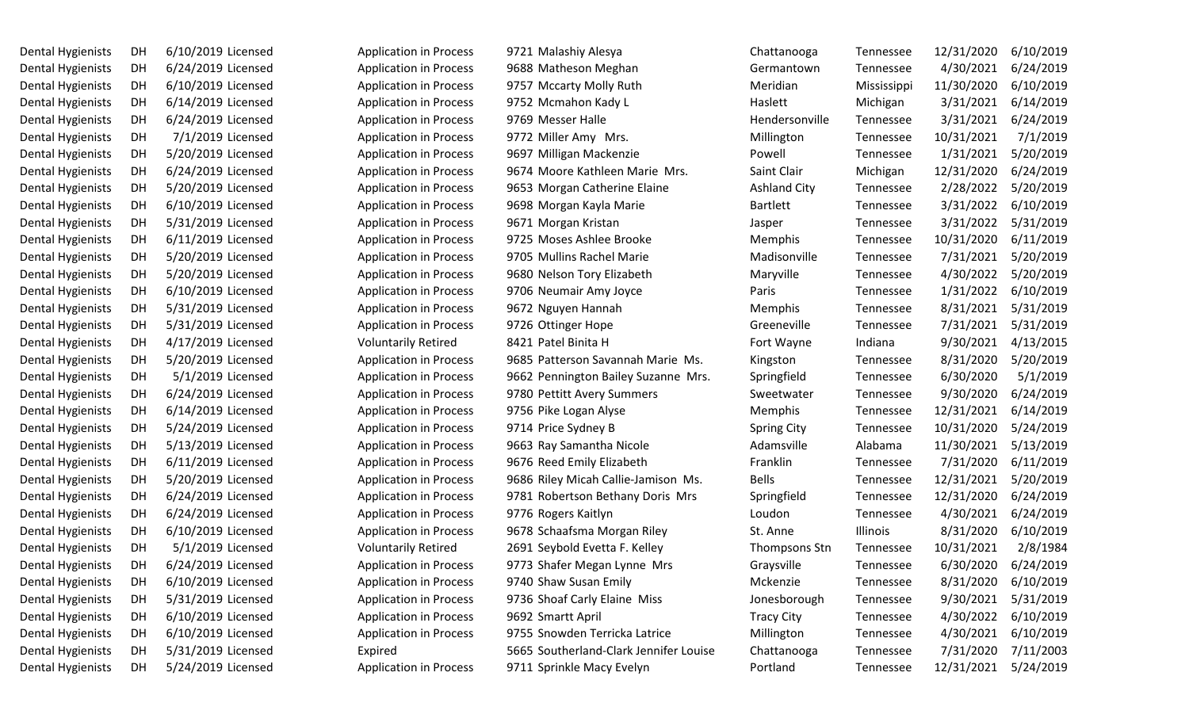| | | | | | | | | | | |
|---|---|---|---|---|---|---|---|---|---|---|
| Dental Hygienists | DH | 6/10/2019 | Licensed | Application in Process | 9721 | Malashiy Alesya | Chattanooga | Tennessee | 12/31/2020 | 6/10/2019 |
| Dental Hygienists | DH | 6/24/2019 | Licensed | Application in Process | 9688 | Matheson Meghan | Germantown | Tennessee | 4/30/2021 | 6/24/2019 |
| Dental Hygienists | DH | 6/10/2019 | Licensed | Application in Process | 9757 | Mccarty Molly Ruth | Meridian | Mississippi | 11/30/2020 | 6/10/2019 |
| Dental Hygienists | DH | 6/14/2019 | Licensed | Application in Process | 9752 | Mcmahon Kady L | Haslett | Michigan | 3/31/2021 | 6/14/2019 |
| Dental Hygienists | DH | 6/24/2019 | Licensed | Application in Process | 9769 | Messer Halle | Hendersonville | Tennessee | 3/31/2021 | 6/24/2019 |
| Dental Hygienists | DH | 7/1/2019 | Licensed | Application in Process | 9772 | Miller Amy Mrs. | Millington | Tennessee | 10/31/2021 | 7/1/2019 |
| Dental Hygienists | DH | 5/20/2019 | Licensed | Application in Process | 9697 | Milligan Mackenzie | Powell | Tennessee | 1/31/2021 | 5/20/2019 |
| Dental Hygienists | DH | 6/24/2019 | Licensed | Application in Process | 9674 | Moore Kathleen Marie Mrs. | Saint Clair | Michigan | 12/31/2020 | 6/24/2019 |
| Dental Hygienists | DH | 5/20/2019 | Licensed | Application in Process | 9653 | Morgan Catherine Elaine | Ashland City | Tennessee | 2/28/2022 | 5/20/2019 |
| Dental Hygienists | DH | 6/10/2019 | Licensed | Application in Process | 9698 | Morgan Kayla Marie | Bartlett | Tennessee | 3/31/2022 | 6/10/2019 |
| Dental Hygienists | DH | 5/31/2019 | Licensed | Application in Process | 9671 | Morgan Kristan | Jasper | Tennessee | 3/31/2022 | 5/31/2019 |
| Dental Hygienists | DH | 6/11/2019 | Licensed | Application in Process | 9725 | Moses Ashlee Brooke | Memphis | Tennessee | 10/31/2020 | 6/11/2019 |
| Dental Hygienists | DH | 5/20/2019 | Licensed | Application in Process | 9705 | Mullins Rachel Marie | Madisonville | Tennessee | 7/31/2021 | 5/20/2019 |
| Dental Hygienists | DH | 5/20/2019 | Licensed | Application in Process | 9680 | Nelson Tory Elizabeth | Maryville | Tennessee | 4/30/2022 | 5/20/2019 |
| Dental Hygienists | DH | 6/10/2019 | Licensed | Application in Process | 9706 | Neumair Amy Joyce | Paris | Tennessee | 1/31/2022 | 6/10/2019 |
| Dental Hygienists | DH | 5/31/2019 | Licensed | Application in Process | 9672 | Nguyen Hannah | Memphis | Tennessee | 8/31/2021 | 5/31/2019 |
| Dental Hygienists | DH | 5/31/2019 | Licensed | Application in Process | 9726 | Ottinger Hope | Greeneville | Tennessee | 7/31/2021 | 5/31/2019 |
| Dental Hygienists | DH | 4/17/2019 | Licensed | Voluntarily Retired | 8421 | Patel Binita H | Fort Wayne | Indiana | 9/30/2021 | 4/13/2015 |
| Dental Hygienists | DH | 5/20/2019 | Licensed | Application in Process | 9685 | Patterson Savannah Marie Ms. | Kingston | Tennessee | 8/31/2020 | 5/20/2019 |
| Dental Hygienists | DH | 5/1/2019 | Licensed | Application in Process | 9662 | Pennington Bailey Suzanne Mrs. | Springfield | Tennessee | 6/30/2020 | 5/1/2019 |
| Dental Hygienists | DH | 6/24/2019 | Licensed | Application in Process | 9780 | Pettitt Avery Summers | Sweetwater | Tennessee | 9/30/2020 | 6/24/2019 |
| Dental Hygienists | DH | 6/14/2019 | Licensed | Application in Process | 9756 | Pike Logan Alyse | Memphis | Tennessee | 12/31/2021 | 6/14/2019 |
| Dental Hygienists | DH | 5/24/2019 | Licensed | Application in Process | 9714 | Price Sydney B | Spring City | Tennessee | 10/31/2020 | 5/24/2019 |
| Dental Hygienists | DH | 5/13/2019 | Licensed | Application in Process | 9663 | Ray Samantha Nicole | Adamsville | Alabama | 11/30/2021 | 5/13/2019 |
| Dental Hygienists | DH | 6/11/2019 | Licensed | Application in Process | 9676 | Reed Emily Elizabeth | Franklin | Tennessee | 7/31/2020 | 6/11/2019 |
| Dental Hygienists | DH | 5/20/2019 | Licensed | Application in Process | 9686 | Riley Micah Callie-Jamison Ms. | Bells | Tennessee | 12/31/2021 | 5/20/2019 |
| Dental Hygienists | DH | 6/24/2019 | Licensed | Application in Process | 9781 | Robertson Bethany Doris Mrs | Springfield | Tennessee | 12/31/2020 | 6/24/2019 |
| Dental Hygienists | DH | 6/24/2019 | Licensed | Application in Process | 9776 | Rogers Kaitlyn | Loudon | Tennessee | 4/30/2021 | 6/24/2019 |
| Dental Hygienists | DH | 6/10/2019 | Licensed | Application in Process | 9678 | Schaafsma Morgan Riley | St. Anne | Illinois | 8/31/2020 | 6/10/2019 |
| Dental Hygienists | DH | 5/1/2019 | Licensed | Voluntarily Retired | 2691 | Seybold Evetta F. Kelley | Thompsons Stn | Tennessee | 10/31/2021 | 2/8/1984 |
| Dental Hygienists | DH | 6/24/2019 | Licensed | Application in Process | 9773 | Shafer Megan Lynne Mrs | Graysville | Tennessee | 6/30/2020 | 6/24/2019 |
| Dental Hygienists | DH | 6/10/2019 | Licensed | Application in Process | 9740 | Shaw Susan Emily | Mckenzie | Tennessee | 8/31/2020 | 6/10/2019 |
| Dental Hygienists | DH | 5/31/2019 | Licensed | Application in Process | 9736 | Shoaf Carly Elaine Miss | Jonesborough | Tennessee | 9/30/2021 | 5/31/2019 |
| Dental Hygienists | DH | 6/10/2019 | Licensed | Application in Process | 9692 | Smartt April | Tracy City | Tennessee | 4/30/2022 | 6/10/2019 |
| Dental Hygienists | DH | 6/10/2019 | Licensed | Application in Process | 9755 | Snowden Terricka Latrice | Millington | Tennessee | 4/30/2021 | 6/10/2019 |
| Dental Hygienists | DH | 5/31/2019 | Licensed | Expired | 5665 | Southerland-Clark Jennifer Louise | Chattanooga | Tennessee | 7/31/2020 | 7/11/2003 |
| Dental Hygienists | DH | 5/24/2019 | Licensed | Application in Process | 9711 | Sprinkle Macy Evelyn | Portland | Tennessee | 12/31/2021 | 5/24/2019 |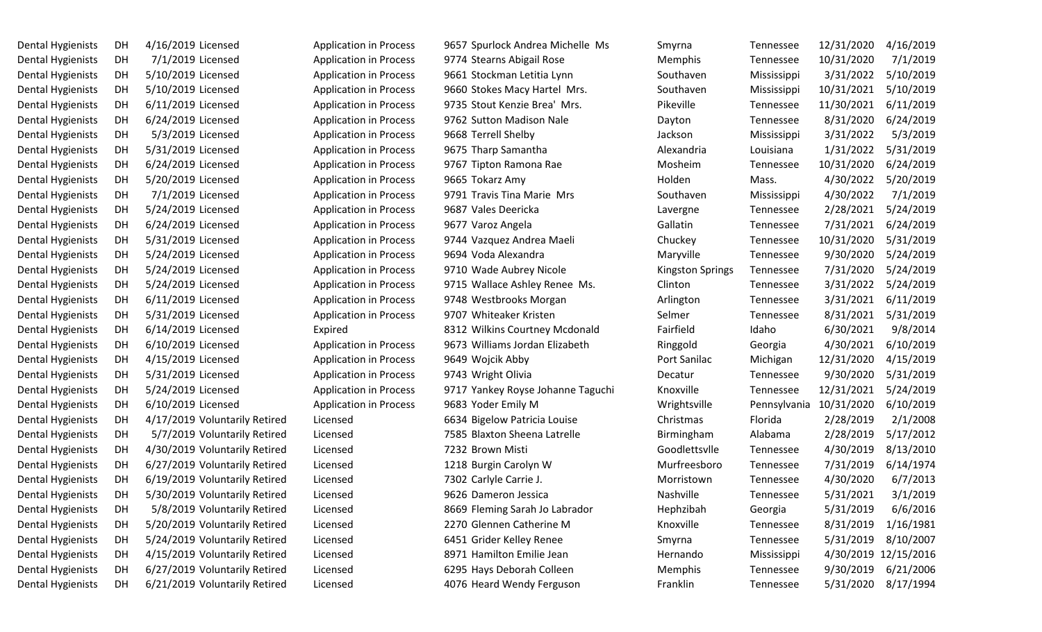| | | | | | | | | | | | |
|---|---|---|---|---|---|---|---|---|---|---|---|
| Dental Hygienists | DH | 4/16/2019 | Licensed | Application in Process | 9657 | Spurlock Andrea Michelle Ms | Smyrna | Tennessee | 12/31/2020 | 4/16/2019 |
| Dental Hygienists | DH | 7/1/2019 | Licensed | Application in Process | 9774 | Stearns Abigail Rose | Memphis | Tennessee | 10/31/2020 | 7/1/2019 |
| Dental Hygienists | DH | 5/10/2019 | Licensed | Application in Process | 9661 | Stockman Letitia Lynn | Southaven | Mississippi | 3/31/2022 | 5/10/2019 |
| Dental Hygienists | DH | 5/10/2019 | Licensed | Application in Process | 9660 | Stokes Macy Hartel Mrs. | Southaven | Mississippi | 10/31/2021 | 5/10/2019 |
| Dental Hygienists | DH | 6/11/2019 | Licensed | Application in Process | 9735 | Stout Kenzie Brea' Mrs. | Pikeville | Tennessee | 11/30/2021 | 6/11/2019 |
| Dental Hygienists | DH | 6/24/2019 | Licensed | Application in Process | 9762 | Sutton Madison Nale | Dayton | Tennessee | 8/31/2020 | 6/24/2019 |
| Dental Hygienists | DH | 5/3/2019 | Licensed | Application in Process | 9668 | Terrell Shelby | Jackson | Mississippi | 3/31/2022 | 5/3/2019 |
| Dental Hygienists | DH | 5/31/2019 | Licensed | Application in Process | 9675 | Tharp Samantha | Alexandria | Louisiana | 1/31/2022 | 5/31/2019 |
| Dental Hygienists | DH | 6/24/2019 | Licensed | Application in Process | 9767 | Tipton Ramona Rae | Mosheim | Tennessee | 10/31/2020 | 6/24/2019 |
| Dental Hygienists | DH | 5/20/2019 | Licensed | Application in Process | 9665 | Tokarz Amy | Holden | Mass. | 4/30/2022 | 5/20/2019 |
| Dental Hygienists | DH | 7/1/2019 | Licensed | Application in Process | 9791 | Travis Tina Marie Mrs | Southaven | Mississippi | 4/30/2022 | 7/1/2019 |
| Dental Hygienists | DH | 5/24/2019 | Licensed | Application in Process | 9687 | Vales Deericka | Lavergne | Tennessee | 2/28/2021 | 5/24/2019 |
| Dental Hygienists | DH | 6/24/2019 | Licensed | Application in Process | 9677 | Varoz Angela | Gallatin | Tennessee | 7/31/2021 | 6/24/2019 |
| Dental Hygienists | DH | 5/31/2019 | Licensed | Application in Process | 9744 | Vazquez Andrea Maeli | Chuckey | Tennessee | 10/31/2020 | 5/31/2019 |
| Dental Hygienists | DH | 5/24/2019 | Licensed | Application in Process | 9694 | Voda Alexandra | Maryville | Tennessee | 9/30/2020 | 5/24/2019 |
| Dental Hygienists | DH | 5/24/2019 | Licensed | Application in Process | 9710 | Wade Aubrey Nicole | Kingston Springs | Tennessee | 7/31/2020 | 5/24/2019 |
| Dental Hygienists | DH | 5/24/2019 | Licensed | Application in Process | 9715 | Wallace Ashley Renee Ms. | Clinton | Tennessee | 3/31/2022 | 5/24/2019 |
| Dental Hygienists | DH | 6/11/2019 | Licensed | Application in Process | 9748 | Westbrooks Morgan | Arlington | Tennessee | 3/31/2021 | 6/11/2019 |
| Dental Hygienists | DH | 5/31/2019 | Licensed | Application in Process | 9707 | Whiteaker Kristen | Selmer | Tennessee | 8/31/2021 | 5/31/2019 |
| Dental Hygienists | DH | 6/14/2019 | Licensed | Expired | 8312 | Wilkins Courtney Mcdonald | Fairfield | Idaho | 6/30/2021 | 9/8/2014 |
| Dental Hygienists | DH | 6/10/2019 | Licensed | Application in Process | 9673 | Williams Jordan Elizabeth | Ringgold | Georgia | 4/30/2021 | 6/10/2019 |
| Dental Hygienists | DH | 4/15/2019 | Licensed | Application in Process | 9649 | Wojcik Abby | Port Sanilac | Michigan | 12/31/2020 | 4/15/2019 |
| Dental Hygienists | DH | 5/31/2019 | Licensed | Application in Process | 9743 | Wright Olivia | Decatur | Tennessee | 9/30/2020 | 5/31/2019 |
| Dental Hygienists | DH | 5/24/2019 | Licensed | Application in Process | 9717 | Yankey Royse Johanne Taguchi | Knoxville | Tennessee | 12/31/2021 | 5/24/2019 |
| Dental Hygienists | DH | 6/10/2019 | Licensed | Application in Process | 9683 | Yoder Emily M | Wrightsville | Pennsylvania | 10/31/2020 | 6/10/2019 |
| Dental Hygienists | DH | 4/17/2019 | Voluntarily Retired | Licensed | 6634 | Bigelow Patricia Louise | Christmas | Florida | 2/28/2019 | 2/1/2008 |
| Dental Hygienists | DH | 5/7/2019 | Voluntarily Retired | Licensed | 7585 | Blaxton Sheena Latrelle | Birmingham | Alabama | 2/28/2019 | 5/17/2012 |
| Dental Hygienists | DH | 4/30/2019 | Voluntarily Retired | Licensed | 7232 | Brown Misti | Goodlettsvlle | Tennessee | 4/30/2019 | 8/13/2010 |
| Dental Hygienists | DH | 6/27/2019 | Voluntarily Retired | Licensed | 1218 | Burgin Carolyn W | Murfreesboro | Tennessee | 7/31/2019 | 6/14/1974 |
| Dental Hygienists | DH | 6/19/2019 | Voluntarily Retired | Licensed | 7302 | Carlyle Carrie J. | Morristown | Tennessee | 4/30/2020 | 6/7/2013 |
| Dental Hygienists | DH | 5/30/2019 | Voluntarily Retired | Licensed | 9626 | Dameron Jessica | Nashville | Tennessee | 5/31/2021 | 3/1/2019 |
| Dental Hygienists | DH | 5/8/2019 | Voluntarily Retired | Licensed | 8669 | Fleming Sarah Jo Labrador | Hephzibah | Georgia | 5/31/2019 | 6/6/2016 |
| Dental Hygienists | DH | 5/20/2019 | Voluntarily Retired | Licensed | 2270 | Glennen Catherine M | Knoxville | Tennessee | 8/31/2019 | 1/16/1981 |
| Dental Hygienists | DH | 5/24/2019 | Voluntarily Retired | Licensed | 6451 | Grider Kelley Renee | Smyrna | Tennessee | 5/31/2019 | 8/10/2007 |
| Dental Hygienists | DH | 4/15/2019 | Voluntarily Retired | Licensed | 8971 | Hamilton Emilie Jean | Hernando | Mississippi | 4/30/2019 | 12/15/2016 |
| Dental Hygienists | DH | 6/27/2019 | Voluntarily Retired | Licensed | 6295 | Hays Deborah Colleen | Memphis | Tennessee | 9/30/2019 | 6/21/2006 |
| Dental Hygienists | DH | 6/21/2019 | Voluntarily Retired | Licensed | 4076 | Heard Wendy Ferguson | Franklin | Tennessee | 5/31/2020 | 8/17/1994 |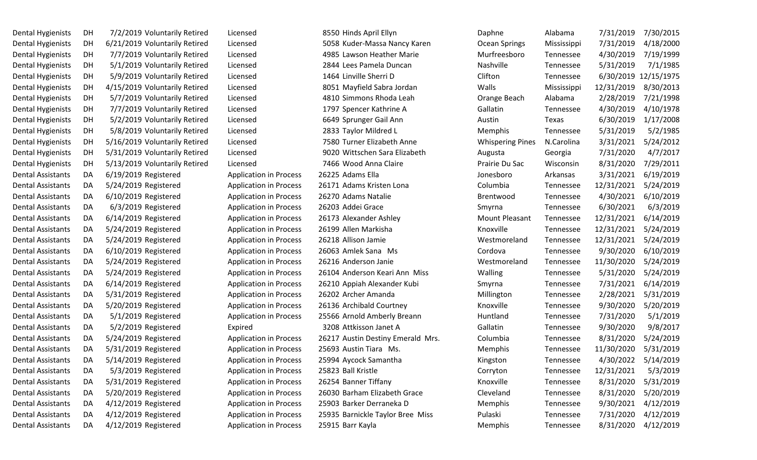| | | | | | | | | | | |
|---|---|---|---|---|---|---|---|---|---|---|
| Dental Hygienists | DH | 7/2/2019 | Voluntarily Retired | Licensed | 8550 | Hinds April Ellyn | Daphne | Alabama | 7/31/2019 | 7/30/2015 |
| Dental Hygienists | DH | 6/21/2019 | Voluntarily Retired | Licensed | 5058 | Kuder-Massa Nancy Karen | Ocean Springs | Mississippi | 7/31/2019 | 4/18/2000 |
| Dental Hygienists | DH | 7/7/2019 | Voluntarily Retired | Licensed | 4985 | Lawson Heather Marie | Murfreesboro | Tennessee | 4/30/2019 | 7/19/1999 |
| Dental Hygienists | DH | 5/1/2019 | Voluntarily Retired | Licensed | 2844 | Lees Pamela Duncan | Nashville | Tennessee | 5/31/2019 | 7/1/1985 |
| Dental Hygienists | DH | 5/9/2019 | Voluntarily Retired | Licensed | 1464 | Linville Sherri D | Clifton | Tennessee | 6/30/2019 | 12/15/1975 |
| Dental Hygienists | DH | 4/15/2019 | Voluntarily Retired | Licensed | 8051 | Mayfield Sabra Jordan | Walls | Mississippi | 12/31/2019 | 8/30/2013 |
| Dental Hygienists | DH | 5/7/2019 | Voluntarily Retired | Licensed | 4810 | Simmons Rhoda Leah | Orange Beach | Alabama | 2/28/2019 | 7/21/1998 |
| Dental Hygienists | DH | 7/7/2019 | Voluntarily Retired | Licensed | 1797 | Spencer Kathrine A | Gallatin | Tennessee | 4/30/2019 | 4/10/1978 |
| Dental Hygienists | DH | 5/2/2019 | Voluntarily Retired | Licensed | 6649 | Sprunger Gail Ann | Austin | Texas | 6/30/2019 | 1/17/2008 |
| Dental Hygienists | DH | 5/8/2019 | Voluntarily Retired | Licensed | 2833 | Taylor Mildred L | Memphis | Tennessee | 5/31/2019 | 5/2/1985 |
| Dental Hygienists | DH | 5/16/2019 | Voluntarily Retired | Licensed | 7580 | Turner Elizabeth Anne | Whispering Pines | N.Carolina | 3/31/2021 | 5/24/2012 |
| Dental Hygienists | DH | 5/31/2019 | Voluntarily Retired | Licensed | 9020 | Wittschen Sara Elizabeth | Augusta | Georgia | 7/31/2020 | 4/7/2017 |
| Dental Hygienists | DH | 5/13/2019 | Voluntarily Retired | Licensed | 7466 | Wood Anna Claire | Prairie Du Sac | Wisconsin | 8/31/2020 | 7/29/2011 |
| Dental Assistants | DA | 6/19/2019 | Registered | Application in Process | 26225 | Adams Ella | Jonesboro | Arkansas | 3/31/2021 | 6/19/2019 |
| Dental Assistants | DA | 5/24/2019 | Registered | Application in Process | 26171 | Adams Kristen Lona | Columbia | Tennessee | 12/31/2021 | 5/24/2019 |
| Dental Assistants | DA | 6/10/2019 | Registered | Application in Process | 26270 | Adams Natalie | Brentwood | Tennessee | 4/30/2021 | 6/10/2019 |
| Dental Assistants | DA | 6/3/2019 | Registered | Application in Process | 26203 | Addei Grace | Smyrna | Tennessee | 6/30/2021 | 6/3/2019 |
| Dental Assistants | DA | 6/14/2019 | Registered | Application in Process | 26173 | Alexander Ashley | Mount Pleasant | Tennessee | 12/31/2021 | 6/14/2019 |
| Dental Assistants | DA | 5/24/2019 | Registered | Application in Process | 26199 | Allen Markisha | Knoxville | Tennessee | 12/31/2021 | 5/24/2019 |
| Dental Assistants | DA | 5/24/2019 | Registered | Application in Process | 26218 | Allison Jamie | Westmoreland | Tennessee | 12/31/2021 | 5/24/2019 |
| Dental Assistants | DA | 6/10/2019 | Registered | Application in Process | 26063 | Amlek Sana Ms | Cordova | Tennessee | 9/30/2020 | 6/10/2019 |
| Dental Assistants | DA | 5/24/2019 | Registered | Application in Process | 26216 | Anderson Janie | Westmoreland | Tennessee | 11/30/2020 | 5/24/2019 |
| Dental Assistants | DA | 5/24/2019 | Registered | Application in Process | 26104 | Anderson Keari Ann Miss | Walling | Tennessee | 5/31/2020 | 5/24/2019 |
| Dental Assistants | DA | 6/14/2019 | Registered | Application in Process | 26210 | Appiah Alexander Kubi | Smyrna | Tennessee | 7/31/2021 | 6/14/2019 |
| Dental Assistants | DA | 5/31/2019 | Registered | Application in Process | 26202 | Archer Amanda | Millington | Tennessee | 2/28/2021 | 5/31/2019 |
| Dental Assistants | DA | 5/20/2019 | Registered | Application in Process | 26136 | Archibald Courtney | Knoxville | Tennessee | 9/30/2020 | 5/20/2019 |
| Dental Assistants | DA | 5/1/2019 | Registered | Application in Process | 25566 | Arnold Amberly Breann | Huntland | Tennessee | 7/31/2020 | 5/1/2019 |
| Dental Assistants | DA | 5/2/2019 | Registered | Expired | 3208 | Attkisson Janet A | Gallatin | Tennessee | 9/30/2020 | 9/8/2017 |
| Dental Assistants | DA | 5/24/2019 | Registered | Application in Process | 26217 | Austin Destiny Emerald Mrs. | Columbia | Tennessee | 8/31/2020 | 5/24/2019 |
| Dental Assistants | DA | 5/31/2019 | Registered | Application in Process | 25693 | Austin Tiara Ms. | Memphis | Tennessee | 11/30/2020 | 5/31/2019 |
| Dental Assistants | DA | 5/14/2019 | Registered | Application in Process | 25994 | Aycock Samantha | Kingston | Tennessee | 4/30/2022 | 5/14/2019 |
| Dental Assistants | DA | 5/3/2019 | Registered | Application in Process | 25823 | Ball Kristle | Corryton | Tennessee | 12/31/2021 | 5/3/2019 |
| Dental Assistants | DA | 5/31/2019 | Registered | Application in Process | 26254 | Banner Tiffany | Knoxville | Tennessee | 8/31/2020 | 5/31/2019 |
| Dental Assistants | DA | 5/20/2019 | Registered | Application in Process | 26030 | Barham Elizabeth Grace | Cleveland | Tennessee | 8/31/2020 | 5/20/2019 |
| Dental Assistants | DA | 4/12/2019 | Registered | Application in Process | 25903 | Barker Derraneka D | Memphis | Tennessee | 9/30/2021 | 4/12/2019 |
| Dental Assistants | DA | 4/12/2019 | Registered | Application in Process | 25935 | Barnickle Taylor Bree Miss | Pulaski | Tennessee | 7/31/2020 | 4/12/2019 |
| Dental Assistants | DA | 4/12/2019 | Registered | Application in Process | 25915 | Barr Kayla | Memphis | Tennessee | 8/31/2020 | 4/12/2019 |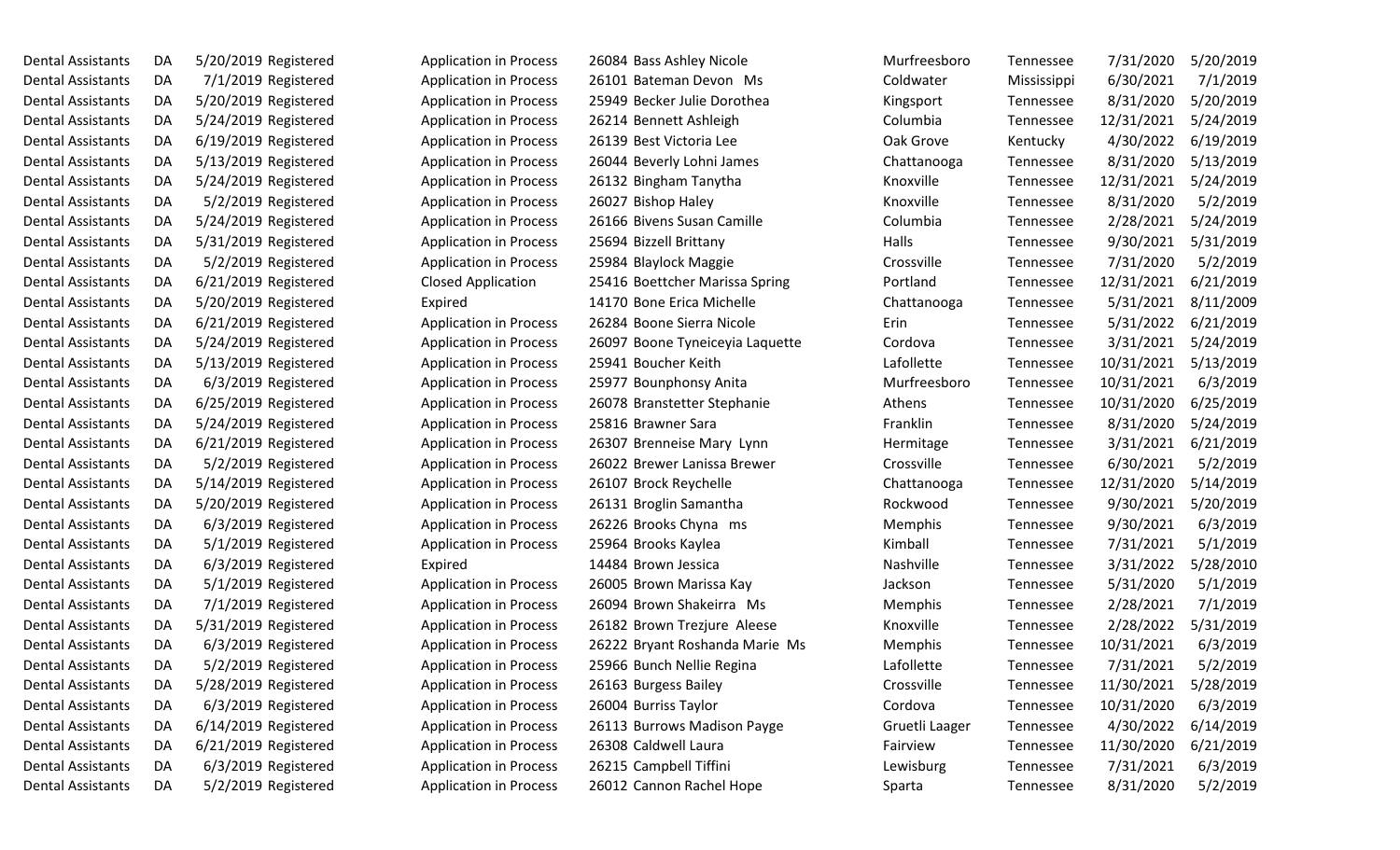| | | | | | | | | | | |
|---|---|---|---|---|---|---|---|---|---|---|
| Dental Assistants | DA | 5/20/2019 | Registered | Application in Process | 26084 | Bass Ashley Nicole | Murfreesboro | Tennessee | 7/31/2020 | 5/20/2019 |
| Dental Assistants | DA | 7/1/2019 | Registered | Application in Process | 26101 | Bateman Devon Ms | Coldwater | Mississippi | 6/30/2021 | 7/1/2019 |
| Dental Assistants | DA | 5/20/2019 | Registered | Application in Process | 25949 | Becker Julie Dorothea | Kingsport | Tennessee | 8/31/2020 | 5/20/2019 |
| Dental Assistants | DA | 5/24/2019 | Registered | Application in Process | 26214 | Bennett Ashleigh | Columbia | Tennessee | 12/31/2021 | 5/24/2019 |
| Dental Assistants | DA | 6/19/2019 | Registered | Application in Process | 26139 | Best Victoria Lee | Oak Grove | Kentucky | 4/30/2022 | 6/19/2019 |
| Dental Assistants | DA | 5/13/2019 | Registered | Application in Process | 26044 | Beverly Lohni James | Chattanooga | Tennessee | 8/31/2020 | 5/13/2019 |
| Dental Assistants | DA | 5/24/2019 | Registered | Application in Process | 26132 | Bingham Tanytha | Knoxville | Tennessee | 12/31/2021 | 5/24/2019 |
| Dental Assistants | DA | 5/2/2019 | Registered | Application in Process | 26027 | Bishop Haley | Knoxville | Tennessee | 8/31/2020 | 5/2/2019 |
| Dental Assistants | DA | 5/24/2019 | Registered | Application in Process | 26166 | Bivens Susan Camille | Columbia | Tennessee | 2/28/2021 | 5/24/2019 |
| Dental Assistants | DA | 5/31/2019 | Registered | Application in Process | 25694 | Bizzell Brittany | Halls | Tennessee | 9/30/2021 | 5/31/2019 |
| Dental Assistants | DA | 5/2/2019 | Registered | Application in Process | 25984 | Blaylock Maggie | Crossville | Tennessee | 7/31/2020 | 5/2/2019 |
| Dental Assistants | DA | 6/21/2019 | Registered | Closed Application | 25416 | Boettcher Marissa Spring | Portland | Tennessee | 12/31/2021 | 6/21/2019 |
| Dental Assistants | DA | 5/20/2019 | Registered | Expired | 14170 | Bone Erica Michelle | Chattanooga | Tennessee | 5/31/2021 | 8/11/2009 |
| Dental Assistants | DA | 6/21/2019 | Registered | Application in Process | 26284 | Boone Sierra Nicole | Erin | Tennessee | 5/31/2022 | 6/21/2019 |
| Dental Assistants | DA | 5/24/2019 | Registered | Application in Process | 26097 | Boone Tyneiceyia Laquette | Cordova | Tennessee | 3/31/2021 | 5/24/2019 |
| Dental Assistants | DA | 5/13/2019 | Registered | Application in Process | 25941 | Boucher Keith | Lafollette | Tennessee | 10/31/2021 | 5/13/2019 |
| Dental Assistants | DA | 6/3/2019 | Registered | Application in Process | 25977 | Bounphonsy Anita | Murfreesboro | Tennessee | 10/31/2021 | 6/3/2019 |
| Dental Assistants | DA | 6/25/2019 | Registered | Application in Process | 26078 | Branstetter Stephanie | Athens | Tennessee | 10/31/2020 | 6/25/2019 |
| Dental Assistants | DA | 5/24/2019 | Registered | Application in Process | 25816 | Brawner Sara | Franklin | Tennessee | 8/31/2020 | 5/24/2019 |
| Dental Assistants | DA | 6/21/2019 | Registered | Application in Process | 26307 | Brenneise Mary Lynn | Hermitage | Tennessee | 3/31/2021 | 6/21/2019 |
| Dental Assistants | DA | 5/2/2019 | Registered | Application in Process | 26022 | Brewer Lanissa Brewer | Crossville | Tennessee | 6/30/2021 | 5/2/2019 |
| Dental Assistants | DA | 5/14/2019 | Registered | Application in Process | 26107 | Brock Reychelle | Chattanooga | Tennessee | 12/31/2020 | 5/14/2019 |
| Dental Assistants | DA | 5/20/2019 | Registered | Application in Process | 26131 | Broglin Samantha | Rockwood | Tennessee | 9/30/2021 | 5/20/2019 |
| Dental Assistants | DA | 6/3/2019 | Registered | Application in Process | 26226 | Brooks Chyna ms | Memphis | Tennessee | 9/30/2021 | 6/3/2019 |
| Dental Assistants | DA | 5/1/2019 | Registered | Application in Process | 25964 | Brooks Kaylea | Kimball | Tennessee | 7/31/2021 | 5/1/2019 |
| Dental Assistants | DA | 6/3/2019 | Registered | Expired | 14484 | Brown Jessica | Nashville | Tennessee | 3/31/2022 | 5/28/2010 |
| Dental Assistants | DA | 5/1/2019 | Registered | Application in Process | 26005 | Brown Marissa Kay | Jackson | Tennessee | 5/31/2020 | 5/1/2019 |
| Dental Assistants | DA | 7/1/2019 | Registered | Application in Process | 26094 | Brown Shakeirra Ms | Memphis | Tennessee | 2/28/2021 | 7/1/2019 |
| Dental Assistants | DA | 5/31/2019 | Registered | Application in Process | 26182 | Brown Trezjure Aleese | Knoxville | Tennessee | 2/28/2022 | 5/31/2019 |
| Dental Assistants | DA | 6/3/2019 | Registered | Application in Process | 26222 | Bryant Roshanda Marie Ms | Memphis | Tennessee | 10/31/2021 | 6/3/2019 |
| Dental Assistants | DA | 5/2/2019 | Registered | Application in Process | 25966 | Bunch Nellie Regina | Lafollette | Tennessee | 7/31/2021 | 5/2/2019 |
| Dental Assistants | DA | 5/28/2019 | Registered | Application in Process | 26163 | Burgess Bailey | Crossville | Tennessee | 11/30/2021 | 5/28/2019 |
| Dental Assistants | DA | 6/3/2019 | Registered | Application in Process | 26004 | Burriss Taylor | Cordova | Tennessee | 10/31/2020 | 6/3/2019 |
| Dental Assistants | DA | 6/14/2019 | Registered | Application in Process | 26113 | Burrows Madison Payge | Gruetli Laager | Tennessee | 4/30/2022 | 6/14/2019 |
| Dental Assistants | DA | 6/21/2019 | Registered | Application in Process | 26308 | Caldwell Laura | Fairview | Tennessee | 11/30/2020 | 6/21/2019 |
| Dental Assistants | DA | 6/3/2019 | Registered | Application in Process | 26215 | Campbell Tiffini | Lewisburg | Tennessee | 7/31/2021 | 6/3/2019 |
| Dental Assistants | DA | 5/2/2019 | Registered | Application in Process | 26012 | Cannon Rachel Hope | Sparta | Tennessee | 8/31/2020 | 5/2/2019 |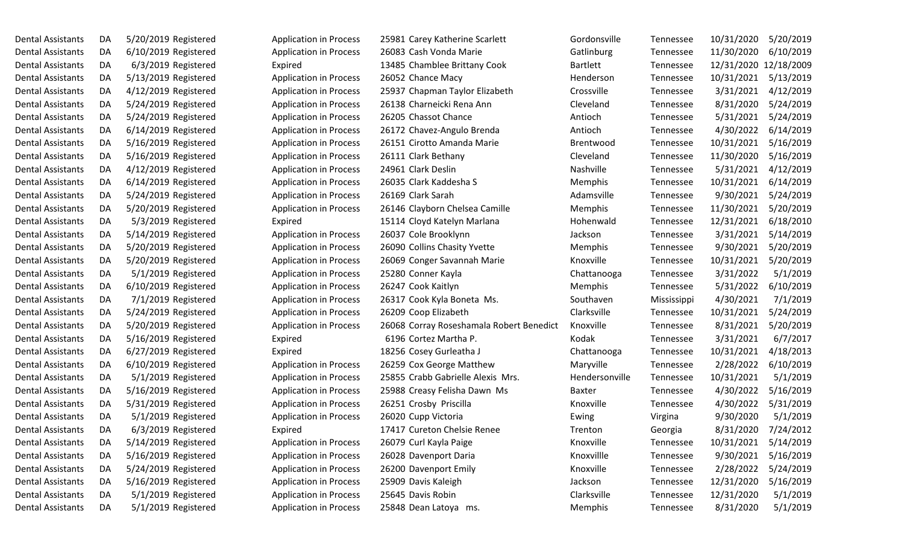| | | | | | | | | | | | |
|---|---|---|---|---|---|---|---|---|---|---|---|
| Dental Assistants | DA | 5/20/2019 | Registered | Application in Process | 25981 | Carey Katherine Scarlett | Gordonsville | Tennessee | 10/31/2020 | 5/20/2019 |
| Dental Assistants | DA | 6/10/2019 | Registered | Application in Process | 26083 | Cash Vonda Marie | Gatlinburg | Tennessee | 11/30/2020 | 6/10/2019 |
| Dental Assistants | DA | 6/3/2019 | Registered | Expired | 13485 | Chamblee Brittany Cook | Bartlett | Tennessee | 12/31/2020 | 12/18/2009 |
| Dental Assistants | DA | 5/13/2019 | Registered | Application in Process | 26052 | Chance Macy | Henderson | Tennessee | 10/31/2021 | 5/13/2019 |
| Dental Assistants | DA | 4/12/2019 | Registered | Application in Process | 25937 | Chapman Taylor Elizabeth | Crossville | Tennessee | 3/31/2021 | 4/12/2019 |
| Dental Assistants | DA | 5/24/2019 | Registered | Application in Process | 26138 | Charneicki Rena Ann | Cleveland | Tennessee | 8/31/2020 | 5/24/2019 |
| Dental Assistants | DA | 5/24/2019 | Registered | Application in Process | 26205 | Chassot Chance | Antioch | Tennessee | 5/31/2021 | 5/24/2019 |
| Dental Assistants | DA | 6/14/2019 | Registered | Application in Process | 26172 | Chavez-Angulo Brenda | Antioch | Tennessee | 4/30/2022 | 6/14/2019 |
| Dental Assistants | DA | 5/16/2019 | Registered | Application in Process | 26151 | Cirotto Amanda Marie | Brentwood | Tennessee | 10/31/2021 | 5/16/2019 |
| Dental Assistants | DA | 5/16/2019 | Registered | Application in Process | 26111 | Clark Bethany | Cleveland | Tennessee | 11/30/2020 | 5/16/2019 |
| Dental Assistants | DA | 4/12/2019 | Registered | Application in Process | 24961 | Clark Deslin | Nashville | Tennessee | 5/31/2021 | 4/12/2019 |
| Dental Assistants | DA | 6/14/2019 | Registered | Application in Process | 26035 | Clark Kaddesha S | Memphis | Tennessee | 10/31/2021 | 6/14/2019 |
| Dental Assistants | DA | 5/24/2019 | Registered | Application in Process | 26169 | Clark Sarah | Adamsville | Tennessee | 9/30/2021 | 5/24/2019 |
| Dental Assistants | DA | 5/20/2019 | Registered | Application in Process | 26146 | Clayborn Chelsea Camille | Memphis | Tennessee | 11/30/2021 | 5/20/2019 |
| Dental Assistants | DA | 5/3/2019 | Registered | Expired | 15114 | Cloyd Katelyn Marlana | Hohenwald | Tennessee | 12/31/2021 | 6/18/2010 |
| Dental Assistants | DA | 5/14/2019 | Registered | Application in Process | 26037 | Cole Brooklynn | Jackson | Tennessee | 3/31/2021 | 5/14/2019 |
| Dental Assistants | DA | 5/20/2019 | Registered | Application in Process | 26090 | Collins Chasity Yvette | Memphis | Tennessee | 9/30/2021 | 5/20/2019 |
| Dental Assistants | DA | 5/20/2019 | Registered | Application in Process | 26069 | Conger Savannah Marie | Knoxville | Tennessee | 10/31/2021 | 5/20/2019 |
| Dental Assistants | DA | 5/1/2019 | Registered | Application in Process | 25280 | Conner Kayla | Chattanooga | Tennessee | 3/31/2022 | 5/1/2019 |
| Dental Assistants | DA | 6/10/2019 | Registered | Application in Process | 26247 | Cook Kaitlyn | Memphis | Tennessee | 5/31/2022 | 6/10/2019 |
| Dental Assistants | DA | 7/1/2019 | Registered | Application in Process | 26317 | Cook Kyla Boneta Ms. | Southaven | Mississippi | 4/30/2021 | 7/1/2019 |
| Dental Assistants | DA | 5/24/2019 | Registered | Application in Process | 26209 | Coop Elizabeth | Clarksville | Tennessee | 10/31/2021 | 5/24/2019 |
| Dental Assistants | DA | 5/20/2019 | Registered | Application in Process | 26068 | Corray Roseshamala Robert Benedict | Knoxville | Tennessee | 8/31/2021 | 5/20/2019 |
| Dental Assistants | DA | 5/16/2019 | Registered | Expired | 6196 | Cortez Martha P. | Kodak | Tennessee | 3/31/2021 | 6/7/2017 |
| Dental Assistants | DA | 6/27/2019 | Registered | Expired | 18256 | Cosey Gurleatha J | Chattanooga | Tennessee | 10/31/2021 | 4/18/2013 |
| Dental Assistants | DA | 6/10/2019 | Registered | Application in Process | 26259 | Cox George Matthew | Maryville | Tennessee | 2/28/2022 | 6/10/2019 |
| Dental Assistants | DA | 5/1/2019 | Registered | Application in Process | 25855 | Crabb Gabrielle Alexis Mrs. | Hendersonville | Tennessee | 10/31/2021 | 5/1/2019 |
| Dental Assistants | DA | 5/16/2019 | Registered | Application in Process | 25988 | Creasy Felisha Dawn Ms | Baxter | Tennessee | 4/30/2022 | 5/16/2019 |
| Dental Assistants | DA | 5/31/2019 | Registered | Application in Process | 26251 | Crosby Priscilla | Knoxville | Tennessee | 4/30/2022 | 5/31/2019 |
| Dental Assistants | DA | 5/1/2019 | Registered | Application in Process | 26020 | Cupp Victoria | Ewing | Virgina | 9/30/2020 | 5/1/2019 |
| Dental Assistants | DA | 6/3/2019 | Registered | Expired | 17417 | Cureton Chelsie Renee | Trenton | Georgia | 8/31/2020 | 7/24/2012 |
| Dental Assistants | DA | 5/14/2019 | Registered | Application in Process | 26079 | Curl Kayla Paige | Knoxville | Tennessee | 10/31/2021 | 5/14/2019 |
| Dental Assistants | DA | 5/16/2019 | Registered | Application in Process | 26028 | Davenport Daria | Knoxvillle | Tennessee | 9/30/2021 | 5/16/2019 |
| Dental Assistants | DA | 5/24/2019 | Registered | Application in Process | 26200 | Davenport Emily | Knoxville | Tennessee | 2/28/2022 | 5/24/2019 |
| Dental Assistants | DA | 5/16/2019 | Registered | Application in Process | 25909 | Davis Kaleigh | Jackson | Tennessee | 12/31/2020 | 5/16/2019 |
| Dental Assistants | DA | 5/1/2019 | Registered | Application in Process | 25645 | Davis Robin | Clarksville | Tennessee | 12/31/2020 | 5/1/2019 |
| Dental Assistants | DA | 5/1/2019 | Registered | Application in Process | 25848 | Dean Latoya ms. | Memphis | Tennessee | 8/31/2020 | 5/1/2019 |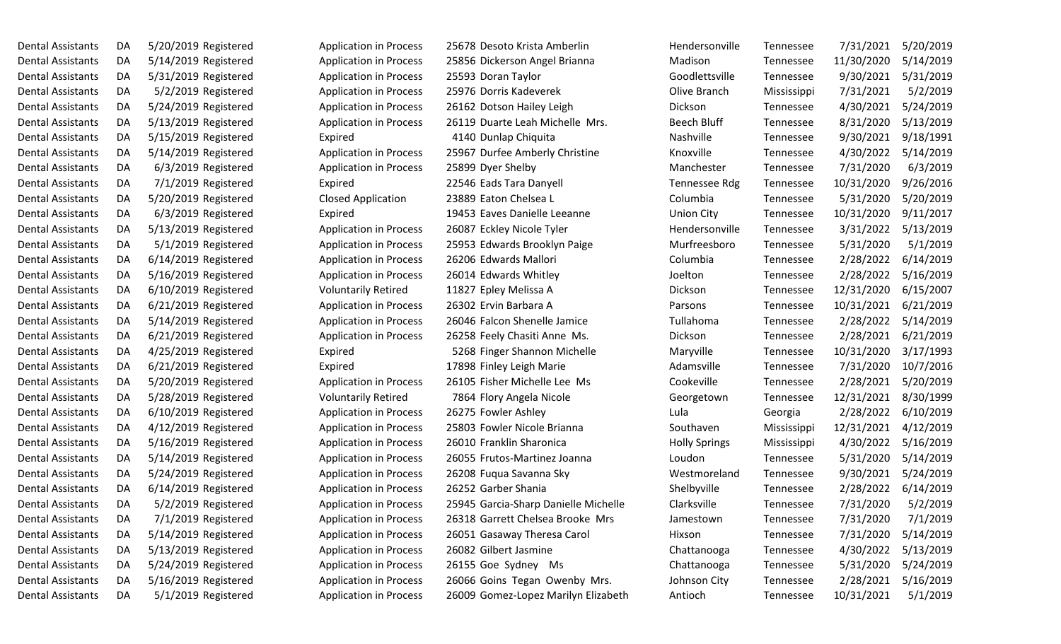| | | | | | | | | | | | |
|---|---|---|---|---|---|---|---|---|---|---|---|
| Dental Assistants | DA | 5/20/2019 | Registered | Application in Process | 25678 | Desoto Krista Amberlin | Hendersonville | Tennessee | 7/31/2021 | 5/20/2019 |
| Dental Assistants | DA | 5/14/2019 | Registered | Application in Process | 25856 | Dickerson Angel Brianna | Madison | Tennessee | 11/30/2020 | 5/14/2019 |
| Dental Assistants | DA | 5/31/2019 | Registered | Application in Process | 25593 | Doran Taylor | Goodlettsville | Tennessee | 9/30/2021 | 5/31/2019 |
| Dental Assistants | DA | 5/2/2019 | Registered | Application in Process | 25976 | Dorris Kadeverek | Olive Branch | Mississippi | 7/31/2021 | 5/2/2019 |
| Dental Assistants | DA | 5/24/2019 | Registered | Application in Process | 26162 | Dotson Hailey Leigh | Dickson | Tennessee | 4/30/2021 | 5/24/2019 |
| Dental Assistants | DA | 5/13/2019 | Registered | Application in Process | 26119 | Duarte Leah Michelle Mrs. | Beech Bluff | Tennessee | 8/31/2020 | 5/13/2019 |
| Dental Assistants | DA | 5/15/2019 | Registered | Expired | 4140 | Dunlap Chiquita | Nashville | Tennessee | 9/30/2021 | 9/18/1991 |
| Dental Assistants | DA | 5/14/2019 | Registered | Application in Process | 25967 | Durfee Amberly Christine | Knoxville | Tennessee | 4/30/2022 | 5/14/2019 |
| Dental Assistants | DA | 6/3/2019 | Registered | Application in Process | 25899 | Dyer Shelby | Manchester | Tennessee | 7/31/2020 | 6/3/2019 |
| Dental Assistants | DA | 7/1/2019 | Registered | Expired | 22546 | Eads Tara Danyell | Tennessee Rdg | Tennessee | 10/31/2020 | 9/26/2016 |
| Dental Assistants | DA | 5/20/2019 | Registered | Closed Application | 23889 | Eaton Chelsea L | Columbia | Tennessee | 5/31/2020 | 5/20/2019 |
| Dental Assistants | DA | 6/3/2019 | Registered | Expired | 19453 | Eaves Danielle Leeanne | Union City | Tennessee | 10/31/2020 | 9/11/2017 |
| Dental Assistants | DA | 5/13/2019 | Registered | Application in Process | 26087 | Eckley Nicole Tyler | Hendersonville | Tennessee | 3/31/2022 | 5/13/2019 |
| Dental Assistants | DA | 5/1/2019 | Registered | Application in Process | 25953 | Edwards Brooklyn Paige | Murfreesboro | Tennessee | 5/31/2020 | 5/1/2019 |
| Dental Assistants | DA | 6/14/2019 | Registered | Application in Process | 26206 | Edwards Mallori | Columbia | Tennessee | 2/28/2022 | 6/14/2019 |
| Dental Assistants | DA | 5/16/2019 | Registered | Application in Process | 26014 | Edwards Whitley | Joelton | Tennessee | 2/28/2022 | 5/16/2019 |
| Dental Assistants | DA | 6/10/2019 | Registered | Voluntarily Retired | 11827 | Epley Melissa A | Dickson | Tennessee | 12/31/2020 | 6/15/2007 |
| Dental Assistants | DA | 6/21/2019 | Registered | Application in Process | 26302 | Ervin Barbara A | Parsons | Tennessee | 10/31/2021 | 6/21/2019 |
| Dental Assistants | DA | 5/14/2019 | Registered | Application in Process | 26046 | Falcon Shenelle Jamice | Tullahoma | Tennessee | 2/28/2022 | 5/14/2019 |
| Dental Assistants | DA | 6/21/2019 | Registered | Application in Process | 26258 | Feely Chasiti Anne Ms. | Dickson | Tennessee | 2/28/2021 | 6/21/2019 |
| Dental Assistants | DA | 4/25/2019 | Registered | Expired | 5268 | Finger Shannon Michelle | Maryville | Tennessee | 10/31/2020 | 3/17/1993 |
| Dental Assistants | DA | 6/21/2019 | Registered | Expired | 17898 | Finley Leigh Marie | Adamsville | Tennessee | 7/31/2020 | 10/7/2016 |
| Dental Assistants | DA | 5/20/2019 | Registered | Application in Process | 26105 | Fisher Michelle Lee Ms | Cookeville | Tennessee | 2/28/2021 | 5/20/2019 |
| Dental Assistants | DA | 5/28/2019 | Registered | Voluntarily Retired | 7864 | Flory Angela Nicole | Georgetown | Tennessee | 12/31/2021 | 8/30/1999 |
| Dental Assistants | DA | 6/10/2019 | Registered | Application in Process | 26275 | Fowler Ashley | Lula | Georgia | 2/28/2022 | 6/10/2019 |
| Dental Assistants | DA | 4/12/2019 | Registered | Application in Process | 25803 | Fowler Nicole Brianna | Southaven | Mississippi | 12/31/2021 | 4/12/2019 |
| Dental Assistants | DA | 5/16/2019 | Registered | Application in Process | 26010 | Franklin Sharonica | Holly Springs | Mississippi | 4/30/2022 | 5/16/2019 |
| Dental Assistants | DA | 5/14/2019 | Registered | Application in Process | 26055 | Frutos-Martinez Joanna | Loudon | Tennessee | 5/31/2020 | 5/14/2019 |
| Dental Assistants | DA | 5/24/2019 | Registered | Application in Process | 26208 | Fuqua Savanna Sky | Westmoreland | Tennessee | 9/30/2021 | 5/24/2019 |
| Dental Assistants | DA | 6/14/2019 | Registered | Application in Process | 26252 | Garber Shania | Shelbyville | Tennessee | 2/28/2022 | 6/14/2019 |
| Dental Assistants | DA | 5/2/2019 | Registered | Application in Process | 25945 | Garcia-Sharp Danielle Michelle | Clarksville | Tennessee | 7/31/2020 | 5/2/2019 |
| Dental Assistants | DA | 7/1/2019 | Registered | Application in Process | 26318 | Garrett Chelsea Brooke Mrs | Jamestown | Tennessee | 7/31/2020 | 7/1/2019 |
| Dental Assistants | DA | 5/14/2019 | Registered | Application in Process | 26051 | Gasaway Theresa Carol | Hixson | Tennessee | 7/31/2020 | 5/14/2019 |
| Dental Assistants | DA | 5/13/2019 | Registered | Application in Process | 26082 | Gilbert Jasmine | Chattanooga | Tennessee | 4/30/2022 | 5/13/2019 |
| Dental Assistants | DA | 5/24/2019 | Registered | Application in Process | 26155 | Goe Sydney Ms | Chattanooga | Tennessee | 5/31/2020 | 5/24/2019 |
| Dental Assistants | DA | 5/16/2019 | Registered | Application in Process | 26066 | Goins Tegan Owenby Mrs. | Johnson City | Tennessee | 2/28/2021 | 5/16/2019 |
| Dental Assistants | DA | 5/1/2019 | Registered | Application in Process | 26009 | Gomez-Lopez Marilyn Elizabeth | Antioch | Tennessee | 10/31/2021 | 5/1/2019 |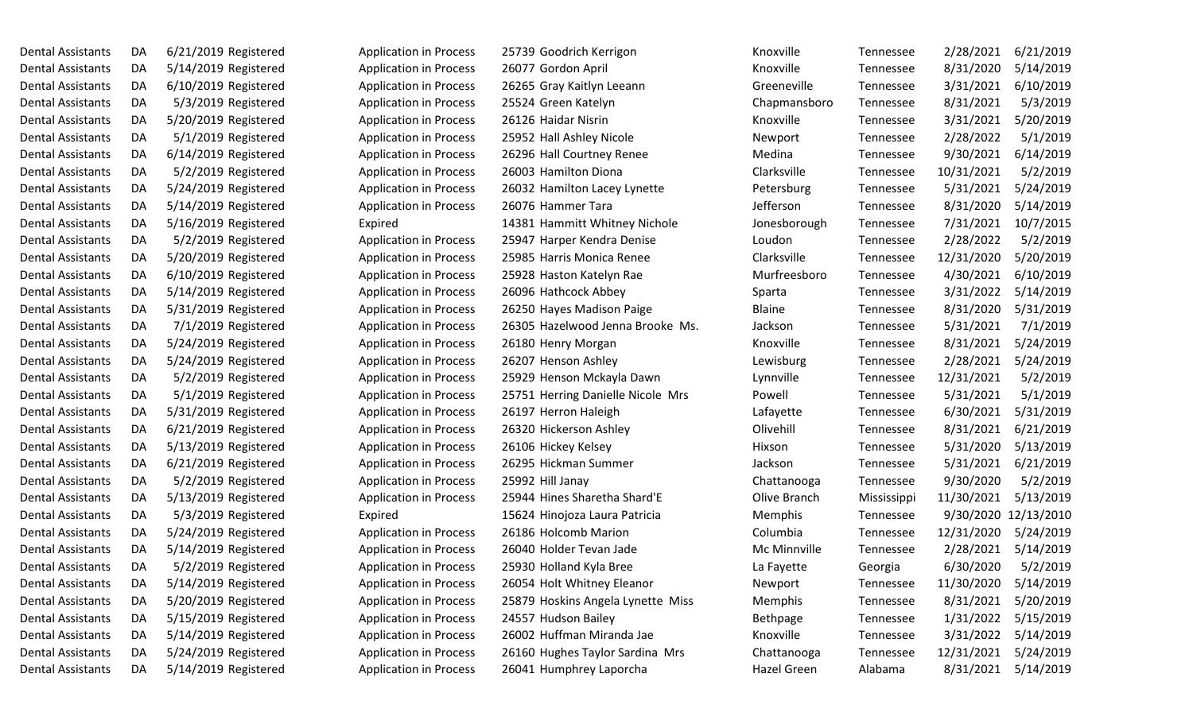| | | | | | | | | | | | |
|---|---|---|---|---|---|---|---|---|---|---|---|
| Dental Assistants | DA | 6/21/2019 | Registered | Application in Process | 25739 | Goodrich Kerrigon | Knoxville | Tennessee | 2/28/2021 | 6/21/2019 |
| Dental Assistants | DA | 5/14/2019 | Registered | Application in Process | 26077 | Gordon April | Knoxville | Tennessee | 8/31/2020 | 5/14/2019 |
| Dental Assistants | DA | 6/10/2019 | Registered | Application in Process | 26265 | Gray Kaitlyn Leeann | Greeneville | Tennessee | 3/31/2021 | 6/10/2019 |
| Dental Assistants | DA | 5/3/2019 | Registered | Application in Process | 25524 | Green Katelyn | Chapmansboro | Tennessee | 8/31/2021 | 5/3/2019 |
| Dental Assistants | DA | 5/20/2019 | Registered | Application in Process | 26126 | Haidar Nisrin | Knoxville | Tennessee | 3/31/2021 | 5/20/2019 |
| Dental Assistants | DA | 5/1/2019 | Registered | Application in Process | 25952 | Hall Ashley Nicole | Newport | Tennessee | 2/28/2022 | 5/1/2019 |
| Dental Assistants | DA | 6/14/2019 | Registered | Application in Process | 26296 | Hall Courtney Renee | Medina | Tennessee | 9/30/2021 | 6/14/2019 |
| Dental Assistants | DA | 5/2/2019 | Registered | Application in Process | 26003 | Hamilton Diona | Clarksville | Tennessee | 10/31/2021 | 5/2/2019 |
| Dental Assistants | DA | 5/24/2019 | Registered | Application in Process | 26032 | Hamilton Lacey Lynette | Petersburg | Tennessee | 5/31/2021 | 5/24/2019 |
| Dental Assistants | DA | 5/14/2019 | Registered | Application in Process | 26076 | Hammer Tara | Jefferson | Tennessee | 8/31/2020 | 5/14/2019 |
| Dental Assistants | DA | 5/16/2019 | Registered | Expired | 14381 | Hammitt Whitney Nichole | Jonesborough | Tennessee | 7/31/2021 | 10/7/2015 |
| Dental Assistants | DA | 5/2/2019 | Registered | Application in Process | 25947 | Harper Kendra Denise | Loudon | Tennessee | 2/28/2022 | 5/2/2019 |
| Dental Assistants | DA | 5/20/2019 | Registered | Application in Process | 25985 | Harris Monica Renee | Clarksville | Tennessee | 12/31/2020 | 5/20/2019 |
| Dental Assistants | DA | 6/10/2019 | Registered | Application in Process | 25928 | Haston Katelyn Rae | Murfreesboro | Tennessee | 4/30/2021 | 6/10/2019 |
| Dental Assistants | DA | 5/14/2019 | Registered | Application in Process | 26096 | Hathcock Abbey | Sparta | Tennessee | 3/31/2022 | 5/14/2019 |
| Dental Assistants | DA | 5/31/2019 | Registered | Application in Process | 26250 | Hayes Madison Paige | Blaine | Tennessee | 8/31/2020 | 5/31/2019 |
| Dental Assistants | DA | 7/1/2019 | Registered | Application in Process | 26305 | Hazelwood Jenna Brooke Ms. | Jackson | Tennessee | 5/31/2021 | 7/1/2019 |
| Dental Assistants | DA | 5/24/2019 | Registered | Application in Process | 26180 | Henry Morgan | Knoxville | Tennessee | 8/31/2021 | 5/24/2019 |
| Dental Assistants | DA | 5/24/2019 | Registered | Application in Process | 26207 | Henson Ashley | Lewisburg | Tennessee | 2/28/2021 | 5/24/2019 |
| Dental Assistants | DA | 5/2/2019 | Registered | Application in Process | 25929 | Henson Mckayla Dawn | Lynnville | Tennessee | 12/31/2021 | 5/2/2019 |
| Dental Assistants | DA | 5/1/2019 | Registered | Application in Process | 25751 | Herring Danielle Nicole Mrs | Powell | Tennessee | 5/31/2021 | 5/1/2019 |
| Dental Assistants | DA | 5/31/2019 | Registered | Application in Process | 26197 | Herron Haleigh | Lafayette | Tennessee | 6/30/2021 | 5/31/2019 |
| Dental Assistants | DA | 6/21/2019 | Registered | Application in Process | 26320 | Hickerson Ashley | Olivehill | Tennessee | 8/31/2021 | 6/21/2019 |
| Dental Assistants | DA | 5/13/2019 | Registered | Application in Process | 26106 | Hickey Kelsey | Hixson | Tennessee | 5/31/2020 | 5/13/2019 |
| Dental Assistants | DA | 6/21/2019 | Registered | Application in Process | 26295 | Hickman Summer | Jackson | Tennessee | 5/31/2021 | 6/21/2019 |
| Dental Assistants | DA | 5/2/2019 | Registered | Application in Process | 25992 | Hill Janay | Chattanooga | Tennessee | 9/30/2020 | 5/2/2019 |
| Dental Assistants | DA | 5/13/2019 | Registered | Application in Process | 25944 | Hines Sharetha Shard'E | Olive Branch | Mississippi | 11/30/2021 | 5/13/2019 |
| Dental Assistants | DA | 5/3/2019 | Registered | Expired | 15624 | Hinojoza Laura Patricia | Memphis | Tennessee | 9/30/2020 | 12/13/2010 |
| Dental Assistants | DA | 5/24/2019 | Registered | Application in Process | 26186 | Holcomb Marion | Columbia | Tennessee | 12/31/2020 | 5/24/2019 |
| Dental Assistants | DA | 5/14/2019 | Registered | Application in Process | 26040 | Holder Tevan Jade | Mc Minnville | Tennessee | 2/28/2021 | 5/14/2019 |
| Dental Assistants | DA | 5/2/2019 | Registered | Application in Process | 25930 | Holland Kyla Bree | La Fayette | Georgia | 6/30/2020 | 5/2/2019 |
| Dental Assistants | DA | 5/14/2019 | Registered | Application in Process | 26054 | Holt Whitney Eleanor | Newport | Tennessee | 11/30/2020 | 5/14/2019 |
| Dental Assistants | DA | 5/20/2019 | Registered | Application in Process | 25879 | Hoskins Angela Lynette Miss | Memphis | Tennessee | 8/31/2021 | 5/20/2019 |
| Dental Assistants | DA | 5/15/2019 | Registered | Application in Process | 24557 | Hudson Bailey | Bethpage | Tennessee | 1/31/2022 | 5/15/2019 |
| Dental Assistants | DA | 5/14/2019 | Registered | Application in Process | 26002 | Huffman Miranda Jae | Knoxville | Tennessee | 3/31/2022 | 5/14/2019 |
| Dental Assistants | DA | 5/24/2019 | Registered | Application in Process | 26160 | Hughes Taylor Sardina Mrs | Chattanooga | Tennessee | 12/31/2021 | 5/24/2019 |
| Dental Assistants | DA | 5/14/2019 | Registered | Application in Process | 26041 | Humphrey Laporcha | Hazel Green | Alabama | 8/31/2021 | 5/14/2019 |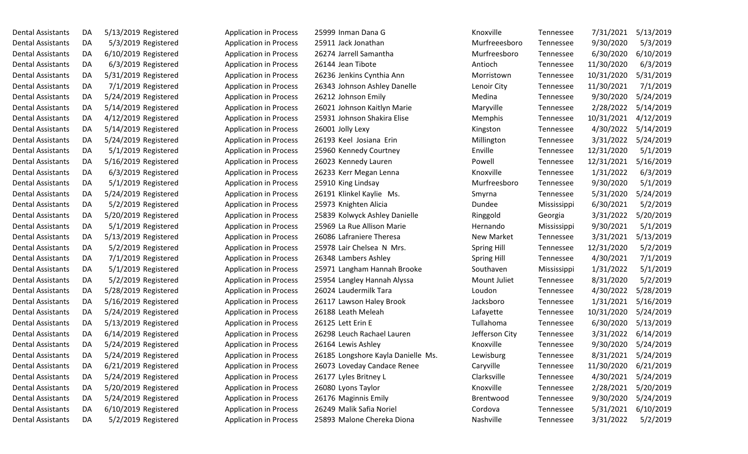| | | | | | | | | | | | |
|---|---|---|---|---|---|---|---|---|---|---|---|
| Dental Assistants | DA | 5/13/2019 | Registered | Application in Process | 25999 | Inman Dana G | Knoxville | Tennessee | 7/31/2021 | 5/13/2019 |
| Dental Assistants | DA | 5/3/2019 | Registered | Application in Process | 25911 | Jack Jonathan | Murfreeesboro | Tennessee | 9/30/2020 | 5/3/2019 |
| Dental Assistants | DA | 6/10/2019 | Registered | Application in Process | 26274 | Jarrell Samantha | Murfreesboro | Tennessee | 6/30/2020 | 6/10/2019 |
| Dental Assistants | DA | 6/3/2019 | Registered | Application in Process | 26144 | Jean Tibote | Antioch | Tennessee | 11/30/2020 | 6/3/2019 |
| Dental Assistants | DA | 5/31/2019 | Registered | Application in Process | 26236 | Jenkins Cynthia Ann | Morristown | Tennessee | 10/31/2020 | 5/31/2019 |
| Dental Assistants | DA | 7/1/2019 | Registered | Application in Process | 26343 | Johnson Ashley Danelle | Lenoir City | Tennessee | 11/30/2021 | 7/1/2019 |
| Dental Assistants | DA | 5/24/2019 | Registered | Application in Process | 26212 | Johnson Emily | Medina | Tennessee | 9/30/2020 | 5/24/2019 |
| Dental Assistants | DA | 5/14/2019 | Registered | Application in Process | 26021 | Johnson Kaitlyn Marie | Maryville | Tennessee | 2/28/2022 | 5/14/2019 |
| Dental Assistants | DA | 4/12/2019 | Registered | Application in Process | 25931 | Johnson Shakira Elise | Memphis | Tennessee | 10/31/2021 | 4/12/2019 |
| Dental Assistants | DA | 5/14/2019 | Registered | Application in Process | 26001 | Jolly Lexy | Kingston | Tennessee | 4/30/2022 | 5/14/2019 |
| Dental Assistants | DA | 5/24/2019 | Registered | Application in Process | 26193 | Keel Josiana Erin | Millington | Tennessee | 3/31/2022 | 5/24/2019 |
| Dental Assistants | DA | 5/1/2019 | Registered | Application in Process | 25960 | Kennedy Courtney | Enville | Tennessee | 12/31/2020 | 5/1/2019 |
| Dental Assistants | DA | 5/16/2019 | Registered | Application in Process | 26023 | Kennedy Lauren | Powell | Tennessee | 12/31/2021 | 5/16/2019 |
| Dental Assistants | DA | 6/3/2019 | Registered | Application in Process | 26233 | Kerr Megan Lenna | Knoxville | Tennessee | 1/31/2022 | 6/3/2019 |
| Dental Assistants | DA | 5/1/2019 | Registered | Application in Process | 25910 | King Lindsay | Murfreesboro | Tennessee | 9/30/2020 | 5/1/2019 |
| Dental Assistants | DA | 5/24/2019 | Registered | Application in Process | 26191 | Klinkel Kaylie Ms. | Smyrna | Tennessee | 5/31/2020 | 5/24/2019 |
| Dental Assistants | DA | 5/2/2019 | Registered | Application in Process | 25973 | Knighten Alicia | Dundee | Mississippi | 6/30/2021 | 5/2/2019 |
| Dental Assistants | DA | 5/20/2019 | Registered | Application in Process | 25839 | Kolwyck Ashley Danielle | Ringgold | Georgia | 3/31/2022 | 5/20/2019 |
| Dental Assistants | DA | 5/1/2019 | Registered | Application in Process | 25969 | La Rue Allison Marie | Hernando | Mississippi | 9/30/2021 | 5/1/2019 |
| Dental Assistants | DA | 5/13/2019 | Registered | Application in Process | 26086 | Lafraniere Theresa | New Market | Tennessee | 3/31/2021 | 5/13/2019 |
| Dental Assistants | DA | 5/2/2019 | Registered | Application in Process | 25978 | Lair Chelsea N Mrs. | Spring Hill | Tennessee | 12/31/2020 | 5/2/2019 |
| Dental Assistants | DA | 7/1/2019 | Registered | Application in Process | 26348 | Lambers Ashley | Spring Hill | Tennessee | 4/30/2021 | 7/1/2019 |
| Dental Assistants | DA | 5/1/2019 | Registered | Application in Process | 25971 | Langham Hannah Brooke | Southaven | Mississippi | 1/31/2022 | 5/1/2019 |
| Dental Assistants | DA | 5/2/2019 | Registered | Application in Process | 25954 | Langley Hannah Alyssa | Mount Juliet | Tennessee | 8/31/2020 | 5/2/2019 |
| Dental Assistants | DA | 5/28/2019 | Registered | Application in Process | 26024 | Laudermilk Tara | Loudon | Tennessee | 4/30/2022 | 5/28/2019 |
| Dental Assistants | DA | 5/16/2019 | Registered | Application in Process | 26117 | Lawson Haley Brook | Jacksboro | Tennessee | 1/31/2021 | 5/16/2019 |
| Dental Assistants | DA | 5/24/2019 | Registered | Application in Process | 26188 | Leath Meleah | Lafayette | Tennessee | 10/31/2020 | 5/24/2019 |
| Dental Assistants | DA | 5/13/2019 | Registered | Application in Process | 26125 | Lett Erin E | Tullahoma | Tennessee | 6/30/2020 | 5/13/2019 |
| Dental Assistants | DA | 6/14/2019 | Registered | Application in Process | 26298 | Leuch Rachael Lauren | Jefferson City | Tennessee | 3/31/2022 | 6/14/2019 |
| Dental Assistants | DA | 5/24/2019 | Registered | Application in Process | 26164 | Lewis Ashley | Knoxville | Tennessee | 9/30/2020 | 5/24/2019 |
| Dental Assistants | DA | 5/24/2019 | Registered | Application in Process | 26185 | Longshore Kayla Danielle Ms. | Lewisburg | Tennessee | 8/31/2021 | 5/24/2019 |
| Dental Assistants | DA | 6/21/2019 | Registered | Application in Process | 26073 | Loveday Candace Renee | Caryville | Tennessee | 11/30/2020 | 6/21/2019 |
| Dental Assistants | DA | 5/24/2019 | Registered | Application in Process | 26177 | Lyles Britney L | Clarksville | Tennessee | 4/30/2021 | 5/24/2019 |
| Dental Assistants | DA | 5/20/2019 | Registered | Application in Process | 26080 | Lyons Taylor | Knoxville | Tennessee | 2/28/2021 | 5/20/2019 |
| Dental Assistants | DA | 5/24/2019 | Registered | Application in Process | 26176 | Maginnis Emily | Brentwood | Tennessee | 9/30/2020 | 5/24/2019 |
| Dental Assistants | DA | 6/10/2019 | Registered | Application in Process | 26249 | Malik Safia Noriel | Cordova | Tennessee | 5/31/2021 | 6/10/2019 |
| Dental Assistants | DA | 5/2/2019 | Registered | Application in Process | 25893 | Malone Chereka Diona | Nashville | Tennessee | 3/31/2022 | 5/2/2019 |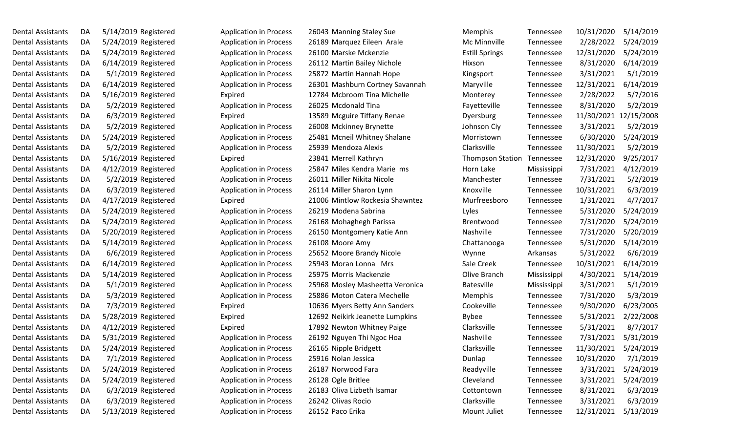| Dental Assistants | DA | 5/14/2019 | Registered | Application in Process | 26043 | Manning Staley Sue | Memphis | Tennessee | 10/31/2020 | 5/14/2019 |
|---|---|---|---|---|---|---|---|---|---|---|
| Dental Assistants | DA | 5/24/2019 | Registered | Application in Process | 26189 | Marquez Eileen Arale | Mc Minnville | Tennessee | 2/28/2022 | 5/24/2019 |
| Dental Assistants | DA | 5/24/2019 | Registered | Application in Process | 26100 | Marske Mckenzie | Estill Springs | Tennessee | 12/31/2020 | 5/24/2019 |
| Dental Assistants | DA | 6/14/2019 | Registered | Application in Process | 26112 | Martin Bailey Nichole | Hixson | Tennessee | 8/31/2020 | 6/14/2019 |
| Dental Assistants | DA | 5/1/2019 | Registered | Application in Process | 25872 | Martin Hannah Hope | Kingsport | Tennessee | 3/31/2021 | 5/1/2019 |
| Dental Assistants | DA | 6/14/2019 | Registered | Application in Process | 26301 | Mashburn Cortney Savannah | Maryville | Tennessee | 12/31/2021 | 6/14/2019 |
| Dental Assistants | DA | 5/16/2019 | Registered | Expired | 12784 | Mcbroom Tina Michelle | Monterey | Tennessee | 2/28/2022 | 5/7/2016 |
| Dental Assistants | DA | 5/2/2019 | Registered | Application in Process | 26025 | Mcdonald Tina | Fayetteville | Tennessee | 8/31/2020 | 5/2/2019 |
| Dental Assistants | DA | 6/3/2019 | Registered | Expired | 13589 | Mcguire Tiffany Renae | Dyersburg | Tennessee | 11/30/2021 | 12/15/2008 |
| Dental Assistants | DA | 5/2/2019 | Registered | Application in Process | 26008 | Mckinney Brynette | Johnson Ciy | Tennessee | 3/31/2021 | 5/2/2019 |
| Dental Assistants | DA | 5/24/2019 | Registered | Application in Process | 25481 | Mcneil Whitney Shalane | Morristown | Tennessee | 6/30/2020 | 5/24/2019 |
| Dental Assistants | DA | 5/2/2019 | Registered | Application in Process | 25939 | Mendoza Alexis | Clarksville | Tennessee | 11/30/2021 | 5/2/2019 |
| Dental Assistants | DA | 5/16/2019 | Registered | Expired | 23841 | Merrell Kathryn | Thompson Station | Tennessee | 12/31/2020 | 9/25/2017 |
| Dental Assistants | DA | 4/12/2019 | Registered | Application in Process | 25847 | Miles Kendra Marie ms | Horn Lake | Mississippi | 7/31/2021 | 4/12/2019 |
| Dental Assistants | DA | 5/2/2019 | Registered | Application in Process | 26011 | Miller Nikita Nicole | Manchester | Tennessee | 7/31/2021 | 5/2/2019 |
| Dental Assistants | DA | 6/3/2019 | Registered | Application in Process | 26114 | Miller Sharon Lynn | Knoxville | Tennessee | 10/31/2021 | 6/3/2019 |
| Dental Assistants | DA | 4/17/2019 | Registered | Expired | 21006 | Mintlow Rockesia Shawntez | Murfreesboro | Tennessee | 1/31/2021 | 4/7/2017 |
| Dental Assistants | DA | 5/24/2019 | Registered | Application in Process | 26219 | Modena Sabrina | Lyles | Tennessee | 5/31/2020 | 5/24/2019 |
| Dental Assistants | DA | 5/24/2019 | Registered | Application in Process | 26168 | Mohaghegh Parissa | Brentwood | Tennessee | 7/31/2020 | 5/24/2019 |
| Dental Assistants | DA | 5/20/2019 | Registered | Application in Process | 26150 | Montgomery Katie Ann | Nashville | Tennessee | 7/31/2020 | 5/20/2019 |
| Dental Assistants | DA | 5/14/2019 | Registered | Application in Process | 26108 | Moore Amy | Chattanooga | Tennessee | 5/31/2020 | 5/14/2019 |
| Dental Assistants | DA | 6/6/2019 | Registered | Application in Process | 25652 | Moore Brandy Nicole | Wynne | Arkansas | 5/31/2022 | 6/6/2019 |
| Dental Assistants | DA | 6/14/2019 | Registered | Application in Process | 25943 | Moran Lonna Mrs | Sale Creek | Tennessee | 10/31/2021 | 6/14/2019 |
| Dental Assistants | DA | 5/14/2019 | Registered | Application in Process | 25975 | Morris Mackenzie | Olive Branch | Mississippi | 4/30/2021 | 5/14/2019 |
| Dental Assistants | DA | 5/1/2019 | Registered | Application in Process | 25968 | Mosley Masheetta Veronica | Batesville | Mississippi | 3/31/2021 | 5/1/2019 |
| Dental Assistants | DA | 5/3/2019 | Registered | Application in Process | 25886 | Moton Catera Mechelle | Memphis | Tennessee | 7/31/2020 | 5/3/2019 |
| Dental Assistants | DA | 7/3/2019 | Registered | Expired | 10636 | Myers Betty Ann Sanders | Cookeville | Tennessee | 9/30/2020 | 6/23/2005 |
| Dental Assistants | DA | 5/28/2019 | Registered | Expired | 12692 | Neikirk Jeanette Lumpkins | Bybee | Tennessee | 5/31/2021 | 2/22/2008 |
| Dental Assistants | DA | 4/12/2019 | Registered | Expired | 17892 | Newton Whitney Paige | Clarksville | Tennessee | 5/31/2021 | 8/7/2017 |
| Dental Assistants | DA | 5/31/2019 | Registered | Application in Process | 26192 | Nguyen Thi Ngoc Hoa | Nashville | Tennessee | 7/31/2021 | 5/31/2019 |
| Dental Assistants | DA | 5/24/2019 | Registered | Application in Process | 26165 | Nipple Bridgett | Clarksville | Tennessee | 11/30/2021 | 5/24/2019 |
| Dental Assistants | DA | 7/1/2019 | Registered | Application in Process | 25916 | Nolan Jessica | Dunlap | Tennessee | 10/31/2020 | 7/1/2019 |
| Dental Assistants | DA | 5/24/2019 | Registered | Application in Process | 26187 | Norwood Fara | Readyville | Tennessee | 3/31/2021 | 5/24/2019 |
| Dental Assistants | DA | 5/24/2019 | Registered | Application in Process | 26128 | Ogle Britlee | Cleveland | Tennessee | 3/31/2021 | 5/24/2019 |
| Dental Assistants | DA | 6/3/2019 | Registered | Application in Process | 26183 | Oliva Lizbeth Isamar | Cottontown | Tennessee | 8/31/2021 | 6/3/2019 |
| Dental Assistants | DA | 6/3/2019 | Registered | Application in Process | 26242 | Olivas Rocio | Clarksville | Tennessee | 3/31/2021 | 6/3/2019 |
| Dental Assistants | DA | 5/13/2019 | Registered | Application in Process | 26152 | Paco Erika | Mount Juliet | Tennessee | 12/31/2021 | 5/13/2019 |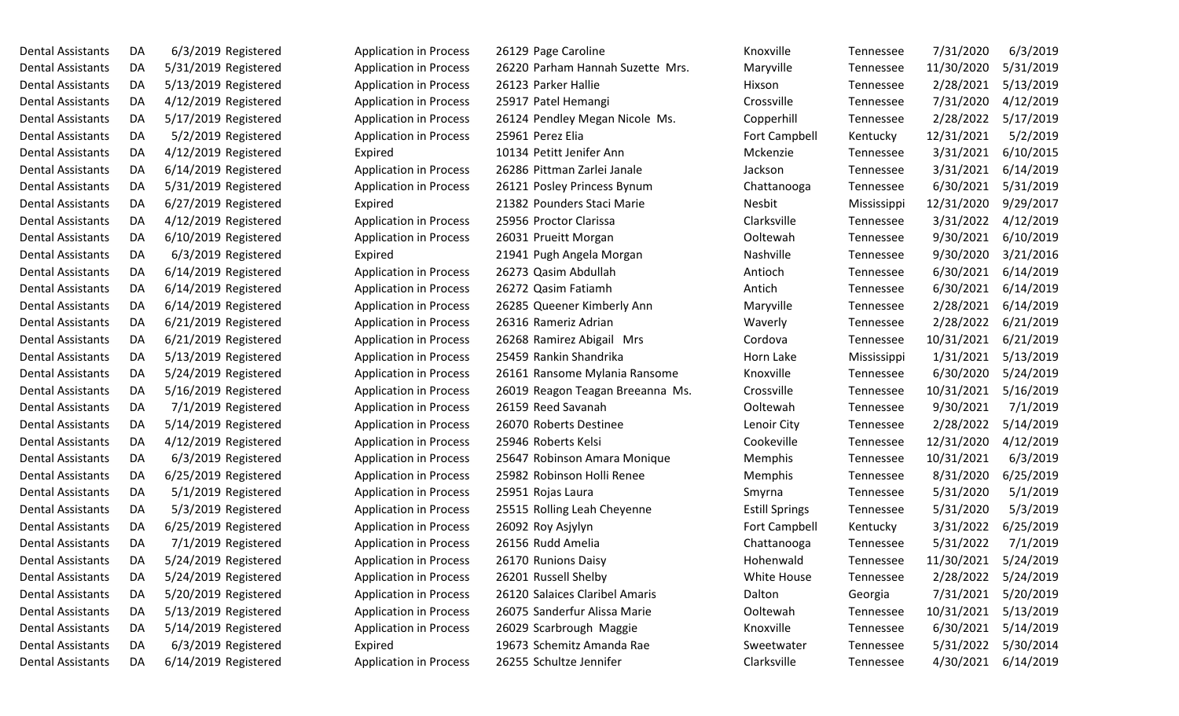| | | | | | | | | | | |
|---|---|---|---|---|---|---|---|---|---|---|
| Dental Assistants | DA | 6/3/2019 | Registered | Application in Process | 26129 | Page Caroline | Knoxville | Tennessee | 7/31/2020 | 6/3/2019 |
| Dental Assistants | DA | 5/31/2019 | Registered | Application in Process | 26220 | Parham Hannah Suzette Mrs. | Maryville | Tennessee | 11/30/2020 | 5/31/2019 |
| Dental Assistants | DA | 5/13/2019 | Registered | Application in Process | 26123 | Parker Hallie | Hixson | Tennessee | 2/28/2021 | 5/13/2019 |
| Dental Assistants | DA | 4/12/2019 | Registered | Application in Process | 25917 | Patel Hemangi | Crossville | Tennessee | 7/31/2020 | 4/12/2019 |
| Dental Assistants | DA | 5/17/2019 | Registered | Application in Process | 26124 | Pendley Megan Nicole Ms. | Copperhill | Tennessee | 2/28/2022 | 5/17/2019 |
| Dental Assistants | DA | 5/2/2019 | Registered | Application in Process | 25961 | Perez Elia | Fort Campbell | Kentucky | 12/31/2021 | 5/2/2019 |
| Dental Assistants | DA | 4/12/2019 | Registered | Expired | 10134 | Petitt Jenifer Ann | Mckenzie | Tennessee | 3/31/2021 | 6/10/2015 |
| Dental Assistants | DA | 6/14/2019 | Registered | Application in Process | 26286 | Pittman Zarlei Janale | Jackson | Tennessee | 3/31/2021 | 6/14/2019 |
| Dental Assistants | DA | 5/31/2019 | Registered | Application in Process | 26121 | Posley Princess Bynum | Chattanooga | Tennessee | 6/30/2021 | 5/31/2019 |
| Dental Assistants | DA | 6/27/2019 | Registered | Expired | 21382 | Pounders Staci Marie | Nesbit | Mississippi | 12/31/2020 | 9/29/2017 |
| Dental Assistants | DA | 4/12/2019 | Registered | Application in Process | 25956 | Proctor Clarissa | Clarksville | Tennessee | 3/31/2022 | 4/12/2019 |
| Dental Assistants | DA | 6/10/2019 | Registered | Application in Process | 26031 | Prueitt Morgan | Ooltewah | Tennessee | 9/30/2021 | 6/10/2019 |
| Dental Assistants | DA | 6/3/2019 | Registered | Expired | 21941 | Pugh Angela Morgan | Nashville | Tennessee | 9/30/2020 | 3/21/2016 |
| Dental Assistants | DA | 6/14/2019 | Registered | Application in Process | 26273 | Qasim Abdullah | Antioch | Tennessee | 6/30/2021 | 6/14/2019 |
| Dental Assistants | DA | 6/14/2019 | Registered | Application in Process | 26272 | Qasim Fatiamh | Antich | Tennessee | 6/30/2021 | 6/14/2019 |
| Dental Assistants | DA | 6/14/2019 | Registered | Application in Process | 26285 | Queener Kimberly Ann | Maryville | Tennessee | 2/28/2021 | 6/14/2019 |
| Dental Assistants | DA | 6/21/2019 | Registered | Application in Process | 26316 | Rameriz Adrian | Waverly | Tennessee | 2/28/2022 | 6/21/2019 |
| Dental Assistants | DA | 6/21/2019 | Registered | Application in Process | 26268 | Ramirez Abigail Mrs | Cordova | Tennessee | 10/31/2021 | 6/21/2019 |
| Dental Assistants | DA | 5/13/2019 | Registered | Application in Process | 25459 | Rankin Shandrika | Horn Lake | Mississippi | 1/31/2021 | 5/13/2019 |
| Dental Assistants | DA | 5/24/2019 | Registered | Application in Process | 26161 | Ransome Mylania Ransome | Knoxville | Tennessee | 6/30/2020 | 5/24/2019 |
| Dental Assistants | DA | 5/16/2019 | Registered | Application in Process | 26019 | Reagon Teagan Breeanna Ms. | Crossville | Tennessee | 10/31/2021 | 5/16/2019 |
| Dental Assistants | DA | 7/1/2019 | Registered | Application in Process | 26159 | Reed Savanah | Ooltewah | Tennessee | 9/30/2021 | 7/1/2019 |
| Dental Assistants | DA | 5/14/2019 | Registered | Application in Process | 26070 | Roberts Destinee | Lenoir City | Tennessee | 2/28/2022 | 5/14/2019 |
| Dental Assistants | DA | 4/12/2019 | Registered | Application in Process | 25946 | Roberts Kelsi | Cookeville | Tennessee | 12/31/2020 | 4/12/2019 |
| Dental Assistants | DA | 6/3/2019 | Registered | Application in Process | 25647 | Robinson Amara Monique | Memphis | Tennessee | 10/31/2021 | 6/3/2019 |
| Dental Assistants | DA | 6/25/2019 | Registered | Application in Process | 25982 | Robinson Holli Renee | Memphis | Tennessee | 8/31/2020 | 6/25/2019 |
| Dental Assistants | DA | 5/1/2019 | Registered | Application in Process | 25951 | Rojas Laura | Smyrna | Tennessee | 5/31/2020 | 5/1/2019 |
| Dental Assistants | DA | 5/3/2019 | Registered | Application in Process | 25515 | Rolling Leah Cheyenne | Estill Springs | Tennessee | 5/31/2020 | 5/3/2019 |
| Dental Assistants | DA | 6/25/2019 | Registered | Application in Process | 26092 | Roy Asjylyn | Fort Campbell | Kentucky | 3/31/2022 | 6/25/2019 |
| Dental Assistants | DA | 7/1/2019 | Registered | Application in Process | 26156 | Rudd Amelia | Chattanooga | Tennessee | 5/31/2022 | 7/1/2019 |
| Dental Assistants | DA | 5/24/2019 | Registered | Application in Process | 26170 | Runions Daisy | Hohenwald | Tennessee | 11/30/2021 | 5/24/2019 |
| Dental Assistants | DA | 5/24/2019 | Registered | Application in Process | 26201 | Russell Shelby | White House | Tennessee | 2/28/2022 | 5/24/2019 |
| Dental Assistants | DA | 5/20/2019 | Registered | Application in Process | 26120 | Salaices Claribel Amaris | Dalton | Georgia | 7/31/2021 | 5/20/2019 |
| Dental Assistants | DA | 5/13/2019 | Registered | Application in Process | 26075 | Sanderfur Alissa Marie | Ooltewah | Tennessee | 10/31/2021 | 5/13/2019 |
| Dental Assistants | DA | 5/14/2019 | Registered | Application in Process | 26029 | Scarbrough Maggie | Knoxville | Tennessee | 6/30/2021 | 5/14/2019 |
| Dental Assistants | DA | 6/3/2019 | Registered | Expired | 19673 | Schemitz Amanda Rae | Sweetwater | Tennessee | 5/31/2022 | 5/30/2014 |
| Dental Assistants | DA | 6/14/2019 | Registered | Application in Process | 26255 | Schultze Jennifer | Clarksville | Tennessee | 4/30/2021 | 6/14/2019 |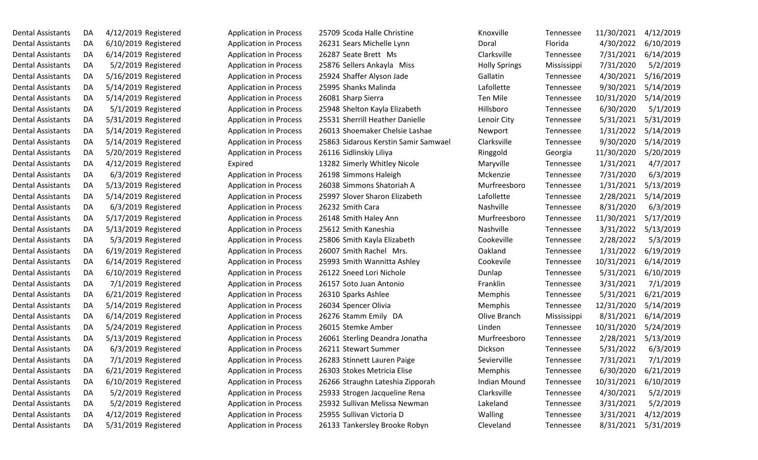| | | | | | | | | | | |
|---|---|---|---|---|---|---|---|---|---|---|
| Dental Assistants | DA | 4/12/2019 | Registered | Application in Process | 25709 | Scoda Halle Christine | Knoxville | Tennessee | 11/30/2021 | 4/12/2019 |
| Dental Assistants | DA | 6/10/2019 | Registered | Application in Process | 26231 | Sears Michelle Lynn | Doral | Florida | 4/30/2022 | 6/10/2019 |
| Dental Assistants | DA | 6/14/2019 | Registered | Application in Process | 26287 | Seate Brett Ms | Clarksville | Tennessee | 7/31/2021 | 6/14/2019 |
| Dental Assistants | DA | 5/2/2019 | Registered | Application in Process | 25876 | Sellers Ankayla Miss | Holly Springs | Mississippi | 7/31/2020 | 5/2/2019 |
| Dental Assistants | DA | 5/16/2019 | Registered | Application in Process | 25924 | Shaffer Alyson Jade | Gallatin | Tennessee | 4/30/2021 | 5/16/2019 |
| Dental Assistants | DA | 5/14/2019 | Registered | Application in Process | 25995 | Shanks Malinda | Lafollette | Tennessee | 9/30/2021 | 5/14/2019 |
| Dental Assistants | DA | 5/14/2019 | Registered | Application in Process | 26081 | Sharp Sierra | Ten Mile | Tennessee | 10/31/2020 | 5/14/2019 |
| Dental Assistants | DA | 5/1/2019 | Registered | Application in Process | 25948 | Shelton Kayla Elizabeth | Hillsboro | Tennessee | 6/30/2020 | 5/1/2019 |
| Dental Assistants | DA | 5/31/2019 | Registered | Application in Process | 25531 | Sherrill Heather Danielle | Lenoir City | Tennessee | 5/31/2021 | 5/31/2019 |
| Dental Assistants | DA | 5/14/2019 | Registered | Application in Process | 26013 | Shoemaker Chelsie Lashae | Newport | Tennessee | 1/31/2022 | 5/14/2019 |
| Dental Assistants | DA | 5/14/2019 | Registered | Application in Process | 25863 | Sidarous Kerstin Samir Samwael | Clarksville | Tennessee | 9/30/2020 | 5/14/2019 |
| Dental Assistants | DA | 5/20/2019 | Registered | Application in Process | 26116 | Sidlinskiy Liliya | Ringgold | Georgia | 11/30/2020 | 5/20/2019 |
| Dental Assistants | DA | 4/12/2019 | Registered | Expired | 13282 | Simerly Whitley Nicole | Maryville | Tennessee | 1/31/2021 | 4/7/2017 |
| Dental Assistants | DA | 6/3/2019 | Registered | Application in Process | 26198 | Simmons Haleigh | Mckenzie | Tennessee | 7/31/2020 | 6/3/2019 |
| Dental Assistants | DA | 5/13/2019 | Registered | Application in Process | 26038 | Simmons Shatoriah A | Murfreesboro | Tennessee | 1/31/2021 | 5/13/2019 |
| Dental Assistants | DA | 5/14/2019 | Registered | Application in Process | 25997 | Slover Sharon Elizabeth | Lafollette | Tennessee | 2/28/2021 | 5/14/2019 |
| Dental Assistants | DA | 6/3/2019 | Registered | Application in Process | 26232 | Smith Cara | Nashville | Tennessee | 8/31/2020 | 6/3/2019 |
| Dental Assistants | DA | 5/17/2019 | Registered | Application in Process | 26148 | Smith Haley Ann | Murfreesboro | Tennessee | 11/30/2021 | 5/17/2019 |
| Dental Assistants | DA | 5/13/2019 | Registered | Application in Process | 25612 | Smith Kaneshia | Nashville | Tennessee | 3/31/2022 | 5/13/2019 |
| Dental Assistants | DA | 5/3/2019 | Registered | Application in Process | 25806 | Smith Kayla Elizabeth | Cookeville | Tennessee | 2/28/2022 | 5/3/2019 |
| Dental Assistants | DA | 6/19/2019 | Registered | Application in Process | 26007 | Smith Rachel Mrs. | Oakland | Tennessee | 1/31/2022 | 6/19/2019 |
| Dental Assistants | DA | 6/14/2019 | Registered | Application in Process | 25993 | Smith Wannitta Ashley | Cookevile | Tennessee | 10/31/2021 | 6/14/2019 |
| Dental Assistants | DA | 6/10/2019 | Registered | Application in Process | 26122 | Sneed Lori Nichole | Dunlap | Tennessee | 5/31/2021 | 6/10/2019 |
| Dental Assistants | DA | 7/1/2019 | Registered | Application in Process | 26157 | Soto Juan Antonio | Franklin | Tennessee | 3/31/2021 | 7/1/2019 |
| Dental Assistants | DA | 6/21/2019 | Registered | Application in Process | 26310 | Sparks Ashlee | Memphis | Tennessee | 5/31/2021 | 6/21/2019 |
| Dental Assistants | DA | 5/14/2019 | Registered | Application in Process | 26034 | Spencer Olivia | Memphis | Tennessee | 12/31/2020 | 5/14/2019 |
| Dental Assistants | DA | 6/14/2019 | Registered | Application in Process | 26276 | Stamm Emily DA | Olive Branch | Mississippi | 8/31/2021 | 6/14/2019 |
| Dental Assistants | DA | 5/24/2019 | Registered | Application in Process | 26015 | Stemke Amber | Linden | Tennessee | 10/31/2020 | 5/24/2019 |
| Dental Assistants | DA | 5/13/2019 | Registered | Application in Process | 26061 | Sterling Deandra Jonatha | Murfreesboro | Tennessee | 2/28/2021 | 5/13/2019 |
| Dental Assistants | DA | 6/3/2019 | Registered | Application in Process | 26211 | Stewart Summer | Dickson | Tennessee | 5/31/2022 | 6/3/2019 |
| Dental Assistants | DA | 7/1/2019 | Registered | Application in Process | 26283 | Stinnett Lauren Paige | Sevierville | Tennessee | 7/31/2021 | 7/1/2019 |
| Dental Assistants | DA | 6/21/2019 | Registered | Application in Process | 26303 | Stokes Metricia Elise | Memphis | Tennessee | 6/30/2020 | 6/21/2019 |
| Dental Assistants | DA | 6/10/2019 | Registered | Application in Process | 26266 | Straughn Lateshia Zipporah | Indian Mound | Tennessee | 10/31/2021 | 6/10/2019 |
| Dental Assistants | DA | 5/2/2019 | Registered | Application in Process | 25933 | Strogen Jacqueline Rena | Clarksville | Tennessee | 4/30/2021 | 5/2/2019 |
| Dental Assistants | DA | 5/2/2019 | Registered | Application in Process | 25932 | Sullivan Melissa Newman | Lakeland | Tennessee | 3/31/2021 | 5/2/2019 |
| Dental Assistants | DA | 4/12/2019 | Registered | Application in Process | 25955 | Sullivan Victoria D | Walling | Tennessee | 3/31/2021 | 4/12/2019 |
| Dental Assistants | DA | 5/31/2019 | Registered | Application in Process | 26133 | Tankersley Brooke Robyn | Cleveland | Tennessee | 8/31/2021 | 5/31/2019 |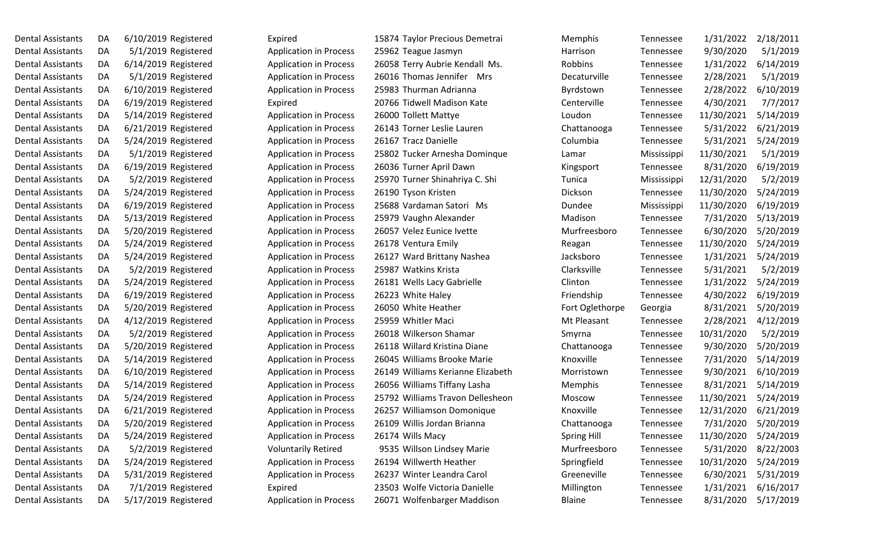| | | | | | | | | | | |
|---|---|---|---|---|---|---|---|---|---|---|
| Dental Assistants | DA | 6/10/2019 | Registered | Expired | 15874 | Taylor Precious Demetrai | Memphis | Tennessee | 1/31/2022 | 2/18/2011 |
| Dental Assistants | DA | 5/1/2019 | Registered | Application in Process | 25962 | Teague Jasmyn | Harrison | Tennessee | 9/30/2020 | 5/1/2019 |
| Dental Assistants | DA | 6/14/2019 | Registered | Application in Process | 26058 | Terry Aubrie Kendall Ms. | Robbins | Tennessee | 1/31/2022 | 6/14/2019 |
| Dental Assistants | DA | 5/1/2019 | Registered | Application in Process | 26016 | Thomas Jennifer Mrs | Decaturville | Tennessee | 2/28/2021 | 5/1/2019 |
| Dental Assistants | DA | 6/10/2019 | Registered | Application in Process | 25983 | Thurman Adrianna | Byrdstown | Tennessee | 2/28/2022 | 6/10/2019 |
| Dental Assistants | DA | 6/19/2019 | Registered | Expired | 20766 | Tidwell Madison Kate | Centerville | Tennessee | 4/30/2021 | 7/7/2017 |
| Dental Assistants | DA | 5/14/2019 | Registered | Application in Process | 26000 | Tollett Mattye | Loudon | Tennessee | 11/30/2021 | 5/14/2019 |
| Dental Assistants | DA | 6/21/2019 | Registered | Application in Process | 26143 | Torner Leslie Lauren | Chattanooga | Tennessee | 5/31/2022 | 6/21/2019 |
| Dental Assistants | DA | 5/24/2019 | Registered | Application in Process | 26167 | Tracz Danielle | Columbia | Tennessee | 5/31/2021 | 5/24/2019 |
| Dental Assistants | DA | 5/1/2019 | Registered | Application in Process | 25802 | Tucker Arnesha Dominque | Lamar | Mississippi | 11/30/2021 | 5/1/2019 |
| Dental Assistants | DA | 6/19/2019 | Registered | Application in Process | 26036 | Turner April Dawn | Kingsport | Tennessee | 8/31/2020 | 6/19/2019 |
| Dental Assistants | DA | 5/2/2019 | Registered | Application in Process | 25970 | Turner Shinahriya C. Shi | Tunica | Mississippi | 12/31/2020 | 5/2/2019 |
| Dental Assistants | DA | 5/24/2019 | Registered | Application in Process | 26190 | Tyson Kristen | Dickson | Tennessee | 11/30/2020 | 5/24/2019 |
| Dental Assistants | DA | 6/19/2019 | Registered | Application in Process | 25688 | Vardaman Satori Ms | Dundee | Mississippi | 11/30/2020 | 6/19/2019 |
| Dental Assistants | DA | 5/13/2019 | Registered | Application in Process | 25979 | Vaughn Alexander | Madison | Tennessee | 7/31/2020 | 5/13/2019 |
| Dental Assistants | DA | 5/20/2019 | Registered | Application in Process | 26057 | Velez Eunice Ivette | Murfreesboro | Tennessee | 6/30/2020 | 5/20/2019 |
| Dental Assistants | DA | 5/24/2019 | Registered | Application in Process | 26178 | Ventura Emily | Reagan | Tennessee | 11/30/2020 | 5/24/2019 |
| Dental Assistants | DA | 5/24/2019 | Registered | Application in Process | 26127 | Ward Brittany Nashea | Jacksboro | Tennessee | 1/31/2021 | 5/24/2019 |
| Dental Assistants | DA | 5/2/2019 | Registered | Application in Process | 25987 | Watkins Krista | Clarksville | Tennessee | 5/31/2021 | 5/2/2019 |
| Dental Assistants | DA | 5/24/2019 | Registered | Application in Process | 26181 | Wells Lacy Gabrielle | Clinton | Tennessee | 1/31/2022 | 5/24/2019 |
| Dental Assistants | DA | 6/19/2019 | Registered | Application in Process | 26223 | White Haley | Friendship | Tennessee | 4/30/2022 | 6/19/2019 |
| Dental Assistants | DA | 5/20/2019 | Registered | Application in Process | 26050 | White Heather | Fort Oglethorpe | Georgia | 8/31/2021 | 5/20/2019 |
| Dental Assistants | DA | 4/12/2019 | Registered | Application in Process | 25959 | Whitler Maci | Mt Pleasant | Tennessee | 2/28/2021 | 4/12/2019 |
| Dental Assistants | DA | 5/2/2019 | Registered | Application in Process | 26018 | Wilkerson Shamar | Smyrna | Tennessee | 10/31/2020 | 5/2/2019 |
| Dental Assistants | DA | 5/20/2019 | Registered | Application in Process | 26118 | Willard Kristina Diane | Chattanooga | Tennessee | 9/30/2020 | 5/20/2019 |
| Dental Assistants | DA | 5/14/2019 | Registered | Application in Process | 26045 | Williams Brooke Marie | Knoxville | Tennessee | 7/31/2020 | 5/14/2019 |
| Dental Assistants | DA | 6/10/2019 | Registered | Application in Process | 26149 | Williams Kerianne Elizabeth | Morristown | Tennessee | 9/30/2021 | 6/10/2019 |
| Dental Assistants | DA | 5/14/2019 | Registered | Application in Process | 26056 | Williams Tiffany Lasha | Memphis | Tennessee | 8/31/2021 | 5/14/2019 |
| Dental Assistants | DA | 5/24/2019 | Registered | Application in Process | 25792 | Williams Travon Dellesheon | Moscow | Tennessee | 11/30/2021 | 5/24/2019 |
| Dental Assistants | DA | 6/21/2019 | Registered | Application in Process | 26257 | Williamson Domonique | Knoxville | Tennessee | 12/31/2020 | 6/21/2019 |
| Dental Assistants | DA | 5/20/2019 | Registered | Application in Process | 26109 | Willis Jordan Brianna | Chattanooga | Tennessee | 7/31/2020 | 5/20/2019 |
| Dental Assistants | DA | 5/24/2019 | Registered | Application in Process | 26174 | Wills Macy | Spring Hill | Tennessee | 11/30/2020 | 5/24/2019 |
| Dental Assistants | DA | 5/2/2019 | Registered | Voluntarily Retired | 9535 | Willson Lindsey Marie | Murfreesboro | Tennessee | 5/31/2020 | 8/22/2003 |
| Dental Assistants | DA | 5/24/2019 | Registered | Application in Process | 26194 | Willwerth Heather | Springfield | Tennessee | 10/31/2020 | 5/24/2019 |
| Dental Assistants | DA | 5/31/2019 | Registered | Application in Process | 26237 | Winter Leandra Carol | Greeneville | Tennessee | 6/30/2021 | 5/31/2019 |
| Dental Assistants | DA | 7/1/2019 | Registered | Expired | 23503 | Wolfe Victoria Danielle | Millington | Tennessee | 1/31/2021 | 6/16/2017 |
| Dental Assistants | DA | 5/17/2019 | Registered | Application in Process | 26071 | Wolfenbarger Maddison | Blaine | Tennessee | 8/31/2020 | 5/17/2019 |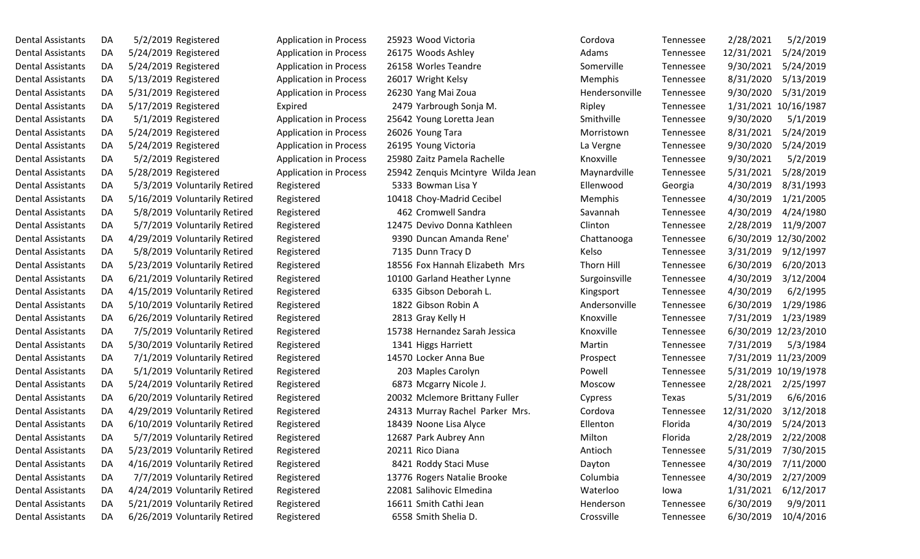| | | | | | | | | | | | |
|---|---|---|---|---|---|---|---|---|---|---|---|
| Dental Assistants | DA | 5/2/2019 | Registered | Application in Process | 25923 | Wood Victoria | Cordova | Tennessee | 2/28/2021 | 5/2/2019 |
| Dental Assistants | DA | 5/24/2019 | Registered | Application in Process | 26175 | Woods Ashley | Adams | Tennessee | 12/31/2021 | 5/24/2019 |
| Dental Assistants | DA | 5/24/2019 | Registered | Application in Process | 26158 | Worles Teandre | Somerville | Tennessee | 9/30/2021 | 5/24/2019 |
| Dental Assistants | DA | 5/13/2019 | Registered | Application in Process | 26017 | Wright Kelsy | Memphis | Tennessee | 8/31/2020 | 5/13/2019 |
| Dental Assistants | DA | 5/31/2019 | Registered | Application in Process | 26230 | Yang Mai Zoua | Hendersonville | Tennessee | 9/30/2020 | 5/31/2019 |
| Dental Assistants | DA | 5/17/2019 | Registered | Expired | 2479 | Yarbrough Sonja M. | Ripley | Tennessee | 1/31/2021 | 10/16/1987 |
| Dental Assistants | DA | 5/1/2019 | Registered | Application in Process | 25642 | Young Loretta Jean | Smithville | Tennessee | 9/30/2020 | 5/1/2019 |
| Dental Assistants | DA | 5/24/2019 | Registered | Application in Process | 26026 | Young Tara | Morristown | Tennessee | 8/31/2021 | 5/24/2019 |
| Dental Assistants | DA | 5/24/2019 | Registered | Application in Process | 26195 | Young Victoria | La Vergne | Tennessee | 9/30/2020 | 5/24/2019 |
| Dental Assistants | DA | 5/2/2019 | Registered | Application in Process | 25980 | Zaitz Pamela Rachelle | Knoxville | Tennessee | 9/30/2021 | 5/2/2019 |
| Dental Assistants | DA | 5/28/2019 | Registered | Application in Process | 25942 | Zenquis Mcintyre Wilda Jean | Maynardville | Tennessee | 5/31/2021 | 5/28/2019 |
| Dental Assistants | DA | 5/3/2019 | Voluntarily Retired | Registered | 5333 | Bowman Lisa Y | Ellenwood | Georgia | 4/30/2019 | 8/31/1993 |
| Dental Assistants | DA | 5/16/2019 | Voluntarily Retired | Registered | 10418 | Choy-Madrid Cecibel | Memphis | Tennessee | 4/30/2019 | 1/21/2005 |
| Dental Assistants | DA | 5/8/2019 | Voluntarily Retired | Registered | 462 | Cromwell Sandra | Savannah | Tennessee | 4/30/2019 | 4/24/1980 |
| Dental Assistants | DA | 5/7/2019 | Voluntarily Retired | Registered | 12475 | Devivo Donna Kathleen | Clinton | Tennessee | 2/28/2019 | 11/9/2007 |
| Dental Assistants | DA | 4/29/2019 | Voluntarily Retired | Registered | 9390 | Duncan Amanda Rene' | Chattanooga | Tennessee | 6/30/2019 | 12/30/2002 |
| Dental Assistants | DA | 5/8/2019 | Voluntarily Retired | Registered | 7135 | Dunn Tracy D | Kelso | Tennessee | 3/31/2019 | 9/12/1997 |
| Dental Assistants | DA | 5/23/2019 | Voluntarily Retired | Registered | 18556 | Fox Hannah Elizabeth Mrs | Thorn Hill | Tennessee | 6/30/2019 | 6/20/2013 |
| Dental Assistants | DA | 6/21/2019 | Voluntarily Retired | Registered | 10100 | Garland Heather Lynne | Surgoinsville | Tennessee | 4/30/2019 | 3/12/2004 |
| Dental Assistants | DA | 4/15/2019 | Voluntarily Retired | Registered | 6335 | Gibson Deborah L. | Kingsport | Tennessee | 4/30/2019 | 6/2/1995 |
| Dental Assistants | DA | 5/10/2019 | Voluntarily Retired | Registered | 1822 | Gibson Robin A | Andersonville | Tennessee | 6/30/2019 | 1/29/1986 |
| Dental Assistants | DA | 6/26/2019 | Voluntarily Retired | Registered | 2813 | Gray Kelly H | Knoxville | Tennessee | 7/31/2019 | 1/23/1989 |
| Dental Assistants | DA | 7/5/2019 | Voluntarily Retired | Registered | 15738 | Hernandez Sarah Jessica | Knoxville | Tennessee | 6/30/2019 | 12/23/2010 |
| Dental Assistants | DA | 5/30/2019 | Voluntarily Retired | Registered | 1341 | Higgs Harriett | Martin | Tennessee | 7/31/2019 | 5/3/1984 |
| Dental Assistants | DA | 7/1/2019 | Voluntarily Retired | Registered | 14570 | Locker Anna Bue | Prospect | Tennessee | 7/31/2019 | 11/23/2009 |
| Dental Assistants | DA | 5/1/2019 | Voluntarily Retired | Registered | 203 | Maples Carolyn | Powell | Tennessee | 5/31/2019 | 10/19/1978 |
| Dental Assistants | DA | 5/24/2019 | Voluntarily Retired | Registered | 6873 | Mcgarry Nicole J. | Moscow | Tennessee | 2/28/2021 | 2/25/1997 |
| Dental Assistants | DA | 6/20/2019 | Voluntarily Retired | Registered | 20032 | Mclemore Brittany Fuller | Cypress | Texas | 5/31/2019 | 6/6/2016 |
| Dental Assistants | DA | 4/29/2019 | Voluntarily Retired | Registered | 24313 | Murray Rachel Parker Mrs. | Cordova | Tennessee | 12/31/2020 | 3/12/2018 |
| Dental Assistants | DA | 6/10/2019 | Voluntarily Retired | Registered | 18439 | Noone Lisa Alyce | Ellenton | Florida | 4/30/2019 | 5/24/2013 |
| Dental Assistants | DA | 5/7/2019 | Voluntarily Retired | Registered | 12687 | Park Aubrey Ann | Milton | Florida | 2/28/2019 | 2/22/2008 |
| Dental Assistants | DA | 5/23/2019 | Voluntarily Retired | Registered | 20211 | Rico Diana | Antioch | Tennessee | 5/31/2019 | 7/30/2015 |
| Dental Assistants | DA | 4/16/2019 | Voluntarily Retired | Registered | 8421 | Roddy Staci Muse | Dayton | Tennessee | 4/30/2019 | 7/11/2000 |
| Dental Assistants | DA | 7/7/2019 | Voluntarily Retired | Registered | 13776 | Rogers Natalie Brooke | Columbia | Tennessee | 4/30/2019 | 2/27/2009 |
| Dental Assistants | DA | 4/24/2019 | Voluntarily Retired | Registered | 22081 | Salihovic Elmedina | Waterloo | Iowa | 1/31/2021 | 6/12/2017 |
| Dental Assistants | DA | 5/21/2019 | Voluntarily Retired | Registered | 16611 | Smith Cathi Jean | Henderson | Tennessee | 6/30/2019 | 9/9/2011 |
| Dental Assistants | DA | 6/26/2019 | Voluntarily Retired | Registered | 6558 | Smith Shelia D. | Crossville | Tennessee | 6/30/2019 | 10/4/2016 |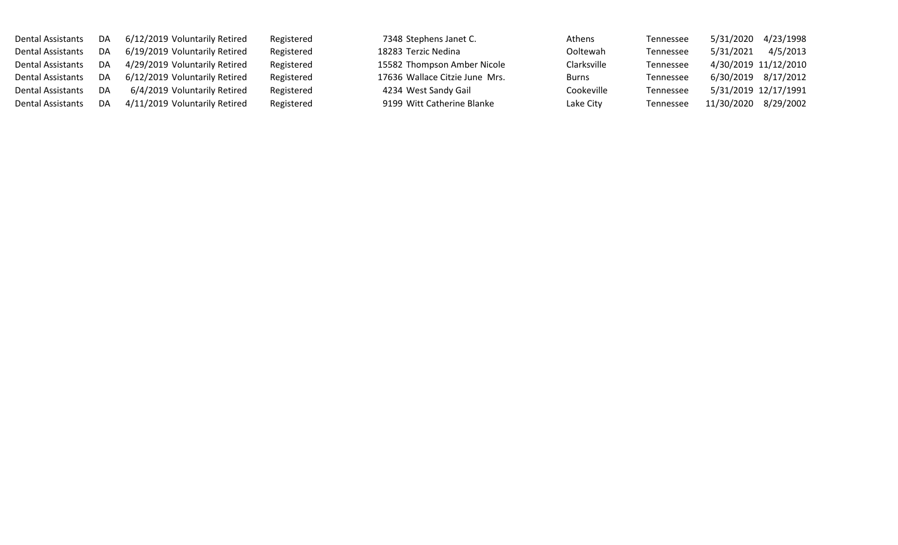| | | | | | | | | | | |
|---|---|---|---|---|---|---|---|---|---|---|
| Dental Assistants | DA | 6/12/2019 | Voluntarily Retired | Registered | 7348 | Stephens Janet C. | Athens | Tennessee | 5/31/2020 | 4/23/1998 |
| Dental Assistants | DA | 6/19/2019 | Voluntarily Retired | Registered | 18283 | Terzic Nedina | Ooltewah | Tennessee | 5/31/2021 | 4/5/2013 |
| Dental Assistants | DA | 4/29/2019 | Voluntarily Retired | Registered | 15582 | Thompson Amber Nicole | Clarksville | Tennessee | 4/30/2019 | 11/12/2010 |
| Dental Assistants | DA | 6/12/2019 | Voluntarily Retired | Registered | 17636 | Wallace Citzie June Mrs. | Burns | Tennessee | 6/30/2019 | 8/17/2012 |
| Dental Assistants | DA | 6/4/2019 | Voluntarily Retired | Registered | 4234 | West Sandy Gail | Cookeville | Tennessee | 5/31/2019 | 12/17/1991 |
| Dental Assistants | DA | 4/11/2019 | Voluntarily Retired | Registered | 9199 | Witt Catherine Blanke | Lake City | Tennessee | 11/30/2020 | 8/29/2002 |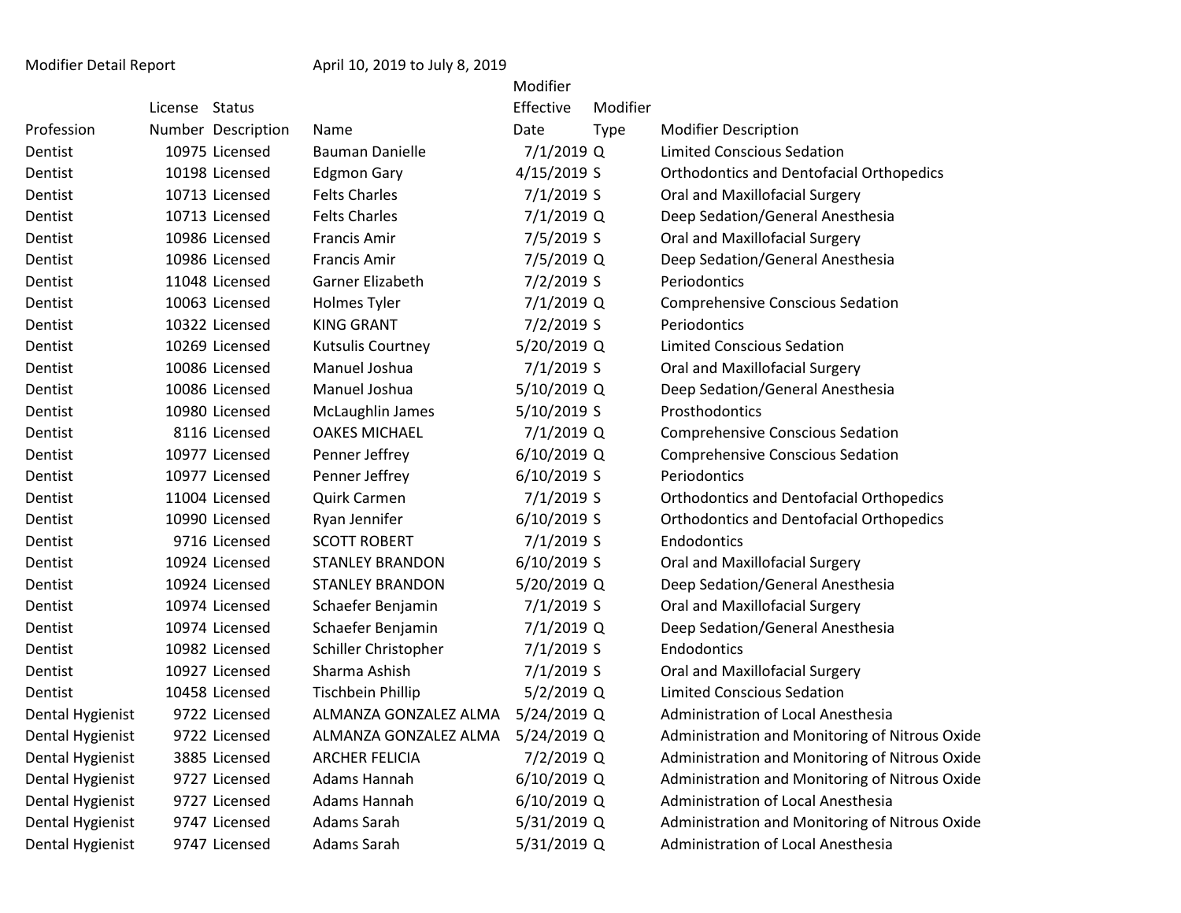Modifier Detail Report April 10, 2019 to July 8, 2019

| Profession | License Number | Status Description | Name | Modifier Effective Date | Modifier Type | Modifier Description |
|---|---|---|---|---|---|---|
| Dentist | 10975 | Licensed | Bauman Danielle | 7/1/2019 | Q | Limited Conscious Sedation |
| Dentist | 10198 | Licensed | Edgmon Gary | 4/15/2019 | S | Orthodontics and Dentofacial Orthopedics |
| Dentist | 10713 | Licensed | Felts Charles | 7/1/2019 | S | Oral and Maxillofacial Surgery |
| Dentist | 10713 | Licensed | Felts Charles | 7/1/2019 | Q | Deep Sedation/General Anesthesia |
| Dentist | 10986 | Licensed | Francis Amir | 7/5/2019 | S | Oral and Maxillofacial Surgery |
| Dentist | 10986 | Licensed | Francis Amir | 7/5/2019 | Q | Deep Sedation/General Anesthesia |
| Dentist | 11048 | Licensed | Garner Elizabeth | 7/2/2019 | S | Periodontics |
| Dentist | 10063 | Licensed | Holmes Tyler | 7/1/2019 | Q | Comprehensive Conscious Sedation |
| Dentist | 10322 | Licensed | KING GRANT | 7/2/2019 | S | Periodontics |
| Dentist | 10269 | Licensed | Kutsulis Courtney | 5/20/2019 | Q | Limited Conscious Sedation |
| Dentist | 10086 | Licensed | Manuel Joshua | 7/1/2019 | S | Oral and Maxillofacial Surgery |
| Dentist | 10086 | Licensed | Manuel Joshua | 5/10/2019 | Q | Deep Sedation/General Anesthesia |
| Dentist | 10980 | Licensed | McLaughlin James | 5/10/2019 | S | Prosthodontics |
| Dentist | 8116 | Licensed | OAKES MICHAEL | 7/1/2019 | Q | Comprehensive Conscious Sedation |
| Dentist | 10977 | Licensed | Penner Jeffrey | 6/10/2019 | Q | Comprehensive Conscious Sedation |
| Dentist | 10977 | Licensed | Penner Jeffrey | 6/10/2019 | S | Periodontics |
| Dentist | 11004 | Licensed | Quirk Carmen | 7/1/2019 | S | Orthodontics and Dentofacial Orthopedics |
| Dentist | 10990 | Licensed | Ryan Jennifer | 6/10/2019 | S | Orthodontics and Dentofacial Orthopedics |
| Dentist | 9716 | Licensed | SCOTT ROBERT | 7/1/2019 | S | Endodontics |
| Dentist | 10924 | Licensed | STANLEY BRANDON | 6/10/2019 | S | Oral and Maxillofacial Surgery |
| Dentist | 10924 | Licensed | STANLEY BRANDON | 5/20/2019 | Q | Deep Sedation/General Anesthesia |
| Dentist | 10974 | Licensed | Schaefer Benjamin | 7/1/2019 | S | Oral and Maxillofacial Surgery |
| Dentist | 10974 | Licensed | Schaefer Benjamin | 7/1/2019 | Q | Deep Sedation/General Anesthesia |
| Dentist | 10982 | Licensed | Schiller Christopher | 7/1/2019 | S | Endodontics |
| Dentist | 10927 | Licensed | Sharma Ashish | 7/1/2019 | S | Oral and Maxillofacial Surgery |
| Dentist | 10458 | Licensed | Tischbein Phillip | 5/2/2019 | Q | Limited Conscious Sedation |
| Dental Hygienist | 9722 | Licensed | ALMANZA GONZALEZ ALMA | 5/24/2019 | Q | Administration of Local Anesthesia |
| Dental Hygienist | 9722 | Licensed | ALMANZA GONZALEZ ALMA | 5/24/2019 | Q | Administration and Monitoring of Nitrous Oxide |
| Dental Hygienist | 3885 | Licensed | ARCHER FELICIA | 7/2/2019 | Q | Administration and Monitoring of Nitrous Oxide |
| Dental Hygienist | 9727 | Licensed | Adams Hannah | 6/10/2019 | Q | Administration and Monitoring of Nitrous Oxide |
| Dental Hygienist | 9727 | Licensed | Adams Hannah | 6/10/2019 | Q | Administration of Local Anesthesia |
| Dental Hygienist | 9747 | Licensed | Adams Sarah | 5/31/2019 | Q | Administration and Monitoring of Nitrous Oxide |
| Dental Hygienist | 9747 | Licensed | Adams Sarah | 5/31/2019 | Q | Administration of Local Anesthesia |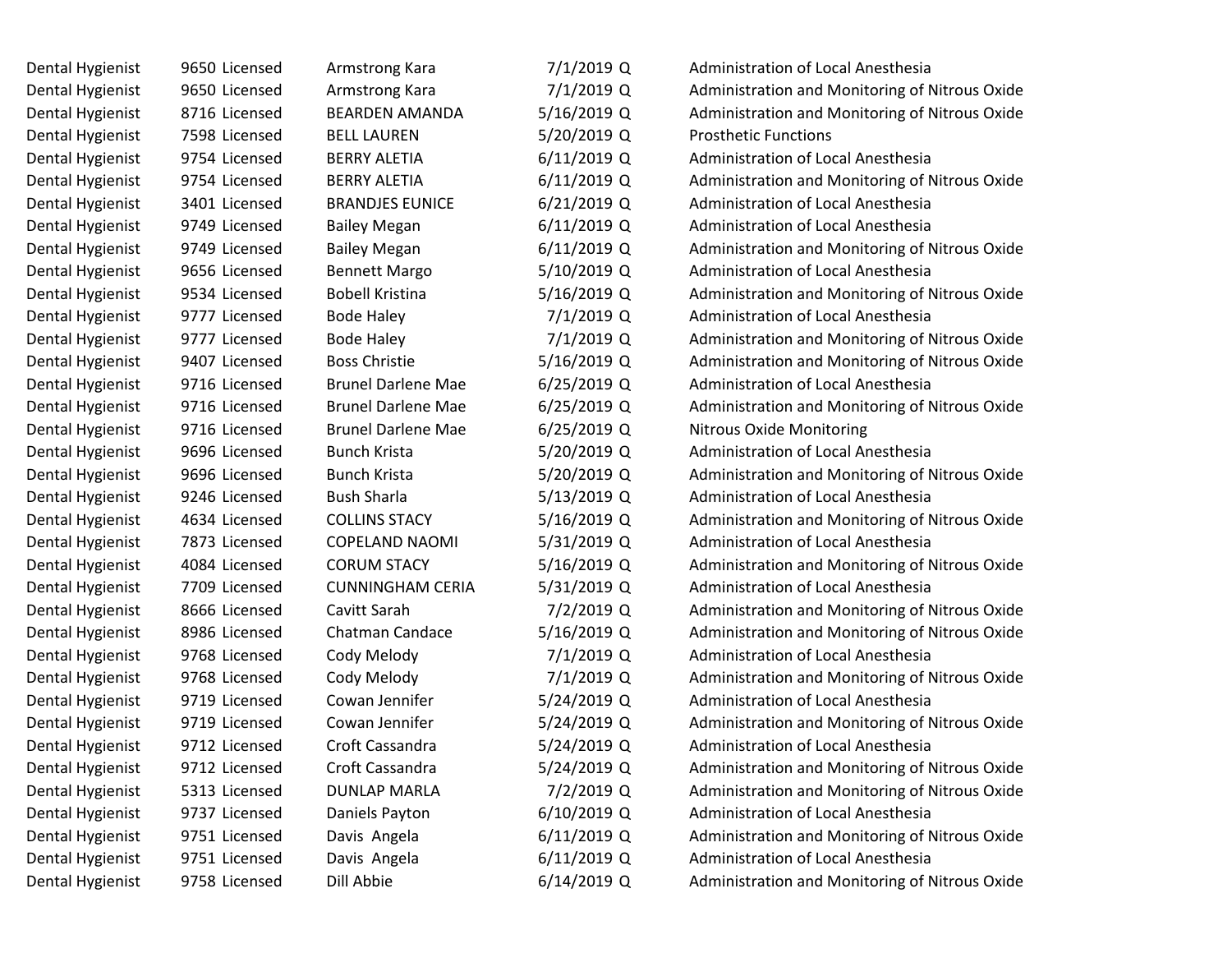| | | | | | | |
|---|---|---|---|---|---|---|
| Dental Hygienist | 9650 | Licensed | Armstrong Kara | 7/1/2019 | Q | Administration of Local Anesthesia |
| Dental Hygienist | 9650 | Licensed | Armstrong Kara | 7/1/2019 | Q | Administration and Monitoring of Nitrous Oxide |
| Dental Hygienist | 8716 | Licensed | BEARDEN AMANDA | 5/16/2019 | Q | Administration and Monitoring of Nitrous Oxide |
| Dental Hygienist | 7598 | Licensed | BELL LAUREN | 5/20/2019 | Q | Prosthetic Functions |
| Dental Hygienist | 9754 | Licensed | BERRY ALETIA | 6/11/2019 | Q | Administration of Local Anesthesia |
| Dental Hygienist | 9754 | Licensed | BERRY ALETIA | 6/11/2019 | Q | Administration and Monitoring of Nitrous Oxide |
| Dental Hygienist | 3401 | Licensed | BRANDJES EUNICE | 6/21/2019 | Q | Administration of Local Anesthesia |
| Dental Hygienist | 9749 | Licensed | Bailey Megan | 6/11/2019 | Q | Administration of Local Anesthesia |
| Dental Hygienist | 9749 | Licensed | Bailey Megan | 6/11/2019 | Q | Administration and Monitoring of Nitrous Oxide |
| Dental Hygienist | 9656 | Licensed | Bennett Margo | 5/10/2019 | Q | Administration of Local Anesthesia |
| Dental Hygienist | 9534 | Licensed | Bobell Kristina | 5/16/2019 | Q | Administration and Monitoring of Nitrous Oxide |
| Dental Hygienist | 9777 | Licensed | Bode Haley | 7/1/2019 | Q | Administration of Local Anesthesia |
| Dental Hygienist | 9777 | Licensed | Bode Haley | 7/1/2019 | Q | Administration and Monitoring of Nitrous Oxide |
| Dental Hygienist | 9407 | Licensed | Boss Christie | 5/16/2019 | Q | Administration and Monitoring of Nitrous Oxide |
| Dental Hygienist | 9716 | Licensed | Brunel Darlene Mae | 6/25/2019 | Q | Administration of Local Anesthesia |
| Dental Hygienist | 9716 | Licensed | Brunel Darlene Mae | 6/25/2019 | Q | Administration and Monitoring of Nitrous Oxide |
| Dental Hygienist | 9716 | Licensed | Brunel Darlene Mae | 6/25/2019 | Q | Nitrous Oxide Monitoring |
| Dental Hygienist | 9696 | Licensed | Bunch Krista | 5/20/2019 | Q | Administration of Local Anesthesia |
| Dental Hygienist | 9696 | Licensed | Bunch Krista | 5/20/2019 | Q | Administration and Monitoring of Nitrous Oxide |
| Dental Hygienist | 9246 | Licensed | Bush Sharla | 5/13/2019 | Q | Administration of Local Anesthesia |
| Dental Hygienist | 4634 | Licensed | COLLINS STACY | 5/16/2019 | Q | Administration and Monitoring of Nitrous Oxide |
| Dental Hygienist | 7873 | Licensed | COPELAND NAOMI | 5/31/2019 | Q | Administration of Local Anesthesia |
| Dental Hygienist | 4084 | Licensed | CORUM STACY | 5/16/2019 | Q | Administration and Monitoring of Nitrous Oxide |
| Dental Hygienist | 7709 | Licensed | CUNNINGHAM CERIA | 5/31/2019 | Q | Administration of Local Anesthesia |
| Dental Hygienist | 8666 | Licensed | Cavitt Sarah | 7/2/2019 | Q | Administration and Monitoring of Nitrous Oxide |
| Dental Hygienist | 8986 | Licensed | Chatman Candace | 5/16/2019 | Q | Administration and Monitoring of Nitrous Oxide |
| Dental Hygienist | 9768 | Licensed | Cody Melody | 7/1/2019 | Q | Administration of Local Anesthesia |
| Dental Hygienist | 9768 | Licensed | Cody Melody | 7/1/2019 | Q | Administration and Monitoring of Nitrous Oxide |
| Dental Hygienist | 9719 | Licensed | Cowan Jennifer | 5/24/2019 | Q | Administration of Local Anesthesia |
| Dental Hygienist | 9719 | Licensed | Cowan Jennifer | 5/24/2019 | Q | Administration and Monitoring of Nitrous Oxide |
| Dental Hygienist | 9712 | Licensed | Croft Cassandra | 5/24/2019 | Q | Administration of Local Anesthesia |
| Dental Hygienist | 9712 | Licensed | Croft Cassandra | 5/24/2019 | Q | Administration and Monitoring of Nitrous Oxide |
| Dental Hygienist | 5313 | Licensed | DUNLAP MARLA | 7/2/2019 | Q | Administration and Monitoring of Nitrous Oxide |
| Dental Hygienist | 9737 | Licensed | Daniels Payton | 6/10/2019 | Q | Administration of Local Anesthesia |
| Dental Hygienist | 9751 | Licensed | Davis Angela | 6/11/2019 | Q | Administration and Monitoring of Nitrous Oxide |
| Dental Hygienist | 9751 | Licensed | Davis Angela | 6/11/2019 | Q | Administration of Local Anesthesia |
| Dental Hygienist | 9758 | Licensed | Dill Abbie | 6/14/2019 | Q | Administration and Monitoring of Nitrous Oxide |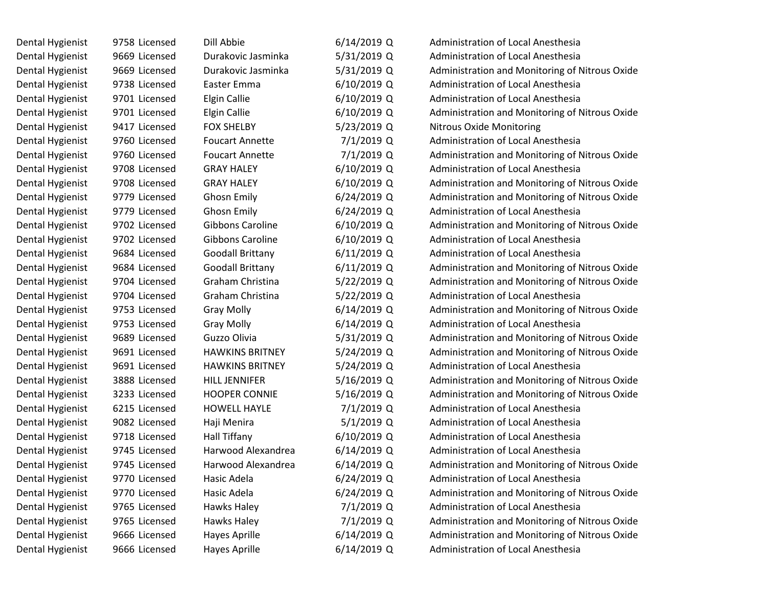| | | | | | | |
|---|---|---|---|---|---|---|
| Dental Hygienist | 9758 | Licensed | Dill Abbie | 6/14/2019 | Q | Administration of Local Anesthesia |
| Dental Hygienist | 9669 | Licensed | Durakovic Jasminka | 5/31/2019 | Q | Administration of Local Anesthesia |
| Dental Hygienist | 9669 | Licensed | Durakovic Jasminka | 5/31/2019 | Q | Administration and Monitoring of Nitrous Oxide |
| Dental Hygienist | 9738 | Licensed | Easter Emma | 6/10/2019 | Q | Administration of Local Anesthesia |
| Dental Hygienist | 9701 | Licensed | Elgin Callie | 6/10/2019 | Q | Administration of Local Anesthesia |
| Dental Hygienist | 9701 | Licensed | Elgin Callie | 6/10/2019 | Q | Administration and Monitoring of Nitrous Oxide |
| Dental Hygienist | 9417 | Licensed | FOX SHELBY | 5/23/2019 | Q | Nitrous Oxide Monitoring |
| Dental Hygienist | 9760 | Licensed | Foucart Annette | 7/1/2019 | Q | Administration of Local Anesthesia |
| Dental Hygienist | 9760 | Licensed | Foucart Annette | 7/1/2019 | Q | Administration and Monitoring of Nitrous Oxide |
| Dental Hygienist | 9708 | Licensed | GRAY HALEY | 6/10/2019 | Q | Administration of Local Anesthesia |
| Dental Hygienist | 9708 | Licensed | GRAY HALEY | 6/10/2019 | Q | Administration and Monitoring of Nitrous Oxide |
| Dental Hygienist | 9779 | Licensed | Ghosn Emily | 6/24/2019 | Q | Administration and Monitoring of Nitrous Oxide |
| Dental Hygienist | 9779 | Licensed | Ghosn Emily | 6/24/2019 | Q | Administration of Local Anesthesia |
| Dental Hygienist | 9702 | Licensed | Gibbons Caroline | 6/10/2019 | Q | Administration and Monitoring of Nitrous Oxide |
| Dental Hygienist | 9702 | Licensed | Gibbons Caroline | 6/10/2019 | Q | Administration of Local Anesthesia |
| Dental Hygienist | 9684 | Licensed | Goodall Brittany | 6/11/2019 | Q | Administration of Local Anesthesia |
| Dental Hygienist | 9684 | Licensed | Goodall Brittany | 6/11/2019 | Q | Administration and Monitoring of Nitrous Oxide |
| Dental Hygienist | 9704 | Licensed | Graham Christina | 5/22/2019 | Q | Administration and Monitoring of Nitrous Oxide |
| Dental Hygienist | 9704 | Licensed | Graham Christina | 5/22/2019 | Q | Administration of Local Anesthesia |
| Dental Hygienist | 9753 | Licensed | Gray Molly | 6/14/2019 | Q | Administration and Monitoring of Nitrous Oxide |
| Dental Hygienist | 9753 | Licensed | Gray Molly | 6/14/2019 | Q | Administration of Local Anesthesia |
| Dental Hygienist | 9689 | Licensed | Guzzo Olivia | 5/31/2019 | Q | Administration and Monitoring of Nitrous Oxide |
| Dental Hygienist | 9691 | Licensed | HAWKINS BRITNEY | 5/24/2019 | Q | Administration and Monitoring of Nitrous Oxide |
| Dental Hygienist | 9691 | Licensed | HAWKINS BRITNEY | 5/24/2019 | Q | Administration of Local Anesthesia |
| Dental Hygienist | 3888 | Licensed | HILL JENNIFER | 5/16/2019 | Q | Administration and Monitoring of Nitrous Oxide |
| Dental Hygienist | 3233 | Licensed | HOOPER CONNIE | 5/16/2019 | Q | Administration and Monitoring of Nitrous Oxide |
| Dental Hygienist | 6215 | Licensed | HOWELL HAYLE | 7/1/2019 | Q | Administration of Local Anesthesia |
| Dental Hygienist | 9082 | Licensed | Haji Menira | 5/1/2019 | Q | Administration of Local Anesthesia |
| Dental Hygienist | 9718 | Licensed | Hall Tiffany | 6/10/2019 | Q | Administration of Local Anesthesia |
| Dental Hygienist | 9745 | Licensed | Harwood Alexandrea | 6/14/2019 | Q | Administration of Local Anesthesia |
| Dental Hygienist | 9745 | Licensed | Harwood Alexandrea | 6/14/2019 | Q | Administration and Monitoring of Nitrous Oxide |
| Dental Hygienist | 9770 | Licensed | Hasic Adela | 6/24/2019 | Q | Administration of Local Anesthesia |
| Dental Hygienist | 9770 | Licensed | Hasic Adela | 6/24/2019 | Q | Administration and Monitoring of Nitrous Oxide |
| Dental Hygienist | 9765 | Licensed | Hawks Haley | 7/1/2019 | Q | Administration of Local Anesthesia |
| Dental Hygienist | 9765 | Licensed | Hawks Haley | 7/1/2019 | Q | Administration and Monitoring of Nitrous Oxide |
| Dental Hygienist | 9666 | Licensed | Hayes Aprille | 6/14/2019 | Q | Administration and Monitoring of Nitrous Oxide |
| Dental Hygienist | 9666 | Licensed | Hayes Aprille | 6/14/2019 | Q | Administration of Local Anesthesia |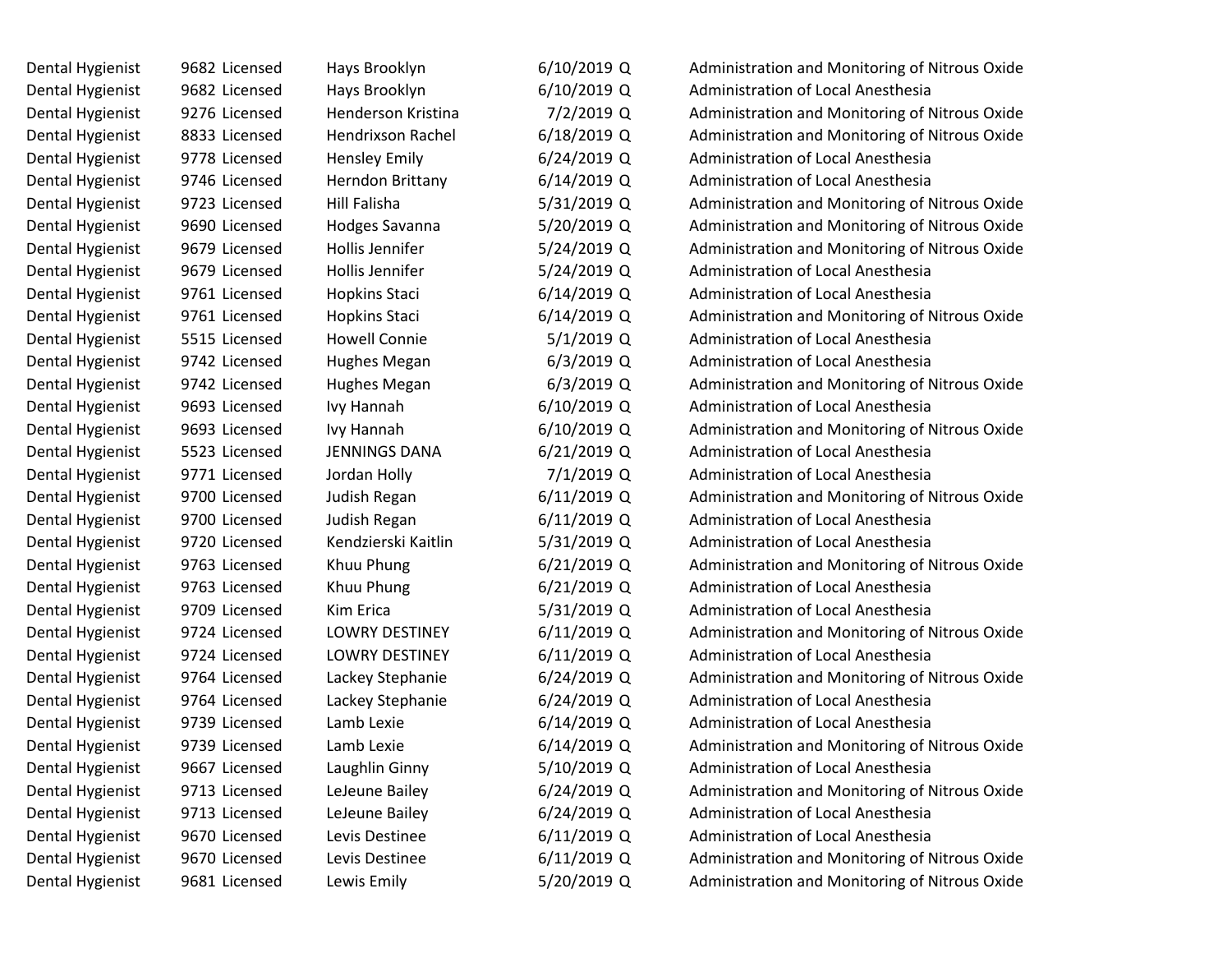| | | | | | |
|---|---|---|---|---|---|
| Dental Hygienist | 9682 | Licensed | Hays Brooklyn | 6/10/2019 | Q | Administration and Monitoring of Nitrous Oxide |
| Dental Hygienist | 9682 | Licensed | Hays Brooklyn | 6/10/2019 | Q | Administration of Local Anesthesia |
| Dental Hygienist | 9276 | Licensed | Henderson Kristina | 7/2/2019 | Q | Administration and Monitoring of Nitrous Oxide |
| Dental Hygienist | 8833 | Licensed | Hendrixson Rachel | 6/18/2019 | Q | Administration and Monitoring of Nitrous Oxide |
| Dental Hygienist | 9778 | Licensed | Hensley Emily | 6/24/2019 | Q | Administration of Local Anesthesia |
| Dental Hygienist | 9746 | Licensed | Herndon Brittany | 6/14/2019 | Q | Administration of Local Anesthesia |
| Dental Hygienist | 9723 | Licensed | Hill Falisha | 5/31/2019 | Q | Administration and Monitoring of Nitrous Oxide |
| Dental Hygienist | 9690 | Licensed | Hodges Savanna | 5/20/2019 | Q | Administration and Monitoring of Nitrous Oxide |
| Dental Hygienist | 9679 | Licensed | Hollis Jennifer | 5/24/2019 | Q | Administration and Monitoring of Nitrous Oxide |
| Dental Hygienist | 9679 | Licensed | Hollis Jennifer | 5/24/2019 | Q | Administration of Local Anesthesia |
| Dental Hygienist | 9761 | Licensed | Hopkins Staci | 6/14/2019 | Q | Administration of Local Anesthesia |
| Dental Hygienist | 9761 | Licensed | Hopkins Staci | 6/14/2019 | Q | Administration and Monitoring of Nitrous Oxide |
| Dental Hygienist | 5515 | Licensed | Howell Connie | 5/1/2019 | Q | Administration of Local Anesthesia |
| Dental Hygienist | 9742 | Licensed | Hughes Megan | 6/3/2019 | Q | Administration of Local Anesthesia |
| Dental Hygienist | 9742 | Licensed | Hughes Megan | 6/3/2019 | Q | Administration and Monitoring of Nitrous Oxide |
| Dental Hygienist | 9693 | Licensed | Ivy Hannah | 6/10/2019 | Q | Administration of Local Anesthesia |
| Dental Hygienist | 9693 | Licensed | Ivy Hannah | 6/10/2019 | Q | Administration and Monitoring of Nitrous Oxide |
| Dental Hygienist | 5523 | Licensed | JENNINGS DANA | 6/21/2019 | Q | Administration of Local Anesthesia |
| Dental Hygienist | 9771 | Licensed | Jordan Holly | 7/1/2019 | Q | Administration of Local Anesthesia |
| Dental Hygienist | 9700 | Licensed | Judish Regan | 6/11/2019 | Q | Administration and Monitoring of Nitrous Oxide |
| Dental Hygienist | 9700 | Licensed | Judish Regan | 6/11/2019 | Q | Administration of Local Anesthesia |
| Dental Hygienist | 9720 | Licensed | Kendzierski Kaitlin | 5/31/2019 | Q | Administration of Local Anesthesia |
| Dental Hygienist | 9763 | Licensed | Khuu Phung | 6/21/2019 | Q | Administration and Monitoring of Nitrous Oxide |
| Dental Hygienist | 9763 | Licensed | Khuu Phung | 6/21/2019 | Q | Administration of Local Anesthesia |
| Dental Hygienist | 9709 | Licensed | Kim Erica | 5/31/2019 | Q | Administration of Local Anesthesia |
| Dental Hygienist | 9724 | Licensed | LOWRY DESTINEY | 6/11/2019 | Q | Administration and Monitoring of Nitrous Oxide |
| Dental Hygienist | 9724 | Licensed | LOWRY DESTINEY | 6/11/2019 | Q | Administration of Local Anesthesia |
| Dental Hygienist | 9764 | Licensed | Lackey Stephanie | 6/24/2019 | Q | Administration and Monitoring of Nitrous Oxide |
| Dental Hygienist | 9764 | Licensed | Lackey Stephanie | 6/24/2019 | Q | Administration of Local Anesthesia |
| Dental Hygienist | 9739 | Licensed | Lamb Lexie | 6/14/2019 | Q | Administration of Local Anesthesia |
| Dental Hygienist | 9739 | Licensed | Lamb Lexie | 6/14/2019 | Q | Administration and Monitoring of Nitrous Oxide |
| Dental Hygienist | 9667 | Licensed | Laughlin Ginny | 5/10/2019 | Q | Administration of Local Anesthesia |
| Dental Hygienist | 9713 | Licensed | LeJeune Bailey | 6/24/2019 | Q | Administration and Monitoring of Nitrous Oxide |
| Dental Hygienist | 9713 | Licensed | LeJeune Bailey | 6/24/2019 | Q | Administration of Local Anesthesia |
| Dental Hygienist | 9670 | Licensed | Levis Destinee | 6/11/2019 | Q | Administration of Local Anesthesia |
| Dental Hygienist | 9670 | Licensed | Levis Destinee | 6/11/2019 | Q | Administration and Monitoring of Nitrous Oxide |
| Dental Hygienist | 9681 | Licensed | Lewis Emily | 5/20/2019 | Q | Administration and Monitoring of Nitrous Oxide |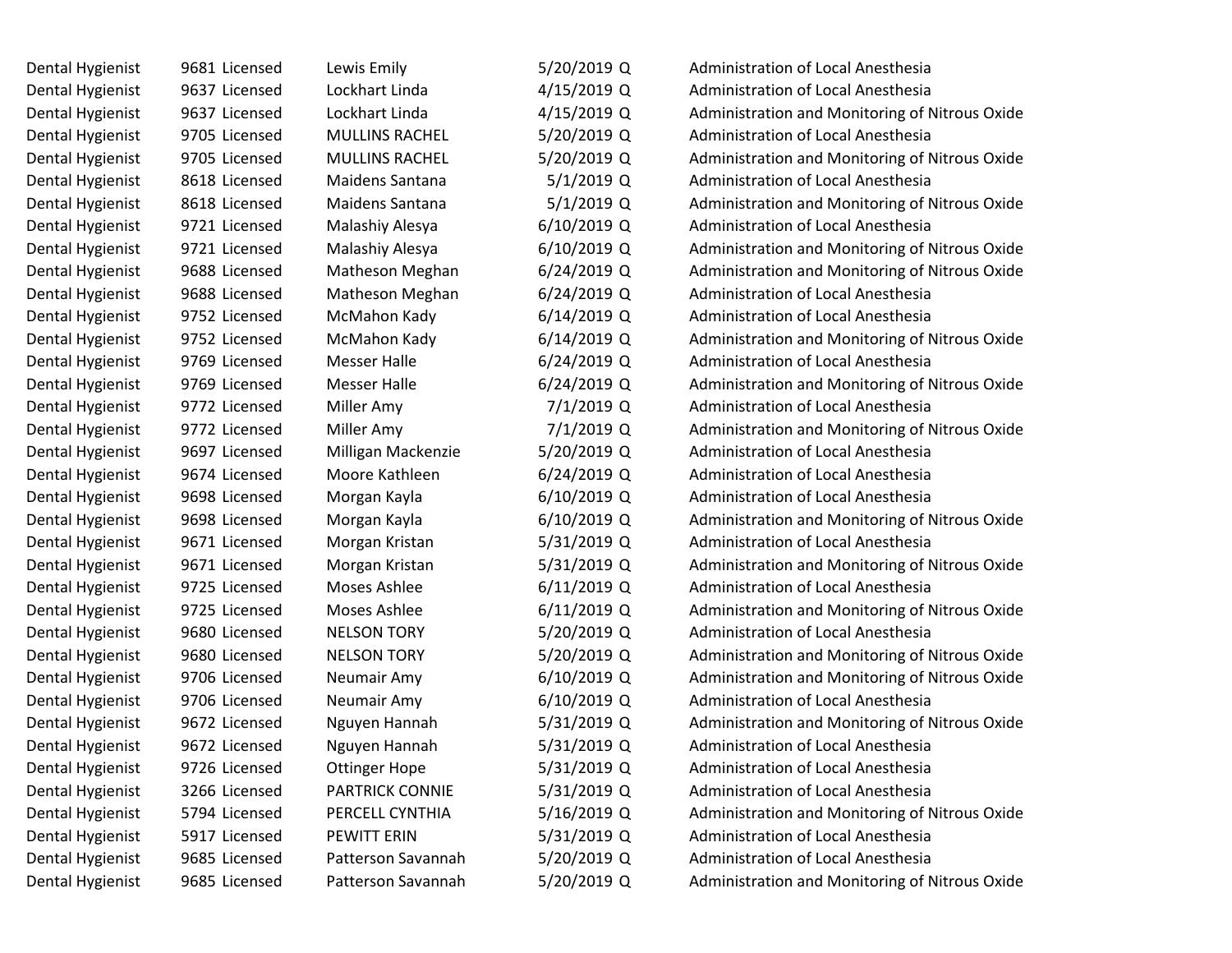| | | | | | | |
|---|---|---|---|---|---|---|
| Dental Hygienist | 9681 | Licensed | Lewis Emily | 5/20/2019 | Q | Administration of Local Anesthesia |
| Dental Hygienist | 9637 | Licensed | Lockhart Linda | 4/15/2019 | Q | Administration of Local Anesthesia |
| Dental Hygienist | 9637 | Licensed | Lockhart Linda | 4/15/2019 | Q | Administration and Monitoring of Nitrous Oxide |
| Dental Hygienist | 9705 | Licensed | MULLINS RACHEL | 5/20/2019 | Q | Administration of Local Anesthesia |
| Dental Hygienist | 9705 | Licensed | MULLINS RACHEL | 5/20/2019 | Q | Administration and Monitoring of Nitrous Oxide |
| Dental Hygienist | 8618 | Licensed | Maidens Santana | 5/1/2019 | Q | Administration of Local Anesthesia |
| Dental Hygienist | 8618 | Licensed | Maidens Santana | 5/1/2019 | Q | Administration and Monitoring of Nitrous Oxide |
| Dental Hygienist | 9721 | Licensed | Malashiy Alesya | 6/10/2019 | Q | Administration of Local Anesthesia |
| Dental Hygienist | 9721 | Licensed | Malashiy Alesya | 6/10/2019 | Q | Administration and Monitoring of Nitrous Oxide |
| Dental Hygienist | 9688 | Licensed | Matheson Meghan | 6/24/2019 | Q | Administration and Monitoring of Nitrous Oxide |
| Dental Hygienist | 9688 | Licensed | Matheson Meghan | 6/24/2019 | Q | Administration of Local Anesthesia |
| Dental Hygienist | 9752 | Licensed | McMahon Kady | 6/14/2019 | Q | Administration of Local Anesthesia |
| Dental Hygienist | 9752 | Licensed | McMahon Kady | 6/14/2019 | Q | Administration and Monitoring of Nitrous Oxide |
| Dental Hygienist | 9769 | Licensed | Messer Halle | 6/24/2019 | Q | Administration of Local Anesthesia |
| Dental Hygienist | 9769 | Licensed | Messer Halle | 6/24/2019 | Q | Administration and Monitoring of Nitrous Oxide |
| Dental Hygienist | 9772 | Licensed | Miller Amy | 7/1/2019 | Q | Administration of Local Anesthesia |
| Dental Hygienist | 9772 | Licensed | Miller Amy | 7/1/2019 | Q | Administration and Monitoring of Nitrous Oxide |
| Dental Hygienist | 9697 | Licensed | Milligan Mackenzie | 5/20/2019 | Q | Administration of Local Anesthesia |
| Dental Hygienist | 9674 | Licensed | Moore Kathleen | 6/24/2019 | Q | Administration of Local Anesthesia |
| Dental Hygienist | 9698 | Licensed | Morgan Kayla | 6/10/2019 | Q | Administration of Local Anesthesia |
| Dental Hygienist | 9698 | Licensed | Morgan Kayla | 6/10/2019 | Q | Administration and Monitoring of Nitrous Oxide |
| Dental Hygienist | 9671 | Licensed | Morgan Kristan | 5/31/2019 | Q | Administration of Local Anesthesia |
| Dental Hygienist | 9671 | Licensed | Morgan Kristan | 5/31/2019 | Q | Administration and Monitoring of Nitrous Oxide |
| Dental Hygienist | 9725 | Licensed | Moses Ashlee | 6/11/2019 | Q | Administration of Local Anesthesia |
| Dental Hygienist | 9725 | Licensed | Moses Ashlee | 6/11/2019 | Q | Administration and Monitoring of Nitrous Oxide |
| Dental Hygienist | 9680 | Licensed | NELSON TORY | 5/20/2019 | Q | Administration of Local Anesthesia |
| Dental Hygienist | 9680 | Licensed | NELSON TORY | 5/20/2019 | Q | Administration and Monitoring of Nitrous Oxide |
| Dental Hygienist | 9706 | Licensed | Neumair Amy | 6/10/2019 | Q | Administration and Monitoring of Nitrous Oxide |
| Dental Hygienist | 9706 | Licensed | Neumair Amy | 6/10/2019 | Q | Administration of Local Anesthesia |
| Dental Hygienist | 9672 | Licensed | Nguyen Hannah | 5/31/2019 | Q | Administration and Monitoring of Nitrous Oxide |
| Dental Hygienist | 9672 | Licensed | Nguyen Hannah | 5/31/2019 | Q | Administration of Local Anesthesia |
| Dental Hygienist | 9726 | Licensed | Ottinger Hope | 5/31/2019 | Q | Administration of Local Anesthesia |
| Dental Hygienist | 3266 | Licensed | PARTRICK CONNIE | 5/31/2019 | Q | Administration of Local Anesthesia |
| Dental Hygienist | 5794 | Licensed | PERCELL CYNTHIA | 5/16/2019 | Q | Administration and Monitoring of Nitrous Oxide |
| Dental Hygienist | 5917 | Licensed | PEWITT ERIN | 5/31/2019 | Q | Administration of Local Anesthesia |
| Dental Hygienist | 9685 | Licensed | Patterson Savannah | 5/20/2019 | Q | Administration of Local Anesthesia |
| Dental Hygienist | 9685 | Licensed | Patterson Savannah | 5/20/2019 | Q | Administration and Monitoring of Nitrous Oxide |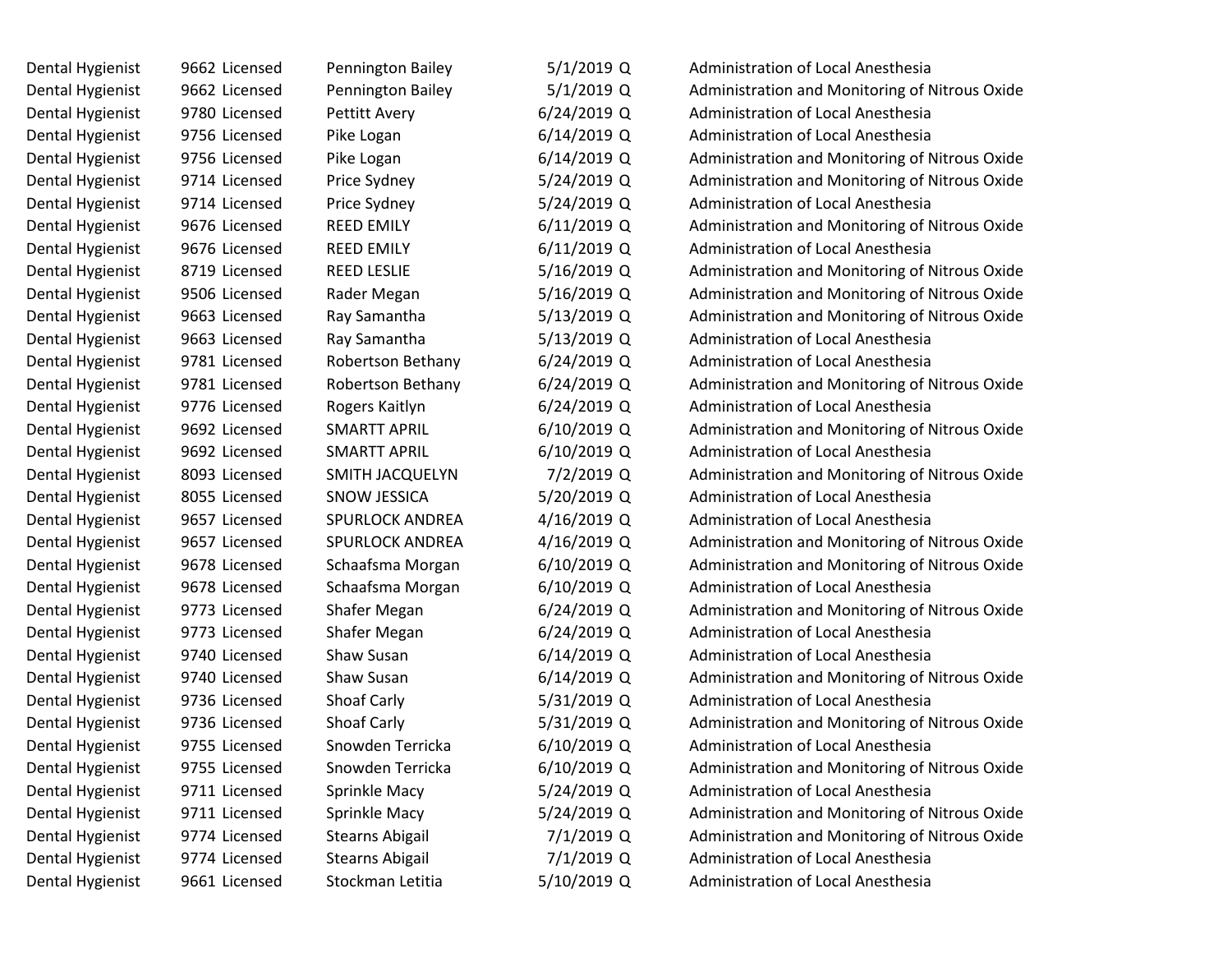| | | | | | | |
|---|---|---|---|---|---|---|
| Dental Hygienist | 9662 | Licensed | Pennington Bailey | 5/1/2019 | Q | Administration of Local Anesthesia |
| Dental Hygienist | 9662 | Licensed | Pennington Bailey | 5/1/2019 | Q | Administration and Monitoring of Nitrous Oxide |
| Dental Hygienist | 9780 | Licensed | Pettitt Avery | 6/24/2019 | Q | Administration of Local Anesthesia |
| Dental Hygienist | 9756 | Licensed | Pike Logan | 6/14/2019 | Q | Administration of Local Anesthesia |
| Dental Hygienist | 9756 | Licensed | Pike Logan | 6/14/2019 | Q | Administration and Monitoring of Nitrous Oxide |
| Dental Hygienist | 9714 | Licensed | Price Sydney | 5/24/2019 | Q | Administration and Monitoring of Nitrous Oxide |
| Dental Hygienist | 9714 | Licensed | Price Sydney | 5/24/2019 | Q | Administration of Local Anesthesia |
| Dental Hygienist | 9676 | Licensed | REED EMILY | 6/11/2019 | Q | Administration and Monitoring of Nitrous Oxide |
| Dental Hygienist | 9676 | Licensed | REED EMILY | 6/11/2019 | Q | Administration of Local Anesthesia |
| Dental Hygienist | 8719 | Licensed | REED LESLIE | 5/16/2019 | Q | Administration and Monitoring of Nitrous Oxide |
| Dental Hygienist | 9506 | Licensed | Rader Megan | 5/16/2019 | Q | Administration and Monitoring of Nitrous Oxide |
| Dental Hygienist | 9663 | Licensed | Ray Samantha | 5/13/2019 | Q | Administration and Monitoring of Nitrous Oxide |
| Dental Hygienist | 9663 | Licensed | Ray Samantha | 5/13/2019 | Q | Administration of Local Anesthesia |
| Dental Hygienist | 9781 | Licensed | Robertson Bethany | 6/24/2019 | Q | Administration of Local Anesthesia |
| Dental Hygienist | 9781 | Licensed | Robertson Bethany | 6/24/2019 | Q | Administration and Monitoring of Nitrous Oxide |
| Dental Hygienist | 9776 | Licensed | Rogers Kaitlyn | 6/24/2019 | Q | Administration of Local Anesthesia |
| Dental Hygienist | 9692 | Licensed | SMARTT APRIL | 6/10/2019 | Q | Administration and Monitoring of Nitrous Oxide |
| Dental Hygienist | 9692 | Licensed | SMARTT APRIL | 6/10/2019 | Q | Administration of Local Anesthesia |
| Dental Hygienist | 8093 | Licensed | SMITH JACQUELYN | 7/2/2019 | Q | Administration and Monitoring of Nitrous Oxide |
| Dental Hygienist | 8055 | Licensed | SNOW JESSICA | 5/20/2019 | Q | Administration of Local Anesthesia |
| Dental Hygienist | 9657 | Licensed | SPURLOCK ANDREA | 4/16/2019 | Q | Administration of Local Anesthesia |
| Dental Hygienist | 9657 | Licensed | SPURLOCK ANDREA | 4/16/2019 | Q | Administration and Monitoring of Nitrous Oxide |
| Dental Hygienist | 9678 | Licensed | Schaafsma Morgan | 6/10/2019 | Q | Administration and Monitoring of Nitrous Oxide |
| Dental Hygienist | 9678 | Licensed | Schaafsma Morgan | 6/10/2019 | Q | Administration of Local Anesthesia |
| Dental Hygienist | 9773 | Licensed | Shafer Megan | 6/24/2019 | Q | Administration and Monitoring of Nitrous Oxide |
| Dental Hygienist | 9773 | Licensed | Shafer Megan | 6/24/2019 | Q | Administration of Local Anesthesia |
| Dental Hygienist | 9740 | Licensed | Shaw Susan | 6/14/2019 | Q | Administration of Local Anesthesia |
| Dental Hygienist | 9740 | Licensed | Shaw Susan | 6/14/2019 | Q | Administration and Monitoring of Nitrous Oxide |
| Dental Hygienist | 9736 | Licensed | Shoaf Carly | 5/31/2019 | Q | Administration of Local Anesthesia |
| Dental Hygienist | 9736 | Licensed | Shoaf Carly | 5/31/2019 | Q | Administration and Monitoring of Nitrous Oxide |
| Dental Hygienist | 9755 | Licensed | Snowden Terricka | 6/10/2019 | Q | Administration of Local Anesthesia |
| Dental Hygienist | 9755 | Licensed | Snowden Terricka | 6/10/2019 | Q | Administration and Monitoring of Nitrous Oxide |
| Dental Hygienist | 9711 | Licensed | Sprinkle Macy | 5/24/2019 | Q | Administration of Local Anesthesia |
| Dental Hygienist | 9711 | Licensed | Sprinkle Macy | 5/24/2019 | Q | Administration and Monitoring of Nitrous Oxide |
| Dental Hygienist | 9774 | Licensed | Stearns Abigail | 7/1/2019 | Q | Administration and Monitoring of Nitrous Oxide |
| Dental Hygienist | 9774 | Licensed | Stearns Abigail | 7/1/2019 | Q | Administration of Local Anesthesia |
| Dental Hygienist | 9661 | Licensed | Stockman Letitia | 5/10/2019 | Q | Administration of Local Anesthesia |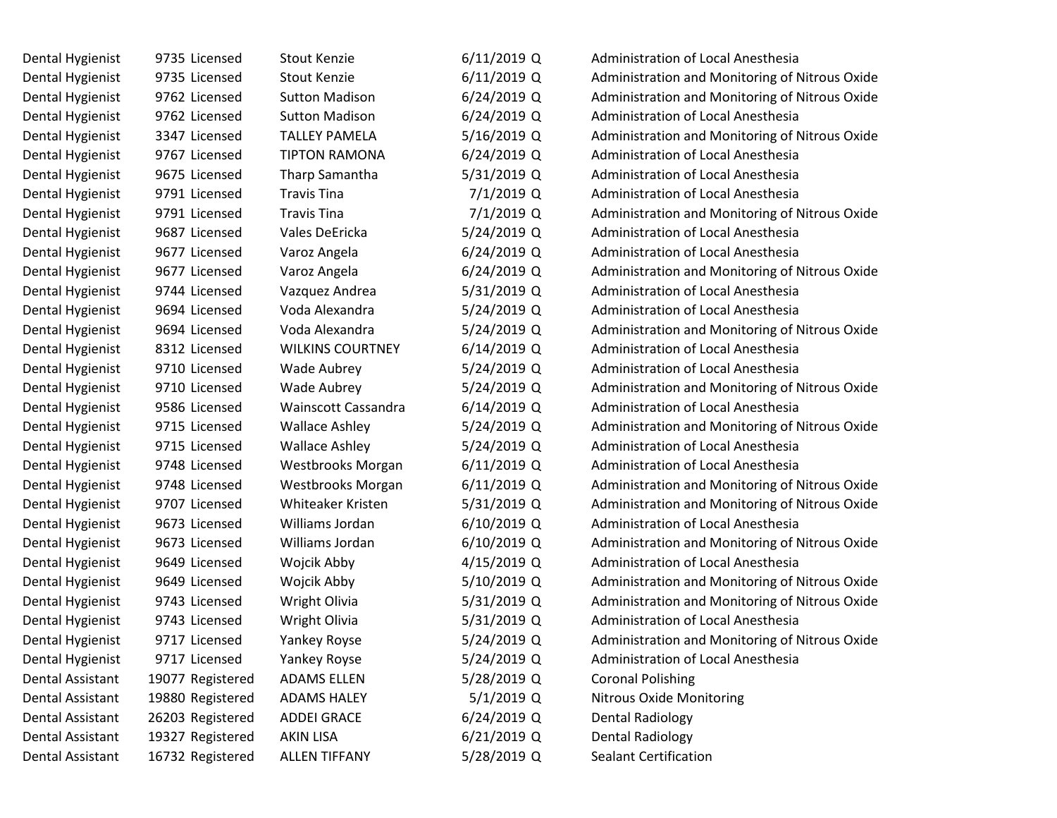| | | | | | | |
|---|---|---|---|---|---|---|
| Dental Hygienist | 9735 | Licensed | Stout Kenzie | 6/11/2019 | Q | Administration of Local Anesthesia |
| Dental Hygienist | 9735 | Licensed | Stout Kenzie | 6/11/2019 | Q | Administration and Monitoring of Nitrous Oxide |
| Dental Hygienist | 9762 | Licensed | Sutton Madison | 6/24/2019 | Q | Administration and Monitoring of Nitrous Oxide |
| Dental Hygienist | 9762 | Licensed | Sutton Madison | 6/24/2019 | Q | Administration of Local Anesthesia |
| Dental Hygienist | 3347 | Licensed | TALLEY PAMELA | 5/16/2019 | Q | Administration and Monitoring of Nitrous Oxide |
| Dental Hygienist | 9767 | Licensed | TIPTON RAMONA | 6/24/2019 | Q | Administration of Local Anesthesia |
| Dental Hygienist | 9675 | Licensed | Tharp Samantha | 5/31/2019 | Q | Administration of Local Anesthesia |
| Dental Hygienist | 9791 | Licensed | Travis Tina | 7/1/2019 | Q | Administration of Local Anesthesia |
| Dental Hygienist | 9791 | Licensed | Travis Tina | 7/1/2019 | Q | Administration and Monitoring of Nitrous Oxide |
| Dental Hygienist | 9687 | Licensed | Vales DeEricka | 5/24/2019 | Q | Administration of Local Anesthesia |
| Dental Hygienist | 9677 | Licensed | Varoz Angela | 6/24/2019 | Q | Administration of Local Anesthesia |
| Dental Hygienist | 9677 | Licensed | Varoz Angela | 6/24/2019 | Q | Administration and Monitoring of Nitrous Oxide |
| Dental Hygienist | 9744 | Licensed | Vazquez Andrea | 5/31/2019 | Q | Administration of Local Anesthesia |
| Dental Hygienist | 9694 | Licensed | Voda Alexandra | 5/24/2019 | Q | Administration of Local Anesthesia |
| Dental Hygienist | 9694 | Licensed | Voda Alexandra | 5/24/2019 | Q | Administration and Monitoring of Nitrous Oxide |
| Dental Hygienist | 8312 | Licensed | WILKINS COURTNEY | 6/14/2019 | Q | Administration of Local Anesthesia |
| Dental Hygienist | 9710 | Licensed | Wade Aubrey | 5/24/2019 | Q | Administration of Local Anesthesia |
| Dental Hygienist | 9710 | Licensed | Wade Aubrey | 5/24/2019 | Q | Administration and Monitoring of Nitrous Oxide |
| Dental Hygienist | 9586 | Licensed | Wainscott Cassandra | 6/14/2019 | Q | Administration of Local Anesthesia |
| Dental Hygienist | 9715 | Licensed | Wallace Ashley | 5/24/2019 | Q | Administration and Monitoring of Nitrous Oxide |
| Dental Hygienist | 9715 | Licensed | Wallace Ashley | 5/24/2019 | Q | Administration of Local Anesthesia |
| Dental Hygienist | 9748 | Licensed | Westbrooks Morgan | 6/11/2019 | Q | Administration of Local Anesthesia |
| Dental Hygienist | 9748 | Licensed | Westbrooks Morgan | 6/11/2019 | Q | Administration and Monitoring of Nitrous Oxide |
| Dental Hygienist | 9707 | Licensed | Whiteaker Kristen | 5/31/2019 | Q | Administration and Monitoring of Nitrous Oxide |
| Dental Hygienist | 9673 | Licensed | Williams Jordan | 6/10/2019 | Q | Administration of Local Anesthesia |
| Dental Hygienist | 9673 | Licensed | Williams Jordan | 6/10/2019 | Q | Administration and Monitoring of Nitrous Oxide |
| Dental Hygienist | 9649 | Licensed | Wojcik Abby | 4/15/2019 | Q | Administration of Local Anesthesia |
| Dental Hygienist | 9649 | Licensed | Wojcik Abby | 5/10/2019 | Q | Administration and Monitoring of Nitrous Oxide |
| Dental Hygienist | 9743 | Licensed | Wright Olivia | 5/31/2019 | Q | Administration and Monitoring of Nitrous Oxide |
| Dental Hygienist | 9743 | Licensed | Wright Olivia | 5/31/2019 | Q | Administration of Local Anesthesia |
| Dental Hygienist | 9717 | Licensed | Yankey Royse | 5/24/2019 | Q | Administration and Monitoring of Nitrous Oxide |
| Dental Hygienist | 9717 | Licensed | Yankey Royse | 5/24/2019 | Q | Administration of Local Anesthesia |
| Dental Assistant | 19077 | Registered | ADAMS ELLEN | 5/28/2019 | Q | Coronal Polishing |
| Dental Assistant | 19880 | Registered | ADAMS HALEY | 5/1/2019 | Q | Nitrous Oxide Monitoring |
| Dental Assistant | 26203 | Registered | ADDEI GRACE | 6/24/2019 | Q | Dental Radiology |
| Dental Assistant | 19327 | Registered | AKIN LISA | 6/21/2019 | Q | Dental Radiology |
| Dental Assistant | 16732 | Registered | ALLEN TIFFANY | 5/28/2019 | Q | Sealant Certification |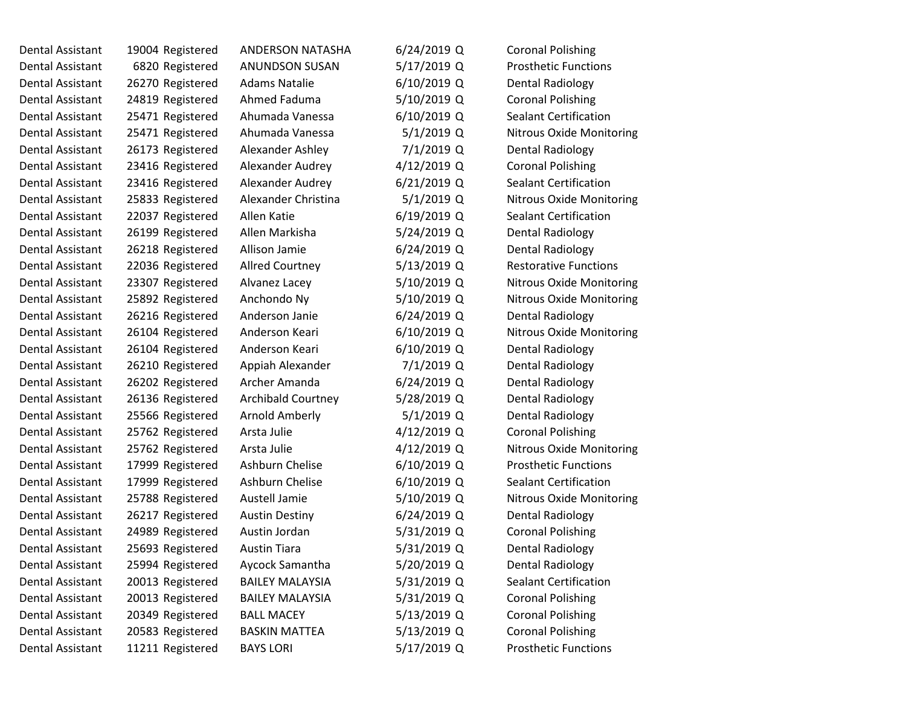| | | | | | | |
|---|---|---|---|---|---|---|
| Dental Assistant | 19004 | Registered | ANDERSON NATASHA | 6/24/2019 | Q | Coronal Polishing |
| Dental Assistant | 6820 | Registered | ANUNDSON SUSAN | 5/17/2019 | Q | Prosthetic Functions |
| Dental Assistant | 26270 | Registered | Adams Natalie | 6/10/2019 | Q | Dental Radiology |
| Dental Assistant | 24819 | Registered | Ahmed Faduma | 5/10/2019 | Q | Coronal Polishing |
| Dental Assistant | 25471 | Registered | Ahumada Vanessa | 6/10/2019 | Q | Sealant Certification |
| Dental Assistant | 25471 | Registered | Ahumada Vanessa | 5/1/2019 | Q | Nitrous Oxide Monitoring |
| Dental Assistant | 26173 | Registered | Alexander Ashley | 7/1/2019 | Q | Dental Radiology |
| Dental Assistant | 23416 | Registered | Alexander Audrey | 4/12/2019 | Q | Coronal Polishing |
| Dental Assistant | 23416 | Registered | Alexander Audrey | 6/21/2019 | Q | Sealant Certification |
| Dental Assistant | 25833 | Registered | Alexander Christina | 5/1/2019 | Q | Nitrous Oxide Monitoring |
| Dental Assistant | 22037 | Registered | Allen Katie | 6/19/2019 | Q | Sealant Certification |
| Dental Assistant | 26199 | Registered | Allen Markisha | 5/24/2019 | Q | Dental Radiology |
| Dental Assistant | 26218 | Registered | Allison Jamie | 6/24/2019 | Q | Dental Radiology |
| Dental Assistant | 22036 | Registered | Allred Courtney | 5/13/2019 | Q | Restorative Functions |
| Dental Assistant | 23307 | Registered | Alvanez Lacey | 5/10/2019 | Q | Nitrous Oxide Monitoring |
| Dental Assistant | 25892 | Registered | Anchondo Ny | 5/10/2019 | Q | Nitrous Oxide Monitoring |
| Dental Assistant | 26216 | Registered | Anderson Janie | 6/24/2019 | Q | Dental Radiology |
| Dental Assistant | 26104 | Registered | Anderson Keari | 6/10/2019 | Q | Nitrous Oxide Monitoring |
| Dental Assistant | 26104 | Registered | Anderson Keari | 6/10/2019 | Q | Dental Radiology |
| Dental Assistant | 26210 | Registered | Appiah Alexander | 7/1/2019 | Q | Dental Radiology |
| Dental Assistant | 26202 | Registered | Archer Amanda | 6/24/2019 | Q | Dental Radiology |
| Dental Assistant | 26136 | Registered | Archibald Courtney | 5/28/2019 | Q | Dental Radiology |
| Dental Assistant | 25566 | Registered | Arnold Amberly | 5/1/2019 | Q | Dental Radiology |
| Dental Assistant | 25762 | Registered | Arsta Julie | 4/12/2019 | Q | Coronal Polishing |
| Dental Assistant | 25762 | Registered | Arsta Julie | 4/12/2019 | Q | Nitrous Oxide Monitoring |
| Dental Assistant | 17999 | Registered | Ashburn Chelise | 6/10/2019 | Q | Prosthetic Functions |
| Dental Assistant | 17999 | Registered | Ashburn Chelise | 6/10/2019 | Q | Sealant Certification |
| Dental Assistant | 25788 | Registered | Austell Jamie | 5/10/2019 | Q | Nitrous Oxide Monitoring |
| Dental Assistant | 26217 | Registered | Austin Destiny | 6/24/2019 | Q | Dental Radiology |
| Dental Assistant | 24989 | Registered | Austin Jordan | 5/31/2019 | Q | Coronal Polishing |
| Dental Assistant | 25693 | Registered | Austin Tiara | 5/31/2019 | Q | Dental Radiology |
| Dental Assistant | 25994 | Registered | Aycock Samantha | 5/20/2019 | Q | Dental Radiology |
| Dental Assistant | 20013 | Registered | BAILEY MALAYSIA | 5/31/2019 | Q | Sealant Certification |
| Dental Assistant | 20013 | Registered | BAILEY MALAYSIA | 5/31/2019 | Q | Coronal Polishing |
| Dental Assistant | 20349 | Registered | BALL MACEY | 5/13/2019 | Q | Coronal Polishing |
| Dental Assistant | 20583 | Registered | BASKIN MATTEA | 5/13/2019 | Q | Coronal Polishing |
| Dental Assistant | 11211 | Registered | BAYS LORI | 5/17/2019 | Q | Prosthetic Functions |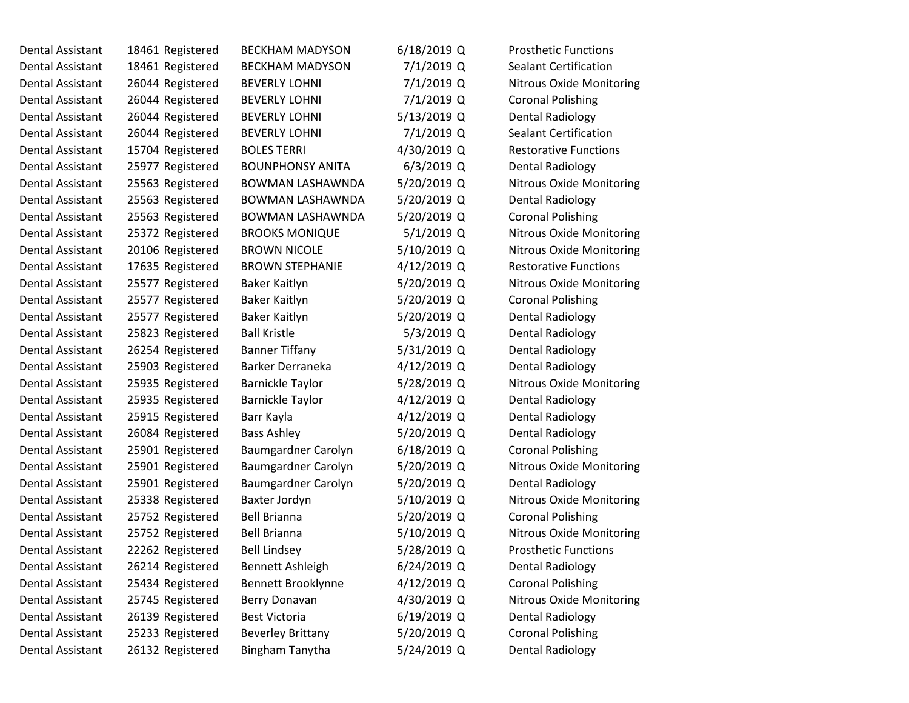| | | | | | | |
|---|---|---|---|---|---|---|
| Dental Assistant | 18461 | Registered | BECKHAM MADYSON | 6/18/2019 | Q | Prosthetic Functions |
| Dental Assistant | 18461 | Registered | BECKHAM MADYSON | 7/1/2019 | Q | Sealant Certification |
| Dental Assistant | 26044 | Registered | BEVERLY LOHNI | 7/1/2019 | Q | Nitrous Oxide Monitoring |
| Dental Assistant | 26044 | Registered | BEVERLY LOHNI | 7/1/2019 | Q | Coronal Polishing |
| Dental Assistant | 26044 | Registered | BEVERLY LOHNI | 5/13/2019 | Q | Dental Radiology |
| Dental Assistant | 26044 | Registered | BEVERLY LOHNI | 7/1/2019 | Q | Sealant Certification |
| Dental Assistant | 15704 | Registered | BOLES TERRI | 4/30/2019 | Q | Restorative Functions |
| Dental Assistant | 25977 | Registered | BOUNPHONSY ANITA | 6/3/2019 | Q | Dental Radiology |
| Dental Assistant | 25563 | Registered | BOWMAN LASHAWNDA | 5/20/2019 | Q | Nitrous Oxide Monitoring |
| Dental Assistant | 25563 | Registered | BOWMAN LASHAWNDA | 5/20/2019 | Q | Dental Radiology |
| Dental Assistant | 25563 | Registered | BOWMAN LASHAWNDA | 5/20/2019 | Q | Coronal Polishing |
| Dental Assistant | 25372 | Registered | BROOKS MONIQUE | 5/1/2019 | Q | Nitrous Oxide Monitoring |
| Dental Assistant | 20106 | Registered | BROWN NICOLE | 5/10/2019 | Q | Nitrous Oxide Monitoring |
| Dental Assistant | 17635 | Registered | BROWN STEPHANIE | 4/12/2019 | Q | Restorative Functions |
| Dental Assistant | 25577 | Registered | Baker Kaitlyn | 5/20/2019 | Q | Nitrous Oxide Monitoring |
| Dental Assistant | 25577 | Registered | Baker Kaitlyn | 5/20/2019 | Q | Coronal Polishing |
| Dental Assistant | 25577 | Registered | Baker Kaitlyn | 5/20/2019 | Q | Dental Radiology |
| Dental Assistant | 25823 | Registered | Ball Kristle | 5/3/2019 | Q | Dental Radiology |
| Dental Assistant | 26254 | Registered | Banner Tiffany | 5/31/2019 | Q | Dental Radiology |
| Dental Assistant | 25903 | Registered | Barker Derraneka | 4/12/2019 | Q | Dental Radiology |
| Dental Assistant | 25935 | Registered | Barnickle Taylor | 5/28/2019 | Q | Nitrous Oxide Monitoring |
| Dental Assistant | 25935 | Registered | Barnickle Taylor | 4/12/2019 | Q | Dental Radiology |
| Dental Assistant | 25915 | Registered | Barr Kayla | 4/12/2019 | Q | Dental Radiology |
| Dental Assistant | 26084 | Registered | Bass Ashley | 5/20/2019 | Q | Dental Radiology |
| Dental Assistant | 25901 | Registered | Baumgardner Carolyn | 6/18/2019 | Q | Coronal Polishing |
| Dental Assistant | 25901 | Registered | Baumgardner Carolyn | 5/20/2019 | Q | Nitrous Oxide Monitoring |
| Dental Assistant | 25901 | Registered | Baumgardner Carolyn | 5/20/2019 | Q | Dental Radiology |
| Dental Assistant | 25338 | Registered | Baxter Jordyn | 5/10/2019 | Q | Nitrous Oxide Monitoring |
| Dental Assistant | 25752 | Registered | Bell Brianna | 5/20/2019 | Q | Coronal Polishing |
| Dental Assistant | 25752 | Registered | Bell Brianna | 5/10/2019 | Q | Nitrous Oxide Monitoring |
| Dental Assistant | 22262 | Registered | Bell Lindsey | 5/28/2019 | Q | Prosthetic Functions |
| Dental Assistant | 26214 | Registered | Bennett Ashleigh | 6/24/2019 | Q | Dental Radiology |
| Dental Assistant | 25434 | Registered | Bennett Brooklynne | 4/12/2019 | Q | Coronal Polishing |
| Dental Assistant | 25745 | Registered | Berry Donavan | 4/30/2019 | Q | Nitrous Oxide Monitoring |
| Dental Assistant | 26139 | Registered | Best Victoria | 6/19/2019 | Q | Dental Radiology |
| Dental Assistant | 25233 | Registered | Beverley Brittany | 5/20/2019 | Q | Coronal Polishing |
| Dental Assistant | 26132 | Registered | Bingham Tanytha | 5/24/2019 | Q | Dental Radiology |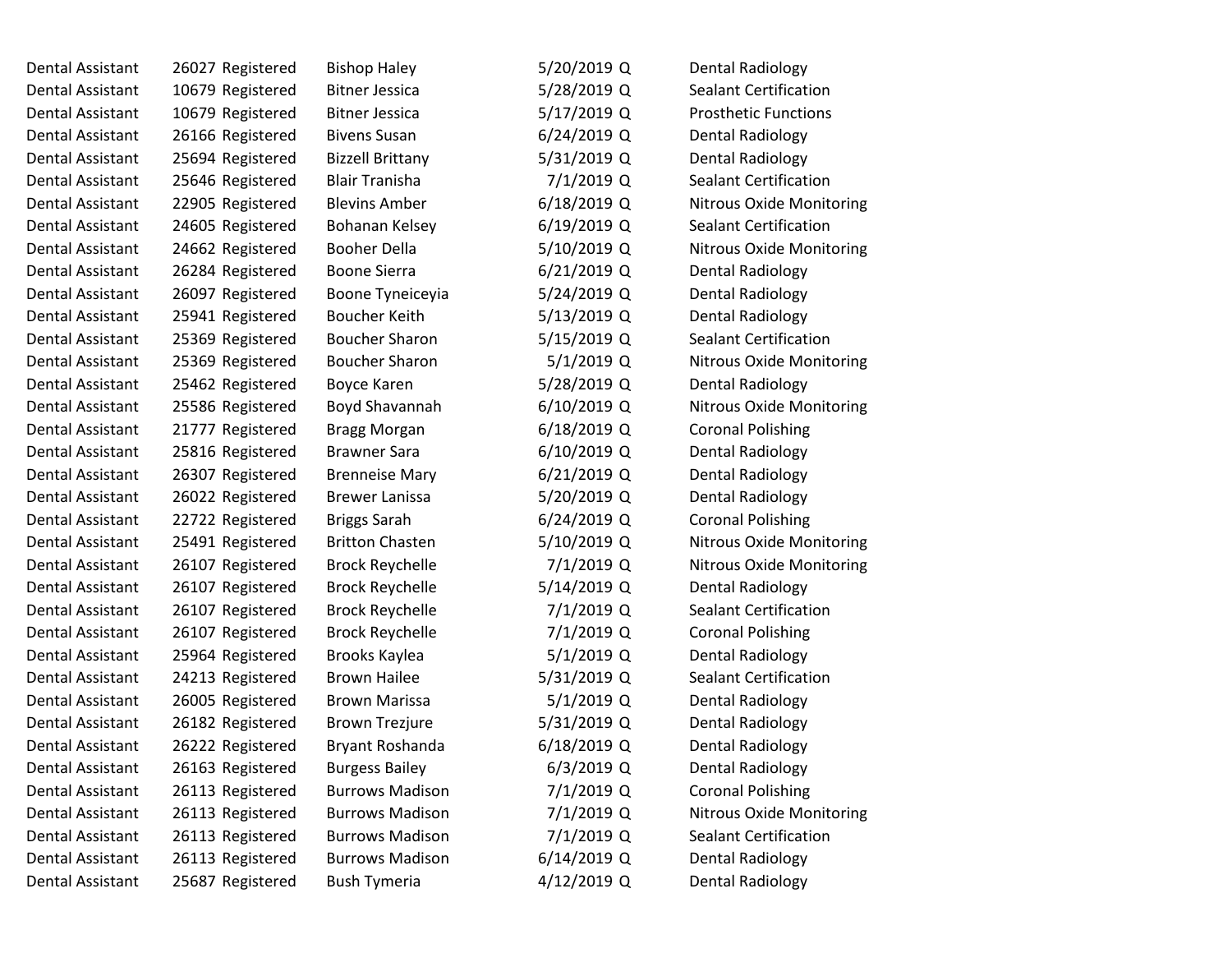| | | | | | | |
|---|---|---|---|---|---|---|
| Dental Assistant | 26027 | Registered | Bishop Haley | 5/20/2019 | Q | Dental Radiology |
| Dental Assistant | 10679 | Registered | Bitner Jessica | 5/28/2019 | Q | Sealant Certification |
| Dental Assistant | 10679 | Registered | Bitner Jessica | 5/17/2019 | Q | Prosthetic Functions |
| Dental Assistant | 26166 | Registered | Bivens Susan | 6/24/2019 | Q | Dental Radiology |
| Dental Assistant | 25694 | Registered | Bizzell Brittany | 5/31/2019 | Q | Dental Radiology |
| Dental Assistant | 25646 | Registered | Blair Tranisha | 7/1/2019 | Q | Sealant Certification |
| Dental Assistant | 22905 | Registered | Blevins Amber | 6/18/2019 | Q | Nitrous Oxide Monitoring |
| Dental Assistant | 24605 | Registered | Bohanan Kelsey | 6/19/2019 | Q | Sealant Certification |
| Dental Assistant | 24662 | Registered | Booher Della | 5/10/2019 | Q | Nitrous Oxide Monitoring |
| Dental Assistant | 26284 | Registered | Boone Sierra | 6/21/2019 | Q | Dental Radiology |
| Dental Assistant | 26097 | Registered | Boone Tyneiceyia | 5/24/2019 | Q | Dental Radiology |
| Dental Assistant | 25941 | Registered | Boucher Keith | 5/13/2019 | Q | Dental Radiology |
| Dental Assistant | 25369 | Registered | Boucher Sharon | 5/15/2019 | Q | Sealant Certification |
| Dental Assistant | 25369 | Registered | Boucher Sharon | 5/1/2019 | Q | Nitrous Oxide Monitoring |
| Dental Assistant | 25462 | Registered | Boyce Karen | 5/28/2019 | Q | Dental Radiology |
| Dental Assistant | 25586 | Registered | Boyd Shavannah | 6/10/2019 | Q | Nitrous Oxide Monitoring |
| Dental Assistant | 21777 | Registered | Bragg Morgan | 6/18/2019 | Q | Coronal Polishing |
| Dental Assistant | 25816 | Registered | Brawner Sara | 6/10/2019 | Q | Dental Radiology |
| Dental Assistant | 26307 | Registered | Brenneise Mary | 6/21/2019 | Q | Dental Radiology |
| Dental Assistant | 26022 | Registered | Brewer Lanissa | 5/20/2019 | Q | Dental Radiology |
| Dental Assistant | 22722 | Registered | Briggs Sarah | 6/24/2019 | Q | Coronal Polishing |
| Dental Assistant | 25491 | Registered | Britton Chasten | 5/10/2019 | Q | Nitrous Oxide Monitoring |
| Dental Assistant | 26107 | Registered | Brock Reychelle | 7/1/2019 | Q | Nitrous Oxide Monitoring |
| Dental Assistant | 26107 | Registered | Brock Reychelle | 5/14/2019 | Q | Dental Radiology |
| Dental Assistant | 26107 | Registered | Brock Reychelle | 7/1/2019 | Q | Sealant Certification |
| Dental Assistant | 26107 | Registered | Brock Reychelle | 7/1/2019 | Q | Coronal Polishing |
| Dental Assistant | 25964 | Registered | Brooks Kaylea | 5/1/2019 | Q | Dental Radiology |
| Dental Assistant | 24213 | Registered | Brown Hailee | 5/31/2019 | Q | Sealant Certification |
| Dental Assistant | 26005 | Registered | Brown Marissa | 5/1/2019 | Q | Dental Radiology |
| Dental Assistant | 26182 | Registered | Brown Trezjure | 5/31/2019 | Q | Dental Radiology |
| Dental Assistant | 26222 | Registered | Bryant Roshanda | 6/18/2019 | Q | Dental Radiology |
| Dental Assistant | 26163 | Registered | Burgess Bailey | 6/3/2019 | Q | Dental Radiology |
| Dental Assistant | 26113 | Registered | Burrows Madison | 7/1/2019 | Q | Coronal Polishing |
| Dental Assistant | 26113 | Registered | Burrows Madison | 7/1/2019 | Q | Nitrous Oxide Monitoring |
| Dental Assistant | 26113 | Registered | Burrows Madison | 7/1/2019 | Q | Sealant Certification |
| Dental Assistant | 26113 | Registered | Burrows Madison | 6/14/2019 | Q | Dental Radiology |
| Dental Assistant | 25687 | Registered | Bush Tymeria | 4/12/2019 | Q | Dental Radiology |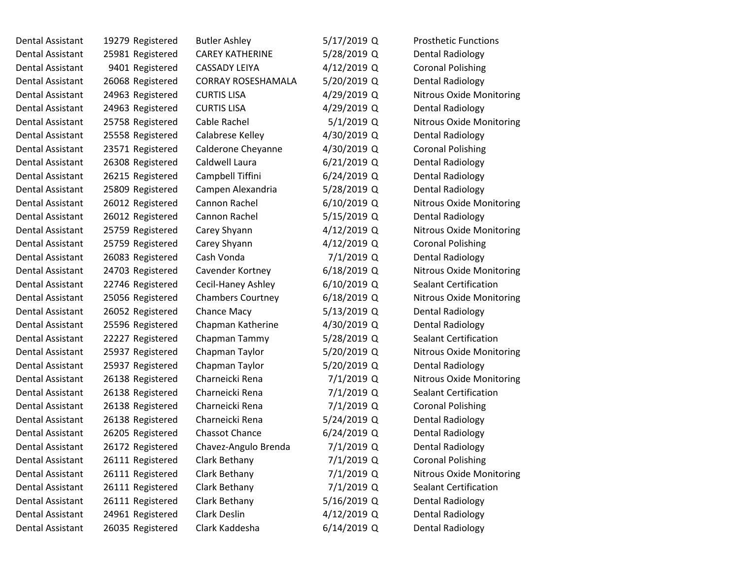| | | | | | | |
|---|---|---|---|---|---|---|
| Dental Assistant | 19279 | Registered | Butler Ashley | 5/17/2019 | Q | Prosthetic Functions |
| Dental Assistant | 25981 | Registered | CAREY KATHERINE | 5/28/2019 | Q | Dental Radiology |
| Dental Assistant | 9401 | Registered | CASSADY LEIYA | 4/12/2019 | Q | Coronal Polishing |
| Dental Assistant | 26068 | Registered | CORRAY ROSESHAMALA | 5/20/2019 | Q | Dental Radiology |
| Dental Assistant | 24963 | Registered | CURTIS LISA | 4/29/2019 | Q | Nitrous Oxide Monitoring |
| Dental Assistant | 24963 | Registered | CURTIS LISA | 4/29/2019 | Q | Dental Radiology |
| Dental Assistant | 25758 | Registered | Cable Rachel | 5/1/2019 | Q | Nitrous Oxide Monitoring |
| Dental Assistant | 25558 | Registered | Calabrese Kelley | 4/30/2019 | Q | Dental Radiology |
| Dental Assistant | 23571 | Registered | Calderone Cheyanne | 4/30/2019 | Q | Coronal Polishing |
| Dental Assistant | 26308 | Registered | Caldwell Laura | 6/21/2019 | Q | Dental Radiology |
| Dental Assistant | 26215 | Registered | Campbell Tiffini | 6/24/2019 | Q | Dental Radiology |
| Dental Assistant | 25809 | Registered | Campen Alexandria | 5/28/2019 | Q | Dental Radiology |
| Dental Assistant | 26012 | Registered | Cannon Rachel | 6/10/2019 | Q | Nitrous Oxide Monitoring |
| Dental Assistant | 26012 | Registered | Cannon Rachel | 5/15/2019 | Q | Dental Radiology |
| Dental Assistant | 25759 | Registered | Carey Shyann | 4/12/2019 | Q | Nitrous Oxide Monitoring |
| Dental Assistant | 25759 | Registered | Carey Shyann | 4/12/2019 | Q | Coronal Polishing |
| Dental Assistant | 26083 | Registered | Cash Vonda | 7/1/2019 | Q | Dental Radiology |
| Dental Assistant | 24703 | Registered | Cavender Kortney | 6/18/2019 | Q | Nitrous Oxide Monitoring |
| Dental Assistant | 22746 | Registered | Cecil-Haney Ashley | 6/10/2019 | Q | Sealant Certification |
| Dental Assistant | 25056 | Registered | Chambers Courtney | 6/18/2019 | Q | Nitrous Oxide Monitoring |
| Dental Assistant | 26052 | Registered | Chance Macy | 5/13/2019 | Q | Dental Radiology |
| Dental Assistant | 25596 | Registered | Chapman Katherine | 4/30/2019 | Q | Dental Radiology |
| Dental Assistant | 22227 | Registered | Chapman Tammy | 5/28/2019 | Q | Sealant Certification |
| Dental Assistant | 25937 | Registered | Chapman Taylor | 5/20/2019 | Q | Nitrous Oxide Monitoring |
| Dental Assistant | 25937 | Registered | Chapman Taylor | 5/20/2019 | Q | Dental Radiology |
| Dental Assistant | 26138 | Registered | Charneicki Rena | 7/1/2019 | Q | Nitrous Oxide Monitoring |
| Dental Assistant | 26138 | Registered | Charneicki Rena | 7/1/2019 | Q | Sealant Certification |
| Dental Assistant | 26138 | Registered | Charneicki Rena | 7/1/2019 | Q | Coronal Polishing |
| Dental Assistant | 26138 | Registered | Charneicki Rena | 5/24/2019 | Q | Dental Radiology |
| Dental Assistant | 26205 | Registered | Chassot Chance | 6/24/2019 | Q | Dental Radiology |
| Dental Assistant | 26172 | Registered | Chavez-Angulo Brenda | 7/1/2019 | Q | Dental Radiology |
| Dental Assistant | 26111 | Registered | Clark Bethany | 7/1/2019 | Q | Coronal Polishing |
| Dental Assistant | 26111 | Registered | Clark Bethany | 7/1/2019 | Q | Nitrous Oxide Monitoring |
| Dental Assistant | 26111 | Registered | Clark Bethany | 7/1/2019 | Q | Sealant Certification |
| Dental Assistant | 26111 | Registered | Clark Bethany | 5/16/2019 | Q | Dental Radiology |
| Dental Assistant | 24961 | Registered | Clark Deslin | 4/12/2019 | Q | Dental Radiology |
| Dental Assistant | 26035 | Registered | Clark Kaddesha | 6/14/2019 | Q | Dental Radiology |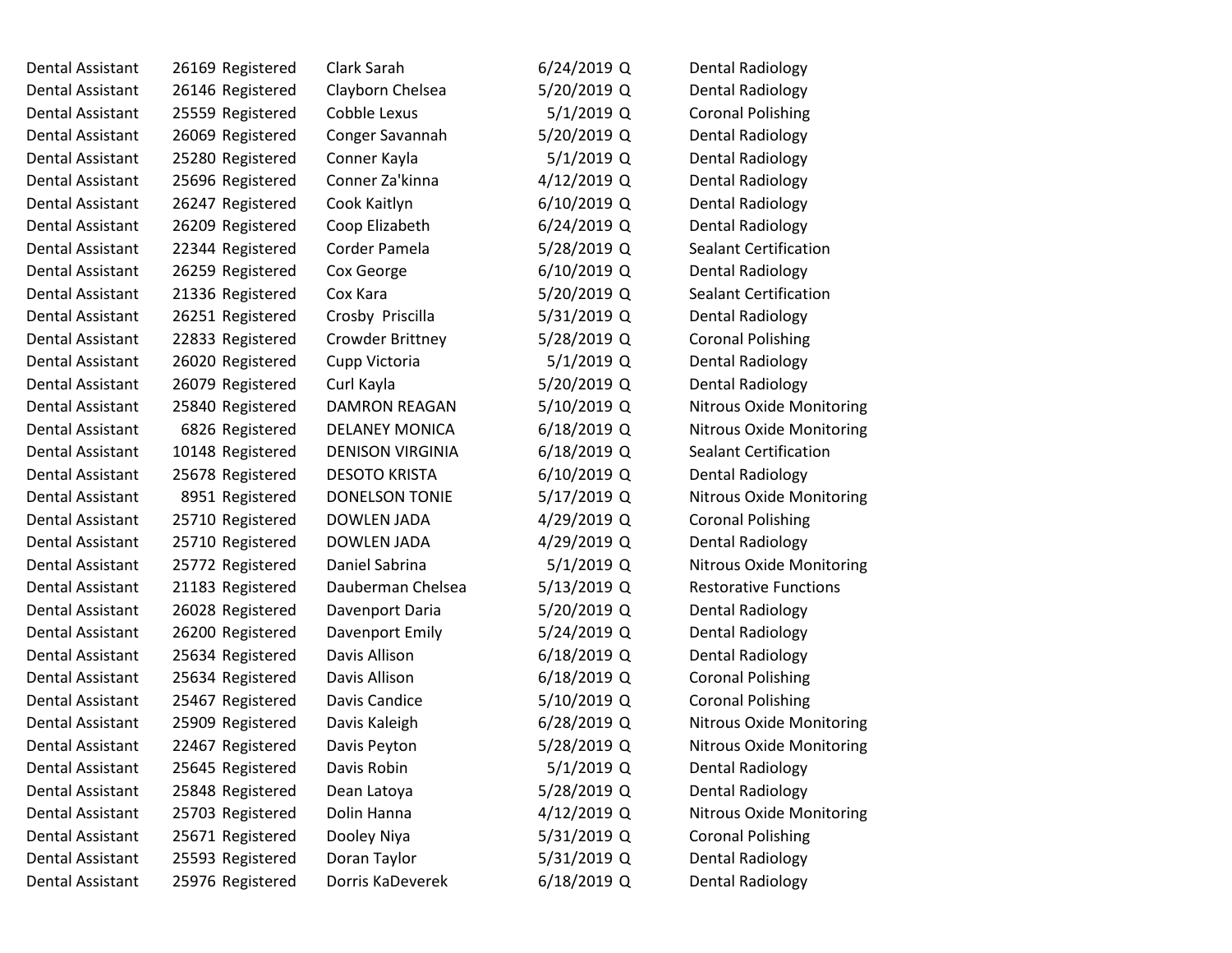| | | | | | | |
|---|---|---|---|---|---|---|
| Dental Assistant | 26169 | Registered | Clark Sarah | 6/24/2019 | Q | Dental Radiology |
| Dental Assistant | 26146 | Registered | Clayborn Chelsea | 5/20/2019 | Q | Dental Radiology |
| Dental Assistant | 25559 | Registered | Cobble Lexus | 5/1/2019 | Q | Coronal Polishing |
| Dental Assistant | 26069 | Registered | Conger Savannah | 5/20/2019 | Q | Dental Radiology |
| Dental Assistant | 25280 | Registered | Conner Kayla | 5/1/2019 | Q | Dental Radiology |
| Dental Assistant | 25696 | Registered | Conner Za'kinna | 4/12/2019 | Q | Dental Radiology |
| Dental Assistant | 26247 | Registered | Cook Kaitlyn | 6/10/2019 | Q | Dental Radiology |
| Dental Assistant | 26209 | Registered | Coop Elizabeth | 6/24/2019 | Q | Dental Radiology |
| Dental Assistant | 22344 | Registered | Corder Pamela | 5/28/2019 | Q | Sealant Certification |
| Dental Assistant | 26259 | Registered | Cox George | 6/10/2019 | Q | Dental Radiology |
| Dental Assistant | 21336 | Registered | Cox Kara | 5/20/2019 | Q | Sealant Certification |
| Dental Assistant | 26251 | Registered | Crosby  Priscilla | 5/31/2019 | Q | Dental Radiology |
| Dental Assistant | 22833 | Registered | Crowder Brittney | 5/28/2019 | Q | Coronal Polishing |
| Dental Assistant | 26020 | Registered | Cupp Victoria | 5/1/2019 | Q | Dental Radiology |
| Dental Assistant | 26079 | Registered | Curl Kayla | 5/20/2019 | Q | Dental Radiology |
| Dental Assistant | 25840 | Registered | DAMRON REAGAN | 5/10/2019 | Q | Nitrous Oxide Monitoring |
| Dental Assistant | 6826 | Registered | DELANEY MONICA | 6/18/2019 | Q | Nitrous Oxide Monitoring |
| Dental Assistant | 10148 | Registered | DENISON VIRGINIA | 6/18/2019 | Q | Sealant Certification |
| Dental Assistant | 25678 | Registered | DESOTO KRISTA | 6/10/2019 | Q | Dental Radiology |
| Dental Assistant | 8951 | Registered | DONELSON TONIE | 5/17/2019 | Q | Nitrous Oxide Monitoring |
| Dental Assistant | 25710 | Registered | DOWLEN JADA | 4/29/2019 | Q | Coronal Polishing |
| Dental Assistant | 25710 | Registered | DOWLEN JADA | 4/29/2019 | Q | Dental Radiology |
| Dental Assistant | 25772 | Registered | Daniel Sabrina | 5/1/2019 | Q | Nitrous Oxide Monitoring |
| Dental Assistant | 21183 | Registered | Dauberman Chelsea | 5/13/2019 | Q | Restorative Functions |
| Dental Assistant | 26028 | Registered | Davenport Daria | 5/20/2019 | Q | Dental Radiology |
| Dental Assistant | 26200 | Registered | Davenport Emily | 5/24/2019 | Q | Dental Radiology |
| Dental Assistant | 25634 | Registered | Davis Allison | 6/18/2019 | Q | Dental Radiology |
| Dental Assistant | 25634 | Registered | Davis Allison | 6/18/2019 | Q | Coronal Polishing |
| Dental Assistant | 25467 | Registered | Davis Candice | 5/10/2019 | Q | Coronal Polishing |
| Dental Assistant | 25909 | Registered | Davis Kaleigh | 6/28/2019 | Q | Nitrous Oxide Monitoring |
| Dental Assistant | 22467 | Registered | Davis Peyton | 5/28/2019 | Q | Nitrous Oxide Monitoring |
| Dental Assistant | 25645 | Registered | Davis Robin | 5/1/2019 | Q | Dental Radiology |
| Dental Assistant | 25848 | Registered | Dean Latoya | 5/28/2019 | Q | Dental Radiology |
| Dental Assistant | 25703 | Registered | Dolin Hanna | 4/12/2019 | Q | Nitrous Oxide Monitoring |
| Dental Assistant | 25671 | Registered | Dooley Niya | 5/31/2019 | Q | Coronal Polishing |
| Dental Assistant | 25593 | Registered | Doran Taylor | 5/31/2019 | Q | Dental Radiology |
| Dental Assistant | 25976 | Registered | Dorris KaDeverek | 6/18/2019 | Q | Dental Radiology |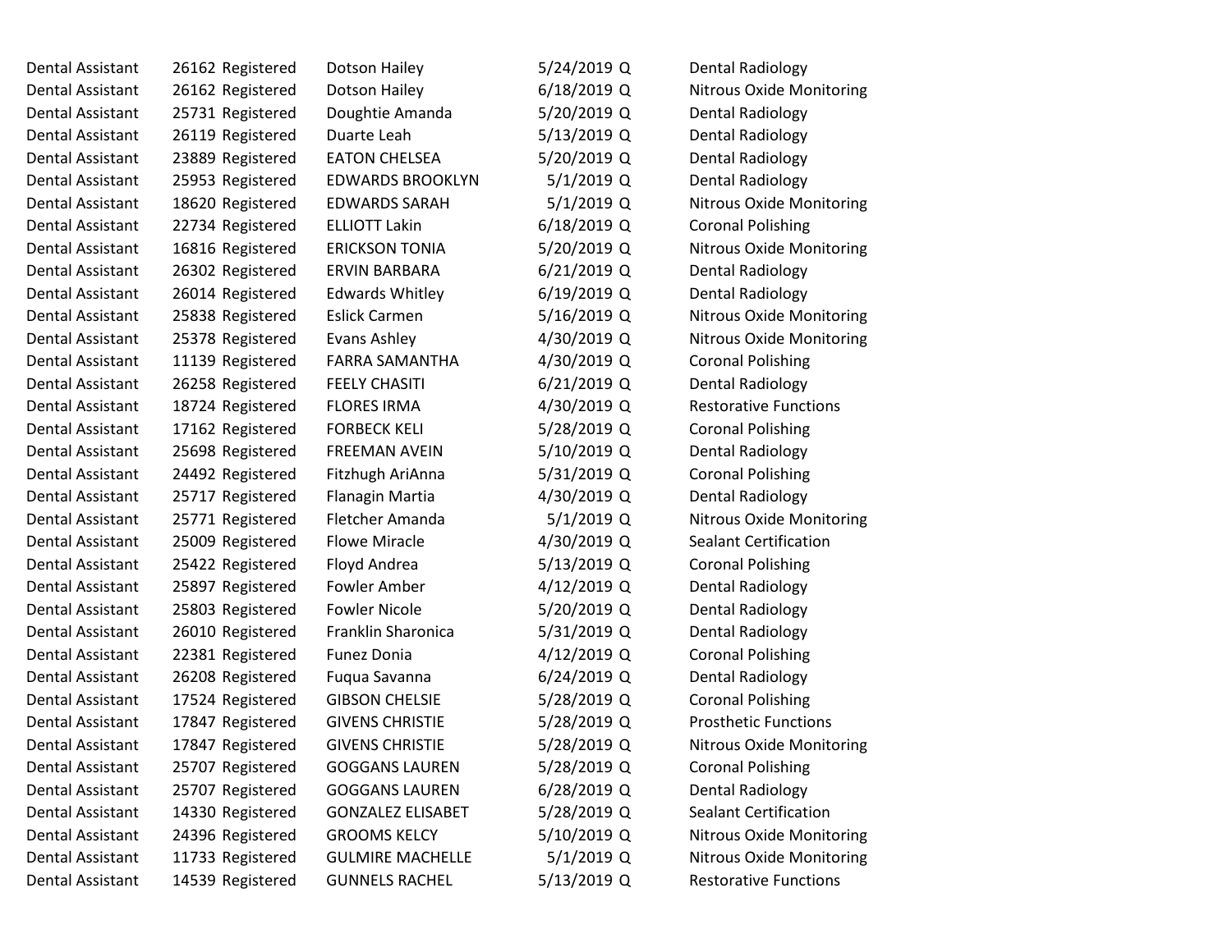| | | | | | | |
|---|---|---|---|---|---|---|
| Dental Assistant | 26162 | Registered | Dotson Hailey | 5/24/2019 | Q | Dental Radiology |
| Dental Assistant | 26162 | Registered | Dotson Hailey | 6/18/2019 | Q | Nitrous Oxide Monitoring |
| Dental Assistant | 25731 | Registered | Doughtie Amanda | 5/20/2019 | Q | Dental Radiology |
| Dental Assistant | 26119 | Registered | Duarte Leah | 5/13/2019 | Q | Dental Radiology |
| Dental Assistant | 23889 | Registered | EATON CHELSEA | 5/20/2019 | Q | Dental Radiology |
| Dental Assistant | 25953 | Registered | EDWARDS BROOKLYN | 5/1/2019 | Q | Dental Radiology |
| Dental Assistant | 18620 | Registered | EDWARDS SARAH | 5/1/2019 | Q | Nitrous Oxide Monitoring |
| Dental Assistant | 22734 | Registered | ELLIOTT Lakin | 6/18/2019 | Q | Coronal Polishing |
| Dental Assistant | 16816 | Registered | ERICKSON TONIA | 5/20/2019 | Q | Nitrous Oxide Monitoring |
| Dental Assistant | 26302 | Registered | ERVIN BARBARA | 6/21/2019 | Q | Dental Radiology |
| Dental Assistant | 26014 | Registered | Edwards Whitley | 6/19/2019 | Q | Dental Radiology |
| Dental Assistant | 25838 | Registered | Eslick Carmen | 5/16/2019 | Q | Nitrous Oxide Monitoring |
| Dental Assistant | 25378 | Registered | Evans Ashley | 4/30/2019 | Q | Nitrous Oxide Monitoring |
| Dental Assistant | 11139 | Registered | FARRA SAMANTHA | 4/30/2019 | Q | Coronal Polishing |
| Dental Assistant | 26258 | Registered | FEELY CHASITI | 6/21/2019 | Q | Dental Radiology |
| Dental Assistant | 18724 | Registered | FLORES IRMA | 4/30/2019 | Q | Restorative Functions |
| Dental Assistant | 17162 | Registered | FORBECK KELI | 5/28/2019 | Q | Coronal Polishing |
| Dental Assistant | 25698 | Registered | FREEMAN AVEIN | 5/10/2019 | Q | Dental Radiology |
| Dental Assistant | 24492 | Registered | Fitzhugh AriAnna | 5/31/2019 | Q | Coronal Polishing |
| Dental Assistant | 25717 | Registered | Flanagin Martia | 4/30/2019 | Q | Dental Radiology |
| Dental Assistant | 25771 | Registered | Fletcher Amanda | 5/1/2019 | Q | Nitrous Oxide Monitoring |
| Dental Assistant | 25009 | Registered | Flowe Miracle | 4/30/2019 | Q | Sealant Certification |
| Dental Assistant | 25422 | Registered | Floyd Andrea | 5/13/2019 | Q | Coronal Polishing |
| Dental Assistant | 25897 | Registered | Fowler Amber | 4/12/2019 | Q | Dental Radiology |
| Dental Assistant | 25803 | Registered | Fowler Nicole | 5/20/2019 | Q | Dental Radiology |
| Dental Assistant | 26010 | Registered | Franklin Sharonica | 5/31/2019 | Q | Dental Radiology |
| Dental Assistant | 22381 | Registered | Funez Donia | 4/12/2019 | Q | Coronal Polishing |
| Dental Assistant | 26208 | Registered | Fuqua Savanna | 6/24/2019 | Q | Dental Radiology |
| Dental Assistant | 17524 | Registered | GIBSON CHELSIE | 5/28/2019 | Q | Coronal Polishing |
| Dental Assistant | 17847 | Registered | GIVENS CHRISTIE | 5/28/2019 | Q | Prosthetic Functions |
| Dental Assistant | 17847 | Registered | GIVENS CHRISTIE | 5/28/2019 | Q | Nitrous Oxide Monitoring |
| Dental Assistant | 25707 | Registered | GOGGANS LAUREN | 5/28/2019 | Q | Coronal Polishing |
| Dental Assistant | 25707 | Registered | GOGGANS LAUREN | 6/28/2019 | Q | Dental Radiology |
| Dental Assistant | 14330 | Registered | GONZALEZ ELISABET | 5/28/2019 | Q | Sealant Certification |
| Dental Assistant | 24396 | Registered | GROOMS KELCY | 5/10/2019 | Q | Nitrous Oxide Monitoring |
| Dental Assistant | 11733 | Registered | GULMIRE MACHELLE | 5/1/2019 | Q | Nitrous Oxide Monitoring |
| Dental Assistant | 14539 | Registered | GUNNELS RACHEL | 5/13/2019 | Q | Restorative Functions |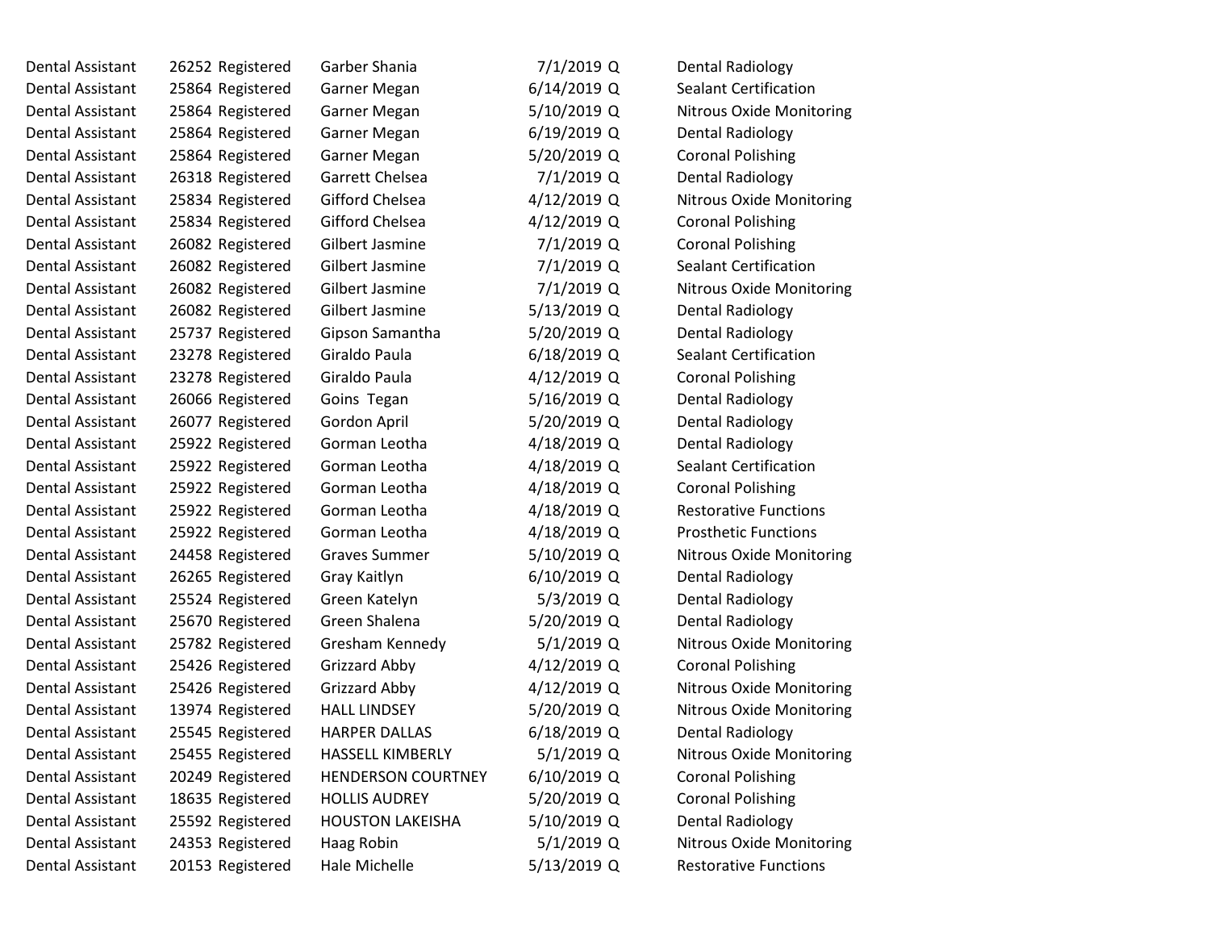| | | | | | | |
|---|---|---|---|---|---|---|
| Dental Assistant | 26252 | Registered | Garber Shania | 7/1/2019 | Q | Dental Radiology |
| Dental Assistant | 25864 | Registered | Garner Megan | 6/14/2019 | Q | Sealant Certification |
| Dental Assistant | 25864 | Registered | Garner Megan | 5/10/2019 | Q | Nitrous Oxide Monitoring |
| Dental Assistant | 25864 | Registered | Garner Megan | 6/19/2019 | Q | Dental Radiology |
| Dental Assistant | 25864 | Registered | Garner Megan | 5/20/2019 | Q | Coronal Polishing |
| Dental Assistant | 26318 | Registered | Garrett Chelsea | 7/1/2019 | Q | Dental Radiology |
| Dental Assistant | 25834 | Registered | Gifford Chelsea | 4/12/2019 | Q | Nitrous Oxide Monitoring |
| Dental Assistant | 25834 | Registered | Gifford Chelsea | 4/12/2019 | Q | Coronal Polishing |
| Dental Assistant | 26082 | Registered | Gilbert Jasmine | 7/1/2019 | Q | Coronal Polishing |
| Dental Assistant | 26082 | Registered | Gilbert Jasmine | 7/1/2019 | Q | Sealant Certification |
| Dental Assistant | 26082 | Registered | Gilbert Jasmine | 7/1/2019 | Q | Nitrous Oxide Monitoring |
| Dental Assistant | 26082 | Registered | Gilbert Jasmine | 5/13/2019 | Q | Dental Radiology |
| Dental Assistant | 25737 | Registered | Gipson Samantha | 5/20/2019 | Q | Dental Radiology |
| Dental Assistant | 23278 | Registered | Giraldo Paula | 6/18/2019 | Q | Sealant Certification |
| Dental Assistant | 23278 | Registered | Giraldo Paula | 4/12/2019 | Q | Coronal Polishing |
| Dental Assistant | 26066 | Registered | Goins Tegan | 5/16/2019 | Q | Dental Radiology |
| Dental Assistant | 26077 | Registered | Gordon April | 5/20/2019 | Q | Dental Radiology |
| Dental Assistant | 25922 | Registered | Gorman Leotha | 4/18/2019 | Q | Dental Radiology |
| Dental Assistant | 25922 | Registered | Gorman Leotha | 4/18/2019 | Q | Sealant Certification |
| Dental Assistant | 25922 | Registered | Gorman Leotha | 4/18/2019 | Q | Coronal Polishing |
| Dental Assistant | 25922 | Registered | Gorman Leotha | 4/18/2019 | Q | Restorative Functions |
| Dental Assistant | 25922 | Registered | Gorman Leotha | 4/18/2019 | Q | Prosthetic Functions |
| Dental Assistant | 24458 | Registered | Graves Summer | 5/10/2019 | Q | Nitrous Oxide Monitoring |
| Dental Assistant | 26265 | Registered | Gray Kaitlyn | 6/10/2019 | Q | Dental Radiology |
| Dental Assistant | 25524 | Registered | Green Katelyn | 5/3/2019 | Q | Dental Radiology |
| Dental Assistant | 25670 | Registered | Green Shalena | 5/20/2019 | Q | Dental Radiology |
| Dental Assistant | 25782 | Registered | Gresham Kennedy | 5/1/2019 | Q | Nitrous Oxide Monitoring |
| Dental Assistant | 25426 | Registered | Grizzard Abby | 4/12/2019 | Q | Coronal Polishing |
| Dental Assistant | 25426 | Registered | Grizzard Abby | 4/12/2019 | Q | Nitrous Oxide Monitoring |
| Dental Assistant | 13974 | Registered | HALL LINDSEY | 5/20/2019 | Q | Nitrous Oxide Monitoring |
| Dental Assistant | 25545 | Registered | HARPER DALLAS | 6/18/2019 | Q | Dental Radiology |
| Dental Assistant | 25455 | Registered | HASSELL KIMBERLY | 5/1/2019 | Q | Nitrous Oxide Monitoring |
| Dental Assistant | 20249 | Registered | HENDERSON COURTNEY | 6/10/2019 | Q | Coronal Polishing |
| Dental Assistant | 18635 | Registered | HOLLIS AUDREY | 5/20/2019 | Q | Coronal Polishing |
| Dental Assistant | 25592 | Registered | HOUSTON LAKEISHA | 5/10/2019 | Q | Dental Radiology |
| Dental Assistant | 24353 | Registered | Haag Robin | 5/1/2019 | Q | Nitrous Oxide Monitoring |
| Dental Assistant | 20153 | Registered | Hale Michelle | 5/13/2019 | Q | Restorative Functions |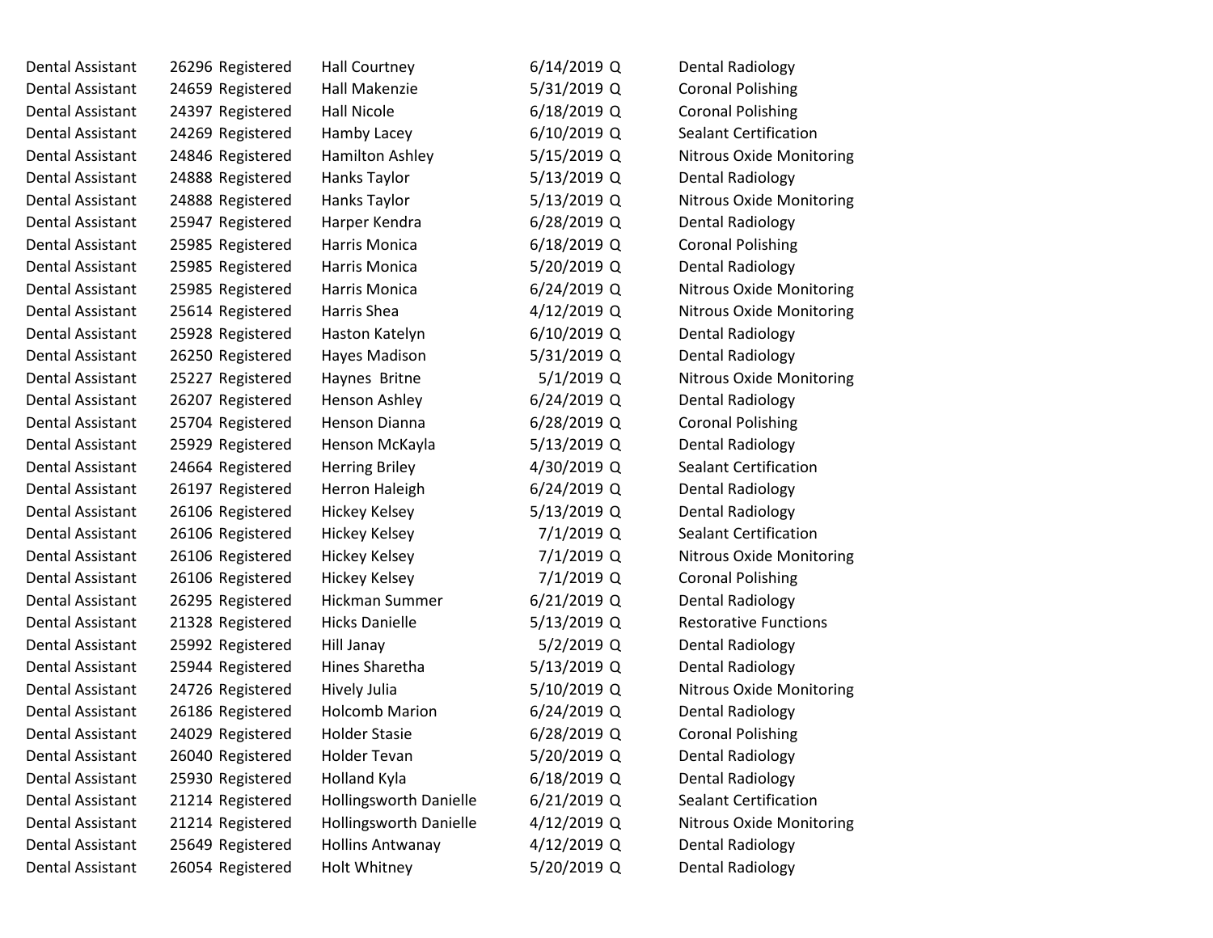| | | | | | | |
|---|---|---|---|---|---|---|
| Dental Assistant | 26296 | Registered | Hall Courtney | 6/14/2019 | Q | Dental Radiology |
| Dental Assistant | 24659 | Registered | Hall Makenzie | 5/31/2019 | Q | Coronal Polishing |
| Dental Assistant | 24397 | Registered | Hall Nicole | 6/18/2019 | Q | Coronal Polishing |
| Dental Assistant | 24269 | Registered | Hamby Lacey | 6/10/2019 | Q | Sealant Certification |
| Dental Assistant | 24846 | Registered | Hamilton Ashley | 5/15/2019 | Q | Nitrous Oxide Monitoring |
| Dental Assistant | 24888 | Registered | Hanks Taylor | 5/13/2019 | Q | Dental Radiology |
| Dental Assistant | 24888 | Registered | Hanks Taylor | 5/13/2019 | Q | Nitrous Oxide Monitoring |
| Dental Assistant | 25947 | Registered | Harper Kendra | 6/28/2019 | Q | Dental Radiology |
| Dental Assistant | 25985 | Registered | Harris Monica | 6/18/2019 | Q | Coronal Polishing |
| Dental Assistant | 25985 | Registered | Harris Monica | 5/20/2019 | Q | Dental Radiology |
| Dental Assistant | 25985 | Registered | Harris Monica | 6/24/2019 | Q | Nitrous Oxide Monitoring |
| Dental Assistant | 25614 | Registered | Harris Shea | 4/12/2019 | Q | Nitrous Oxide Monitoring |
| Dental Assistant | 25928 | Registered | Haston Katelyn | 6/10/2019 | Q | Dental Radiology |
| Dental Assistant | 26250 | Registered | Hayes Madison | 5/31/2019 | Q | Dental Radiology |
| Dental Assistant | 25227 | Registered | Haynes Britne | 5/1/2019 | Q | Nitrous Oxide Monitoring |
| Dental Assistant | 26207 | Registered | Henson Ashley | 6/24/2019 | Q | Dental Radiology |
| Dental Assistant | 25704 | Registered | Henson Dianna | 6/28/2019 | Q | Coronal Polishing |
| Dental Assistant | 25929 | Registered | Henson McKayla | 5/13/2019 | Q | Dental Radiology |
| Dental Assistant | 24664 | Registered | Herring Briley | 4/30/2019 | Q | Sealant Certification |
| Dental Assistant | 26197 | Registered | Herron Haleigh | 6/24/2019 | Q | Dental Radiology |
| Dental Assistant | 26106 | Registered | Hickey Kelsey | 5/13/2019 | Q | Dental Radiology |
| Dental Assistant | 26106 | Registered | Hickey Kelsey | 7/1/2019 | Q | Sealant Certification |
| Dental Assistant | 26106 | Registered | Hickey Kelsey | 7/1/2019 | Q | Nitrous Oxide Monitoring |
| Dental Assistant | 26106 | Registered | Hickey Kelsey | 7/1/2019 | Q | Coronal Polishing |
| Dental Assistant | 26295 | Registered | Hickman Summer | 6/21/2019 | Q | Dental Radiology |
| Dental Assistant | 21328 | Registered | Hicks Danielle | 5/13/2019 | Q | Restorative Functions |
| Dental Assistant | 25992 | Registered | Hill Janay | 5/2/2019 | Q | Dental Radiology |
| Dental Assistant | 25944 | Registered | Hines Sharetha | 5/13/2019 | Q | Dental Radiology |
| Dental Assistant | 24726 | Registered | Hively Julia | 5/10/2019 | Q | Nitrous Oxide Monitoring |
| Dental Assistant | 26186 | Registered | Holcomb Marion | 6/24/2019 | Q | Dental Radiology |
| Dental Assistant | 24029 | Registered | Holder Stasie | 6/28/2019 | Q | Coronal Polishing |
| Dental Assistant | 26040 | Registered | Holder Tevan | 5/20/2019 | Q | Dental Radiology |
| Dental Assistant | 25930 | Registered | Holland Kyla | 6/18/2019 | Q | Dental Radiology |
| Dental Assistant | 21214 | Registered | Hollingsworth Danielle | 6/21/2019 | Q | Sealant Certification |
| Dental Assistant | 21214 | Registered | Hollingsworth Danielle | 4/12/2019 | Q | Nitrous Oxide Monitoring |
| Dental Assistant | 25649 | Registered | Hollins Antwanay | 4/12/2019 | Q | Dental Radiology |
| Dental Assistant | 26054 | Registered | Holt Whitney | 5/20/2019 | Q | Dental Radiology |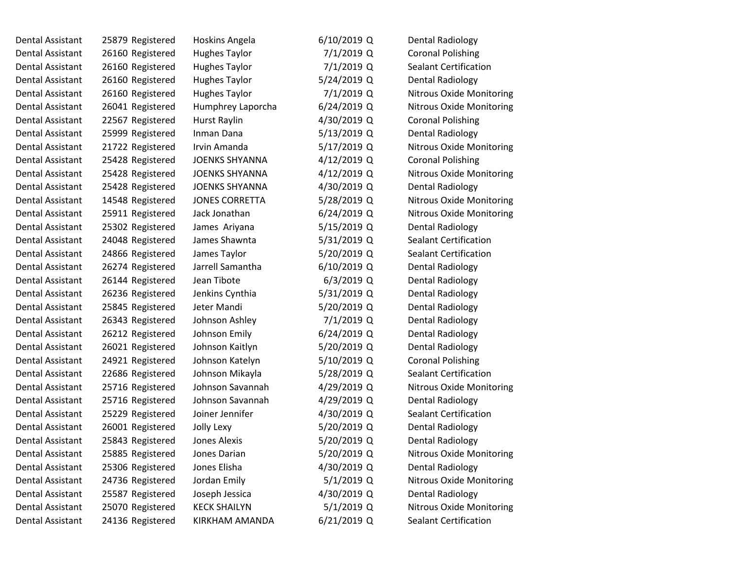| | | | | | | |
|---|---|---|---|---|---|---|
| Dental Assistant | 25879 | Registered | Hoskins Angela | 6/10/2019 | Q | Dental Radiology |
| Dental Assistant | 26160 | Registered | Hughes Taylor | 7/1/2019 | Q | Coronal Polishing |
| Dental Assistant | 26160 | Registered | Hughes Taylor | 7/1/2019 | Q | Sealant Certification |
| Dental Assistant | 26160 | Registered | Hughes Taylor | 5/24/2019 | Q | Dental Radiology |
| Dental Assistant | 26160 | Registered | Hughes Taylor | 7/1/2019 | Q | Nitrous Oxide Monitoring |
| Dental Assistant | 26041 | Registered | Humphrey Laporcha | 6/24/2019 | Q | Nitrous Oxide Monitoring |
| Dental Assistant | 22567 | Registered | Hurst Raylin | 4/30/2019 | Q | Coronal Polishing |
| Dental Assistant | 25999 | Registered | Inman Dana | 5/13/2019 | Q | Dental Radiology |
| Dental Assistant | 21722 | Registered | Irvin Amanda | 5/17/2019 | Q | Nitrous Oxide Monitoring |
| Dental Assistant | 25428 | Registered | JOENKS SHYANNA | 4/12/2019 | Q | Coronal Polishing |
| Dental Assistant | 25428 | Registered | JOENKS SHYANNA | 4/12/2019 | Q | Nitrous Oxide Monitoring |
| Dental Assistant | 25428 | Registered | JOENKS SHYANNA | 4/30/2019 | Q | Dental Radiology |
| Dental Assistant | 14548 | Registered | JONES CORRETTA | 5/28/2019 | Q | Nitrous Oxide Monitoring |
| Dental Assistant | 25911 | Registered | Jack Jonathan | 6/24/2019 | Q | Nitrous Oxide Monitoring |
| Dental Assistant | 25302 | Registered | James Ariyana | 5/15/2019 | Q | Dental Radiology |
| Dental Assistant | 24048 | Registered | James Shawnta | 5/31/2019 | Q | Sealant Certification |
| Dental Assistant | 24866 | Registered | James Taylor | 5/20/2019 | Q | Sealant Certification |
| Dental Assistant | 26274 | Registered | Jarrell Samantha | 6/10/2019 | Q | Dental Radiology |
| Dental Assistant | 26144 | Registered | Jean Tibote | 6/3/2019 | Q | Dental Radiology |
| Dental Assistant | 26236 | Registered | Jenkins Cynthia | 5/31/2019 | Q | Dental Radiology |
| Dental Assistant | 25845 | Registered | Jeter Mandi | 5/20/2019 | Q | Dental Radiology |
| Dental Assistant | 26343 | Registered | Johnson Ashley | 7/1/2019 | Q | Dental Radiology |
| Dental Assistant | 26212 | Registered | Johnson Emily | 6/24/2019 | Q | Dental Radiology |
| Dental Assistant | 26021 | Registered | Johnson Kaitlyn | 5/20/2019 | Q | Dental Radiology |
| Dental Assistant | 24921 | Registered | Johnson Katelyn | 5/10/2019 | Q | Coronal Polishing |
| Dental Assistant | 22686 | Registered | Johnson Mikayla | 5/28/2019 | Q | Sealant Certification |
| Dental Assistant | 25716 | Registered | Johnson Savannah | 4/29/2019 | Q | Nitrous Oxide Monitoring |
| Dental Assistant | 25716 | Registered | Johnson Savannah | 4/29/2019 | Q | Dental Radiology |
| Dental Assistant | 25229 | Registered | Joiner Jennifer | 4/30/2019 | Q | Sealant Certification |
| Dental Assistant | 26001 | Registered | Jolly Lexy | 5/20/2019 | Q | Dental Radiology |
| Dental Assistant | 25843 | Registered | Jones Alexis | 5/20/2019 | Q | Dental Radiology |
| Dental Assistant | 25885 | Registered | Jones Darian | 5/20/2019 | Q | Nitrous Oxide Monitoring |
| Dental Assistant | 25306 | Registered | Jones Elisha | 4/30/2019 | Q | Dental Radiology |
| Dental Assistant | 24736 | Registered | Jordan Emily | 5/1/2019 | Q | Nitrous Oxide Monitoring |
| Dental Assistant | 25587 | Registered | Joseph Jessica | 4/30/2019 | Q | Dental Radiology |
| Dental Assistant | 25070 | Registered | KECK SHAILYN | 5/1/2019 | Q | Nitrous Oxide Monitoring |
| Dental Assistant | 24136 | Registered | KIRKHAM AMANDA | 6/21/2019 | Q | Sealant Certification |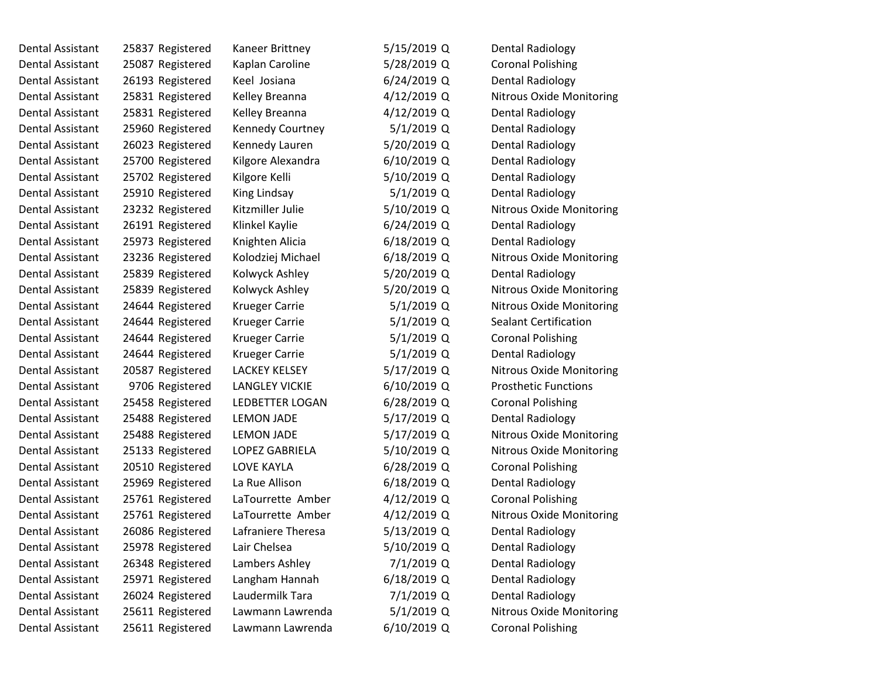| | | | | | | |
|---|---|---|---|---|---|---|
| Dental Assistant | 25837 | Registered | Kaneer Brittney | 5/15/2019 | Q | Dental Radiology |
| Dental Assistant | 25087 | Registered | Kaplan Caroline | 5/28/2019 | Q | Coronal Polishing |
| Dental Assistant | 26193 | Registered | Keel Josiana | 6/24/2019 | Q | Dental Radiology |
| Dental Assistant | 25831 | Registered | Kelley Breanna | 4/12/2019 | Q | Nitrous Oxide Monitoring |
| Dental Assistant | 25831 | Registered | Kelley Breanna | 4/12/2019 | Q | Dental Radiology |
| Dental Assistant | 25960 | Registered | Kennedy Courtney | 5/1/2019 | Q | Dental Radiology |
| Dental Assistant | 26023 | Registered | Kennedy Lauren | 5/20/2019 | Q | Dental Radiology |
| Dental Assistant | 25700 | Registered | Kilgore Alexandra | 6/10/2019 | Q | Dental Radiology |
| Dental Assistant | 25702 | Registered | Kilgore Kelli | 5/10/2019 | Q | Dental Radiology |
| Dental Assistant | 25910 | Registered | King Lindsay | 5/1/2019 | Q | Dental Radiology |
| Dental Assistant | 23232 | Registered | Kitzmiller Julie | 5/10/2019 | Q | Nitrous Oxide Monitoring |
| Dental Assistant | 26191 | Registered | Klinkel Kaylie | 6/24/2019 | Q | Dental Radiology |
| Dental Assistant | 25973 | Registered | Knighten Alicia | 6/18/2019 | Q | Dental Radiology |
| Dental Assistant | 23236 | Registered | Kolodziej Michael | 6/18/2019 | Q | Nitrous Oxide Monitoring |
| Dental Assistant | 25839 | Registered | Kolwyck Ashley | 5/20/2019 | Q | Dental Radiology |
| Dental Assistant | 25839 | Registered | Kolwyck Ashley | 5/20/2019 | Q | Nitrous Oxide Monitoring |
| Dental Assistant | 24644 | Registered | Krueger Carrie | 5/1/2019 | Q | Nitrous Oxide Monitoring |
| Dental Assistant | 24644 | Registered | Krueger Carrie | 5/1/2019 | Q | Sealant Certification |
| Dental Assistant | 24644 | Registered | Krueger Carrie | 5/1/2019 | Q | Coronal Polishing |
| Dental Assistant | 24644 | Registered | Krueger Carrie | 5/1/2019 | Q | Dental Radiology |
| Dental Assistant | 20587 | Registered | LACKEY KELSEY | 5/17/2019 | Q | Nitrous Oxide Monitoring |
| Dental Assistant | 9706 | Registered | LANGLEY VICKIE | 6/10/2019 | Q | Prosthetic Functions |
| Dental Assistant | 25458 | Registered | LEDBETTER LOGAN | 6/28/2019 | Q | Coronal Polishing |
| Dental Assistant | 25488 | Registered | LEMON JADE | 5/17/2019 | Q | Dental Radiology |
| Dental Assistant | 25488 | Registered | LEMON JADE | 5/17/2019 | Q | Nitrous Oxide Monitoring |
| Dental Assistant | 25133 | Registered | LOPEZ GABRIELA | 5/10/2019 | Q | Nitrous Oxide Monitoring |
| Dental Assistant | 20510 | Registered | LOVE KAYLA | 6/28/2019 | Q | Coronal Polishing |
| Dental Assistant | 25969 | Registered | La Rue Allison | 6/18/2019 | Q | Dental Radiology |
| Dental Assistant | 25761 | Registered | LaTourrette Amber | 4/12/2019 | Q | Coronal Polishing |
| Dental Assistant | 25761 | Registered | LaTourrette Amber | 4/12/2019 | Q | Nitrous Oxide Monitoring |
| Dental Assistant | 26086 | Registered | Lafraniere Theresa | 5/13/2019 | Q | Dental Radiology |
| Dental Assistant | 25978 | Registered | Lair Chelsea | 5/10/2019 | Q | Dental Radiology |
| Dental Assistant | 26348 | Registered | Lambers Ashley | 7/1/2019 | Q | Dental Radiology |
| Dental Assistant | 25971 | Registered | Langham Hannah | 6/18/2019 | Q | Dental Radiology |
| Dental Assistant | 26024 | Registered | Laudermilk Tara | 7/1/2019 | Q | Dental Radiology |
| Dental Assistant | 25611 | Registered | Lawmann Lawrenda | 5/1/2019 | Q | Nitrous Oxide Monitoring |
| Dental Assistant | 25611 | Registered | Lawmann Lawrenda | 6/10/2019 | Q | Coronal Polishing |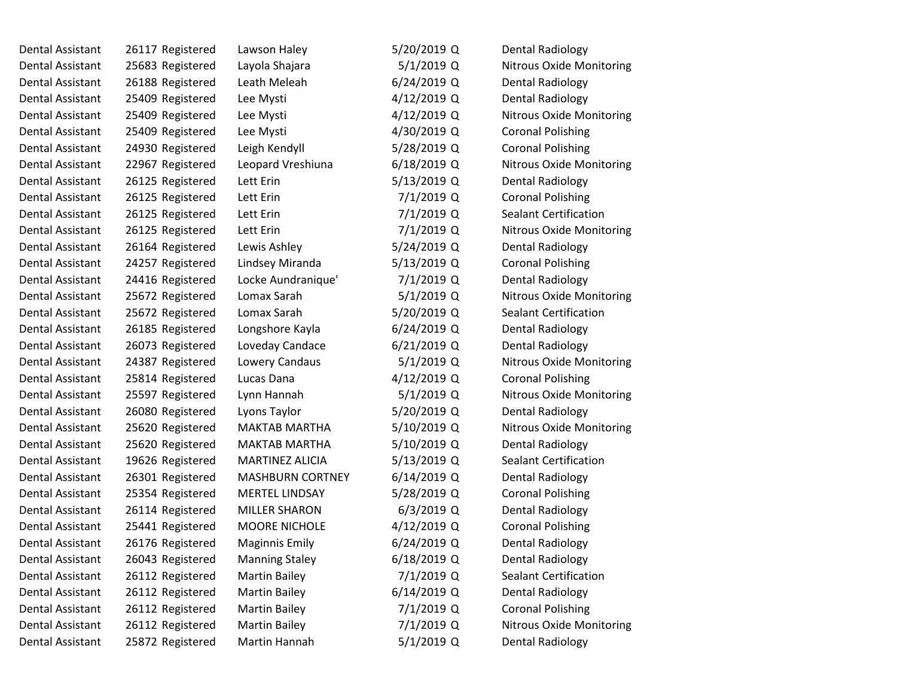| | | | | | | |
|---|---|---|---|---|---|---|
| Dental Assistant | 26117 | Registered | Lawson Haley | 5/20/2019 | Q | Dental Radiology |
| Dental Assistant | 25683 | Registered | Layola Shajara | 5/1/2019 | Q | Nitrous Oxide Monitoring |
| Dental Assistant | 26188 | Registered | Leath Meleah | 6/24/2019 | Q | Dental Radiology |
| Dental Assistant | 25409 | Registered | Lee Mysti | 4/12/2019 | Q | Dental Radiology |
| Dental Assistant | 25409 | Registered | Lee Mysti | 4/12/2019 | Q | Nitrous Oxide Monitoring |
| Dental Assistant | 25409 | Registered | Lee Mysti | 4/30/2019 | Q | Coronal Polishing |
| Dental Assistant | 24930 | Registered | Leigh Kendyll | 5/28/2019 | Q | Coronal Polishing |
| Dental Assistant | 22967 | Registered | Leopard Vreshiuna | 6/18/2019 | Q | Nitrous Oxide Monitoring |
| Dental Assistant | 26125 | Registered | Lett Erin | 5/13/2019 | Q | Dental Radiology |
| Dental Assistant | 26125 | Registered | Lett Erin | 7/1/2019 | Q | Coronal Polishing |
| Dental Assistant | 26125 | Registered | Lett Erin | 7/1/2019 | Q | Sealant Certification |
| Dental Assistant | 26125 | Registered | Lett Erin | 7/1/2019 | Q | Nitrous Oxide Monitoring |
| Dental Assistant | 26164 | Registered | Lewis Ashley | 5/24/2019 | Q | Dental Radiology |
| Dental Assistant | 24257 | Registered | Lindsey Miranda | 5/13/2019 | Q | Coronal Polishing |
| Dental Assistant | 24416 | Registered | Locke Aundranique' | 7/1/2019 | Q | Dental Radiology |
| Dental Assistant | 25672 | Registered | Lomax Sarah | 5/1/2019 | Q | Nitrous Oxide Monitoring |
| Dental Assistant | 25672 | Registered | Lomax Sarah | 5/20/2019 | Q | Sealant Certification |
| Dental Assistant | 26185 | Registered | Longshore Kayla | 6/24/2019 | Q | Dental Radiology |
| Dental Assistant | 26073 | Registered | Loveday Candace | 6/21/2019 | Q | Dental Radiology |
| Dental Assistant | 24387 | Registered | Lowery Candaus | 5/1/2019 | Q | Nitrous Oxide Monitoring |
| Dental Assistant | 25814 | Registered | Lucas Dana | 4/12/2019 | Q | Coronal Polishing |
| Dental Assistant | 25597 | Registered | Lynn Hannah | 5/1/2019 | Q | Nitrous Oxide Monitoring |
| Dental Assistant | 26080 | Registered | Lyons Taylor | 5/20/2019 | Q | Dental Radiology |
| Dental Assistant | 25620 | Registered | MAKTAB MARTHA | 5/10/2019 | Q | Nitrous Oxide Monitoring |
| Dental Assistant | 25620 | Registered | MAKTAB MARTHA | 5/10/2019 | Q | Dental Radiology |
| Dental Assistant | 19626 | Registered | MARTINEZ ALICIA | 5/13/2019 | Q | Sealant Certification |
| Dental Assistant | 26301 | Registered | MASHBURN CORTNEY | 6/14/2019 | Q | Dental Radiology |
| Dental Assistant | 25354 | Registered | MERTEL LINDSAY | 5/28/2019 | Q | Coronal Polishing |
| Dental Assistant | 26114 | Registered | MILLER SHARON | 6/3/2019 | Q | Dental Radiology |
| Dental Assistant | 25441 | Registered | MOORE NICHOLE | 4/12/2019 | Q | Coronal Polishing |
| Dental Assistant | 26176 | Registered | Maginnis Emily | 6/24/2019 | Q | Dental Radiology |
| Dental Assistant | 26043 | Registered | Manning Staley | 6/18/2019 | Q | Dental Radiology |
| Dental Assistant | 26112 | Registered | Martin Bailey | 7/1/2019 | Q | Sealant Certification |
| Dental Assistant | 26112 | Registered | Martin Bailey | 6/14/2019 | Q | Dental Radiology |
| Dental Assistant | 26112 | Registered | Martin Bailey | 7/1/2019 | Q | Coronal Polishing |
| Dental Assistant | 26112 | Registered | Martin Bailey | 7/1/2019 | Q | Nitrous Oxide Monitoring |
| Dental Assistant | 25872 | Registered | Martin Hannah | 5/1/2019 | Q | Dental Radiology |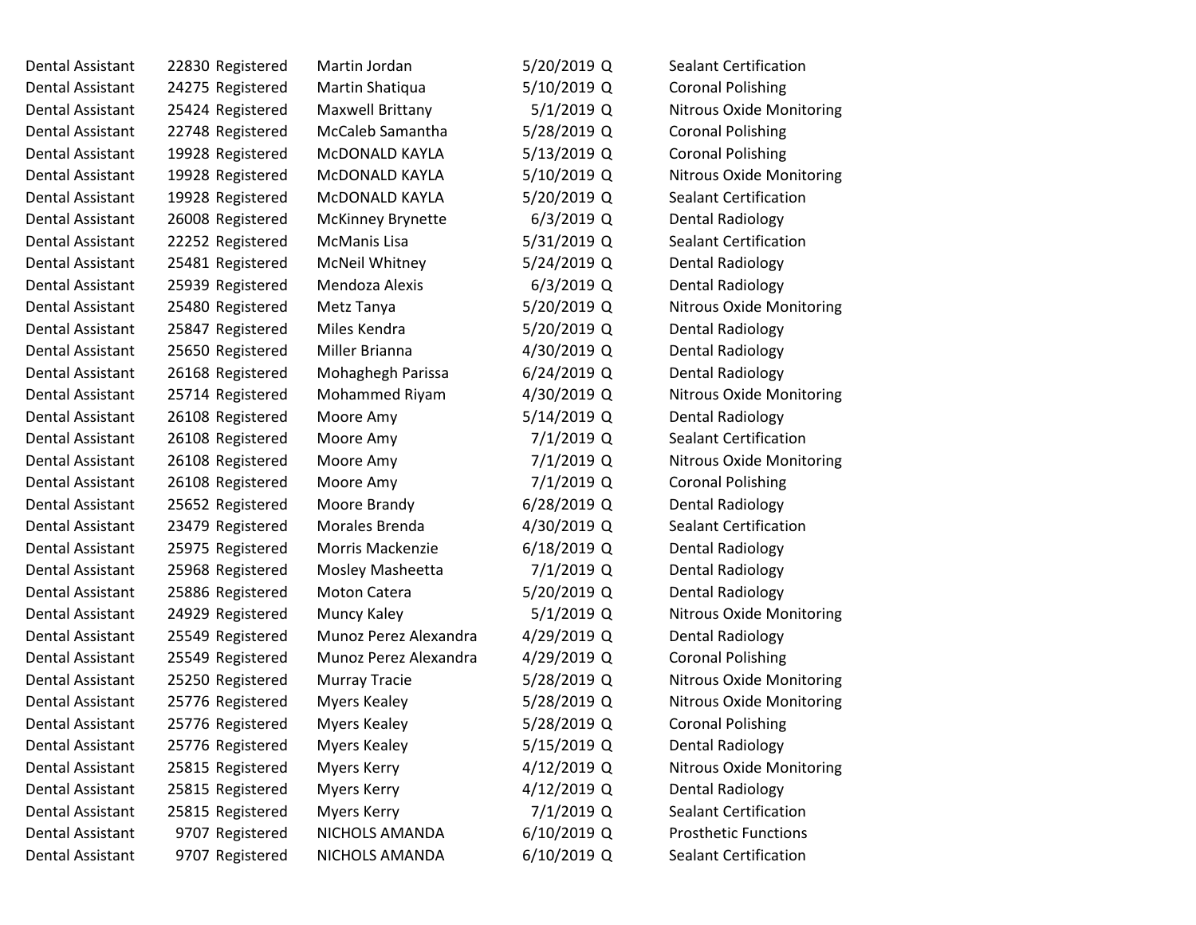| | | | | | | |
|---|---|---|---|---|---|---|
| Dental Assistant | 22830 | Registered | Martin Jordan | 5/20/2019 | Q | Sealant Certification |
| Dental Assistant | 24275 | Registered | Martin Shatiqua | 5/10/2019 | Q | Coronal Polishing |
| Dental Assistant | 25424 | Registered | Maxwell Brittany | 5/1/2019 | Q | Nitrous Oxide Monitoring |
| Dental Assistant | 22748 | Registered | McCaleb Samantha | 5/28/2019 | Q | Coronal Polishing |
| Dental Assistant | 19928 | Registered | McDONALD KAYLA | 5/13/2019 | Q | Coronal Polishing |
| Dental Assistant | 19928 | Registered | McDONALD KAYLA | 5/10/2019 | Q | Nitrous Oxide Monitoring |
| Dental Assistant | 19928 | Registered | McDONALD KAYLA | 5/20/2019 | Q | Sealant Certification |
| Dental Assistant | 26008 | Registered | McKinney Brynette | 6/3/2019 | Q | Dental Radiology |
| Dental Assistant | 22252 | Registered | McManis Lisa | 5/31/2019 | Q | Sealant Certification |
| Dental Assistant | 25481 | Registered | McNeil Whitney | 5/24/2019 | Q | Dental Radiology |
| Dental Assistant | 25939 | Registered | Mendoza Alexis | 6/3/2019 | Q | Dental Radiology |
| Dental Assistant | 25480 | Registered | Metz Tanya | 5/20/2019 | Q | Nitrous Oxide Monitoring |
| Dental Assistant | 25847 | Registered | Miles Kendra | 5/20/2019 | Q | Dental Radiology |
| Dental Assistant | 25650 | Registered | Miller Brianna | 4/30/2019 | Q | Dental Radiology |
| Dental Assistant | 26168 | Registered | Mohaghegh Parissa | 6/24/2019 | Q | Dental Radiology |
| Dental Assistant | 25714 | Registered | Mohammed Riyam | 4/30/2019 | Q | Nitrous Oxide Monitoring |
| Dental Assistant | 26108 | Registered | Moore Amy | 5/14/2019 | Q | Dental Radiology |
| Dental Assistant | 26108 | Registered | Moore Amy | 7/1/2019 | Q | Sealant Certification |
| Dental Assistant | 26108 | Registered | Moore Amy | 7/1/2019 | Q | Nitrous Oxide Monitoring |
| Dental Assistant | 26108 | Registered | Moore Amy | 7/1/2019 | Q | Coronal Polishing |
| Dental Assistant | 25652 | Registered | Moore Brandy | 6/28/2019 | Q | Dental Radiology |
| Dental Assistant | 23479 | Registered | Morales Brenda | 4/30/2019 | Q | Sealant Certification |
| Dental Assistant | 25975 | Registered | Morris Mackenzie | 6/18/2019 | Q | Dental Radiology |
| Dental Assistant | 25968 | Registered | Mosley Masheetta | 7/1/2019 | Q | Dental Radiology |
| Dental Assistant | 25886 | Registered | Moton Catera | 5/20/2019 | Q | Dental Radiology |
| Dental Assistant | 24929 | Registered | Muncy Kaley | 5/1/2019 | Q | Nitrous Oxide Monitoring |
| Dental Assistant | 25549 | Registered | Munoz Perez Alexandra | 4/29/2019 | Q | Dental Radiology |
| Dental Assistant | 25549 | Registered | Munoz Perez Alexandra | 4/29/2019 | Q | Coronal Polishing |
| Dental Assistant | 25250 | Registered | Murray Tracie | 5/28/2019 | Q | Nitrous Oxide Monitoring |
| Dental Assistant | 25776 | Registered | Myers Kealey | 5/28/2019 | Q | Nitrous Oxide Monitoring |
| Dental Assistant | 25776 | Registered | Myers Kealey | 5/28/2019 | Q | Coronal Polishing |
| Dental Assistant | 25776 | Registered | Myers Kealey | 5/15/2019 | Q | Dental Radiology |
| Dental Assistant | 25815 | Registered | Myers Kerry | 4/12/2019 | Q | Nitrous Oxide Monitoring |
| Dental Assistant | 25815 | Registered | Myers Kerry | 4/12/2019 | Q | Dental Radiology |
| Dental Assistant | 25815 | Registered | Myers Kerry | 7/1/2019 | Q | Sealant Certification |
| Dental Assistant | 9707 | Registered | NICHOLS AMANDA | 6/10/2019 | Q | Prosthetic Functions |
| Dental Assistant | 9707 | Registered | NICHOLS AMANDA | 6/10/2019 | Q | Sealant Certification |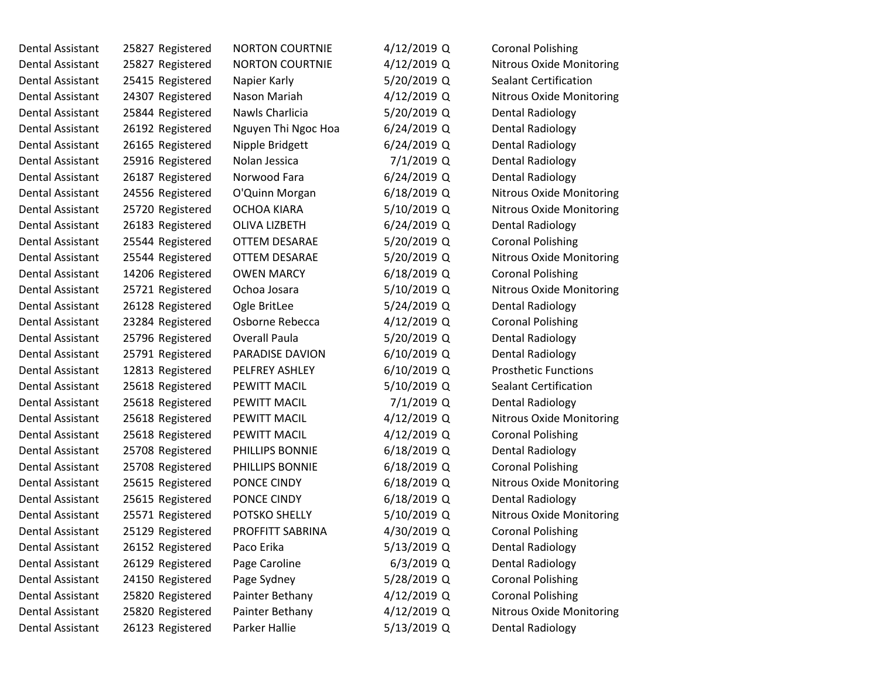| | | | | | | |
|---|---|---|---|---|---|---|
| Dental Assistant | 25827 | Registered | NORTON COURTNIE | 4/12/2019 | Q | Coronal Polishing |
| Dental Assistant | 25827 | Registered | NORTON COURTNIE | 4/12/2019 | Q | Nitrous Oxide Monitoring |
| Dental Assistant | 25415 | Registered | Napier Karly | 5/20/2019 | Q | Sealant Certification |
| Dental Assistant | 24307 | Registered | Nason Mariah | 4/12/2019 | Q | Nitrous Oxide Monitoring |
| Dental Assistant | 25844 | Registered | Nawls Charlicia | 5/20/2019 | Q | Dental Radiology |
| Dental Assistant | 26192 | Registered | Nguyen Thi Ngoc Hoa | 6/24/2019 | Q | Dental Radiology |
| Dental Assistant | 26165 | Registered | Nipple Bridgett | 6/24/2019 | Q | Dental Radiology |
| Dental Assistant | 25916 | Registered | Nolan Jessica | 7/1/2019 | Q | Dental Radiology |
| Dental Assistant | 26187 | Registered | Norwood Fara | 6/24/2019 | Q | Dental Radiology |
| Dental Assistant | 24556 | Registered | O'Quinn Morgan | 6/18/2019 | Q | Nitrous Oxide Monitoring |
| Dental Assistant | 25720 | Registered | OCHOA KIARA | 5/10/2019 | Q | Nitrous Oxide Monitoring |
| Dental Assistant | 26183 | Registered | OLIVA LIZBETH | 6/24/2019 | Q | Dental Radiology |
| Dental Assistant | 25544 | Registered | OTTEM DESARAE | 5/20/2019 | Q | Coronal Polishing |
| Dental Assistant | 25544 | Registered | OTTEM DESARAE | 5/20/2019 | Q | Nitrous Oxide Monitoring |
| Dental Assistant | 14206 | Registered | OWEN MARCY | 6/18/2019 | Q | Coronal Polishing |
| Dental Assistant | 25721 | Registered | Ochoa Josara | 5/10/2019 | Q | Nitrous Oxide Monitoring |
| Dental Assistant | 26128 | Registered | Ogle BritLee | 5/24/2019 | Q | Dental Radiology |
| Dental Assistant | 23284 | Registered | Osborne Rebecca | 4/12/2019 | Q | Coronal Polishing |
| Dental Assistant | 25796 | Registered | Overall Paula | 5/20/2019 | Q | Dental Radiology |
| Dental Assistant | 25791 | Registered | PARADISE DAVION | 6/10/2019 | Q | Dental Radiology |
| Dental Assistant | 12813 | Registered | PELFREY ASHLEY | 6/10/2019 | Q | Prosthetic Functions |
| Dental Assistant | 25618 | Registered | PEWITT MACIL | 5/10/2019 | Q | Sealant Certification |
| Dental Assistant | 25618 | Registered | PEWITT MACIL | 7/1/2019 | Q | Dental Radiology |
| Dental Assistant | 25618 | Registered | PEWITT MACIL | 4/12/2019 | Q | Nitrous Oxide Monitoring |
| Dental Assistant | 25618 | Registered | PEWITT MACIL | 4/12/2019 | Q | Coronal Polishing |
| Dental Assistant | 25708 | Registered | PHILLIPS BONNIE | 6/18/2019 | Q | Dental Radiology |
| Dental Assistant | 25708 | Registered | PHILLIPS BONNIE | 6/18/2019 | Q | Coronal Polishing |
| Dental Assistant | 25615 | Registered | PONCE CINDY | 6/18/2019 | Q | Nitrous Oxide Monitoring |
| Dental Assistant | 25615 | Registered | PONCE CINDY | 6/18/2019 | Q | Dental Radiology |
| Dental Assistant | 25571 | Registered | POTSKO SHELLY | 5/10/2019 | Q | Nitrous Oxide Monitoring |
| Dental Assistant | 25129 | Registered | PROFFITT SABRINA | 4/30/2019 | Q | Coronal Polishing |
| Dental Assistant | 26152 | Registered | Paco Erika | 5/13/2019 | Q | Dental Radiology |
| Dental Assistant | 26129 | Registered | Page Caroline | 6/3/2019 | Q | Dental Radiology |
| Dental Assistant | 24150 | Registered | Page Sydney | 5/28/2019 | Q | Coronal Polishing |
| Dental Assistant | 25820 | Registered | Painter Bethany | 4/12/2019 | Q | Coronal Polishing |
| Dental Assistant | 25820 | Registered | Painter Bethany | 4/12/2019 | Q | Nitrous Oxide Monitoring |
| Dental Assistant | 26123 | Registered | Parker Hallie | 5/13/2019 | Q | Dental Radiology |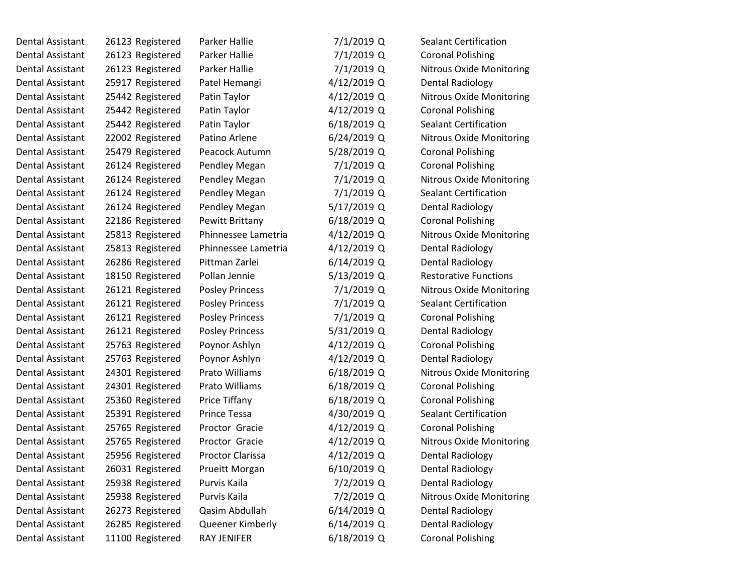| | | | | | | |
|---|---|---|---|---|---|---|
| Dental Assistant | 26123 | Registered | Parker Hallie | 7/1/2019 | Q | Sealant Certification |
| Dental Assistant | 26123 | Registered | Parker Hallie | 7/1/2019 | Q | Coronal Polishing |
| Dental Assistant | 26123 | Registered | Parker Hallie | 7/1/2019 | Q | Nitrous Oxide Monitoring |
| Dental Assistant | 25917 | Registered | Patel Hemangi | 4/12/2019 | Q | Dental Radiology |
| Dental Assistant | 25442 | Registered | Patin Taylor | 4/12/2019 | Q | Nitrous Oxide Monitoring |
| Dental Assistant | 25442 | Registered | Patin Taylor | 4/12/2019 | Q | Coronal Polishing |
| Dental Assistant | 25442 | Registered | Patin Taylor | 6/18/2019 | Q | Sealant Certification |
| Dental Assistant | 22002 | Registered | Patino Arlene | 6/24/2019 | Q | Nitrous Oxide Monitoring |
| Dental Assistant | 25479 | Registered | Peacock Autumn | 5/28/2019 | Q | Coronal Polishing |
| Dental Assistant | 26124 | Registered | Pendley Megan | 7/1/2019 | Q | Coronal Polishing |
| Dental Assistant | 26124 | Registered | Pendley Megan | 7/1/2019 | Q | Nitrous Oxide Monitoring |
| Dental Assistant | 26124 | Registered | Pendley Megan | 7/1/2019 | Q | Sealant Certification |
| Dental Assistant | 26124 | Registered | Pendley Megan | 5/17/2019 | Q | Dental Radiology |
| Dental Assistant | 22186 | Registered | Pewitt Brittany | 6/18/2019 | Q | Coronal Polishing |
| Dental Assistant | 25813 | Registered | Phinnessee Lametria | 4/12/2019 | Q | Nitrous Oxide Monitoring |
| Dental Assistant | 25813 | Registered | Phinnessee Lametria | 4/12/2019 | Q | Dental Radiology |
| Dental Assistant | 26286 | Registered | Pittman Zarlei | 6/14/2019 | Q | Dental Radiology |
| Dental Assistant | 18150 | Registered | Pollan Jennie | 5/13/2019 | Q | Restorative Functions |
| Dental Assistant | 26121 | Registered | Posley Princess | 7/1/2019 | Q | Nitrous Oxide Monitoring |
| Dental Assistant | 26121 | Registered | Posley Princess | 7/1/2019 | Q | Sealant Certification |
| Dental Assistant | 26121 | Registered | Posley Princess | 7/1/2019 | Q | Coronal Polishing |
| Dental Assistant | 26121 | Registered | Posley Princess | 5/31/2019 | Q | Dental Radiology |
| Dental Assistant | 25763 | Registered | Poynor Ashlyn | 4/12/2019 | Q | Coronal Polishing |
| Dental Assistant | 25763 | Registered | Poynor Ashlyn | 4/12/2019 | Q | Dental Radiology |
| Dental Assistant | 24301 | Registered | Prato Williams | 6/18/2019 | Q | Nitrous Oxide Monitoring |
| Dental Assistant | 24301 | Registered | Prato Williams | 6/18/2019 | Q | Coronal Polishing |
| Dental Assistant | 25360 | Registered | Price Tiffany | 6/18/2019 | Q | Coronal Polishing |
| Dental Assistant | 25391 | Registered | Prince Tessa | 4/30/2019 | Q | Sealant Certification |
| Dental Assistant | 25765 | Registered | Proctor Gracie | 4/12/2019 | Q | Coronal Polishing |
| Dental Assistant | 25765 | Registered | Proctor Gracie | 4/12/2019 | Q | Nitrous Oxide Monitoring |
| Dental Assistant | 25956 | Registered | Proctor Clarissa | 4/12/2019 | Q | Dental Radiology |
| Dental Assistant | 26031 | Registered | Prueitt Morgan | 6/10/2019 | Q | Dental Radiology |
| Dental Assistant | 25938 | Registered | Purvis Kaila | 7/2/2019 | Q | Dental Radiology |
| Dental Assistant | 25938 | Registered | Purvis Kaila | 7/2/2019 | Q | Nitrous Oxide Monitoring |
| Dental Assistant | 26273 | Registered | Qasim Abdullah | 6/14/2019 | Q | Dental Radiology |
| Dental Assistant | 26285 | Registered | Queener Kimberly | 6/14/2019 | Q | Dental Radiology |
| Dental Assistant | 11100 | Registered | RAY JENIFER | 6/18/2019 | Q | Coronal Polishing |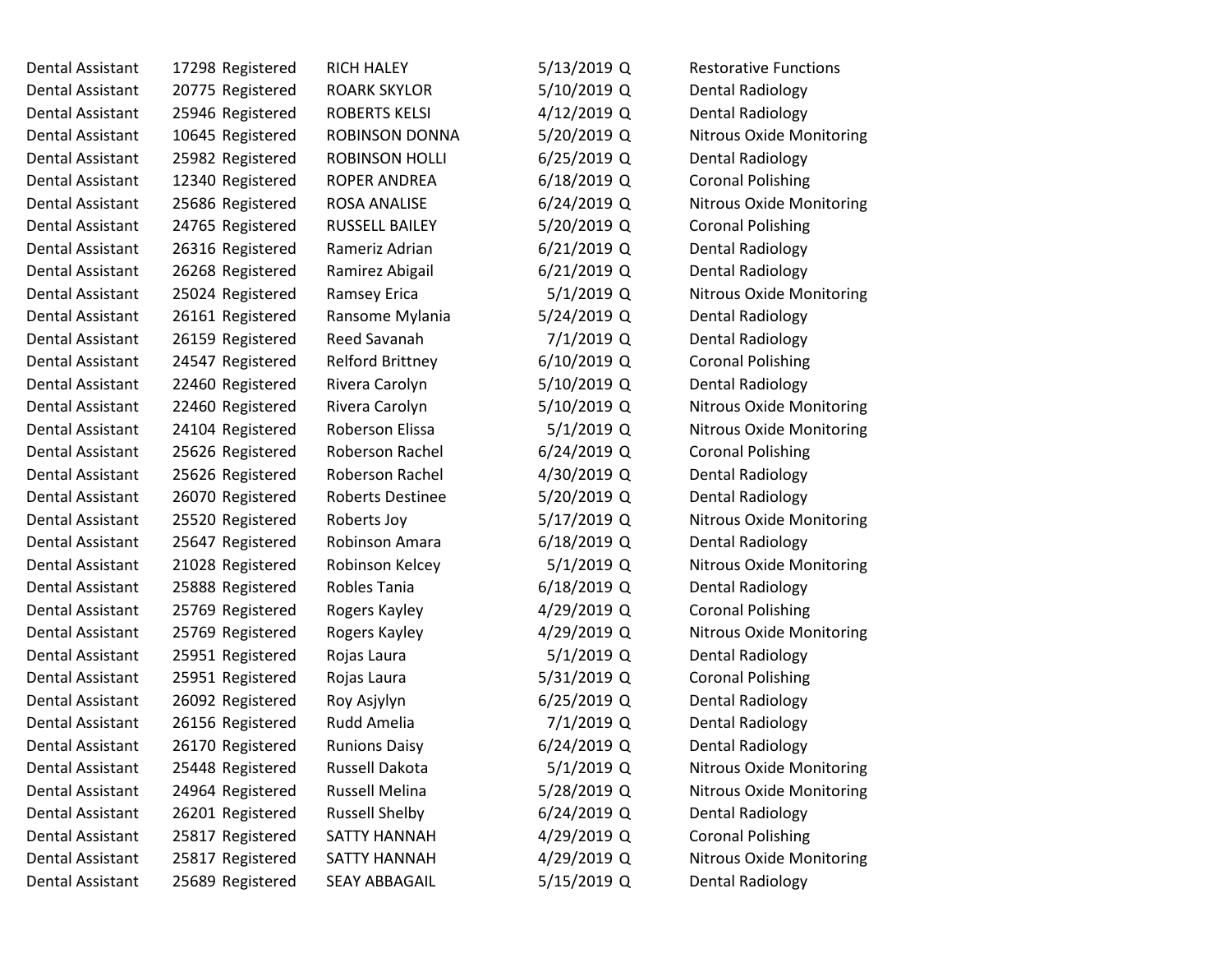| | | | | | | |
|---|---|---|---|---|---|---|
| Dental Assistant | 17298 | Registered | RICH HALEY | 5/13/2019 | Q | Restorative Functions |
| Dental Assistant | 20775 | Registered | ROARK SKYLOR | 5/10/2019 | Q | Dental Radiology |
| Dental Assistant | 25946 | Registered | ROBERTS KELSI | 4/12/2019 | Q | Dental Radiology |
| Dental Assistant | 10645 | Registered | ROBINSON DONNA | 5/20/2019 | Q | Nitrous Oxide Monitoring |
| Dental Assistant | 25982 | Registered | ROBINSON HOLLI | 6/25/2019 | Q | Dental Radiology |
| Dental Assistant | 12340 | Registered | ROPER ANDREA | 6/18/2019 | Q | Coronal Polishing |
| Dental Assistant | 25686 | Registered | ROSA ANALISE | 6/24/2019 | Q | Nitrous Oxide Monitoring |
| Dental Assistant | 24765 | Registered | RUSSELL BAILEY | 5/20/2019 | Q | Coronal Polishing |
| Dental Assistant | 26316 | Registered | Rameriz Adrian | 6/21/2019 | Q | Dental Radiology |
| Dental Assistant | 26268 | Registered | Ramirez Abigail | 6/21/2019 | Q | Dental Radiology |
| Dental Assistant | 25024 | Registered | Ramsey Erica | 5/1/2019 | Q | Nitrous Oxide Monitoring |
| Dental Assistant | 26161 | Registered | Ransome Mylania | 5/24/2019 | Q | Dental Radiology |
| Dental Assistant | 26159 | Registered | Reed Savanah | 7/1/2019 | Q | Dental Radiology |
| Dental Assistant | 24547 | Registered | Relford Brittney | 6/10/2019 | Q | Coronal Polishing |
| Dental Assistant | 22460 | Registered | Rivera Carolyn | 5/10/2019 | Q | Dental Radiology |
| Dental Assistant | 22460 | Registered | Rivera Carolyn | 5/10/2019 | Q | Nitrous Oxide Monitoring |
| Dental Assistant | 24104 | Registered | Roberson Elissa | 5/1/2019 | Q | Nitrous Oxide Monitoring |
| Dental Assistant | 25626 | Registered | Roberson Rachel | 6/24/2019 | Q | Coronal Polishing |
| Dental Assistant | 25626 | Registered | Roberson Rachel | 4/30/2019 | Q | Dental Radiology |
| Dental Assistant | 26070 | Registered | Roberts Destinee | 5/20/2019 | Q | Dental Radiology |
| Dental Assistant | 25520 | Registered | Roberts Joy | 5/17/2019 | Q | Nitrous Oxide Monitoring |
| Dental Assistant | 25647 | Registered | Robinson Amara | 6/18/2019 | Q | Dental Radiology |
| Dental Assistant | 21028 | Registered | Robinson Kelcey | 5/1/2019 | Q | Nitrous Oxide Monitoring |
| Dental Assistant | 25888 | Registered | Robles Tania | 6/18/2019 | Q | Dental Radiology |
| Dental Assistant | 25769 | Registered | Rogers Kayley | 4/29/2019 | Q | Coronal Polishing |
| Dental Assistant | 25769 | Registered | Rogers Kayley | 4/29/2019 | Q | Nitrous Oxide Monitoring |
| Dental Assistant | 25951 | Registered | Rojas Laura | 5/1/2019 | Q | Dental Radiology |
| Dental Assistant | 25951 | Registered | Rojas Laura | 5/31/2019 | Q | Coronal Polishing |
| Dental Assistant | 26092 | Registered | Roy Asjylyn | 6/25/2019 | Q | Dental Radiology |
| Dental Assistant | 26156 | Registered | Rudd Amelia | 7/1/2019 | Q | Dental Radiology |
| Dental Assistant | 26170 | Registered | Runions Daisy | 6/24/2019 | Q | Dental Radiology |
| Dental Assistant | 25448 | Registered | Russell Dakota | 5/1/2019 | Q | Nitrous Oxide Monitoring |
| Dental Assistant | 24964 | Registered | Russell Melina | 5/28/2019 | Q | Nitrous Oxide Monitoring |
| Dental Assistant | 26201 | Registered | Russell Shelby | 6/24/2019 | Q | Dental Radiology |
| Dental Assistant | 25817 | Registered | SATTY HANNAH | 4/29/2019 | Q | Coronal Polishing |
| Dental Assistant | 25817 | Registered | SATTY HANNAH | 4/29/2019 | Q | Nitrous Oxide Monitoring |
| Dental Assistant | 25689 | Registered | SEAY ABBAGAIL | 5/15/2019 | Q | Dental Radiology |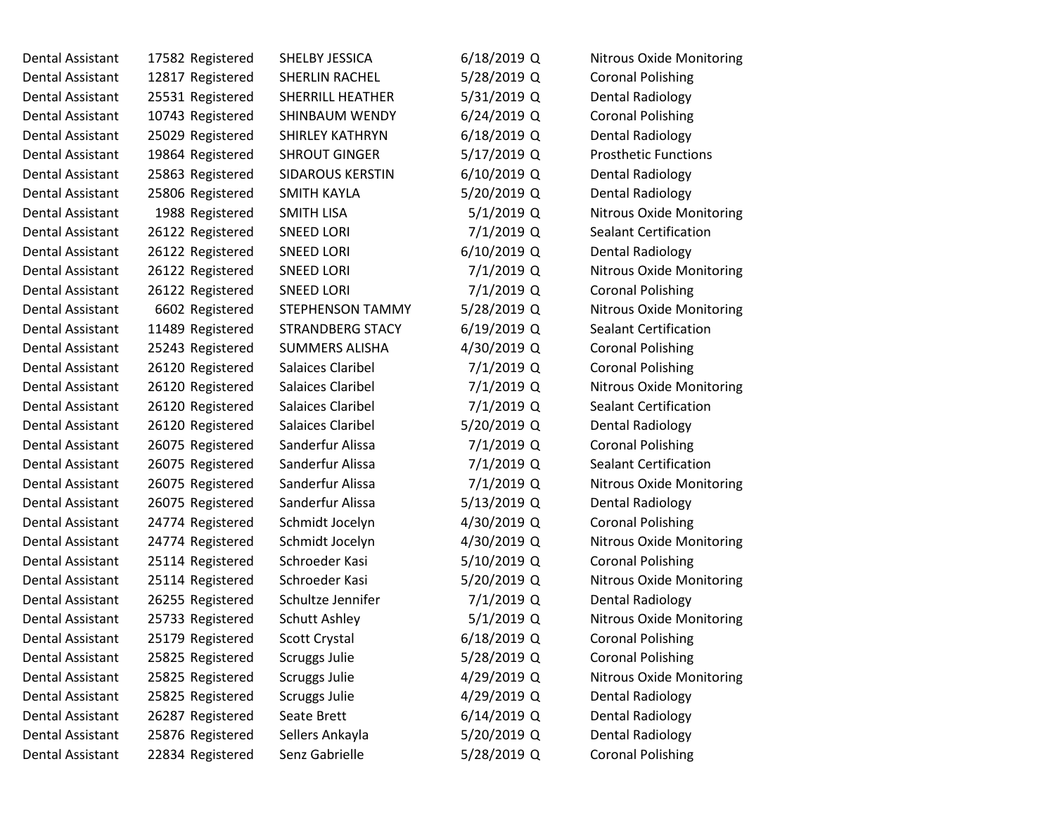| | | | | | | |
|---|---|---|---|---|---|---|
| Dental Assistant | 17582 | Registered | SHELBY JESSICA | 6/18/2019 | Q | Nitrous Oxide Monitoring |
| Dental Assistant | 12817 | Registered | SHERLIN RACHEL | 5/28/2019 | Q | Coronal Polishing |
| Dental Assistant | 25531 | Registered | SHERRILL HEATHER | 5/31/2019 | Q | Dental Radiology |
| Dental Assistant | 10743 | Registered | SHINBAUM WENDY | 6/24/2019 | Q | Coronal Polishing |
| Dental Assistant | 25029 | Registered | SHIRLEY KATHRYN | 6/18/2019 | Q | Dental Radiology |
| Dental Assistant | 19864 | Registered | SHROUT GINGER | 5/17/2019 | Q | Prosthetic Functions |
| Dental Assistant | 25863 | Registered | SIDAROUS KERSTIN | 6/10/2019 | Q | Dental Radiology |
| Dental Assistant | 25806 | Registered | SMITH KAYLA | 5/20/2019 | Q | Dental Radiology |
| Dental Assistant | 1988 | Registered | SMITH LISA | 5/1/2019 | Q | Nitrous Oxide Monitoring |
| Dental Assistant | 26122 | Registered | SNEED LORI | 7/1/2019 | Q | Sealant Certification |
| Dental Assistant | 26122 | Registered | SNEED LORI | 6/10/2019 | Q | Dental Radiology |
| Dental Assistant | 26122 | Registered | SNEED LORI | 7/1/2019 | Q | Nitrous Oxide Monitoring |
| Dental Assistant | 26122 | Registered | SNEED LORI | 7/1/2019 | Q | Coronal Polishing |
| Dental Assistant | 6602 | Registered | STEPHENSON TAMMY | 5/28/2019 | Q | Nitrous Oxide Monitoring |
| Dental Assistant | 11489 | Registered | STRANDBERG STACY | 6/19/2019 | Q | Sealant Certification |
| Dental Assistant | 25243 | Registered | SUMMERS ALISHA | 4/30/2019 | Q | Coronal Polishing |
| Dental Assistant | 26120 | Registered | Salaices Claribel | 7/1/2019 | Q | Coronal Polishing |
| Dental Assistant | 26120 | Registered | Salaices Claribel | 7/1/2019 | Q | Nitrous Oxide Monitoring |
| Dental Assistant | 26120 | Registered | Salaices Claribel | 7/1/2019 | Q | Sealant Certification |
| Dental Assistant | 26120 | Registered | Salaices Claribel | 5/20/2019 | Q | Dental Radiology |
| Dental Assistant | 26075 | Registered | Sanderfur Alissa | 7/1/2019 | Q | Coronal Polishing |
| Dental Assistant | 26075 | Registered | Sanderfur Alissa | 7/1/2019 | Q | Sealant Certification |
| Dental Assistant | 26075 | Registered | Sanderfur Alissa | 7/1/2019 | Q | Nitrous Oxide Monitoring |
| Dental Assistant | 26075 | Registered | Sanderfur Alissa | 5/13/2019 | Q | Dental Radiology |
| Dental Assistant | 24774 | Registered | Schmidt Jocelyn | 4/30/2019 | Q | Coronal Polishing |
| Dental Assistant | 24774 | Registered | Schmidt Jocelyn | 4/30/2019 | Q | Nitrous Oxide Monitoring |
| Dental Assistant | 25114 | Registered | Schroeder Kasi | 5/10/2019 | Q | Coronal Polishing |
| Dental Assistant | 25114 | Registered | Schroeder Kasi | 5/20/2019 | Q | Nitrous Oxide Monitoring |
| Dental Assistant | 26255 | Registered | Schultze Jennifer | 7/1/2019 | Q | Dental Radiology |
| Dental Assistant | 25733 | Registered | Schutt Ashley | 5/1/2019 | Q | Nitrous Oxide Monitoring |
| Dental Assistant | 25179 | Registered | Scott Crystal | 6/18/2019 | Q | Coronal Polishing |
| Dental Assistant | 25825 | Registered | Scruggs Julie | 5/28/2019 | Q | Coronal Polishing |
| Dental Assistant | 25825 | Registered | Scruggs Julie | 4/29/2019 | Q | Nitrous Oxide Monitoring |
| Dental Assistant | 25825 | Registered | Scruggs Julie | 4/29/2019 | Q | Dental Radiology |
| Dental Assistant | 26287 | Registered | Seate Brett | 6/14/2019 | Q | Dental Radiology |
| Dental Assistant | 25876 | Registered | Sellers Ankayla | 5/20/2019 | Q | Dental Radiology |
| Dental Assistant | 22834 | Registered | Senz Gabrielle | 5/28/2019 | Q | Coronal Polishing |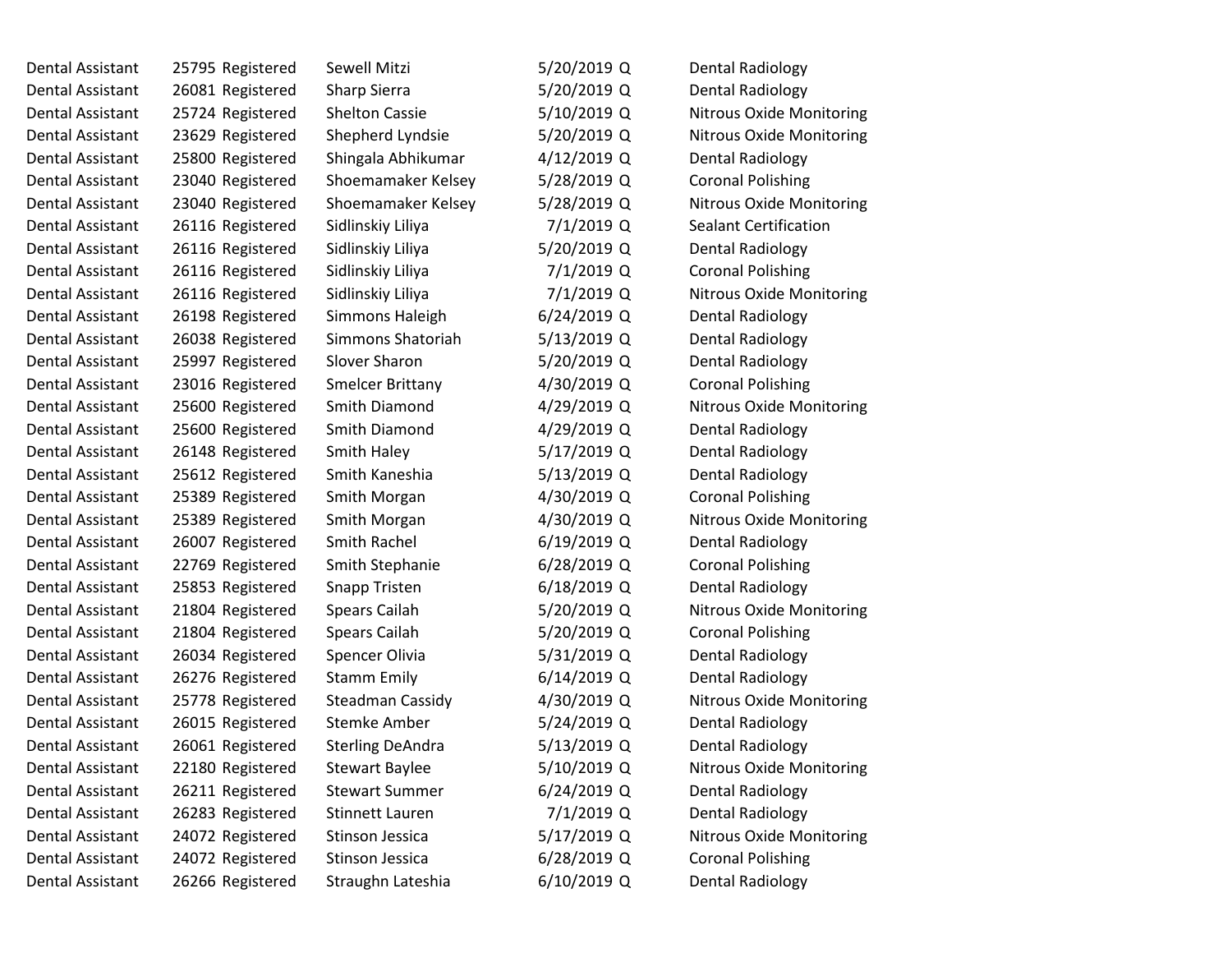| | | | | | | |
|---|---|---|---|---|---|---|
| Dental Assistant | 25795 | Registered | Sewell Mitzi | 5/20/2019 | Q | Dental Radiology |
| Dental Assistant | 26081 | Registered | Sharp Sierra | 5/20/2019 | Q | Dental Radiology |
| Dental Assistant | 25724 | Registered | Shelton Cassie | 5/10/2019 | Q | Nitrous Oxide Monitoring |
| Dental Assistant | 23629 | Registered | Shepherd Lyndsie | 5/20/2019 | Q | Nitrous Oxide Monitoring |
| Dental Assistant | 25800 | Registered | Shingala Abhikumar | 4/12/2019 | Q | Dental Radiology |
| Dental Assistant | 23040 | Registered | Shoemamaker Kelsey | 5/28/2019 | Q | Coronal Polishing |
| Dental Assistant | 23040 | Registered | Shoemamaker Kelsey | 5/28/2019 | Q | Nitrous Oxide Monitoring |
| Dental Assistant | 26116 | Registered | Sidlinskiy Liliya | 7/1/2019 | Q | Sealant Certification |
| Dental Assistant | 26116 | Registered | Sidlinskiy Liliya | 5/20/2019 | Q | Dental Radiology |
| Dental Assistant | 26116 | Registered | Sidlinskiy Liliya | 7/1/2019 | Q | Coronal Polishing |
| Dental Assistant | 26116 | Registered | Sidlinskiy Liliya | 7/1/2019 | Q | Nitrous Oxide Monitoring |
| Dental Assistant | 26198 | Registered | Simmons Haleigh | 6/24/2019 | Q | Dental Radiology |
| Dental Assistant | 26038 | Registered | Simmons Shatoriah | 5/13/2019 | Q | Dental Radiology |
| Dental Assistant | 25997 | Registered | Slover Sharon | 5/20/2019 | Q | Dental Radiology |
| Dental Assistant | 23016 | Registered | Smelcer Brittany | 4/30/2019 | Q | Coronal Polishing |
| Dental Assistant | 25600 | Registered | Smith Diamond | 4/29/2019 | Q | Nitrous Oxide Monitoring |
| Dental Assistant | 25600 | Registered | Smith Diamond | 4/29/2019 | Q | Dental Radiology |
| Dental Assistant | 26148 | Registered | Smith Haley | 5/17/2019 | Q | Dental Radiology |
| Dental Assistant | 25612 | Registered | Smith Kaneshia | 5/13/2019 | Q | Dental Radiology |
| Dental Assistant | 25389 | Registered | Smith Morgan | 4/30/2019 | Q | Coronal Polishing |
| Dental Assistant | 25389 | Registered | Smith Morgan | 4/30/2019 | Q | Nitrous Oxide Monitoring |
| Dental Assistant | 26007 | Registered | Smith Rachel | 6/19/2019 | Q | Dental Radiology |
| Dental Assistant | 22769 | Registered | Smith Stephanie | 6/28/2019 | Q | Coronal Polishing |
| Dental Assistant | 25853 | Registered | Snapp Tristen | 6/18/2019 | Q | Dental Radiology |
| Dental Assistant | 21804 | Registered | Spears Cailah | 5/20/2019 | Q | Nitrous Oxide Monitoring |
| Dental Assistant | 21804 | Registered | Spears Cailah | 5/20/2019 | Q | Coronal Polishing |
| Dental Assistant | 26034 | Registered | Spencer Olivia | 5/31/2019 | Q | Dental Radiology |
| Dental Assistant | 26276 | Registered | Stamm Emily | 6/14/2019 | Q | Dental Radiology |
| Dental Assistant | 25778 | Registered | Steadman Cassidy | 4/30/2019 | Q | Nitrous Oxide Monitoring |
| Dental Assistant | 26015 | Registered | Stemke Amber | 5/24/2019 | Q | Dental Radiology |
| Dental Assistant | 26061 | Registered | Sterling DeAndra | 5/13/2019 | Q | Dental Radiology |
| Dental Assistant | 22180 | Registered | Stewart Baylee | 5/10/2019 | Q | Nitrous Oxide Monitoring |
| Dental Assistant | 26211 | Registered | Stewart Summer | 6/24/2019 | Q | Dental Radiology |
| Dental Assistant | 26283 | Registered | Stinnett Lauren | 7/1/2019 | Q | Dental Radiology |
| Dental Assistant | 24072 | Registered | Stinson Jessica | 5/17/2019 | Q | Nitrous Oxide Monitoring |
| Dental Assistant | 24072 | Registered | Stinson Jessica | 6/28/2019 | Q | Coronal Polishing |
| Dental Assistant | 26266 | Registered | Straughn Lateshia | 6/10/2019 | Q | Dental Radiology |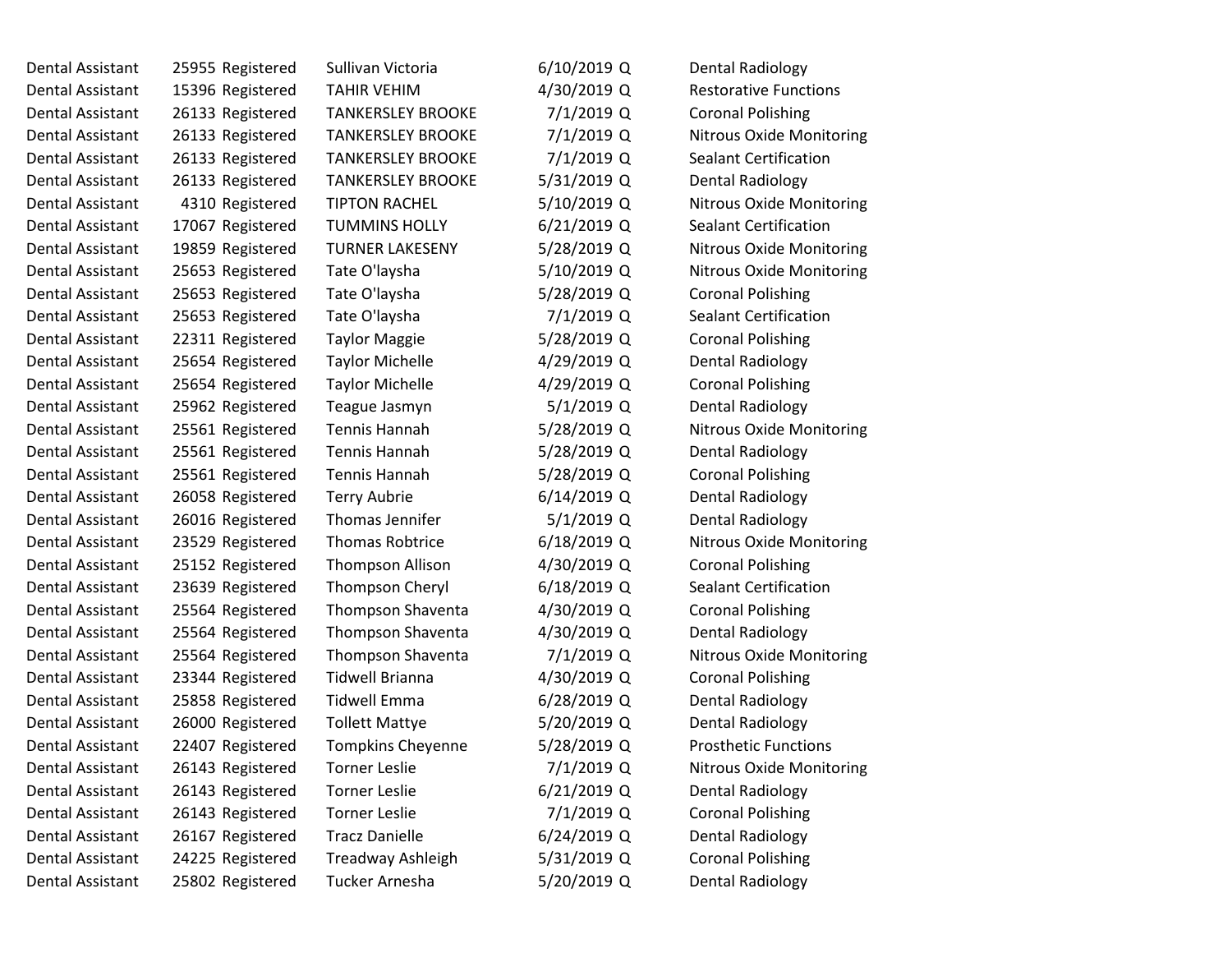| | | | | | | |
|---|---|---|---|---|---|---|
| Dental Assistant | 25955 | Registered | Sullivan Victoria | 6/10/2019 | Q | Dental Radiology |
| Dental Assistant | 15396 | Registered | TAHIR VEHIM | 4/30/2019 | Q | Restorative Functions |
| Dental Assistant | 26133 | Registered | TANKERSLEY BROOKE | 7/1/2019 | Q | Coronal Polishing |
| Dental Assistant | 26133 | Registered | TANKERSLEY BROOKE | 7/1/2019 | Q | Nitrous Oxide Monitoring |
| Dental Assistant | 26133 | Registered | TANKERSLEY BROOKE | 7/1/2019 | Q | Sealant Certification |
| Dental Assistant | 26133 | Registered | TANKERSLEY BROOKE | 5/31/2019 | Q | Dental Radiology |
| Dental Assistant | 4310 | Registered | TIPTON RACHEL | 5/10/2019 | Q | Nitrous Oxide Monitoring |
| Dental Assistant | 17067 | Registered | TUMMINS HOLLY | 6/21/2019 | Q | Sealant Certification |
| Dental Assistant | 19859 | Registered | TURNER LAKESENY | 5/28/2019 | Q | Nitrous Oxide Monitoring |
| Dental Assistant | 25653 | Registered | Tate O'laysha | 5/10/2019 | Q | Nitrous Oxide Monitoring |
| Dental Assistant | 25653 | Registered | Tate O'laysha | 5/28/2019 | Q | Coronal Polishing |
| Dental Assistant | 25653 | Registered | Tate O'laysha | 7/1/2019 | Q | Sealant Certification |
| Dental Assistant | 22311 | Registered | Taylor Maggie | 5/28/2019 | Q | Coronal Polishing |
| Dental Assistant | 25654 | Registered | Taylor Michelle | 4/29/2019 | Q | Dental Radiology |
| Dental Assistant | 25654 | Registered | Taylor Michelle | 4/29/2019 | Q | Coronal Polishing |
| Dental Assistant | 25962 | Registered | Teague Jasmyn | 5/1/2019 | Q | Dental Radiology |
| Dental Assistant | 25561 | Registered | Tennis Hannah | 5/28/2019 | Q | Nitrous Oxide Monitoring |
| Dental Assistant | 25561 | Registered | Tennis Hannah | 5/28/2019 | Q | Dental Radiology |
| Dental Assistant | 25561 | Registered | Tennis Hannah | 5/28/2019 | Q | Coronal Polishing |
| Dental Assistant | 26058 | Registered | Terry Aubrie | 6/14/2019 | Q | Dental Radiology |
| Dental Assistant | 26016 | Registered | Thomas Jennifer | 5/1/2019 | Q | Dental Radiology |
| Dental Assistant | 23529 | Registered | Thomas Robtrice | 6/18/2019 | Q | Nitrous Oxide Monitoring |
| Dental Assistant | 25152 | Registered | Thompson Allison | 4/30/2019 | Q | Coronal Polishing |
| Dental Assistant | 23639 | Registered | Thompson Cheryl | 6/18/2019 | Q | Sealant Certification |
| Dental Assistant | 25564 | Registered | Thompson Shaventa | 4/30/2019 | Q | Coronal Polishing |
| Dental Assistant | 25564 | Registered | Thompson Shaventa | 4/30/2019 | Q | Dental Radiology |
| Dental Assistant | 25564 | Registered | Thompson Shaventa | 7/1/2019 | Q | Nitrous Oxide Monitoring |
| Dental Assistant | 23344 | Registered | Tidwell Brianna | 4/30/2019 | Q | Coronal Polishing |
| Dental Assistant | 25858 | Registered | Tidwell Emma | 6/28/2019 | Q | Dental Radiology |
| Dental Assistant | 26000 | Registered | Tollett Mattye | 5/20/2019 | Q | Dental Radiology |
| Dental Assistant | 22407 | Registered | Tompkins Cheyenne | 5/28/2019 | Q | Prosthetic Functions |
| Dental Assistant | 26143 | Registered | Torner Leslie | 7/1/2019 | Q | Nitrous Oxide Monitoring |
| Dental Assistant | 26143 | Registered | Torner Leslie | 6/21/2019 | Q | Dental Radiology |
| Dental Assistant | 26143 | Registered | Torner Leslie | 7/1/2019 | Q | Coronal Polishing |
| Dental Assistant | 26167 | Registered | Tracz Danielle | 6/24/2019 | Q | Dental Radiology |
| Dental Assistant | 24225 | Registered | Treadway Ashleigh | 5/31/2019 | Q | Coronal Polishing |
| Dental Assistant | 25802 | Registered | Tucker Arnesha | 5/20/2019 | Q | Dental Radiology |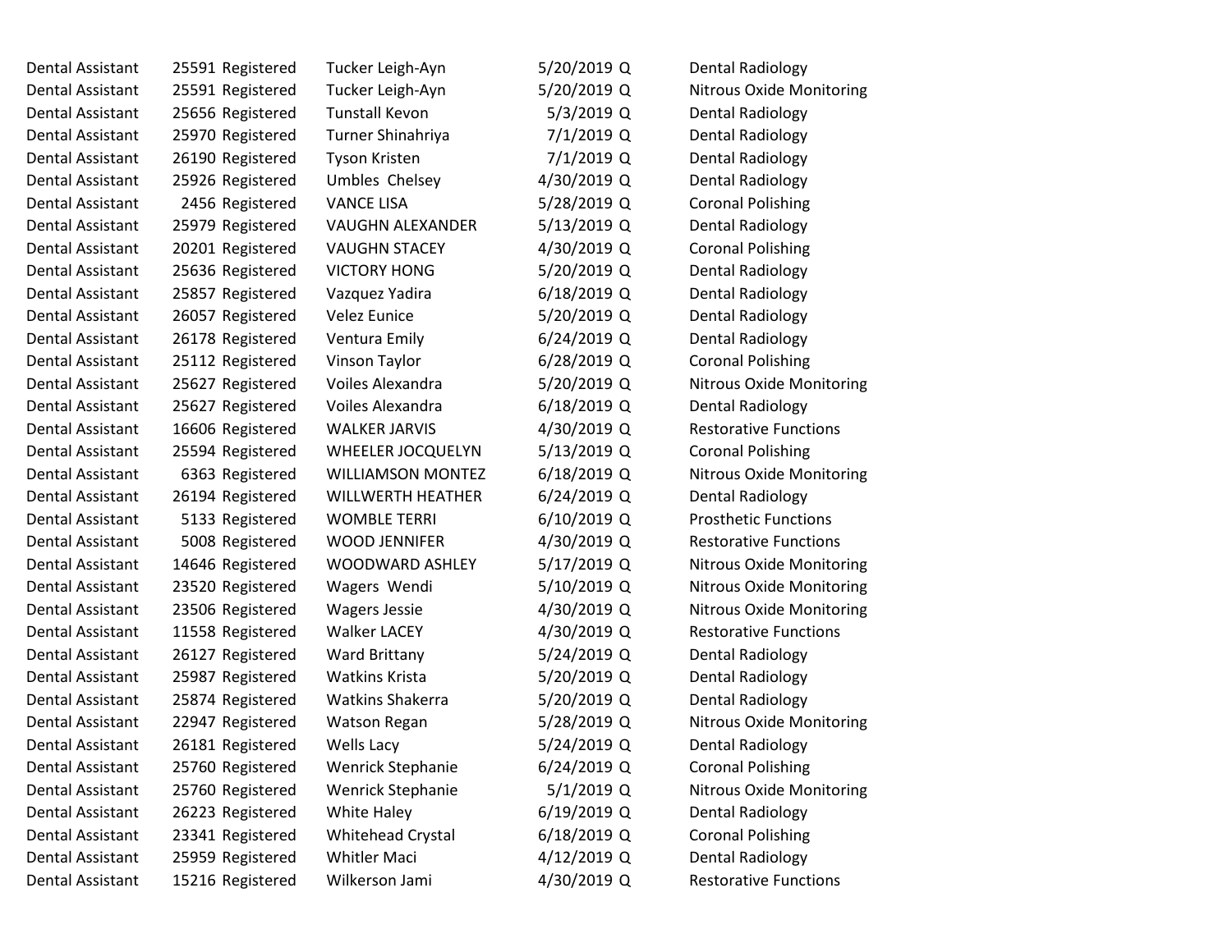| | | | | | | |
|---|---|---|---|---|---|---|
| Dental Assistant | 25591 | Registered | Tucker Leigh-Ayn | 5/20/2019 | Q | Dental Radiology |
| Dental Assistant | 25591 | Registered | Tucker Leigh-Ayn | 5/20/2019 | Q | Nitrous Oxide Monitoring |
| Dental Assistant | 25656 | Registered | Tunstall Kevon | 5/3/2019 | Q | Dental Radiology |
| Dental Assistant | 25970 | Registered | Turner Shinahriya | 7/1/2019 | Q | Dental Radiology |
| Dental Assistant | 26190 | Registered | Tyson Kristen | 7/1/2019 | Q | Dental Radiology |
| Dental Assistant | 25926 | Registered | Umbles Chelsey | 4/30/2019 | Q | Dental Radiology |
| Dental Assistant | 2456 | Registered | VANCE LISA | 5/28/2019 | Q | Coronal Polishing |
| Dental Assistant | 25979 | Registered | VAUGHN ALEXANDER | 5/13/2019 | Q | Dental Radiology |
| Dental Assistant | 20201 | Registered | VAUGHN STACEY | 4/30/2019 | Q | Coronal Polishing |
| Dental Assistant | 25636 | Registered | VICTORY HONG | 5/20/2019 | Q | Dental Radiology |
| Dental Assistant | 25857 | Registered | Vazquez Yadira | 6/18/2019 | Q | Dental Radiology |
| Dental Assistant | 26057 | Registered | Velez Eunice | 5/20/2019 | Q | Dental Radiology |
| Dental Assistant | 26178 | Registered | Ventura Emily | 6/24/2019 | Q | Dental Radiology |
| Dental Assistant | 25112 | Registered | Vinson Taylor | 6/28/2019 | Q | Coronal Polishing |
| Dental Assistant | 25627 | Registered | Voiles Alexandra | 5/20/2019 | Q | Nitrous Oxide Monitoring |
| Dental Assistant | 25627 | Registered | Voiles Alexandra | 6/18/2019 | Q | Dental Radiology |
| Dental Assistant | 16606 | Registered | WALKER JARVIS | 4/30/2019 | Q | Restorative Functions |
| Dental Assistant | 25594 | Registered | WHEELER JOCQUELYN | 5/13/2019 | Q | Coronal Polishing |
| Dental Assistant | 6363 | Registered | WILLIAMSON MONTEZ | 6/18/2019 | Q | Nitrous Oxide Monitoring |
| Dental Assistant | 26194 | Registered | WILLWERTH HEATHER | 6/24/2019 | Q | Dental Radiology |
| Dental Assistant | 5133 | Registered | WOMBLE TERRI | 6/10/2019 | Q | Prosthetic Functions |
| Dental Assistant | 5008 | Registered | WOOD JENNIFER | 4/30/2019 | Q | Restorative Functions |
| Dental Assistant | 14646 | Registered | WOODWARD ASHLEY | 5/17/2019 | Q | Nitrous Oxide Monitoring |
| Dental Assistant | 23520 | Registered | Wagers Wendi | 5/10/2019 | Q | Nitrous Oxide Monitoring |
| Dental Assistant | 23506 | Registered | Wagers Jessie | 4/30/2019 | Q | Nitrous Oxide Monitoring |
| Dental Assistant | 11558 | Registered | Walker LACEY | 4/30/2019 | Q | Restorative Functions |
| Dental Assistant | 26127 | Registered | Ward Brittany | 5/24/2019 | Q | Dental Radiology |
| Dental Assistant | 25987 | Registered | Watkins Krista | 5/20/2019 | Q | Dental Radiology |
| Dental Assistant | 25874 | Registered | Watkins Shakerra | 5/20/2019 | Q | Dental Radiology |
| Dental Assistant | 22947 | Registered | Watson Regan | 5/28/2019 | Q | Nitrous Oxide Monitoring |
| Dental Assistant | 26181 | Registered | Wells Lacy | 5/24/2019 | Q | Dental Radiology |
| Dental Assistant | 25760 | Registered | Wenrick Stephanie | 6/24/2019 | Q | Coronal Polishing |
| Dental Assistant | 25760 | Registered | Wenrick Stephanie | 5/1/2019 | Q | Nitrous Oxide Monitoring |
| Dental Assistant | 26223 | Registered | White Haley | 6/19/2019 | Q | Dental Radiology |
| Dental Assistant | 23341 | Registered | Whitehead Crystal | 6/18/2019 | Q | Coronal Polishing |
| Dental Assistant | 25959 | Registered | Whitler Maci | 4/12/2019 | Q | Dental Radiology |
| Dental Assistant | 15216 | Registered | Wilkerson Jami | 4/30/2019 | Q | Restorative Functions |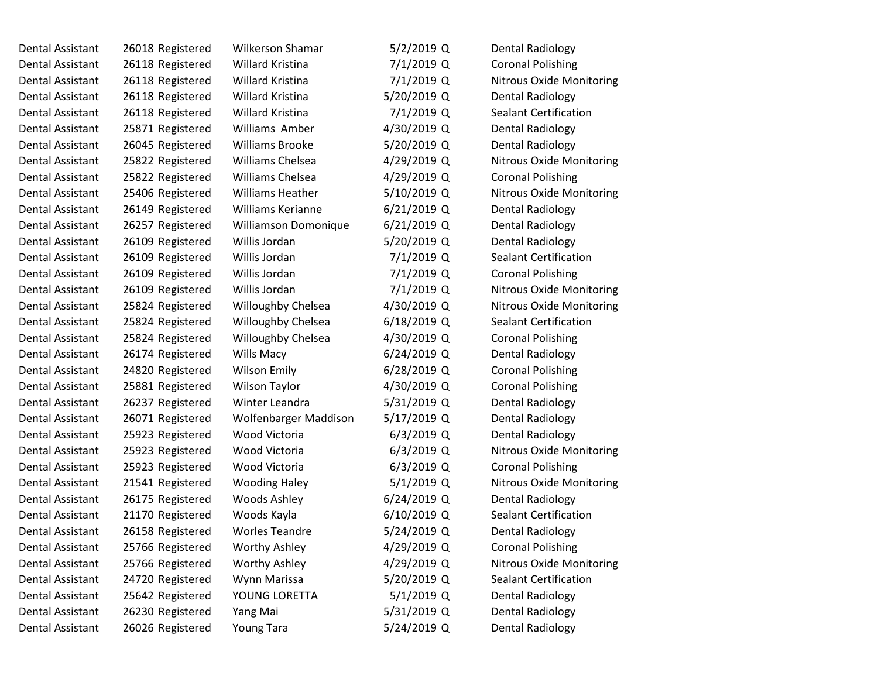| | | | | | | |
|---|---|---|---|---|---|---|
| Dental Assistant | 26018 | Registered | Wilkerson Shamar | 5/2/2019 | Q | Dental Radiology |
| Dental Assistant | 26118 | Registered | Willard Kristina | 7/1/2019 | Q | Coronal Polishing |
| Dental Assistant | 26118 | Registered | Willard Kristina | 7/1/2019 | Q | Nitrous Oxide Monitoring |
| Dental Assistant | 26118 | Registered | Willard Kristina | 5/20/2019 | Q | Dental Radiology |
| Dental Assistant | 26118 | Registered | Willard Kristina | 7/1/2019 | Q | Sealant Certification |
| Dental Assistant | 25871 | Registered | Williams Amber | 4/30/2019 | Q | Dental Radiology |
| Dental Assistant | 26045 | Registered | Williams Brooke | 5/20/2019 | Q | Dental Radiology |
| Dental Assistant | 25822 | Registered | Williams Chelsea | 4/29/2019 | Q | Nitrous Oxide Monitoring |
| Dental Assistant | 25822 | Registered | Williams Chelsea | 4/29/2019 | Q | Coronal Polishing |
| Dental Assistant | 25406 | Registered | Williams Heather | 5/10/2019 | Q | Nitrous Oxide Monitoring |
| Dental Assistant | 26149 | Registered | Williams Kerianne | 6/21/2019 | Q | Dental Radiology |
| Dental Assistant | 26257 | Registered | Williamson Domonique | 6/21/2019 | Q | Dental Radiology |
| Dental Assistant | 26109 | Registered | Willis Jordan | 5/20/2019 | Q | Dental Radiology |
| Dental Assistant | 26109 | Registered | Willis Jordan | 7/1/2019 | Q | Sealant Certification |
| Dental Assistant | 26109 | Registered | Willis Jordan | 7/1/2019 | Q | Coronal Polishing |
| Dental Assistant | 26109 | Registered | Willis Jordan | 7/1/2019 | Q | Nitrous Oxide Monitoring |
| Dental Assistant | 25824 | Registered | Willoughby Chelsea | 4/30/2019 | Q | Nitrous Oxide Monitoring |
| Dental Assistant | 25824 | Registered | Willoughby Chelsea | 6/18/2019 | Q | Sealant Certification |
| Dental Assistant | 25824 | Registered | Willoughby Chelsea | 4/30/2019 | Q | Coronal Polishing |
| Dental Assistant | 26174 | Registered | Wills Macy | 6/24/2019 | Q | Dental Radiology |
| Dental Assistant | 24820 | Registered | Wilson Emily | 6/28/2019 | Q | Coronal Polishing |
| Dental Assistant | 25881 | Registered | Wilson Taylor | 4/30/2019 | Q | Coronal Polishing |
| Dental Assistant | 26237 | Registered | Winter Leandra | 5/31/2019 | Q | Dental Radiology |
| Dental Assistant | 26071 | Registered | Wolfenbarger Maddison | 5/17/2019 | Q | Dental Radiology |
| Dental Assistant | 25923 | Registered | Wood Victoria | 6/3/2019 | Q | Dental Radiology |
| Dental Assistant | 25923 | Registered | Wood Victoria | 6/3/2019 | Q | Nitrous Oxide Monitoring |
| Dental Assistant | 25923 | Registered | Wood Victoria | 6/3/2019 | Q | Coronal Polishing |
| Dental Assistant | 21541 | Registered | Wooding Haley | 5/1/2019 | Q | Nitrous Oxide Monitoring |
| Dental Assistant | 26175 | Registered | Woods Ashley | 6/24/2019 | Q | Dental Radiology |
| Dental Assistant | 21170 | Registered | Woods Kayla | 6/10/2019 | Q | Sealant Certification |
| Dental Assistant | 26158 | Registered | Worles Teandre | 5/24/2019 | Q | Dental Radiology |
| Dental Assistant | 25766 | Registered | Worthy Ashley | 4/29/2019 | Q | Coronal Polishing |
| Dental Assistant | 25766 | Registered | Worthy Ashley | 4/29/2019 | Q | Nitrous Oxide Monitoring |
| Dental Assistant | 24720 | Registered | Wynn Marissa | 5/20/2019 | Q | Sealant Certification |
| Dental Assistant | 25642 | Registered | YOUNG LORETTA | 5/1/2019 | Q | Dental Radiology |
| Dental Assistant | 26230 | Registered | Yang Mai | 5/31/2019 | Q | Dental Radiology |
| Dental Assistant | 26026 | Registered | Young Tara | 5/24/2019 | Q | Dental Radiology |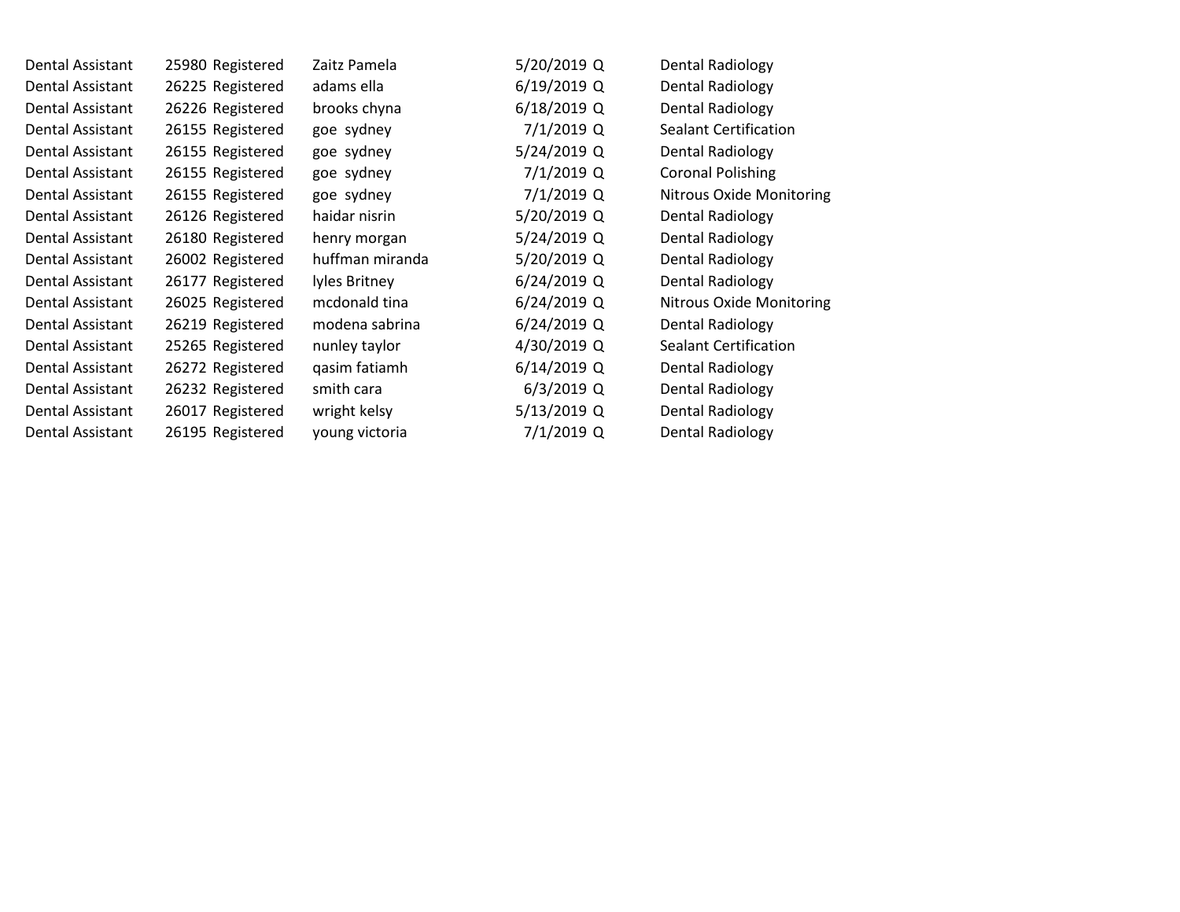| | | | | | | |
|---|---|---|---|---|---|---|
| Dental Assistant | 25980 | Registered | Zaitz Pamela | 5/20/2019 | Q | Dental Radiology |
| Dental Assistant | 26225 | Registered | adams ella | 6/19/2019 | Q | Dental Radiology |
| Dental Assistant | 26226 | Registered | brooks chyna | 6/18/2019 | Q | Dental Radiology |
| Dental Assistant | 26155 | Registered | goe sydney | 7/1/2019 | Q | Sealant Certification |
| Dental Assistant | 26155 | Registered | goe sydney | 5/24/2019 | Q | Dental Radiology |
| Dental Assistant | 26155 | Registered | goe sydney | 7/1/2019 | Q | Coronal Polishing |
| Dental Assistant | 26155 | Registered | goe sydney | 7/1/2019 | Q | Nitrous Oxide Monitoring |
| Dental Assistant | 26126 | Registered | haidar nisrin | 5/20/2019 | Q | Dental Radiology |
| Dental Assistant | 26180 | Registered | henry morgan | 5/24/2019 | Q | Dental Radiology |
| Dental Assistant | 26002 | Registered | huffman miranda | 5/20/2019 | Q | Dental Radiology |
| Dental Assistant | 26177 | Registered | lyles Britney | 6/24/2019 | Q | Dental Radiology |
| Dental Assistant | 26025 | Registered | mcdonald tina | 6/24/2019 | Q | Nitrous Oxide Monitoring |
| Dental Assistant | 26219 | Registered | modena sabrina | 6/24/2019 | Q | Dental Radiology |
| Dental Assistant | 25265 | Registered | nunley taylor | 4/30/2019 | Q | Sealant Certification |
| Dental Assistant | 26272 | Registered | qasim fatiamh | 6/14/2019 | Q | Dental Radiology |
| Dental Assistant | 26232 | Registered | smith cara | 6/3/2019 | Q | Dental Radiology |
| Dental Assistant | 26017 | Registered | wright kelsy | 5/13/2019 | Q | Dental Radiology |
| Dental Assistant | 26195 | Registered | young victoria | 7/1/2019 | Q | Dental Radiology |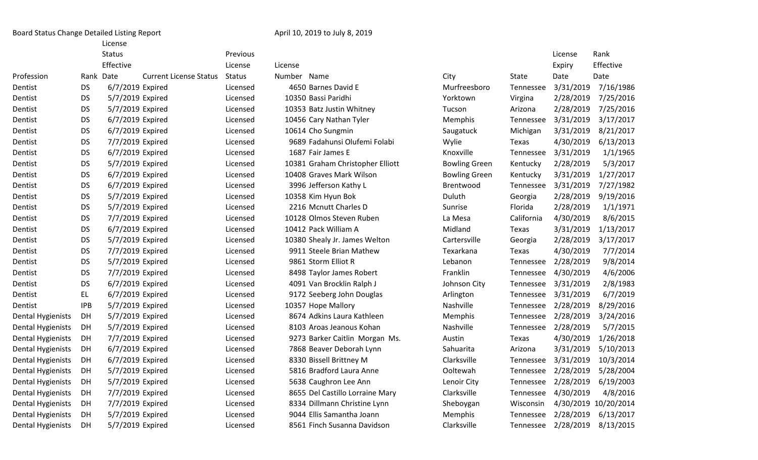Board Status Change Detailed Listing Report

April 10, 2019 to July 8, 2019

| Profession | Rank | License Status Effective Date | Current License Status | Previous License Status | License Number | Name | City | State | License Expiry Date | Rank Effective Date |
|---|---|---|---|---|---|---|---|---|---|---|
| Dentist | DS | 6/7/2019 | Expired | Licensed | 4650 | Barnes David E | Murfreesboro | Tennessee | 3/31/2019 | 7/16/1986 |
| Dentist | DS | 5/7/2019 | Expired | Licensed | 10350 | Bassi Paridhi | Yorktown | Virgina | 2/28/2019 | 7/25/2016 |
| Dentist | DS | 5/7/2019 | Expired | Licensed | 10353 | Batz Justin Whitney | Tucson | Arizona | 2/28/2019 | 7/25/2016 |
| Dentist | DS | 6/7/2019 | Expired | Licensed | 10456 | Cary Nathan Tyler | Memphis | Tennessee | 3/31/2019 | 3/17/2017 |
| Dentist | DS | 6/7/2019 | Expired | Licensed | 10614 | Cho Sungmin | Saugatuck | Michigan | 3/31/2019 | 8/21/2017 |
| Dentist | DS | 7/7/2019 | Expired | Licensed | 9689 | Fadahunsi Olufemi Folabi | Wylie | Texas | 4/30/2019 | 6/13/2013 |
| Dentist | DS | 6/7/2019 | Expired | Licensed | 1687 | Fair James E | Knoxville | Tennessee | 3/31/2019 | 1/1/1965 |
| Dentist | DS | 5/7/2019 | Expired | Licensed | 10381 | Graham Christopher Elliott | Bowling Green | Kentucky | 2/28/2019 | 5/3/2017 |
| Dentist | DS | 6/7/2019 | Expired | Licensed | 10408 | Graves Mark Wilson | Bowling Green | Kentucky | 3/31/2019 | 1/27/2017 |
| Dentist | DS | 6/7/2019 | Expired | Licensed | 3996 | Jefferson Kathy L | Brentwood | Tennessee | 3/31/2019 | 7/27/1982 |
| Dentist | DS | 5/7/2019 | Expired | Licensed | 10358 | Kim Hyun Bok | Duluth | Georgia | 2/28/2019 | 9/19/2016 |
| Dentist | DS | 5/7/2019 | Expired | Licensed | 2216 | Mcnutt Charles D | Sunrise | Florida | 2/28/2019 | 1/1/1971 |
| Dentist | DS | 7/7/2019 | Expired | Licensed | 10128 | Olmos Steven Ruben | La Mesa | California | 4/30/2019 | 8/6/2015 |
| Dentist | DS | 6/7/2019 | Expired | Licensed | 10412 | Pack William A | Midland | Texas | 3/31/2019 | 1/13/2017 |
| Dentist | DS | 5/7/2019 | Expired | Licensed | 10380 | Shealy Jr. James Welton | Cartersville | Georgia | 2/28/2019 | 3/17/2017 |
| Dentist | DS | 7/7/2019 | Expired | Licensed | 9911 | Steele Brian Mathew | Texarkana | Texas | 4/30/2019 | 7/7/2014 |
| Dentist | DS | 5/7/2019 | Expired | Licensed | 9861 | Storm Elliot R | Lebanon | Tennessee | 2/28/2019 | 9/8/2014 |
| Dentist | DS | 7/7/2019 | Expired | Licensed | 8498 | Taylor James Robert | Franklin | Tennessee | 4/30/2019 | 4/6/2006 |
| Dentist | DS | 6/7/2019 | Expired | Licensed | 4091 | Van Brocklin Ralph J | Johnson City | Tennessee | 3/31/2019 | 2/8/1983 |
| Dentist | EL | 6/7/2019 | Expired | Licensed | 9172 | Seeberg John Douglas | Arlington | Tennessee | 3/31/2019 | 6/7/2019 |
| Dentist | IPB | 5/7/2019 | Expired | Licensed | 10357 | Hope Mallory | Nashville | Tennessee | 2/28/2019 | 8/29/2016 |
| Dental Hygienists | DH | 5/7/2019 | Expired | Licensed | 8674 | Adkins Laura Kathleen | Memphis | Tennessee | 2/28/2019 | 3/24/2016 |
| Dental Hygienists | DH | 5/7/2019 | Expired | Licensed | 8103 | Aroas Jeanous Kohan | Nashville | Tennessee | 2/28/2019 | 5/7/2015 |
| Dental Hygienists | DH | 7/7/2019 | Expired | Licensed | 9273 | Barker Caitlin Morgan Ms. | Austin | Texas | 4/30/2019 | 1/26/2018 |
| Dental Hygienists | DH | 6/7/2019 | Expired | Licensed | 7868 | Beaver Deborah Lynn | Sahuarita | Arizona | 3/31/2019 | 5/10/2013 |
| Dental Hygienists | DH | 6/7/2019 | Expired | Licensed | 8330 | Bissell Brittney M | Clarksville | Tennessee | 3/31/2019 | 10/3/2014 |
| Dental Hygienists | DH | 5/7/2019 | Expired | Licensed | 5816 | Bradford Laura Anne | Ooltewah | Tennessee | 2/28/2019 | 5/28/2004 |
| Dental Hygienists | DH | 5/7/2019 | Expired | Licensed | 5638 | Caughron Lee Ann | Lenoir City | Tennessee | 2/28/2019 | 6/19/2003 |
| Dental Hygienists | DH | 7/7/2019 | Expired | Licensed | 8655 | Del Castillo Lorraine Mary | Clarksville | Tennessee | 4/30/2019 | 4/8/2016 |
| Dental Hygienists | DH | 7/7/2019 | Expired | Licensed | 8334 | Dillmann Christine Lynn | Sheboygan | Wisconsin | 4/30/2019 | 10/20/2014 |
| Dental Hygienists | DH | 5/7/2019 | Expired | Licensed | 9044 | Ellis Samantha Joann | Memphis | Tennessee | 2/28/2019 | 6/13/2017 |
| Dental Hygienists | DH | 5/7/2019 | Expired | Licensed | 8561 | Finch Susanna Davidson | Clarksville | Tennessee | 2/28/2019 | 8/13/2015 |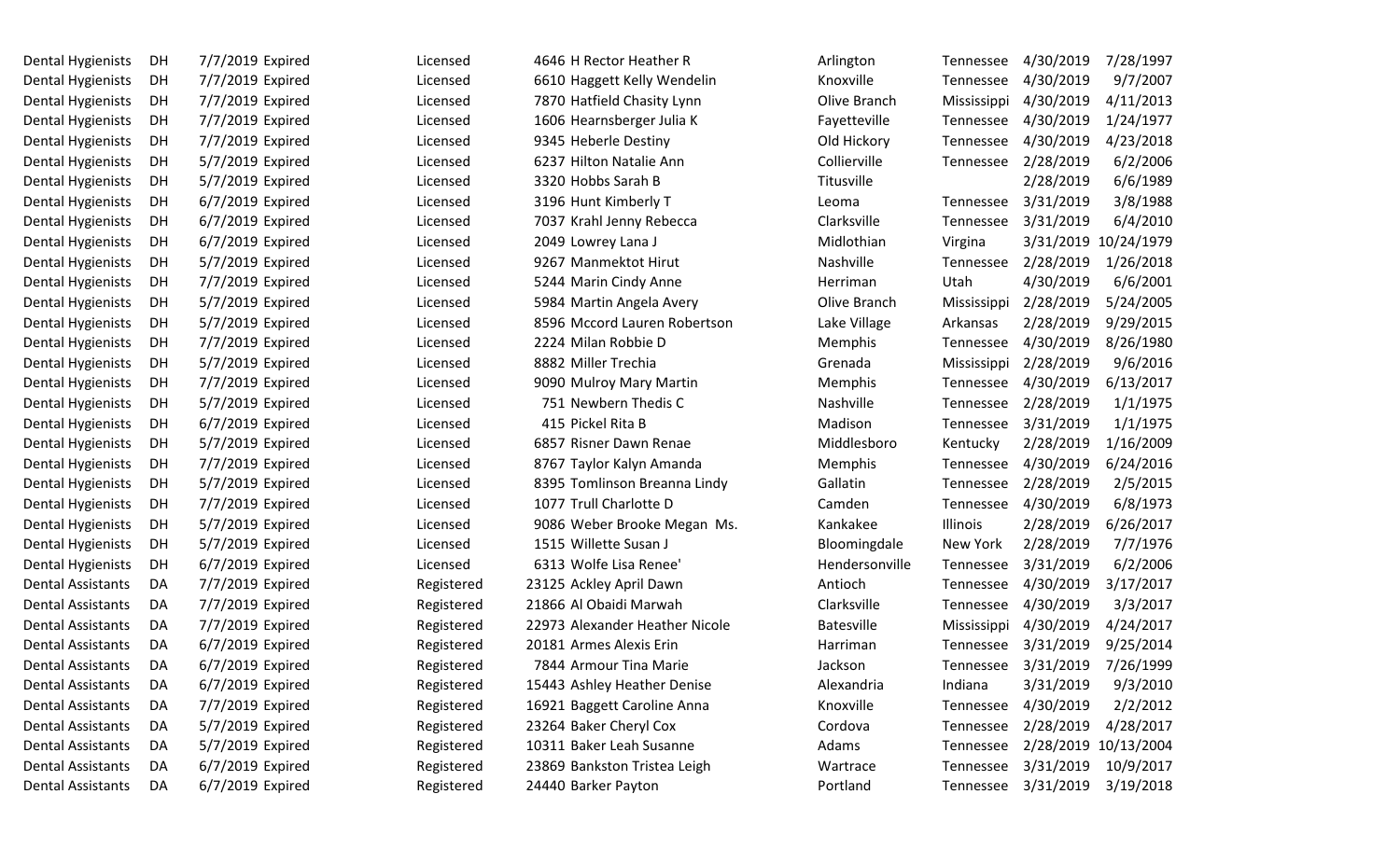| | | | | | | | | | | |
|---|---|---|---|---|---|---|---|---|---|---|
| Dental Hygienists | DH | 7/7/2019 | Expired | Licensed | 4646 | H Rector Heather R | Arlington | Tennessee | 4/30/2019 | 7/28/1997 |
| Dental Hygienists | DH | 7/7/2019 | Expired | Licensed | 6610 | Haggett Kelly Wendelin | Knoxville | Tennessee | 4/30/2019 | 9/7/2007 |
| Dental Hygienists | DH | 7/7/2019 | Expired | Licensed | 7870 | Hatfield Chasity Lynn | Olive Branch | Mississippi | 4/30/2019 | 4/11/2013 |
| Dental Hygienists | DH | 7/7/2019 | Expired | Licensed | 1606 | Hearnsberger Julia K | Fayetteville | Tennessee | 4/30/2019 | 1/24/1977 |
| Dental Hygienists | DH | 7/7/2019 | Expired | Licensed | 9345 | Heberle Destiny | Old Hickory | Tennessee | 4/30/2019 | 4/23/2018 |
| Dental Hygienists | DH | 5/7/2019 | Expired | Licensed | 6237 | Hilton Natalie Ann | Collierville | Tennessee | 2/28/2019 | 6/2/2006 |
| Dental Hygienists | DH | 5/7/2019 | Expired | Licensed | 3320 | Hobbs Sarah B | Titusville | | 2/28/2019 | 6/6/1989 |
| Dental Hygienists | DH | 6/7/2019 | Expired | Licensed | 3196 | Hunt Kimberly T | Leoma | Tennessee | 3/31/2019 | 3/8/1988 |
| Dental Hygienists | DH | 6/7/2019 | Expired | Licensed | 7037 | Krahl Jenny Rebecca | Clarksville | Tennessee | 3/31/2019 | 6/4/2010 |
| Dental Hygienists | DH | 6/7/2019 | Expired | Licensed | 2049 | Lowrey Lana J | Midlothian | Virgina | 3/31/2019 | 10/24/1979 |
| Dental Hygienists | DH | 5/7/2019 | Expired | Licensed | 9267 | Manmektot Hirut | Nashville | Tennessee | 2/28/2019 | 1/26/2018 |
| Dental Hygienists | DH | 7/7/2019 | Expired | Licensed | 5244 | Marin Cindy Anne | Herriman | Utah | 4/30/2019 | 6/6/2001 |
| Dental Hygienists | DH | 5/7/2019 | Expired | Licensed | 5984 | Martin Angela Avery | Olive Branch | Mississippi | 2/28/2019 | 5/24/2005 |
| Dental Hygienists | DH | 5/7/2019 | Expired | Licensed | 8596 | Mccord Lauren Robertson | Lake Village | Arkansas | 2/28/2019 | 9/29/2015 |
| Dental Hygienists | DH | 7/7/2019 | Expired | Licensed | 2224 | Milan Robbie D | Memphis | Tennessee | 4/30/2019 | 8/26/1980 |
| Dental Hygienists | DH | 5/7/2019 | Expired | Licensed | 8882 | Miller Trechia | Grenada | Mississippi | 2/28/2019 | 9/6/2016 |
| Dental Hygienists | DH | 7/7/2019 | Expired | Licensed | 9090 | Mulroy Mary Martin | Memphis | Tennessee | 4/30/2019 | 6/13/2017 |
| Dental Hygienists | DH | 5/7/2019 | Expired | Licensed | 751 | Newbern Thedis C | Nashville | Tennessee | 2/28/2019 | 1/1/1975 |
| Dental Hygienists | DH | 6/7/2019 | Expired | Licensed | 415 | Pickel Rita B | Madison | Tennessee | 3/31/2019 | 1/1/1975 |
| Dental Hygienists | DH | 5/7/2019 | Expired | Licensed | 6857 | Risner Dawn Renae | Middlesboro | Kentucky | 2/28/2019 | 1/16/2009 |
| Dental Hygienists | DH | 7/7/2019 | Expired | Licensed | 8767 | Taylor Kalyn Amanda | Memphis | Tennessee | 4/30/2019 | 6/24/2016 |
| Dental Hygienists | DH | 5/7/2019 | Expired | Licensed | 8395 | Tomlinson Breanna Lindy | Gallatin | Tennessee | 2/28/2019 | 2/5/2015 |
| Dental Hygienists | DH | 7/7/2019 | Expired | Licensed | 1077 | Trull Charlotte D | Camden | Tennessee | 4/30/2019 | 6/8/1973 |
| Dental Hygienists | DH | 5/7/2019 | Expired | Licensed | 9086 | Weber Brooke Megan Ms. | Kankakee | Illinois | 2/28/2019 | 6/26/2017 |
| Dental Hygienists | DH | 5/7/2019 | Expired | Licensed | 1515 | Willette Susan J | Bloomingdale | New York | 2/28/2019 | 7/7/1976 |
| Dental Hygienists | DH | 6/7/2019 | Expired | Licensed | 6313 | Wolfe Lisa Renee' | Hendersonville | Tennessee | 3/31/2019 | 6/2/2006 |
| Dental Assistants | DA | 7/7/2019 | Expired | Registered | 23125 | Ackley April Dawn | Antioch | Tennessee | 4/30/2019 | 3/17/2017 |
| Dental Assistants | DA | 7/7/2019 | Expired | Registered | 21866 | Al Obaidi Marwah | Clarksville | Tennessee | 4/30/2019 | 3/3/2017 |
| Dental Assistants | DA | 7/7/2019 | Expired | Registered | 22973 | Alexander Heather Nicole | Batesville | Mississippi | 4/30/2019 | 4/24/2017 |
| Dental Assistants | DA | 6/7/2019 | Expired | Registered | 20181 | Armes Alexis Erin | Harriman | Tennessee | 3/31/2019 | 9/25/2014 |
| Dental Assistants | DA | 6/7/2019 | Expired | Registered | 7844 | Armour Tina Marie | Jackson | Tennessee | 3/31/2019 | 7/26/1999 |
| Dental Assistants | DA | 6/7/2019 | Expired | Registered | 15443 | Ashley Heather Denise | Alexandria | Indiana | 3/31/2019 | 9/3/2010 |
| Dental Assistants | DA | 7/7/2019 | Expired | Registered | 16921 | Baggett Caroline Anna | Knoxville | Tennessee | 4/30/2019 | 2/2/2012 |
| Dental Assistants | DA | 5/7/2019 | Expired | Registered | 23264 | Baker Cheryl Cox | Cordova | Tennessee | 2/28/2019 | 4/28/2017 |
| Dental Assistants | DA | 5/7/2019 | Expired | Registered | 10311 | Baker Leah Susanne | Adams | Tennessee | 2/28/2019 | 10/13/2004 |
| Dental Assistants | DA | 6/7/2019 | Expired | Registered | 23869 | Bankston Tristea Leigh | Wartrace | Tennessee | 3/31/2019 | 10/9/2017 |
| Dental Assistants | DA | 6/7/2019 | Expired | Registered | 24440 | Barker Payton | Portland | Tennessee | 3/31/2019 | 3/19/2018 |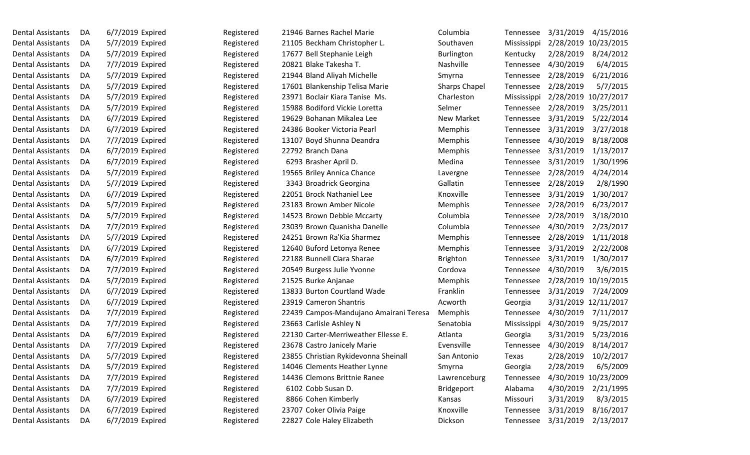| | | | | | | | | | | |
|---|---|---|---|---|---|---|---|---|---|---|
| Dental Assistants | DA | 6/7/2019 | Expired | Registered | 21946 | Barnes Rachel Marie | Columbia | Tennessee | 3/31/2019 | 4/15/2016 |
| Dental Assistants | DA | 5/7/2019 | Expired | Registered | 21105 | Beckham Christopher L. | Southaven | Mississippi | 2/28/2019 | 10/23/2015 |
| Dental Assistants | DA | 5/7/2019 | Expired | Registered | 17677 | Bell Stephanie Leigh | Burlington | Kentucky | 2/28/2019 | 8/24/2012 |
| Dental Assistants | DA | 7/7/2019 | Expired | Registered | 20821 | Blake Takesha T. | Nashville | Tennessee | 4/30/2019 | 6/4/2015 |
| Dental Assistants | DA | 5/7/2019 | Expired | Registered | 21944 | Bland Aliyah Michelle | Smyrna | Tennessee | 2/28/2019 | 6/21/2016 |
| Dental Assistants | DA | 5/7/2019 | Expired | Registered | 17601 | Blankenship Telisa Marie | Sharps Chapel | Tennessee | 2/28/2019 | 5/7/2015 |
| Dental Assistants | DA | 5/7/2019 | Expired | Registered | 23971 | Boclair Kiara Tanise Ms. | Charleston | Mississippi | 2/28/2019 | 10/27/2017 |
| Dental Assistants | DA | 5/7/2019 | Expired | Registered | 15988 | Bodiford Vickie Loretta | Selmer | Tennessee | 2/28/2019 | 3/25/2011 |
| Dental Assistants | DA | 6/7/2019 | Expired | Registered | 19629 | Bohanan Mikalea Lee | New Market | Tennessee | 3/31/2019 | 5/22/2014 |
| Dental Assistants | DA | 6/7/2019 | Expired | Registered | 24386 | Booker Victoria Pearl | Memphis | Tennessee | 3/31/2019 | 3/27/2018 |
| Dental Assistants | DA | 7/7/2019 | Expired | Registered | 13107 | Boyd Shunna Deandra | Memphis | Tennessee | 4/30/2019 | 8/18/2008 |
| Dental Assistants | DA | 6/7/2019 | Expired | Registered | 22792 | Branch Dana | Memphis | Tennessee | 3/31/2019 | 1/13/2017 |
| Dental Assistants | DA | 6/7/2019 | Expired | Registered | 6293 | Brasher April D. | Medina | Tennessee | 3/31/2019 | 1/30/1996 |
| Dental Assistants | DA | 5/7/2019 | Expired | Registered | 19565 | Briley Annica Chance | Lavergne | Tennessee | 2/28/2019 | 4/24/2014 |
| Dental Assistants | DA | 5/7/2019 | Expired | Registered | 3343 | Broadrick Georgina | Gallatin | Tennessee | 2/28/2019 | 2/8/1990 |
| Dental Assistants | DA | 6/7/2019 | Expired | Registered | 22051 | Brock Nathaniel Lee | Knoxville | Tennessee | 3/31/2019 | 1/30/2017 |
| Dental Assistants | DA | 5/7/2019 | Expired | Registered | 23183 | Brown Amber Nicole | Memphis | Tennessee | 2/28/2019 | 6/23/2017 |
| Dental Assistants | DA | 5/7/2019 | Expired | Registered | 14523 | Brown Debbie Mccarty | Columbia | Tennessee | 2/28/2019 | 3/18/2010 |
| Dental Assistants | DA | 7/7/2019 | Expired | Registered | 23039 | Brown Quanisha Danelle | Columbia | Tennessee | 4/30/2019 | 2/23/2017 |
| Dental Assistants | DA | 5/7/2019 | Expired | Registered | 24251 | Brown Ra'Kia Sharmez | Memphis | Tennessee | 2/28/2019 | 1/11/2018 |
| Dental Assistants | DA | 6/7/2019 | Expired | Registered | 12640 | Buford Letonya Renee | Memphis | Tennessee | 3/31/2019 | 2/22/2008 |
| Dental Assistants | DA | 6/7/2019 | Expired | Registered | 22188 | Bunnell Ciara Sharae | Brighton | Tennessee | 3/31/2019 | 1/30/2017 |
| Dental Assistants | DA | 7/7/2019 | Expired | Registered | 20549 | Burgess Julie Yvonne | Cordova | Tennessee | 4/30/2019 | 3/6/2015 |
| Dental Assistants | DA | 5/7/2019 | Expired | Registered | 21525 | Burke Anjanae | Memphis | Tennessee | 2/28/2019 | 10/19/2015 |
| Dental Assistants | DA | 6/7/2019 | Expired | Registered | 13833 | Burton Courtland Wade | Franklin | Tennessee | 3/31/2019 | 7/24/2009 |
| Dental Assistants | DA | 6/7/2019 | Expired | Registered | 23919 | Cameron Shantris | Acworth | Georgia | 3/31/2019 | 12/11/2017 |
| Dental Assistants | DA | 7/7/2019 | Expired | Registered | 22439 | Campos-Mandujano Amairani Teresa | Memphis | Tennessee | 4/30/2019 | 7/11/2017 |
| Dental Assistants | DA | 7/7/2019 | Expired | Registered | 23663 | Carlisle Ashley N | Senatobia | Mississippi | 4/30/2019 | 9/25/2017 |
| Dental Assistants | DA | 6/7/2019 | Expired | Registered | 22130 | Carter-Merriweather Ellesse E. | Atlanta | Georgia | 3/31/2019 | 5/23/2016 |
| Dental Assistants | DA | 7/7/2019 | Expired | Registered | 23678 | Castro Janicely Marie | Evensville | Tennessee | 4/30/2019 | 8/14/2017 |
| Dental Assistants | DA | 5/7/2019 | Expired | Registered | 23855 | Christian Rykidevonna Sheinall | San Antonio | Texas | 2/28/2019 | 10/2/2017 |
| Dental Assistants | DA | 5/7/2019 | Expired | Registered | 14046 | Clements Heather Lynne | Smyrna | Georgia | 2/28/2019 | 6/5/2009 |
| Dental Assistants | DA | 7/7/2019 | Expired | Registered | 14436 | Clemons Brittnie Ranee | Lawrenceburg | Tennessee | 4/30/2019 | 10/23/2009 |
| Dental Assistants | DA | 7/7/2019 | Expired | Registered | 6102 | Cobb Susan D. | Bridgeport | Alabama | 4/30/2019 | 2/21/1995 |
| Dental Assistants | DA | 6/7/2019 | Expired | Registered | 8866 | Cohen Kimberly | Kansas | Missouri | 3/31/2019 | 8/3/2015 |
| Dental Assistants | DA | 6/7/2019 | Expired | Registered | 23707 | Coker Olivia Paige | Knoxville | Tennessee | 3/31/2019 | 8/16/2017 |
| Dental Assistants | DA | 6/7/2019 | Expired | Registered | 22827 | Cole Haley Elizabeth | Dickson | Tennessee | 3/31/2019 | 2/13/2017 |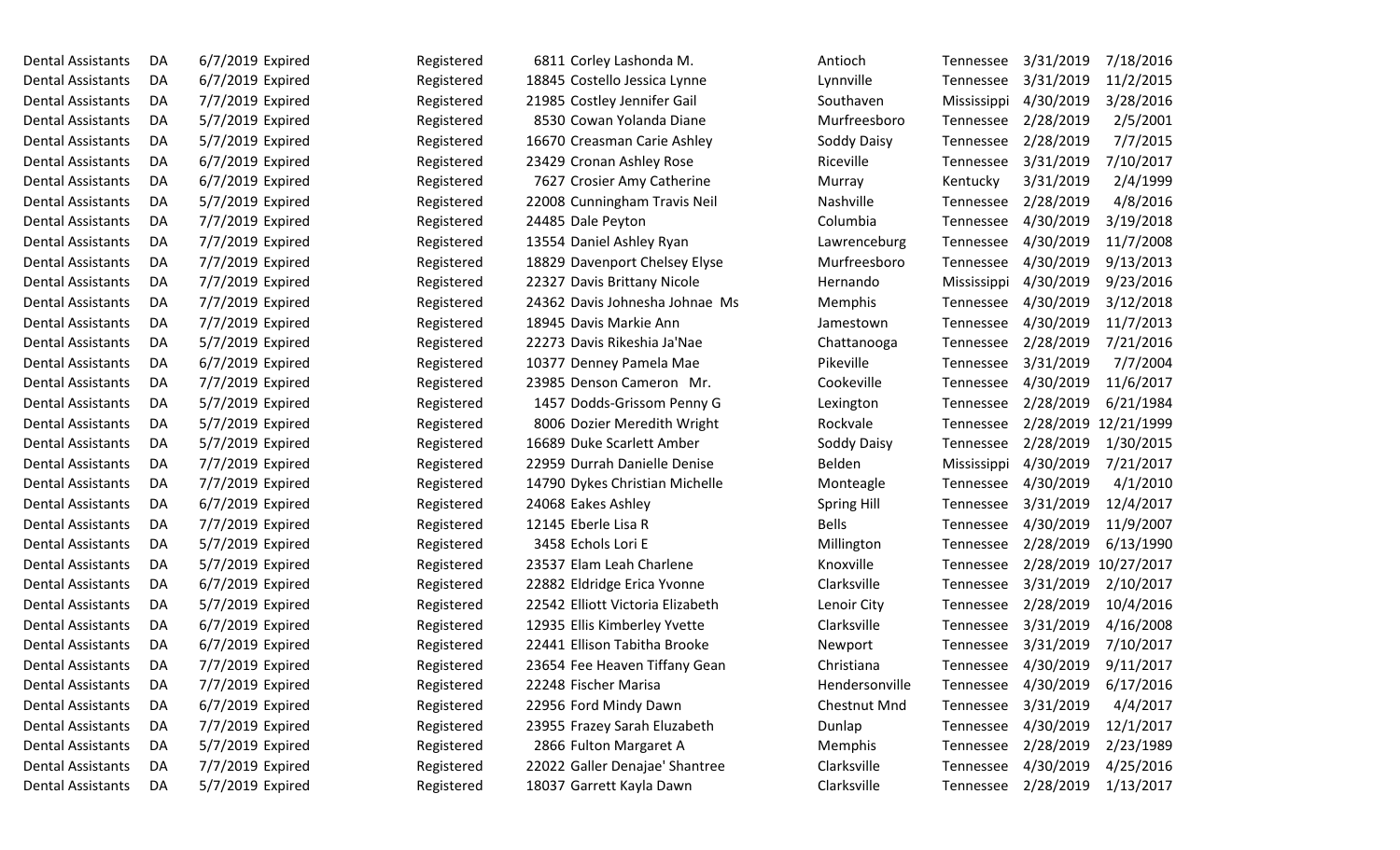| | | | | | | | | | | |
|---|---|---|---|---|---|---|---|---|---|---|
| Dental Assistants | DA | 6/7/2019 | Expired | Registered | 6811 | Corley Lashonda M. | Antioch | Tennessee | 3/31/2019 | 7/18/2016 |
| Dental Assistants | DA | 6/7/2019 | Expired | Registered | 18845 | Costello Jessica Lynne | Lynnville | Tennessee | 3/31/2019 | 11/2/2015 |
| Dental Assistants | DA | 7/7/2019 | Expired | Registered | 21985 | Costley Jennifer Gail | Southaven | Mississippi | 4/30/2019 | 3/28/2016 |
| Dental Assistants | DA | 5/7/2019 | Expired | Registered | 8530 | Cowan Yolanda Diane | Murfreesboro | Tennessee | 2/28/2019 | 2/5/2001 |
| Dental Assistants | DA | 5/7/2019 | Expired | Registered | 16670 | Creasman Carie Ashley | Soddy Daisy | Tennessee | 2/28/2019 | 7/7/2015 |
| Dental Assistants | DA | 6/7/2019 | Expired | Registered | 23429 | Cronan Ashley Rose | Riceville | Tennessee | 3/31/2019 | 7/10/2017 |
| Dental Assistants | DA | 6/7/2019 | Expired | Registered | 7627 | Crosier Amy Catherine | Murray | Kentucky | 3/31/2019 | 2/4/1999 |
| Dental Assistants | DA | 5/7/2019 | Expired | Registered | 22008 | Cunningham Travis Neil | Nashville | Tennessee | 2/28/2019 | 4/8/2016 |
| Dental Assistants | DA | 7/7/2019 | Expired | Registered | 24485 | Dale Peyton | Columbia | Tennessee | 4/30/2019 | 3/19/2018 |
| Dental Assistants | DA | 7/7/2019 | Expired | Registered | 13554 | Daniel Ashley Ryan | Lawrenceburg | Tennessee | 4/30/2019 | 11/7/2008 |
| Dental Assistants | DA | 7/7/2019 | Expired | Registered | 18829 | Davenport Chelsey Elyse | Murfreesboro | Tennessee | 4/30/2019 | 9/13/2013 |
| Dental Assistants | DA | 7/7/2019 | Expired | Registered | 22327 | Davis Brittany Nicole | Hernando | Mississippi | 4/30/2019 | 9/23/2016 |
| Dental Assistants | DA | 7/7/2019 | Expired | Registered | 24362 | Davis Johnesha Johnae Ms | Memphis | Tennessee | 4/30/2019 | 3/12/2018 |
| Dental Assistants | DA | 7/7/2019 | Expired | Registered | 18945 | Davis Markie Ann | Jamestown | Tennessee | 4/30/2019 | 11/7/2013 |
| Dental Assistants | DA | 5/7/2019 | Expired | Registered | 22273 | Davis Rikeshia Ja'Nae | Chattanooga | Tennessee | 2/28/2019 | 7/21/2016 |
| Dental Assistants | DA | 6/7/2019 | Expired | Registered | 10377 | Denney Pamela Mae | Pikeville | Tennessee | 3/31/2019 | 7/7/2004 |
| Dental Assistants | DA | 7/7/2019 | Expired | Registered | 23985 | Denson Cameron Mr. | Cookeville | Tennessee | 4/30/2019 | 11/6/2017 |
| Dental Assistants | DA | 5/7/2019 | Expired | Registered | 1457 | Dodds-Grissom Penny G | Lexington | Tennessee | 2/28/2019 | 6/21/1984 |
| Dental Assistants | DA | 5/7/2019 | Expired | Registered | 8006 | Dozier Meredith Wright | Rockvale | Tennessee | 2/28/2019 | 12/21/1999 |
| Dental Assistants | DA | 5/7/2019 | Expired | Registered | 16689 | Duke Scarlett Amber | Soddy Daisy | Tennessee | 2/28/2019 | 1/30/2015 |
| Dental Assistants | DA | 7/7/2019 | Expired | Registered | 22959 | Durrah Danielle Denise | Belden | Mississippi | 4/30/2019 | 7/21/2017 |
| Dental Assistants | DA | 7/7/2019 | Expired | Registered | 14790 | Dykes Christian Michelle | Monteagle | Tennessee | 4/30/2019 | 4/1/2010 |
| Dental Assistants | DA | 6/7/2019 | Expired | Registered | 24068 | Eakes Ashley | Spring Hill | Tennessee | 3/31/2019 | 12/4/2017 |
| Dental Assistants | DA | 7/7/2019 | Expired | Registered | 12145 | Eberle Lisa R | Bells | Tennessee | 4/30/2019 | 11/9/2007 |
| Dental Assistants | DA | 5/7/2019 | Expired | Registered | 3458 | Echols Lori E | Millington | Tennessee | 2/28/2019 | 6/13/1990 |
| Dental Assistants | DA | 5/7/2019 | Expired | Registered | 23537 | Elam Leah Charlene | Knoxville | Tennessee | 2/28/2019 | 10/27/2017 |
| Dental Assistants | DA | 6/7/2019 | Expired | Registered | 22882 | Eldridge Erica Yvonne | Clarksville | Tennessee | 3/31/2019 | 2/10/2017 |
| Dental Assistants | DA | 5/7/2019 | Expired | Registered | 22542 | Elliott Victoria Elizabeth | Lenoir City | Tennessee | 2/28/2019 | 10/4/2016 |
| Dental Assistants | DA | 6/7/2019 | Expired | Registered | 12935 | Ellis Kimberley Yvette | Clarksville | Tennessee | 3/31/2019 | 4/16/2008 |
| Dental Assistants | DA | 6/7/2019 | Expired | Registered | 22441 | Ellison Tabitha Brooke | Newport | Tennessee | 3/31/2019 | 7/10/2017 |
| Dental Assistants | DA | 7/7/2019 | Expired | Registered | 23654 | Fee Heaven Tiffany Gean | Christiana | Tennessee | 4/30/2019 | 9/11/2017 |
| Dental Assistants | DA | 7/7/2019 | Expired | Registered | 22248 | Fischer Marisa | Hendersonville | Tennessee | 4/30/2019 | 6/17/2016 |
| Dental Assistants | DA | 6/7/2019 | Expired | Registered | 22956 | Ford Mindy Dawn | Chestnut Mnd | Tennessee | 3/31/2019 | 4/4/2017 |
| Dental Assistants | DA | 7/7/2019 | Expired | Registered | 23955 | Frazey Sarah Eluzabeth | Dunlap | Tennessee | 4/30/2019 | 12/1/2017 |
| Dental Assistants | DA | 5/7/2019 | Expired | Registered | 2866 | Fulton Margaret A | Memphis | Tennessee | 2/28/2019 | 2/23/1989 |
| Dental Assistants | DA | 7/7/2019 | Expired | Registered | 22022 | Galler Denajae' Shantree | Clarksville | Tennessee | 4/30/2019 | 4/25/2016 |
| Dental Assistants | DA | 5/7/2019 | Expired | Registered | 18037 | Garrett Kayla Dawn | Clarksville | Tennessee | 2/28/2019 | 1/13/2017 |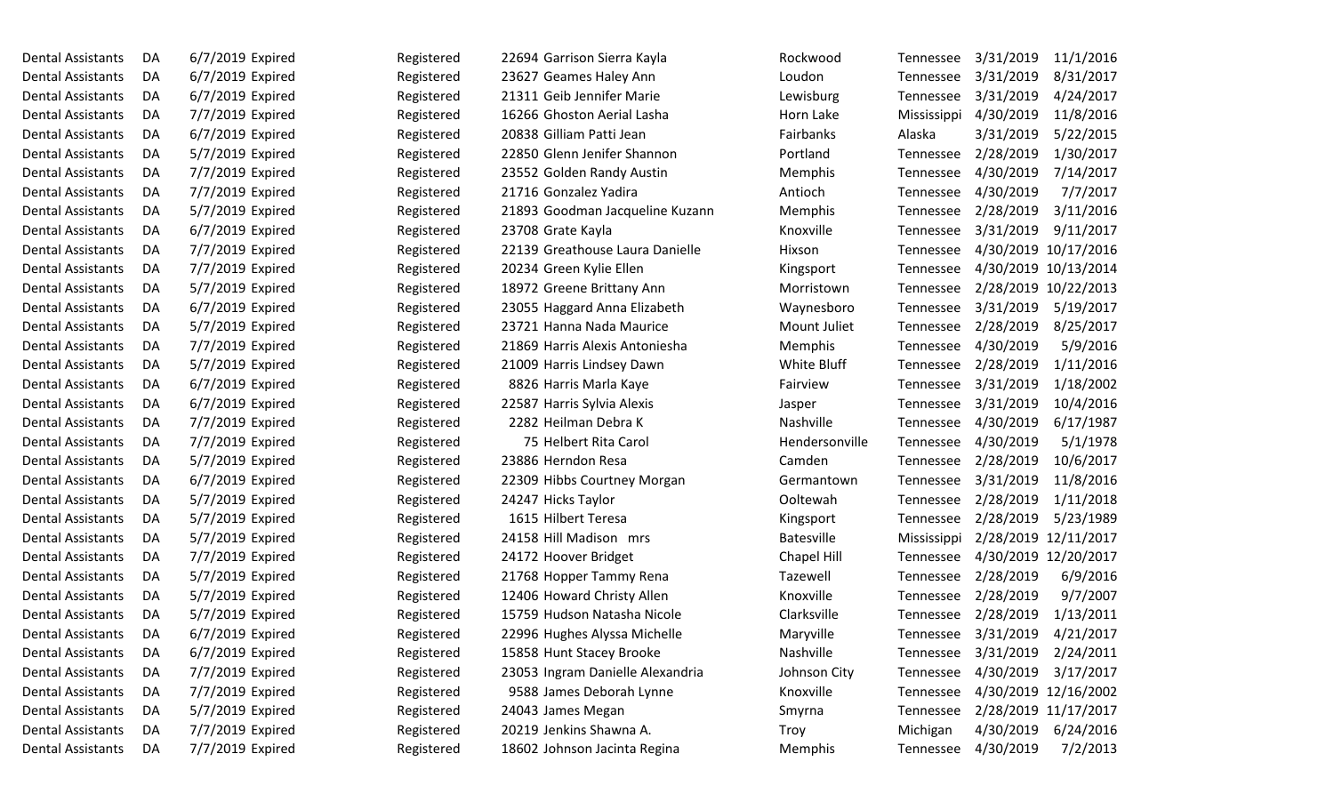| | | | | | | | | | | |
|---|---|---|---|---|---|---|---|---|---|---|
| Dental Assistants | DA | 6/7/2019 | Expired | Registered | 22694 | Garrison Sierra Kayla | Rockwood | Tennessee | 3/31/2019 | 11/1/2016 |
| Dental Assistants | DA | 6/7/2019 | Expired | Registered | 23627 | Geames Haley Ann | Loudon | Tennessee | 3/31/2019 | 8/31/2017 |
| Dental Assistants | DA | 6/7/2019 | Expired | Registered | 21311 | Geib Jennifer Marie | Lewisburg | Tennessee | 3/31/2019 | 4/24/2017 |
| Dental Assistants | DA | 7/7/2019 | Expired | Registered | 16266 | Ghoston Aerial Lasha | Horn Lake | Mississippi | 4/30/2019 | 11/8/2016 |
| Dental Assistants | DA | 6/7/2019 | Expired | Registered | 20838 | Gilliam Patti Jean | Fairbanks | Alaska | 3/31/2019 | 5/22/2015 |
| Dental Assistants | DA | 5/7/2019 | Expired | Registered | 22850 | Glenn Jenifer Shannon | Portland | Tennessee | 2/28/2019 | 1/30/2017 |
| Dental Assistants | DA | 7/7/2019 | Expired | Registered | 23552 | Golden Randy Austin | Memphis | Tennessee | 4/30/2019 | 7/14/2017 |
| Dental Assistants | DA | 7/7/2019 | Expired | Registered | 21716 | Gonzalez Yadira | Antioch | Tennessee | 4/30/2019 | 7/7/2017 |
| Dental Assistants | DA | 5/7/2019 | Expired | Registered | 21893 | Goodman Jacqueline Kuzann | Memphis | Tennessee | 2/28/2019 | 3/11/2016 |
| Dental Assistants | DA | 6/7/2019 | Expired | Registered | 23708 | Grate Kayla | Knoxville | Tennessee | 3/31/2019 | 9/11/2017 |
| Dental Assistants | DA | 7/7/2019 | Expired | Registered | 22139 | Greathouse Laura Danielle | Hixson | Tennessee | 4/30/2019 | 10/17/2016 |
| Dental Assistants | DA | 7/7/2019 | Expired | Registered | 20234 | Green Kylie Ellen | Kingsport | Tennessee | 4/30/2019 | 10/13/2014 |
| Dental Assistants | DA | 5/7/2019 | Expired | Registered | 18972 | Greene Brittany Ann | Morristown | Tennessee | 2/28/2019 | 10/22/2013 |
| Dental Assistants | DA | 6/7/2019 | Expired | Registered | 23055 | Haggard Anna Elizabeth | Waynesboro | Tennessee | 3/31/2019 | 5/19/2017 |
| Dental Assistants | DA | 5/7/2019 | Expired | Registered | 23721 | Hanna Nada Maurice | Mount Juliet | Tennessee | 2/28/2019 | 8/25/2017 |
| Dental Assistants | DA | 7/7/2019 | Expired | Registered | 21869 | Harris Alexis Antoniesha | Memphis | Tennessee | 4/30/2019 | 5/9/2016 |
| Dental Assistants | DA | 5/7/2019 | Expired | Registered | 21009 | Harris Lindsey Dawn | White Bluff | Tennessee | 2/28/2019 | 1/11/2016 |
| Dental Assistants | DA | 6/7/2019 | Expired | Registered | 8826 | Harris Marla Kaye | Fairview | Tennessee | 3/31/2019 | 1/18/2002 |
| Dental Assistants | DA | 6/7/2019 | Expired | Registered | 22587 | Harris Sylvia Alexis | Jasper | Tennessee | 3/31/2019 | 10/4/2016 |
| Dental Assistants | DA | 7/7/2019 | Expired | Registered | 2282 | Heilman Debra K | Nashville | Tennessee | 4/30/2019 | 6/17/1987 |
| Dental Assistants | DA | 7/7/2019 | Expired | Registered | 75 | Helbert Rita Carol | Hendersonville | Tennessee | 4/30/2019 | 5/1/1978 |
| Dental Assistants | DA | 5/7/2019 | Expired | Registered | 23886 | Herndon Resa | Camden | Tennessee | 2/28/2019 | 10/6/2017 |
| Dental Assistants | DA | 6/7/2019 | Expired | Registered | 22309 | Hibbs Courtney Morgan | Germantown | Tennessee | 3/31/2019 | 11/8/2016 |
| Dental Assistants | DA | 5/7/2019 | Expired | Registered | 24247 | Hicks Taylor | Ooltewah | Tennessee | 2/28/2019 | 1/11/2018 |
| Dental Assistants | DA | 5/7/2019 | Expired | Registered | 1615 | Hilbert Teresa | Kingsport | Tennessee | 2/28/2019 | 5/23/1989 |
| Dental Assistants | DA | 5/7/2019 | Expired | Registered | 24158 | Hill Madison mrs | Batesville | Mississippi | 2/28/2019 | 12/11/2017 |
| Dental Assistants | DA | 7/7/2019 | Expired | Registered | 24172 | Hoover Bridget | Chapel Hill | Tennessee | 4/30/2019 | 12/20/2017 |
| Dental Assistants | DA | 5/7/2019 | Expired | Registered | 21768 | Hopper Tammy Rena | Tazewell | Tennessee | 2/28/2019 | 6/9/2016 |
| Dental Assistants | DA | 5/7/2019 | Expired | Registered | 12406 | Howard Christy Allen | Knoxville | Tennessee | 2/28/2019 | 9/7/2007 |
| Dental Assistants | DA | 5/7/2019 | Expired | Registered | 15759 | Hudson Natasha Nicole | Clarksville | Tennessee | 2/28/2019 | 1/13/2011 |
| Dental Assistants | DA | 6/7/2019 | Expired | Registered | 22996 | Hughes Alyssa Michelle | Maryville | Tennessee | 3/31/2019 | 4/21/2017 |
| Dental Assistants | DA | 6/7/2019 | Expired | Registered | 15858 | Hunt Stacey Brooke | Nashville | Tennessee | 3/31/2019 | 2/24/2011 |
| Dental Assistants | DA | 7/7/2019 | Expired | Registered | 23053 | Ingram Danielle Alexandria | Johnson City | Tennessee | 4/30/2019 | 3/17/2017 |
| Dental Assistants | DA | 7/7/2019 | Expired | Registered | 9588 | James Deborah Lynne | Knoxville | Tennessee | 4/30/2019 | 12/16/2002 |
| Dental Assistants | DA | 5/7/2019 | Expired | Registered | 24043 | James Megan | Smyrna | Tennessee | 2/28/2019 | 11/17/2017 |
| Dental Assistants | DA | 7/7/2019 | Expired | Registered | 20219 | Jenkins Shawna A. | Troy | Michigan | 4/30/2019 | 6/24/2016 |
| Dental Assistants | DA | 7/7/2019 | Expired | Registered | 18602 | Johnson Jacinta Regina | Memphis | Tennessee | 4/30/2019 | 7/2/2013 |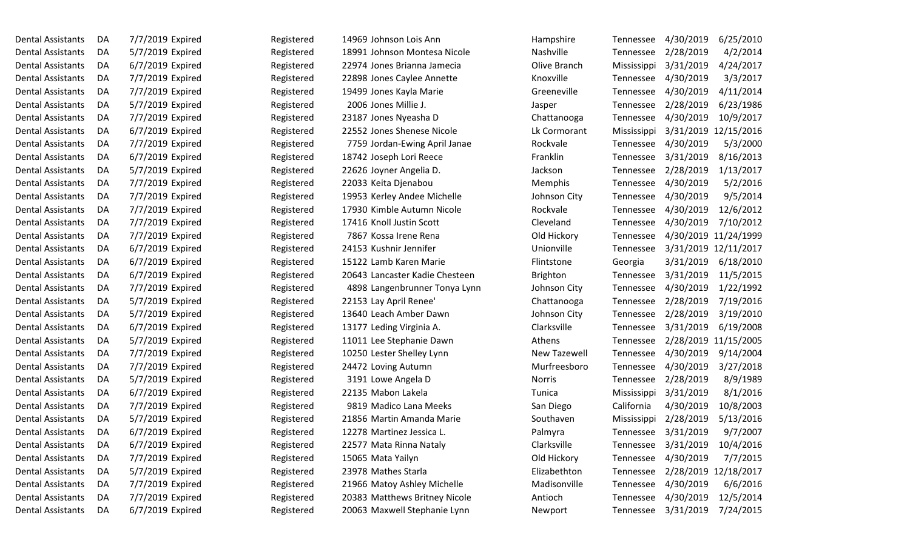| | | | | | | | | | | |
|---|---|---|---|---|---|---|---|---|---|---|
| Dental Assistants | DA | 7/7/2019 | Expired | Registered | 14969 | Johnson Lois Ann | Hampshire | Tennessee | 4/30/2019 | 6/25/2010 |
| Dental Assistants | DA | 5/7/2019 | Expired | Registered | 18991 | Johnson Montesa Nicole | Nashville | Tennessee | 2/28/2019 | 4/2/2014 |
| Dental Assistants | DA | 6/7/2019 | Expired | Registered | 22974 | Jones Brianna Jamecia | Olive Branch | Mississippi | 3/31/2019 | 4/24/2017 |
| Dental Assistants | DA | 7/7/2019 | Expired | Registered | 22898 | Jones Caylee Annette | Knoxville | Tennessee | 4/30/2019 | 3/3/2017 |
| Dental Assistants | DA | 7/7/2019 | Expired | Registered | 19499 | Jones Kayla Marie | Greeneville | Tennessee | 4/30/2019 | 4/11/2014 |
| Dental Assistants | DA | 5/7/2019 | Expired | Registered | 2006 | Jones Millie J. | Jasper | Tennessee | 2/28/2019 | 6/23/1986 |
| Dental Assistants | DA | 7/7/2019 | Expired | Registered | 23187 | Jones Nyeasha D | Chattanooga | Tennessee | 4/30/2019 | 10/9/2017 |
| Dental Assistants | DA | 6/7/2019 | Expired | Registered | 22552 | Jones Shenese Nicole | Lk Cormorant | Mississippi | 3/31/2019 | 12/15/2016 |
| Dental Assistants | DA | 7/7/2019 | Expired | Registered | 7759 | Jordan-Ewing April Janae | Rockvale | Tennessee | 4/30/2019 | 5/3/2000 |
| Dental Assistants | DA | 6/7/2019 | Expired | Registered | 18742 | Joseph Lori Reece | Franklin | Tennessee | 3/31/2019 | 8/16/2013 |
| Dental Assistants | DA | 5/7/2019 | Expired | Registered | 22626 | Joyner Angelia D. | Jackson | Tennessee | 2/28/2019 | 1/13/2017 |
| Dental Assistants | DA | 7/7/2019 | Expired | Registered | 22033 | Keita Djenabou | Memphis | Tennessee | 4/30/2019 | 5/2/2016 |
| Dental Assistants | DA | 7/7/2019 | Expired | Registered | 19953 | Kerley Andee Michelle | Johnson City | Tennessee | 4/30/2019 | 9/5/2014 |
| Dental Assistants | DA | 7/7/2019 | Expired | Registered | 17930 | Kimble Autumn Nicole | Rockvale | Tennessee | 4/30/2019 | 12/6/2012 |
| Dental Assistants | DA | 7/7/2019 | Expired | Registered | 17416 | Knoll Justin Scott | Cleveland | Tennessee | 4/30/2019 | 7/10/2012 |
| Dental Assistants | DA | 7/7/2019 | Expired | Registered | 7867 | Kossa Irene Rena | Old Hickory | Tennessee | 4/30/2019 | 11/24/1999 |
| Dental Assistants | DA | 6/7/2019 | Expired | Registered | 24153 | Kushnir Jennifer | Unionville | Tennessee | 3/31/2019 | 12/11/2017 |
| Dental Assistants | DA | 6/7/2019 | Expired | Registered | 15122 | Lamb Karen Marie | Flintstone | Georgia | 3/31/2019 | 6/18/2010 |
| Dental Assistants | DA | 6/7/2019 | Expired | Registered | 20643 | Lancaster Kadie Chesteen | Brighton | Tennessee | 3/31/2019 | 11/5/2015 |
| Dental Assistants | DA | 7/7/2019 | Expired | Registered | 4898 | Langenbrunner Tonya Lynn | Johnson City | Tennessee | 4/30/2019 | 1/22/1992 |
| Dental Assistants | DA | 5/7/2019 | Expired | Registered | 22153 | Lay April Renee' | Chattanooga | Tennessee | 2/28/2019 | 7/19/2016 |
| Dental Assistants | DA | 5/7/2019 | Expired | Registered | 13640 | Leach Amber Dawn | Johnson City | Tennessee | 2/28/2019 | 3/19/2010 |
| Dental Assistants | DA | 6/7/2019 | Expired | Registered | 13177 | Leding Virginia A. | Clarksville | Tennessee | 3/31/2019 | 6/19/2008 |
| Dental Assistants | DA | 5/7/2019 | Expired | Registered | 11011 | Lee Stephanie Dawn | Athens | Tennessee | 2/28/2019 | 11/15/2005 |
| Dental Assistants | DA | 7/7/2019 | Expired | Registered | 10250 | Lester Shelley Lynn | New Tazewell | Tennessee | 4/30/2019 | 9/14/2004 |
| Dental Assistants | DA | 7/7/2019 | Expired | Registered | 24472 | Loving Autumn | Murfreesboro | Tennessee | 4/30/2019 | 3/27/2018 |
| Dental Assistants | DA | 5/7/2019 | Expired | Registered | 3191 | Lowe Angela D | Norris | Tennessee | 2/28/2019 | 8/9/1989 |
| Dental Assistants | DA | 6/7/2019 | Expired | Registered | 22135 | Mabon Lakela | Tunica | Mississippi | 3/31/2019 | 8/1/2016 |
| Dental Assistants | DA | 7/7/2019 | Expired | Registered | 9819 | Madico Lana Meeks | San Diego | California | 4/30/2019 | 10/8/2003 |
| Dental Assistants | DA | 5/7/2019 | Expired | Registered | 21856 | Martin Amanda Marie | Southaven | Mississippi | 2/28/2019 | 5/13/2016 |
| Dental Assistants | DA | 6/7/2019 | Expired | Registered | 12278 | Martinez Jessica L. | Palmyra | Tennessee | 3/31/2019 | 9/7/2007 |
| Dental Assistants | DA | 6/7/2019 | Expired | Registered | 22577 | Mata Rinna Nataly | Clarksville | Tennessee | 3/31/2019 | 10/4/2016 |
| Dental Assistants | DA | 7/7/2019 | Expired | Registered | 15065 | Mata Yailyn | Old Hickory | Tennessee | 4/30/2019 | 7/7/2015 |
| Dental Assistants | DA | 5/7/2019 | Expired | Registered | 23978 | Mathes Starla | Elizabethton | Tennessee | 2/28/2019 | 12/18/2017 |
| Dental Assistants | DA | 7/7/2019 | Expired | Registered | 21966 | Matoy Ashley Michelle | Madisonville | Tennessee | 4/30/2019 | 6/6/2016 |
| Dental Assistants | DA | 7/7/2019 | Expired | Registered | 20383 | Matthews Britney Nicole | Antioch | Tennessee | 4/30/2019 | 12/5/2014 |
| Dental Assistants | DA | 6/7/2019 | Expired | Registered | 20063 | Maxwell Stephanie Lynn | Newport | Tennessee | 3/31/2019 | 7/24/2015 |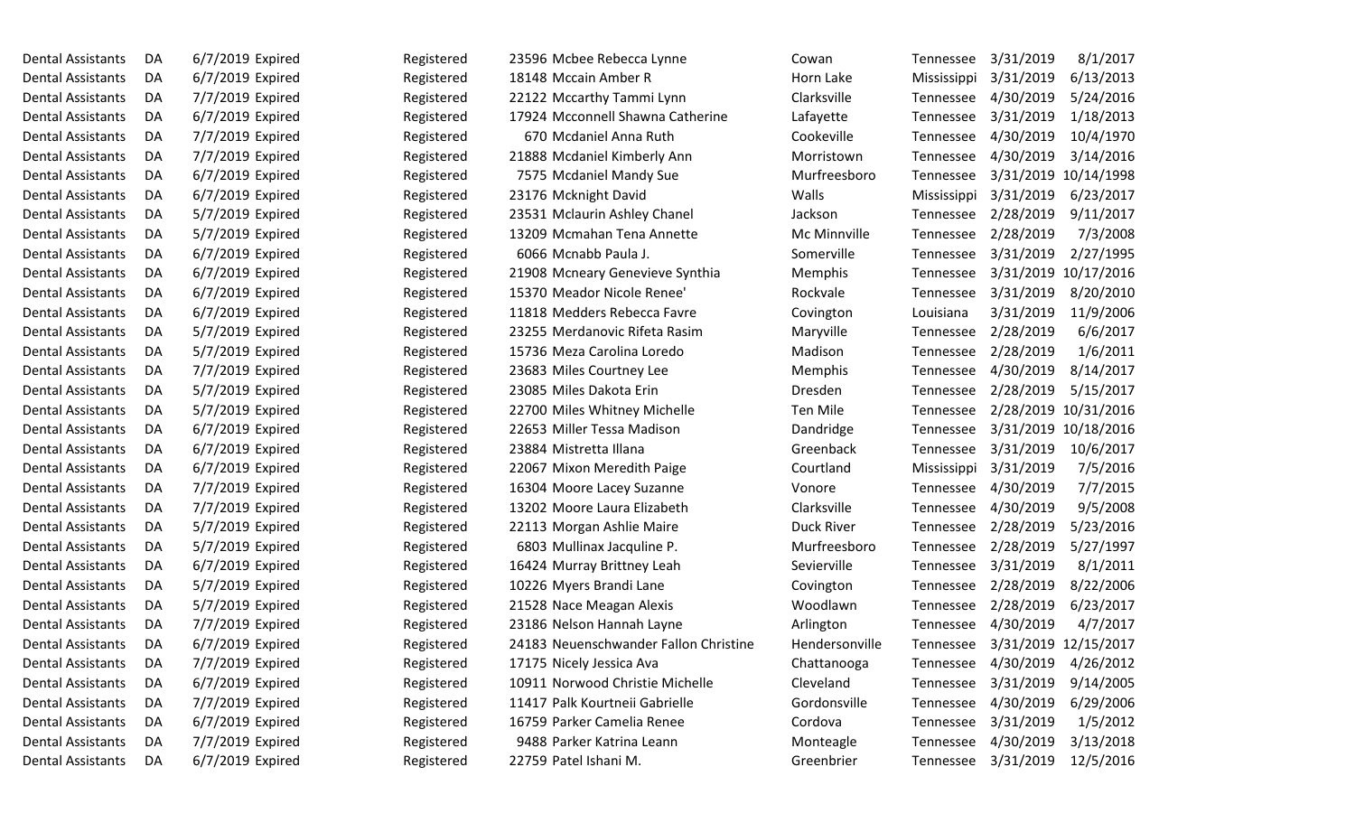| | | | | | | | | | |
|---|---|---|---|---|---|---|---|---|---|
| Dental Assistants | DA | 6/7/2019 Expired | Registered | 23596 Mcbee Rebecca Lynne | Cowan | Tennessee | 3/31/2019 | 8/1/2017 |
| Dental Assistants | DA | 6/7/2019 Expired | Registered | 18148 Mccain Amber R | Horn Lake | Mississippi | 3/31/2019 | 6/13/2013 |
| Dental Assistants | DA | 7/7/2019 Expired | Registered | 22122 Mccarthy Tammi Lynn | Clarksville | Tennessee | 4/30/2019 | 5/24/2016 |
| Dental Assistants | DA | 6/7/2019 Expired | Registered | 17924 Mcconnell Shawna Catherine | Lafayette | Tennessee | 3/31/2019 | 1/18/2013 |
| Dental Assistants | DA | 7/7/2019 Expired | Registered | 670 Mcdaniel Anna Ruth | Cookeville | Tennessee | 4/30/2019 | 10/4/1970 |
| Dental Assistants | DA | 7/7/2019 Expired | Registered | 21888 Mcdaniel Kimberly Ann | Morristown | Tennessee | 4/30/2019 | 3/14/2016 |
| Dental Assistants | DA | 6/7/2019 Expired | Registered | 7575 Mcdaniel Mandy Sue | Murfreesboro | Tennessee | 3/31/2019 | 10/14/1998 |
| Dental Assistants | DA | 6/7/2019 Expired | Registered | 23176 Mcknight David | Walls | Mississippi | 3/31/2019 | 6/23/2017 |
| Dental Assistants | DA | 5/7/2019 Expired | Registered | 23531 Mclaurin Ashley Chanel | Jackson | Tennessee | 2/28/2019 | 9/11/2017 |
| Dental Assistants | DA | 5/7/2019 Expired | Registered | 13209 Mcmahan Tena Annette | Mc Minnville | Tennessee | 2/28/2019 | 7/3/2008 |
| Dental Assistants | DA | 6/7/2019 Expired | Registered | 6066 Mcnabb Paula J. | Somerville | Tennessee | 3/31/2019 | 2/27/1995 |
| Dental Assistants | DA | 6/7/2019 Expired | Registered | 21908 Mcneary Genevieve Synthia | Memphis | Tennessee | 3/31/2019 | 10/17/2016 |
| Dental Assistants | DA | 6/7/2019 Expired | Registered | 15370 Meador Nicole Renee' | Rockvale | Tennessee | 3/31/2019 | 8/20/2010 |
| Dental Assistants | DA | 6/7/2019 Expired | Registered | 11818 Medders Rebecca Favre | Covington | Louisiana | 3/31/2019 | 11/9/2006 |
| Dental Assistants | DA | 5/7/2019 Expired | Registered | 23255 Merdanovic Rifeta Rasim | Maryville | Tennessee | 2/28/2019 | 6/6/2017 |
| Dental Assistants | DA | 5/7/2019 Expired | Registered | 15736 Meza Carolina Loredo | Madison | Tennessee | 2/28/2019 | 1/6/2011 |
| Dental Assistants | DA | 7/7/2019 Expired | Registered | 23683 Miles Courtney Lee | Memphis | Tennessee | 4/30/2019 | 8/14/2017 |
| Dental Assistants | DA | 5/7/2019 Expired | Registered | 23085 Miles Dakota Erin | Dresden | Tennessee | 2/28/2019 | 5/15/2017 |
| Dental Assistants | DA | 5/7/2019 Expired | Registered | 22700 Miles Whitney Michelle | Ten Mile | Tennessee | 2/28/2019 | 10/31/2016 |
| Dental Assistants | DA | 6/7/2019 Expired | Registered | 22653 Miller Tessa Madison | Dandridge | Tennessee | 3/31/2019 | 10/18/2016 |
| Dental Assistants | DA | 6/7/2019 Expired | Registered | 23884 Mistretta Illana | Greenback | Tennessee | 3/31/2019 | 10/6/2017 |
| Dental Assistants | DA | 6/7/2019 Expired | Registered | 22067 Mixon Meredith Paige | Courtland | Mississippi | 3/31/2019 | 7/5/2016 |
| Dental Assistants | DA | 7/7/2019 Expired | Registered | 16304 Moore Lacey Suzanne | Vonore | Tennessee | 4/30/2019 | 7/7/2015 |
| Dental Assistants | DA | 7/7/2019 Expired | Registered | 13202 Moore Laura Elizabeth | Clarksville | Tennessee | 4/30/2019 | 9/5/2008 |
| Dental Assistants | DA | 5/7/2019 Expired | Registered | 22113 Morgan Ashlie Maire | Duck River | Tennessee | 2/28/2019 | 5/23/2016 |
| Dental Assistants | DA | 5/7/2019 Expired | Registered | 6803 Mullinax Jacquline P. | Murfreesboro | Tennessee | 2/28/2019 | 5/27/1997 |
| Dental Assistants | DA | 6/7/2019 Expired | Registered | 16424 Murray Brittney Leah | Sevierville | Tennessee | 3/31/2019 | 8/1/2011 |
| Dental Assistants | DA | 5/7/2019 Expired | Registered | 10226 Myers Brandi Lane | Covington | Tennessee | 2/28/2019 | 8/22/2006 |
| Dental Assistants | DA | 5/7/2019 Expired | Registered | 21528 Nace Meagan Alexis | Woodlawn | Tennessee | 2/28/2019 | 6/23/2017 |
| Dental Assistants | DA | 7/7/2019 Expired | Registered | 23186 Nelson Hannah Layne | Arlington | Tennessee | 4/30/2019 | 4/7/2017 |
| Dental Assistants | DA | 6/7/2019 Expired | Registered | 24183 Neuenschwander Fallon Christine | Hendersonville | Tennessee | 3/31/2019 | 12/15/2017 |
| Dental Assistants | DA | 7/7/2019 Expired | Registered | 17175 Nicely Jessica Ava | Chattanooga | Tennessee | 4/30/2019 | 4/26/2012 |
| Dental Assistants | DA | 6/7/2019 Expired | Registered | 10911 Norwood Christie Michelle | Cleveland | Tennessee | 3/31/2019 | 9/14/2005 |
| Dental Assistants | DA | 7/7/2019 Expired | Registered | 11417 Palk Kourtneii Gabrielle | Gordonsville | Tennessee | 4/30/2019 | 6/29/2006 |
| Dental Assistants | DA | 6/7/2019 Expired | Registered | 16759 Parker Camelia Renee | Cordova | Tennessee | 3/31/2019 | 1/5/2012 |
| Dental Assistants | DA | 7/7/2019 Expired | Registered | 9488 Parker Katrina Leann | Monteagle | Tennessee | 4/30/2019 | 3/13/2018 |
| Dental Assistants | DA | 6/7/2019 Expired | Registered | 22759 Patel Ishani M. | Greenbrier | Tennessee | 3/31/2019 | 12/5/2016 |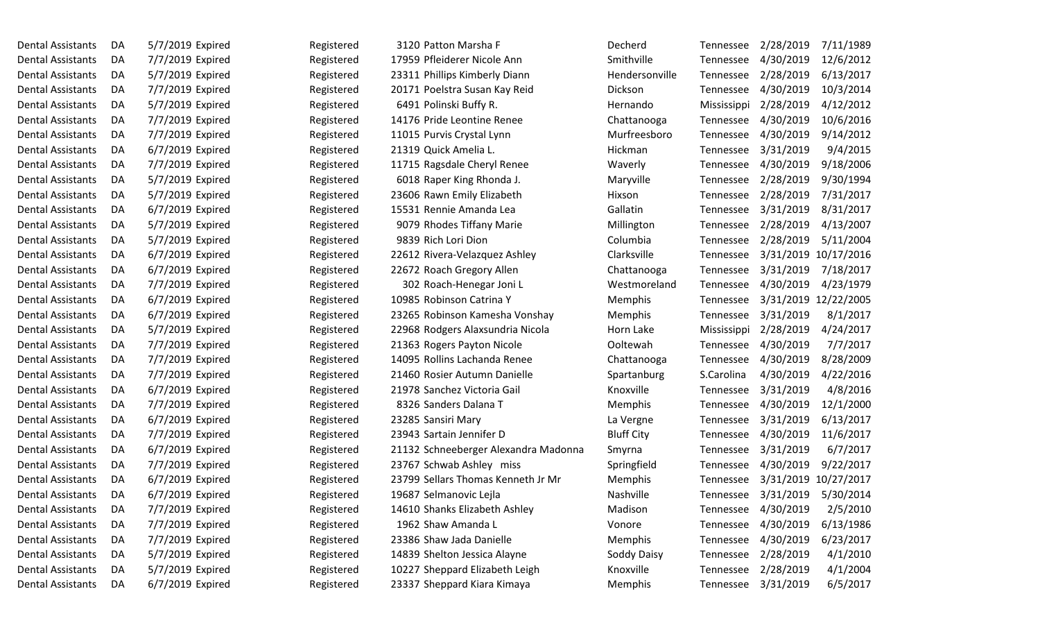| | | | | | | | | | | | |
|---|---|---|---|---|---|---|---|---|---|---|---|
| Dental Assistants | DA | 5/7/2019 | Expired | Registered | 3120 | Patton Marsha F | Decherd | Tennessee | 2/28/2019 | 7/11/1989 |
| Dental Assistants | DA | 7/7/2019 | Expired | Registered | 17959 | Pfleiderer Nicole Ann | Smithville | Tennessee | 4/30/2019 | 12/6/2012 |
| Dental Assistants | DA | 5/7/2019 | Expired | Registered | 23311 | Phillips Kimberly Diann | Hendersonville | Tennessee | 2/28/2019 | 6/13/2017 |
| Dental Assistants | DA | 7/7/2019 | Expired | Registered | 20171 | Poelstra Susan Kay Reid | Dickson | Tennessee | 4/30/2019 | 10/3/2014 |
| Dental Assistants | DA | 5/7/2019 | Expired | Registered | 6491 | Polinski Buffy R. | Hernando | Mississippi | 2/28/2019 | 4/12/2012 |
| Dental Assistants | DA | 7/7/2019 | Expired | Registered | 14176 | Pride Leontine Renee | Chattanooga | Tennessee | 4/30/2019 | 10/6/2016 |
| Dental Assistants | DA | 7/7/2019 | Expired | Registered | 11015 | Purvis Crystal Lynn | Murfreesboro | Tennessee | 4/30/2019 | 9/14/2012 |
| Dental Assistants | DA | 6/7/2019 | Expired | Registered | 21319 | Quick Amelia L. | Hickman | Tennessee | 3/31/2019 | 9/4/2015 |
| Dental Assistants | DA | 7/7/2019 | Expired | Registered | 11715 | Ragsdale Cheryl Renee | Waverly | Tennessee | 4/30/2019 | 9/18/2006 |
| Dental Assistants | DA | 5/7/2019 | Expired | Registered | 6018 | Raper King Rhonda J. | Maryville | Tennessee | 2/28/2019 | 9/30/1994 |
| Dental Assistants | DA | 5/7/2019 | Expired | Registered | 23606 | Rawn Emily Elizabeth | Hixson | Tennessee | 2/28/2019 | 7/31/2017 |
| Dental Assistants | DA | 6/7/2019 | Expired | Registered | 15531 | Rennie Amanda Lea | Gallatin | Tennessee | 3/31/2019 | 8/31/2017 |
| Dental Assistants | DA | 5/7/2019 | Expired | Registered | 9079 | Rhodes Tiffany Marie | Millington | Tennessee | 2/28/2019 | 4/13/2007 |
| Dental Assistants | DA | 5/7/2019 | Expired | Registered | 9839 | Rich Lori Dion | Columbia | Tennessee | 2/28/2019 | 5/11/2004 |
| Dental Assistants | DA | 6/7/2019 | Expired | Registered | 22612 | Rivera-Velazquez Ashley | Clarksville | Tennessee | 3/31/2019 | 10/17/2016 |
| Dental Assistants | DA | 6/7/2019 | Expired | Registered | 22672 | Roach Gregory Allen | Chattanooga | Tennessee | 3/31/2019 | 7/18/2017 |
| Dental Assistants | DA | 7/7/2019 | Expired | Registered | 302 | Roach-Henegar Joni L | Westmoreland | Tennessee | 4/30/2019 | 4/23/1979 |
| Dental Assistants | DA | 6/7/2019 | Expired | Registered | 10985 | Robinson Catrina Y | Memphis | Tennessee | 3/31/2019 | 12/22/2005 |
| Dental Assistants | DA | 6/7/2019 | Expired | Registered | 23265 | Robinson Kamesha Vonshay | Memphis | Tennessee | 3/31/2019 | 8/1/2017 |
| Dental Assistants | DA | 5/7/2019 | Expired | Registered | 22968 | Rodgers Alaxsundria Nicola | Horn Lake | Mississippi | 2/28/2019 | 4/24/2017 |
| Dental Assistants | DA | 7/7/2019 | Expired | Registered | 21363 | Rogers Payton Nicole | Ooltewah | Tennessee | 4/30/2019 | 7/7/2017 |
| Dental Assistants | DA | 7/7/2019 | Expired | Registered | 14095 | Rollins Lachanda Renee | Chattanooga | Tennessee | 4/30/2019 | 8/28/2009 |
| Dental Assistants | DA | 7/7/2019 | Expired | Registered | 21460 | Rosier Autumn Danielle | Spartanburg | S.Carolina | 4/30/2019 | 4/22/2016 |
| Dental Assistants | DA | 6/7/2019 | Expired | Registered | 21978 | Sanchez Victoria Gail | Knoxville | Tennessee | 3/31/2019 | 4/8/2016 |
| Dental Assistants | DA | 7/7/2019 | Expired | Registered | 8326 | Sanders Dalana T | Memphis | Tennessee | 4/30/2019 | 12/1/2000 |
| Dental Assistants | DA | 6/7/2019 | Expired | Registered | 23285 | Sansiri Mary | La Vergne | Tennessee | 3/31/2019 | 6/13/2017 |
| Dental Assistants | DA | 7/7/2019 | Expired | Registered | 23943 | Sartain Jennifer D | Bluff City | Tennessee | 4/30/2019 | 11/6/2017 |
| Dental Assistants | DA | 6/7/2019 | Expired | Registered | 21132 | Schneeberger Alexandra Madonna | Smyrna | Tennessee | 3/31/2019 | 6/7/2017 |
| Dental Assistants | DA | 7/7/2019 | Expired | Registered | 23767 | Schwab Ashley miss | Springfield | Tennessee | 4/30/2019 | 9/22/2017 |
| Dental Assistants | DA | 6/7/2019 | Expired | Registered | 23799 | Sellars Thomas Kenneth Jr Mr | Memphis | Tennessee | 3/31/2019 | 10/27/2017 |
| Dental Assistants | DA | 6/7/2019 | Expired | Registered | 19687 | Selmanovic Lejla | Nashville | Tennessee | 3/31/2019 | 5/30/2014 |
| Dental Assistants | DA | 7/7/2019 | Expired | Registered | 14610 | Shanks Elizabeth Ashley | Madison | Tennessee | 4/30/2019 | 2/5/2010 |
| Dental Assistants | DA | 7/7/2019 | Expired | Registered | 1962 | Shaw Amanda L | Vonore | Tennessee | 4/30/2019 | 6/13/1986 |
| Dental Assistants | DA | 7/7/2019 | Expired | Registered | 23386 | Shaw Jada Danielle | Memphis | Tennessee | 4/30/2019 | 6/23/2017 |
| Dental Assistants | DA | 5/7/2019 | Expired | Registered | 14839 | Shelton Jessica Alayne | Soddy Daisy | Tennessee | 2/28/2019 | 4/1/2010 |
| Dental Assistants | DA | 5/7/2019 | Expired | Registered | 10227 | Sheppard Elizabeth Leigh | Knoxville | Tennessee | 2/28/2019 | 4/1/2004 |
| Dental Assistants | DA | 6/7/2019 | Expired | Registered | 23337 | Sheppard Kiara Kimaya | Memphis | Tennessee | 3/31/2019 | 6/5/2017 |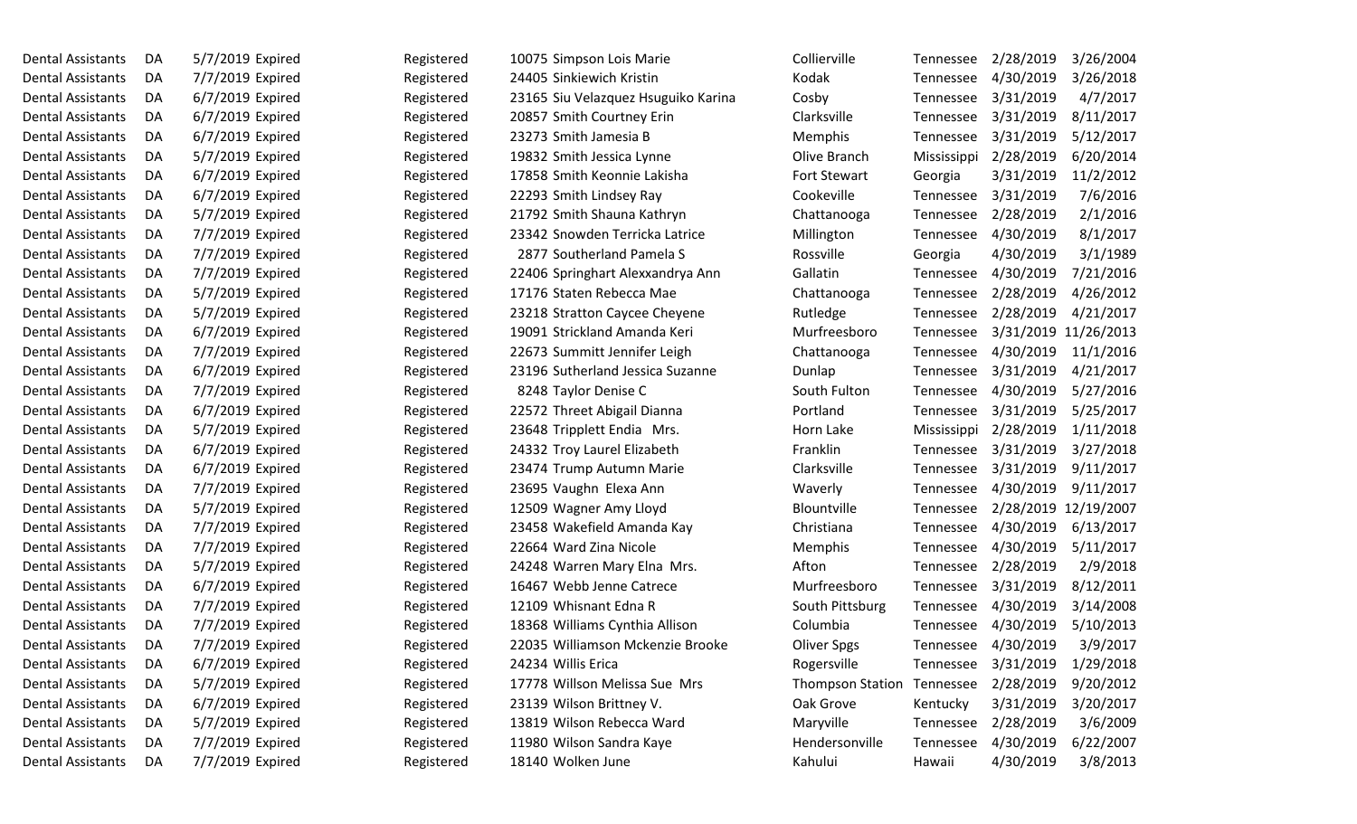| | | | | | | | | | | |
|---|---|---|---|---|---|---|---|---|---|---|
| Dental Assistants | DA | 5/7/2019 | Expired | Registered | 10075 | Simpson Lois Marie | Collierville | Tennessee | 2/28/2019 | 3/26/2004 |
| Dental Assistants | DA | 7/7/2019 | Expired | Registered | 24405 | Sinkiewich Kristin | Kodak | Tennessee | 4/30/2019 | 3/26/2018 |
| Dental Assistants | DA | 6/7/2019 | Expired | Registered | 23165 | Siu Velazquez Hsuguiko Karina | Cosby | Tennessee | 3/31/2019 | 4/7/2017 |
| Dental Assistants | DA | 6/7/2019 | Expired | Registered | 20857 | Smith Courtney Erin | Clarksville | Tennessee | 3/31/2019 | 8/11/2017 |
| Dental Assistants | DA | 6/7/2019 | Expired | Registered | 23273 | Smith Jamesia B | Memphis | Tennessee | 3/31/2019 | 5/12/2017 |
| Dental Assistants | DA | 5/7/2019 | Expired | Registered | 19832 | Smith Jessica Lynne | Olive Branch | Mississippi | 2/28/2019 | 6/20/2014 |
| Dental Assistants | DA | 6/7/2019 | Expired | Registered | 17858 | Smith Keonnie Lakisha | Fort Stewart | Georgia | 3/31/2019 | 11/2/2012 |
| Dental Assistants | DA | 6/7/2019 | Expired | Registered | 22293 | Smith Lindsey Ray | Cookeville | Tennessee | 3/31/2019 | 7/6/2016 |
| Dental Assistants | DA | 5/7/2019 | Expired | Registered | 21792 | Smith Shauna Kathryn | Chattanooga | Tennessee | 2/28/2019 | 2/1/2016 |
| Dental Assistants | DA | 7/7/2019 | Expired | Registered | 23342 | Snowden Terricka Latrice | Millington | Tennessee | 4/30/2019 | 8/1/2017 |
| Dental Assistants | DA | 7/7/2019 | Expired | Registered | 2877 | Southerland Pamela S | Rossville | Georgia | 4/30/2019 | 3/1/1989 |
| Dental Assistants | DA | 7/7/2019 | Expired | Registered | 22406 | Springhart Alexxandrya Ann | Gallatin | Tennessee | 4/30/2019 | 7/21/2016 |
| Dental Assistants | DA | 5/7/2019 | Expired | Registered | 17176 | Staten Rebecca Mae | Chattanooga | Tennessee | 2/28/2019 | 4/26/2012 |
| Dental Assistants | DA | 5/7/2019 | Expired | Registered | 23218 | Stratton Caycee Cheyene | Rutledge | Tennessee | 2/28/2019 | 4/21/2017 |
| Dental Assistants | DA | 6/7/2019 | Expired | Registered | 19091 | Strickland Amanda Keri | Murfreesboro | Tennessee | 3/31/2019 | 11/26/2013 |
| Dental Assistants | DA | 7/7/2019 | Expired | Registered | 22673 | Summitt Jennifer Leigh | Chattanooga | Tennessee | 4/30/2019 | 11/1/2016 |
| Dental Assistants | DA | 6/7/2019 | Expired | Registered | 23196 | Sutherland Jessica Suzanne | Dunlap | Tennessee | 3/31/2019 | 4/21/2017 |
| Dental Assistants | DA | 7/7/2019 | Expired | Registered | 8248 | Taylor Denise C | South Fulton | Tennessee | 4/30/2019 | 5/27/2016 |
| Dental Assistants | DA | 6/7/2019 | Expired | Registered | 22572 | Threet Abigail Dianna | Portland | Tennessee | 3/31/2019 | 5/25/2017 |
| Dental Assistants | DA | 5/7/2019 | Expired | Registered | 23648 | Tripplett Endia Mrs. | Horn Lake | Mississippi | 2/28/2019 | 1/11/2018 |
| Dental Assistants | DA | 6/7/2019 | Expired | Registered | 24332 | Troy Laurel Elizabeth | Franklin | Tennessee | 3/31/2019 | 3/27/2018 |
| Dental Assistants | DA | 6/7/2019 | Expired | Registered | 23474 | Trump Autumn Marie | Clarksville | Tennessee | 3/31/2019 | 9/11/2017 |
| Dental Assistants | DA | 7/7/2019 | Expired | Registered | 23695 | Vaughn Elexa Ann | Waverly | Tennessee | 4/30/2019 | 9/11/2017 |
| Dental Assistants | DA | 5/7/2019 | Expired | Registered | 12509 | Wagner Amy Lloyd | Blountville | Tennessee | 2/28/2019 | 12/19/2007 |
| Dental Assistants | DA | 7/7/2019 | Expired | Registered | 23458 | Wakefield Amanda Kay | Christiana | Tennessee | 4/30/2019 | 6/13/2017 |
| Dental Assistants | DA | 7/7/2019 | Expired | Registered | 22664 | Ward Zina Nicole | Memphis | Tennessee | 4/30/2019 | 5/11/2017 |
| Dental Assistants | DA | 5/7/2019 | Expired | Registered | 24248 | Warren Mary Elna Mrs. | Afton | Tennessee | 2/28/2019 | 2/9/2018 |
| Dental Assistants | DA | 6/7/2019 | Expired | Registered | 16467 | Webb Jenne Catrece | Murfreesboro | Tennessee | 3/31/2019 | 8/12/2011 |
| Dental Assistants | DA | 7/7/2019 | Expired | Registered | 12109 | Whisnant Edna R | South Pittsburg | Tennessee | 4/30/2019 | 3/14/2008 |
| Dental Assistants | DA | 7/7/2019 | Expired | Registered | 18368 | Williams Cynthia Allison | Columbia | Tennessee | 4/30/2019 | 5/10/2013 |
| Dental Assistants | DA | 7/7/2019 | Expired | Registered | 22035 | Williamson Mckenzie Brooke | Oliver Spgs | Tennessee | 4/30/2019 | 3/9/2017 |
| Dental Assistants | DA | 6/7/2019 | Expired | Registered | 24234 | Willis Erica | Rogersville | Tennessee | 3/31/2019 | 1/29/2018 |
| Dental Assistants | DA | 5/7/2019 | Expired | Registered | 17778 | Willson Melissa Sue Mrs | Thompson Station | Tennessee | 2/28/2019 | 9/20/2012 |
| Dental Assistants | DA | 6/7/2019 | Expired | Registered | 23139 | Wilson Brittney V. | Oak Grove | Kentucky | 3/31/2019 | 3/20/2017 |
| Dental Assistants | DA | 5/7/2019 | Expired | Registered | 13819 | Wilson Rebecca Ward | Maryville | Tennessee | 2/28/2019 | 3/6/2009 |
| Dental Assistants | DA | 7/7/2019 | Expired | Registered | 11980 | Wilson Sandra Kaye | Hendersonville | Tennessee | 4/30/2019 | 6/22/2007 |
| Dental Assistants | DA | 7/7/2019 | Expired | Registered | 18140 | Wolken June | Kahului | Hawaii | 4/30/2019 | 3/8/2013 |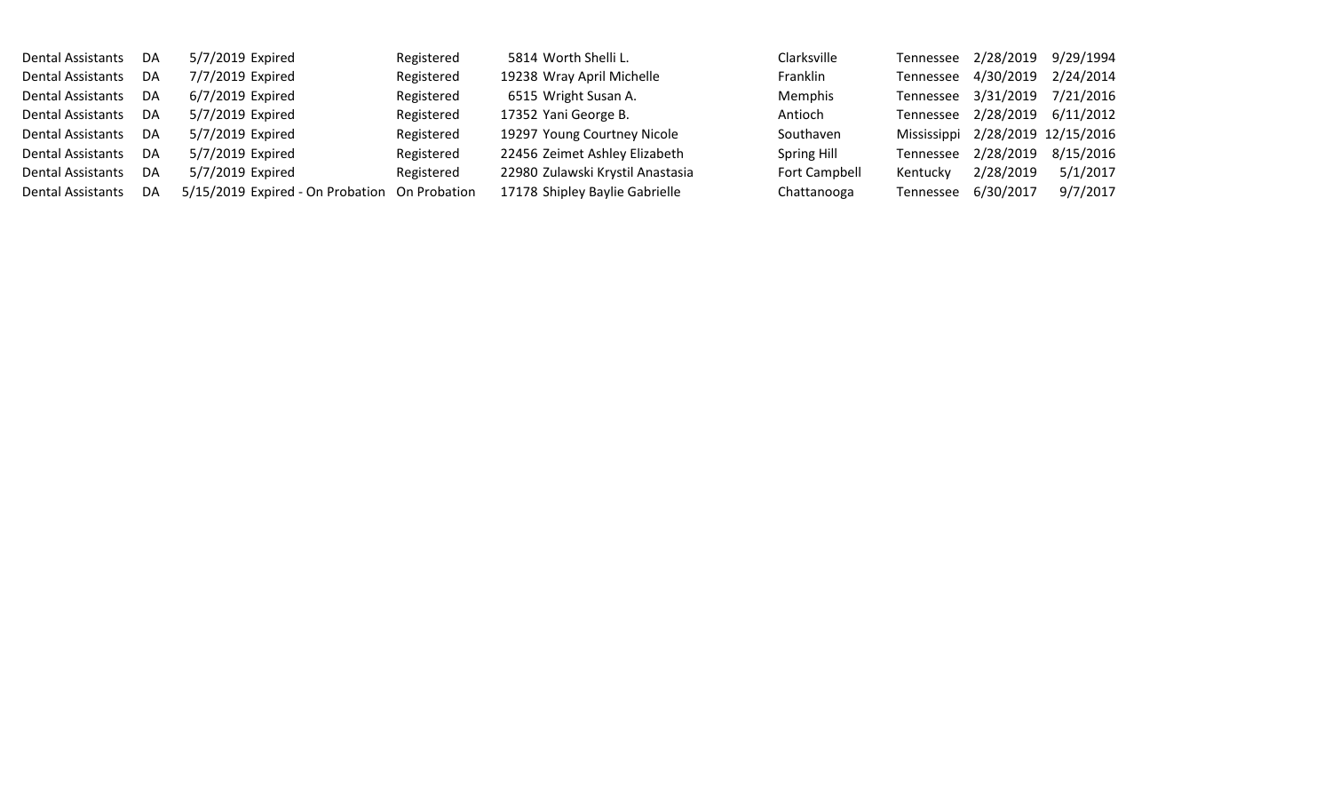| | | | | | | | | | | | |
|---|---|---|---|---|---|---|---|---|---|---|---|
| Dental Assistants | DA | 5/7/2019 | Expired | Registered | 5814 | Worth Shelli L. | Clarksville | Tennessee | 2/28/2019 | 9/29/1994 |
| Dental Assistants | DA | 7/7/2019 | Expired | Registered | 19238 | Wray April Michelle | Franklin | Tennessee | 4/30/2019 | 2/24/2014 |
| Dental Assistants | DA | 6/7/2019 | Expired | Registered | 6515 | Wright Susan A. | Memphis | Tennessee | 3/31/2019 | 7/21/2016 |
| Dental Assistants | DA | 5/7/2019 | Expired | Registered | 17352 | Yani George B. | Antioch | Tennessee | 2/28/2019 | 6/11/2012 |
| Dental Assistants | DA | 5/7/2019 | Expired | Registered | 19297 | Young Courtney Nicole | Southaven | Mississippi | 2/28/2019 | 12/15/2016 |
| Dental Assistants | DA | 5/7/2019 | Expired | Registered | 22456 | Zeimet Ashley Elizabeth | Spring Hill | Tennessee | 2/28/2019 | 8/15/2016 |
| Dental Assistants | DA | 5/7/2019 | Expired | Registered | 22980 | Zulawski Krystil Anastasia | Fort Campbell | Kentucky | 2/28/2019 | 5/1/2017 |
| Dental Assistants | DA | 5/15/2019 | Expired - On Probation | On Probation | 17178 | Shipley Baylie Gabrielle | Chattanooga | Tennessee | 6/30/2017 | 9/7/2017 |